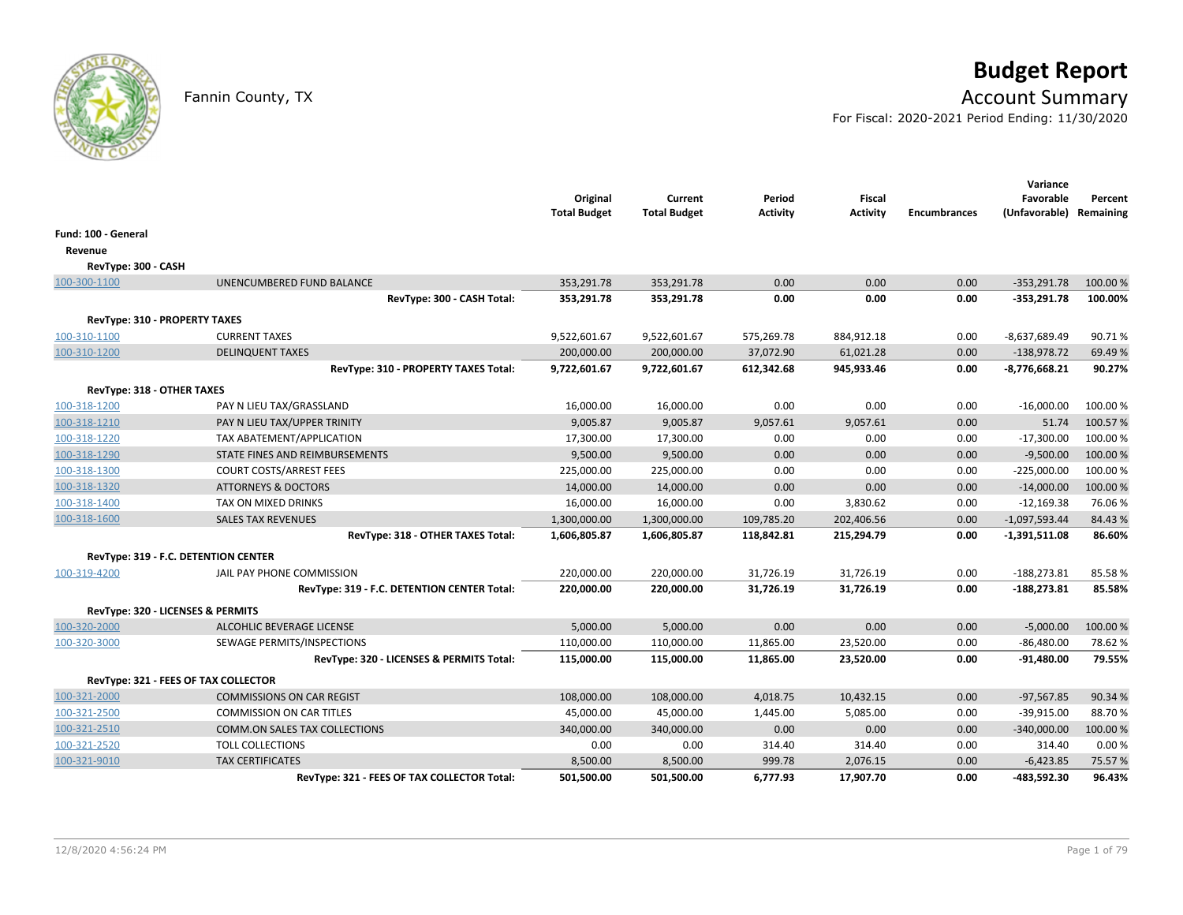# Budget Report

Fannin County, TX

## Account Summary

For Fiscal: 2020-2021 Period Ending: 11/30/2020

| | | Original Total Budget | Current Total Budget | Period Activity | Fiscal Activity | Encumbrances | Variance Favorable (Unfavorable) | Percent Remaining |
|---|---|---|---|---|---|---|---|---|
| **Fund: 100 - General** | | | | | | | | |
| **Revenue** | | | | | | | | |
| **RevType: 300 - CASH** | | | | | | | | |
| 100-300-1100 | UNENCUMBERED FUND BALANCE | 353,291.78 | 353,291.78 | 0.00 | 0.00 | 0.00 | -353,291.78 | 100.00 % |
| | **RevType: 300 - CASH Total:** | **353,291.78** | **353,291.78** | **0.00** | **0.00** | **0.00** | **-353,291.78** | **100.00%** |
| **RevType: 310 - PROPERTY TAXES** | | | | | | | | |
| 100-310-1100 | CURRENT TAXES | 9,522,601.67 | 9,522,601.67 | 575,269.78 | 884,912.18 | 0.00 | -8,637,689.49 | 90.71 % |
| 100-310-1200 | DELINQUENT TAXES | 200,000.00 | 200,000.00 | 37,072.90 | 61,021.28 | 0.00 | -138,978.72 | 69.49 % |
| | **RevType: 310 - PROPERTY TAXES Total:** | **9,722,601.67** | **9,722,601.67** | **612,342.68** | **945,933.46** | **0.00** | **-8,776,668.21** | **90.27%** |
| **RevType: 318 - OTHER TAXES** | | | | | | | | |
| 100-318-1200 | PAY N LIEU TAX/GRASSLAND | 16,000.00 | 16,000.00 | 0.00 | 0.00 | 0.00 | -16,000.00 | 100.00 % |
| 100-318-1210 | PAY N LIEU TAX/UPPER TRINITY | 9,005.87 | 9,005.87 | 9,057.61 | 9,057.61 | 0.00 | 51.74 | 100.57 % |
| 100-318-1220 | TAX ABATEMENT/APPLICATION | 17,300.00 | 17,300.00 | 0.00 | 0.00 | 0.00 | -17,300.00 | 100.00 % |
| 100-318-1290 | STATE FINES AND REIMBURSEMENTS | 9,500.00 | 9,500.00 | 0.00 | 0.00 | 0.00 | -9,500.00 | 100.00 % |
| 100-318-1300 | COURT COSTS/ARREST FEES | 225,000.00 | 225,000.00 | 0.00 | 0.00 | 0.00 | -225,000.00 | 100.00 % |
| 100-318-1320 | ATTORNEYS & DOCTORS | 14,000.00 | 14,000.00 | 0.00 | 0.00 | 0.00 | -14,000.00 | 100.00 % |
| 100-318-1400 | TAX ON MIXED DRINKS | 16,000.00 | 16,000.00 | 0.00 | 3,830.62 | 0.00 | -12,169.38 | 76.06 % |
| 100-318-1600 | SALES TAX REVENUES | 1,300,000.00 | 1,300,000.00 | 109,785.20 | 202,406.56 | 0.00 | -1,097,593.44 | 84.43 % |
| | **RevType: 318 - OTHER TAXES Total:** | **1,606,805.87** | **1,606,805.87** | **118,842.81** | **215,294.79** | **0.00** | **-1,391,511.08** | **86.60%** |
| **RevType: 319 - F.C. DETENTION CENTER** | | | | | | | | |
| 100-319-4200 | JAIL PAY PHONE COMMISSION | 220,000.00 | 220,000.00 | 31,726.19 | 31,726.19 | 0.00 | -188,273.81 | 85.58 % |
| | **RevType: 319 - F.C. DETENTION CENTER Total:** | **220,000.00** | **220,000.00** | **31,726.19** | **31,726.19** | **0.00** | **-188,273.81** | **85.58%** |
| **RevType: 320 - LICENSES & PERMITS** | | | | | | | | |
| 100-320-2000 | ALCOHLIC BEVERAGE LICENSE | 5,000.00 | 5,000.00 | 0.00 | 0.00 | 0.00 | -5,000.00 | 100.00 % |
| 100-320-3000 | SEWAGE PERMITS/INSPECTIONS | 110,000.00 | 110,000.00 | 11,865.00 | 23,520.00 | 0.00 | -86,480.00 | 78.62 % |
| | **RevType: 320 - LICENSES & PERMITS Total:** | **115,000.00** | **115,000.00** | **11,865.00** | **23,520.00** | **0.00** | **-91,480.00** | **79.55%** |
| **RevType: 321 - FEES OF TAX COLLECTOR** | | | | | | | | |
| 100-321-2000 | COMMISSIONS ON CAR REGIST | 108,000.00 | 108,000.00 | 4,018.75 | 10,432.15 | 0.00 | -97,567.85 | 90.34 % |
| 100-321-2500 | COMMISSION ON CAR TITLES | 45,000.00 | 45,000.00 | 1,445.00 | 5,085.00 | 0.00 | -39,915.00 | 88.70 % |
| 100-321-2510 | COMM.ON SALES TAX COLLECTIONS | 340,000.00 | 340,000.00 | 0.00 | 0.00 | 0.00 | -340,000.00 | 100.00 % |
| 100-321-2520 | TOLL COLLECTIONS | 0.00 | 0.00 | 314.40 | 314.40 | 0.00 | 314.40 | 0.00 % |
| 100-321-9010 | TAX CERTIFICATES | 8,500.00 | 8,500.00 | 999.78 | 2,076.15 | 0.00 | -6,423.85 | 75.57 % |
| | **RevType: 321 - FEES OF TAX COLLECTOR Total:** | **501,500.00** | **501,500.00** | **6,777.93** | **17,907.70** | **0.00** | **-483,592.30** | **96.43%** |

12/8/2020 4:56:24 PM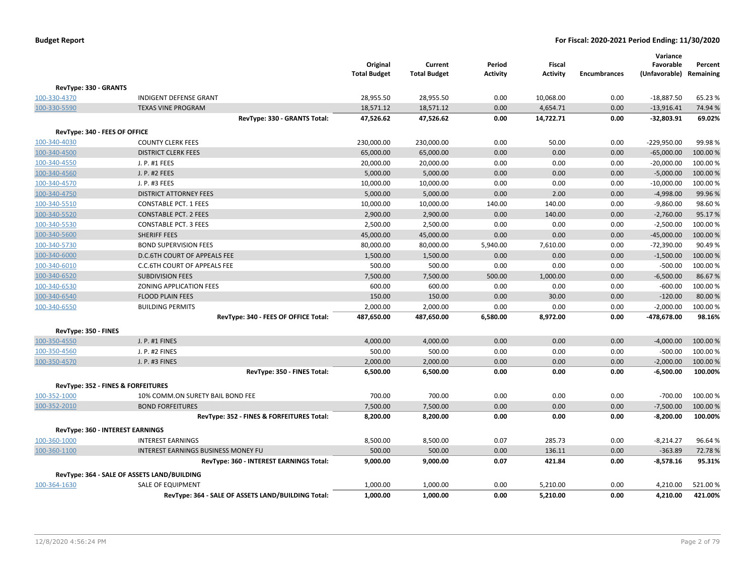**Budget Report** — **For Fiscal: 2020-2021 Period Ending: 11/30/2020**

| | | Original Total Budget | Current Total Budget | Period Activity | Fiscal Activity | Encumbrances | Variance Favorable (Unfavorable) | Percent Remaining |
|---|---|---|---|---|---|---|---|---|
| **RevType: 330 - GRANTS** | | | | | | | | |
| 100-330-4370 | INDIGENT DEFENSE GRANT | 28,955.50 | 28,955.50 | 0.00 | 10,068.00 | 0.00 | -18,887.50 | 65.23 % |
| 100-330-5590 | TEXAS VINE PROGRAM | 18,571.12 | 18,571.12 | 0.00 | 4,654.71 | 0.00 | -13,916.41 | 74.94 % |
| | **RevType: 330 - GRANTS Total:** | **47,526.62** | **47,526.62** | **0.00** | **14,722.71** | **0.00** | **-32,803.91** | **69.02%** |
| **RevType: 340 - FEES OF OFFICE** | | | | | | | | |
| 100-340-4030 | COUNTY CLERK FEES | 230,000.00 | 230,000.00 | 0.00 | 50.00 | 0.00 | -229,950.00 | 99.98 % |
| 100-340-4500 | DISTRICT CLERK FEES | 65,000.00 | 65,000.00 | 0.00 | 0.00 | 0.00 | -65,000.00 | 100.00 % |
| 100-340-4550 | J. P. #1 FEES | 20,000.00 | 20,000.00 | 0.00 | 0.00 | 0.00 | -20,000.00 | 100.00 % |
| 100-340-4560 | J. P. #2 FEES | 5,000.00 | 5,000.00 | 0.00 | 0.00 | 0.00 | -5,000.00 | 100.00 % |
| 100-340-4570 | J. P. #3 FEES | 10,000.00 | 10,000.00 | 0.00 | 0.00 | 0.00 | -10,000.00 | 100.00 % |
| 100-340-4750 | DISTRICT ATTORNEY FEES | 5,000.00 | 5,000.00 | 0.00 | 2.00 | 0.00 | -4,998.00 | 99.96 % |
| 100-340-5510 | CONSTABLE PCT. 1 FEES | 10,000.00 | 10,000.00 | 140.00 | 140.00 | 0.00 | -9,860.00 | 98.60 % |
| 100-340-5520 | CONSTABLE PCT. 2 FEES | 2,900.00 | 2,900.00 | 0.00 | 140.00 | 0.00 | -2,760.00 | 95.17 % |
| 100-340-5530 | CONSTABLE PCT. 3 FEES | 2,500.00 | 2,500.00 | 0.00 | 0.00 | 0.00 | -2,500.00 | 100.00 % |
| 100-340-5600 | SHERIFF FEES | 45,000.00 | 45,000.00 | 0.00 | 0.00 | 0.00 | -45,000.00 | 100.00 % |
| 100-340-5730 | BOND SUPERVISION FEES | 80,000.00 | 80,000.00 | 5,940.00 | 7,610.00 | 0.00 | -72,390.00 | 90.49 % |
| 100-340-6000 | D.C.6TH COURT OF APPEALS FEE | 1,500.00 | 1,500.00 | 0.00 | 0.00 | 0.00 | -1,500.00 | 100.00 % |
| 100-340-6010 | C.C.6TH COURT OF APPEALS FEE | 500.00 | 500.00 | 0.00 | 0.00 | 0.00 | -500.00 | 100.00 % |
| 100-340-6520 | SUBDIVISION FEES | 7,500.00 | 7,500.00 | 500.00 | 1,000.00 | 0.00 | -6,500.00 | 86.67 % |
| 100-340-6530 | ZONING APPLICATION FEES | 600.00 | 600.00 | 0.00 | 0.00 | 0.00 | -600.00 | 100.00 % |
| 100-340-6540 | FLOOD PLAIN FEES | 150.00 | 150.00 | 0.00 | 30.00 | 0.00 | -120.00 | 80.00 % |
| 100-340-6550 | BUILDING PERMITS | 2,000.00 | 2,000.00 | 0.00 | 0.00 | 0.00 | -2,000.00 | 100.00 % |
| | **RevType: 340 - FEES OF OFFICE Total:** | **487,650.00** | **487,650.00** | **6,580.00** | **8,972.00** | **0.00** | **-478,678.00** | **98.16%** |
| **RevType: 350 - FINES** | | | | | | | | |
| 100-350-4550 | J. P. #1 FINES | 4,000.00 | 4,000.00 | 0.00 | 0.00 | 0.00 | -4,000.00 | 100.00 % |
| 100-350-4560 | J. P. #2 FINES | 500.00 | 500.00 | 0.00 | 0.00 | 0.00 | -500.00 | 100.00 % |
| 100-350-4570 | J. P. #3 FINES | 2,000.00 | 2,000.00 | 0.00 | 0.00 | 0.00 | -2,000.00 | 100.00 % |
| | **RevType: 350 - FINES Total:** | **6,500.00** | **6,500.00** | **0.00** | **0.00** | **0.00** | **-6,500.00** | **100.00%** |
| **RevType: 352 - FINES & FORFEITURES** | | | | | | | | |
| 100-352-1000 | 10% COMM.ON SURETY BAIL BOND FEE | 700.00 | 700.00 | 0.00 | 0.00 | 0.00 | -700.00 | 100.00 % |
| 100-352-2010 | BOND FORFEITURES | 7,500.00 | 7,500.00 | 0.00 | 0.00 | 0.00 | -7,500.00 | 100.00 % |
| | **RevType: 352 - FINES & FORFEITURES Total:** | **8,200.00** | **8,200.00** | **0.00** | **0.00** | **0.00** | **-8,200.00** | **100.00%** |
| **RevType: 360 - INTEREST EARNINGS** | | | | | | | | |
| 100-360-1000 | INTEREST EARNINGS | 8,500.00 | 8,500.00 | 0.07 | 285.73 | 0.00 | -8,214.27 | 96.64 % |
| 100-360-1100 | INTEREST EARNINGS BUSINESS MONEY FU | 500.00 | 500.00 | 0.00 | 136.11 | 0.00 | -363.89 | 72.78 % |
| | **RevType: 360 - INTEREST EARNINGS Total:** | **9,000.00** | **9,000.00** | **0.07** | **421.84** | **0.00** | **-8,578.16** | **95.31%** |
| **RevType: 364 - SALE OF ASSETS LAND/BUILDING** | | | | | | | | |
| 100-364-1630 | SALE OF EQUIPMENT | 1,000.00 | 1,000.00 | 0.00 | 5,210.00 | 0.00 | 4,210.00 | 521.00 % |
| | **RevType: 364 - SALE OF ASSETS LAND/BUILDING Total:** | **1,000.00** | **1,000.00** | **0.00** | **5,210.00** | **0.00** | **4,210.00** | **421.00%** |

12/8/2020 4:56:24 PM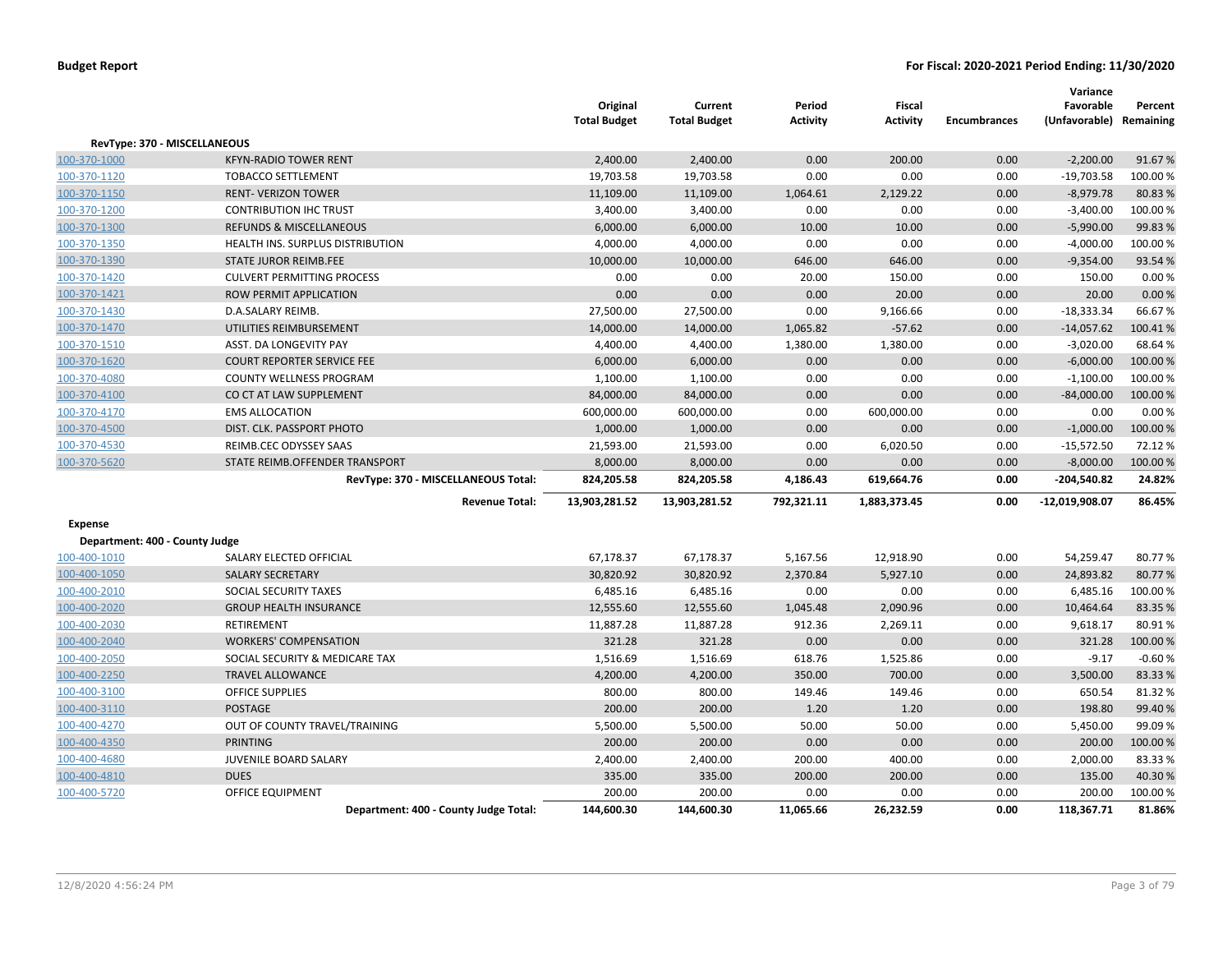| | | Original Total Budget | Current Total Budget | Period Activity | Fiscal Activity | Encumbrances | Variance Favorable (Unfavorable) | Percent Remaining |
|---|---|---|---|---|---|---|---|---|
| **RevType: 370 - MISCELLANEOUS** | | | | | | | | |
| 100-370-1000 | KFYN-RADIO TOWER RENT | 2,400.00 | 2,400.00 | 0.00 | 200.00 | 0.00 | -2,200.00 | 91.67 % |
| 100-370-1120 | TOBACCO SETTLEMENT | 19,703.58 | 19,703.58 | 0.00 | 0.00 | 0.00 | -19,703.58 | 100.00 % |
| 100-370-1150 | RENT- VERIZON TOWER | 11,109.00 | 11,109.00 | 1,064.61 | 2,129.22 | 0.00 | -8,979.78 | 80.83 % |
| 100-370-1200 | CONTRIBUTION IHC TRUST | 3,400.00 | 3,400.00 | 0.00 | 0.00 | 0.00 | -3,400.00 | 100.00 % |
| 100-370-1300 | REFUNDS & MISCELLANEOUS | 6,000.00 | 6,000.00 | 10.00 | 10.00 | 0.00 | -5,990.00 | 99.83 % |
| 100-370-1350 | HEALTH INS. SURPLUS DISTRIBUTION | 4,000.00 | 4,000.00 | 0.00 | 0.00 | 0.00 | -4,000.00 | 100.00 % |
| 100-370-1390 | STATE JUROR REIMB.FEE | 10,000.00 | 10,000.00 | 646.00 | 646.00 | 0.00 | -9,354.00 | 93.54 % |
| 100-370-1420 | CULVERT PERMITTING PROCESS | 0.00 | 0.00 | 20.00 | 150.00 | 0.00 | 150.00 | 0.00 % |
| 100-370-1421 | ROW PERMIT APPLICATION | 0.00 | 0.00 | 0.00 | 20.00 | 0.00 | 20.00 | 0.00 % |
| 100-370-1430 | D.A.SALARY REIMB. | 27,500.00 | 27,500.00 | 0.00 | 9,166.66 | 0.00 | -18,333.34 | 66.67 % |
| 100-370-1470 | UTILITIES REIMBURSEMENT | 14,000.00 | 14,000.00 | 1,065.82 | -57.62 | 0.00 | -14,057.62 | 100.41 % |
| 100-370-1510 | ASST. DA LONGEVITY PAY | 4,400.00 | 4,400.00 | 1,380.00 | 1,380.00 | 0.00 | -3,020.00 | 68.64 % |
| 100-370-1620 | COURT REPORTER SERVICE FEE | 6,000.00 | 6,000.00 | 0.00 | 0.00 | 0.00 | -6,000.00 | 100.00 % |
| 100-370-4080 | COUNTY WELLNESS PROGRAM | 1,100.00 | 1,100.00 | 0.00 | 0.00 | 0.00 | -1,100.00 | 100.00 % |
| 100-370-4100 | CO CT AT LAW SUPPLEMENT | 84,000.00 | 84,000.00 | 0.00 | 0.00 | 0.00 | -84,000.00 | 100.00 % |
| 100-370-4170 | EMS ALLOCATION | 600,000.00 | 600,000.00 | 0.00 | 600,000.00 | 0.00 | 0.00 | 0.00 % |
| 100-370-4500 | DIST. CLK. PASSPORT PHOTO | 1,000.00 | 1,000.00 | 0.00 | 0.00 | 0.00 | -1,000.00 | 100.00 % |
| 100-370-4530 | REIMB.CEC ODYSSEY SAAS | 21,593.00 | 21,593.00 | 0.00 | 6,020.50 | 0.00 | -15,572.50 | 72.12 % |
| 100-370-5620 | STATE REIMB.OFFENDER TRANSPORT | 8,000.00 | 8,000.00 | 0.00 | 0.00 | 0.00 | -8,000.00 | 100.00 % |
| | **RevType: 370 - MISCELLANEOUS Total:** | **824,205.58** | **824,205.58** | **4,186.43** | **619,664.76** | **0.00** | **-204,540.82** | **24.82%** |
| | **Revenue Total:** | **13,903,281.52** | **13,903,281.52** | **792,321.11** | **1,883,373.45** | **0.00** | **-12,019,908.07** | **86.45%** |
| **Expense** | | | | | | | | |
| **Department: 400 - County Judge** | | | | | | | | |
| 100-400-1010 | SALARY ELECTED OFFICIAL | 67,178.37 | 67,178.37 | 5,167.56 | 12,918.90 | 0.00 | 54,259.47 | 80.77 % |
| 100-400-1050 | SALARY SECRETARY | 30,820.92 | 30,820.92 | 2,370.84 | 5,927.10 | 0.00 | 24,893.82 | 80.77 % |
| 100-400-2010 | SOCIAL SECURITY TAXES | 6,485.16 | 6,485.16 | 0.00 | 0.00 | 0.00 | 6,485.16 | 100.00 % |
| 100-400-2020 | GROUP HEALTH INSURANCE | 12,555.60 | 12,555.60 | 1,045.48 | 2,090.96 | 0.00 | 10,464.64 | 83.35 % |
| 100-400-2030 | RETIREMENT | 11,887.28 | 11,887.28 | 912.36 | 2,269.11 | 0.00 | 9,618.17 | 80.91 % |
| 100-400-2040 | WORKERS' COMPENSATION | 321.28 | 321.28 | 0.00 | 0.00 | 0.00 | 321.28 | 100.00 % |
| 100-400-2050 | SOCIAL SECURITY & MEDICARE TAX | 1,516.69 | 1,516.69 | 618.76 | 1,525.86 | 0.00 | -9.17 | -0.60 % |
| 100-400-2250 | TRAVEL ALLOWANCE | 4,200.00 | 4,200.00 | 350.00 | 700.00 | 0.00 | 3,500.00 | 83.33 % |
| 100-400-3100 | OFFICE SUPPLIES | 800.00 | 800.00 | 149.46 | 149.46 | 0.00 | 650.54 | 81.32 % |
| 100-400-3110 | POSTAGE | 200.00 | 200.00 | 1.20 | 1.20 | 0.00 | 198.80 | 99.40 % |
| 100-400-4270 | OUT OF COUNTY TRAVEL/TRAINING | 5,500.00 | 5,500.00 | 50.00 | 50.00 | 0.00 | 5,450.00 | 99.09 % |
| 100-400-4350 | PRINTING | 200.00 | 200.00 | 0.00 | 0.00 | 0.00 | 200.00 | 100.00 % |
| 100-400-4680 | JUVENILE BOARD SALARY | 2,400.00 | 2,400.00 | 200.00 | 400.00 | 0.00 | 2,000.00 | 83.33 % |
| 100-400-4810 | DUES | 335.00 | 335.00 | 200.00 | 200.00 | 0.00 | 135.00 | 40.30 % |
| 100-400-5720 | OFFICE EQUIPMENT | 200.00 | 200.00 | 0.00 | 0.00 | 0.00 | 200.00 | 100.00 % |
| | **Department: 400 - County Judge Total:** | **144,600.30** | **144,600.30** | **11,065.66** | **26,232.59** | **0.00** | **118,367.71** | **81.86%** |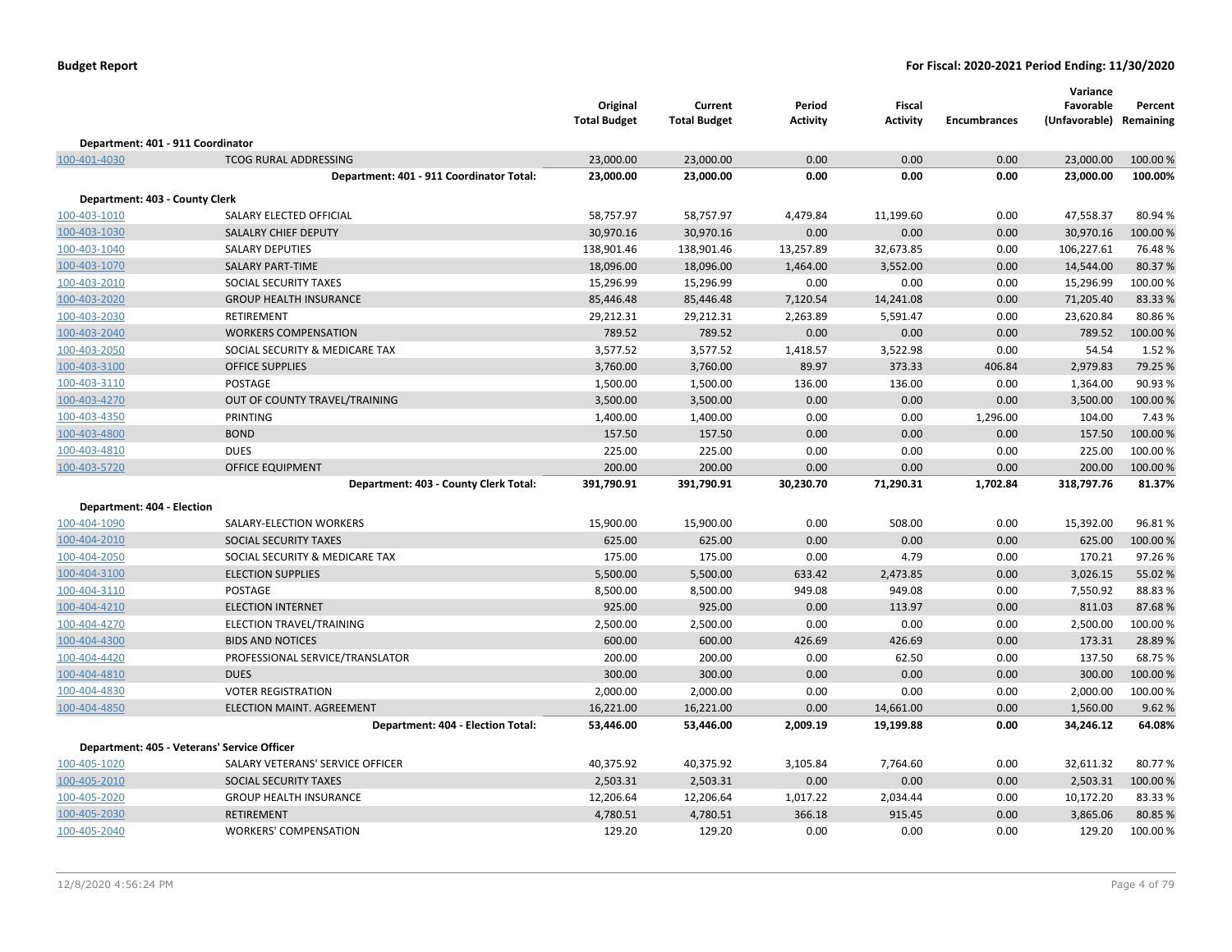**Budget Report** — For Fiscal: 2020-2021 Period Ending: 11/30/2020

| | | Original Total Budget | Current Total Budget | Period Activity | Fiscal Activity | Encumbrances | Variance Favorable (Unfavorable) | Percent Remaining |
|---|---|---|---|---|---|---|---|---|
| **Department: 401 - 911 Coordinator** | | | | | | | | |
| 100-401-4030 | TCOG RURAL ADDRESSING | 23,000.00 | 23,000.00 | 0.00 | 0.00 | 0.00 | 23,000.00 | 100.00 % |
| | **Department: 401 - 911 Coordinator Total:** | **23,000.00** | **23,000.00** | **0.00** | **0.00** | **0.00** | **23,000.00** | **100.00%** |
| **Department: 403 - County Clerk** | | | | | | | | |
| 100-403-1010 | SALARY ELECTED OFFICIAL | 58,757.97 | 58,757.97 | 4,479.84 | 11,199.60 | 0.00 | 47,558.37 | 80.94 % |
| 100-403-1030 | SALALRY CHIEF DEPUTY | 30,970.16 | 30,970.16 | 0.00 | 0.00 | 0.00 | 30,970.16 | 100.00 % |
| 100-403-1040 | SALARY DEPUTIES | 138,901.46 | 138,901.46 | 13,257.89 | 32,673.85 | 0.00 | 106,227.61 | 76.48 % |
| 100-403-1070 | SALARY PART-TIME | 18,096.00 | 18,096.00 | 1,464.00 | 3,552.00 | 0.00 | 14,544.00 | 80.37 % |
| 100-403-2010 | SOCIAL SECURITY TAXES | 15,296.99 | 15,296.99 | 0.00 | 0.00 | 0.00 | 15,296.99 | 100.00 % |
| 100-403-2020 | GROUP HEALTH INSURANCE | 85,446.48 | 85,446.48 | 7,120.54 | 14,241.08 | 0.00 | 71,205.40 | 83.33 % |
| 100-403-2030 | RETIREMENT | 29,212.31 | 29,212.31 | 2,263.89 | 5,591.47 | 0.00 | 23,620.84 | 80.86 % |
| 100-403-2040 | WORKERS COMPENSATION | 789.52 | 789.52 | 0.00 | 0.00 | 0.00 | 789.52 | 100.00 % |
| 100-403-2050 | SOCIAL SECURITY & MEDICARE TAX | 3,577.52 | 3,577.52 | 1,418.57 | 3,522.98 | 0.00 | 54.54 | 1.52 % |
| 100-403-3100 | OFFICE SUPPLIES | 3,760.00 | 3,760.00 | 89.97 | 373.33 | 406.84 | 2,979.83 | 79.25 % |
| 100-403-3110 | POSTAGE | 1,500.00 | 1,500.00 | 136.00 | 136.00 | 0.00 | 1,364.00 | 90.93 % |
| 100-403-4270 | OUT OF COUNTY TRAVEL/TRAINING | 3,500.00 | 3,500.00 | 0.00 | 0.00 | 0.00 | 3,500.00 | 100.00 % |
| 100-403-4350 | PRINTING | 1,400.00 | 1,400.00 | 0.00 | 0.00 | 1,296.00 | 104.00 | 7.43 % |
| 100-403-4800 | BOND | 157.50 | 157.50 | 0.00 | 0.00 | 0.00 | 157.50 | 100.00 % |
| 100-403-4810 | DUES | 225.00 | 225.00 | 0.00 | 0.00 | 0.00 | 225.00 | 100.00 % |
| 100-403-5720 | OFFICE EQUIPMENT | 200.00 | 200.00 | 0.00 | 0.00 | 0.00 | 200.00 | 100.00 % |
| | **Department: 403 - County Clerk Total:** | **391,790.91** | **391,790.91** | **30,230.70** | **71,290.31** | **1,702.84** | **318,797.76** | **81.37%** |
| **Department: 404 - Election** | | | | | | | | |
| 100-404-1090 | SALARY-ELECTION WORKERS | 15,900.00 | 15,900.00 | 0.00 | 508.00 | 0.00 | 15,392.00 | 96.81 % |
| 100-404-2010 | SOCIAL SECURITY TAXES | 625.00 | 625.00 | 0.00 | 0.00 | 0.00 | 625.00 | 100.00 % |
| 100-404-2050 | SOCIAL SECURITY & MEDICARE TAX | 175.00 | 175.00 | 0.00 | 4.79 | 0.00 | 170.21 | 97.26 % |
| 100-404-3100 | ELECTION SUPPLIES | 5,500.00 | 5,500.00 | 633.42 | 2,473.85 | 0.00 | 3,026.15 | 55.02 % |
| 100-404-3110 | POSTAGE | 8,500.00 | 8,500.00 | 949.08 | 949.08 | 0.00 | 7,550.92 | 88.83 % |
| 100-404-4210 | ELECTION INTERNET | 925.00 | 925.00 | 0.00 | 113.97 | 0.00 | 811.03 | 87.68 % |
| 100-404-4270 | ELECTION TRAVEL/TRAINING | 2,500.00 | 2,500.00 | 0.00 | 0.00 | 0.00 | 2,500.00 | 100.00 % |
| 100-404-4300 | BIDS AND NOTICES | 600.00 | 600.00 | 426.69 | 426.69 | 0.00 | 173.31 | 28.89 % |
| 100-404-4420 | PROFESSIONAL SERVICE/TRANSLATOR | 200.00 | 200.00 | 0.00 | 62.50 | 0.00 | 137.50 | 68.75 % |
| 100-404-4810 | DUES | 300.00 | 300.00 | 0.00 | 0.00 | 0.00 | 300.00 | 100.00 % |
| 100-404-4830 | VOTER REGISTRATION | 2,000.00 | 2,000.00 | 0.00 | 0.00 | 0.00 | 2,000.00 | 100.00 % |
| 100-404-4850 | ELECTION MAINT. AGREEMENT | 16,221.00 | 16,221.00 | 0.00 | 14,661.00 | 0.00 | 1,560.00 | 9.62 % |
| | **Department: 404 - Election Total:** | **53,446.00** | **53,446.00** | **2,009.19** | **19,199.88** | **0.00** | **34,246.12** | **64.08%** |
| **Department: 405 - Veterans' Service Officer** | | | | | | | | |
| 100-405-1020 | SALARY VETERANS' SERVICE OFFICER | 40,375.92 | 40,375.92 | 3,105.84 | 7,764.60 | 0.00 | 32,611.32 | 80.77 % |
| 100-405-2010 | SOCIAL SECURITY TAXES | 2,503.31 | 2,503.31 | 0.00 | 0.00 | 0.00 | 2,503.31 | 100.00 % |
| 100-405-2020 | GROUP HEALTH INSURANCE | 12,206.64 | 12,206.64 | 1,017.22 | 2,034.44 | 0.00 | 10,172.20 | 83.33 % |
| 100-405-2030 | RETIREMENT | 4,780.51 | 4,780.51 | 366.18 | 915.45 | 0.00 | 3,865.06 | 80.85 % |
| 100-405-2040 | WORKERS' COMPENSATION | 129.20 | 129.20 | 0.00 | 0.00 | 0.00 | 129.20 | 100.00 % |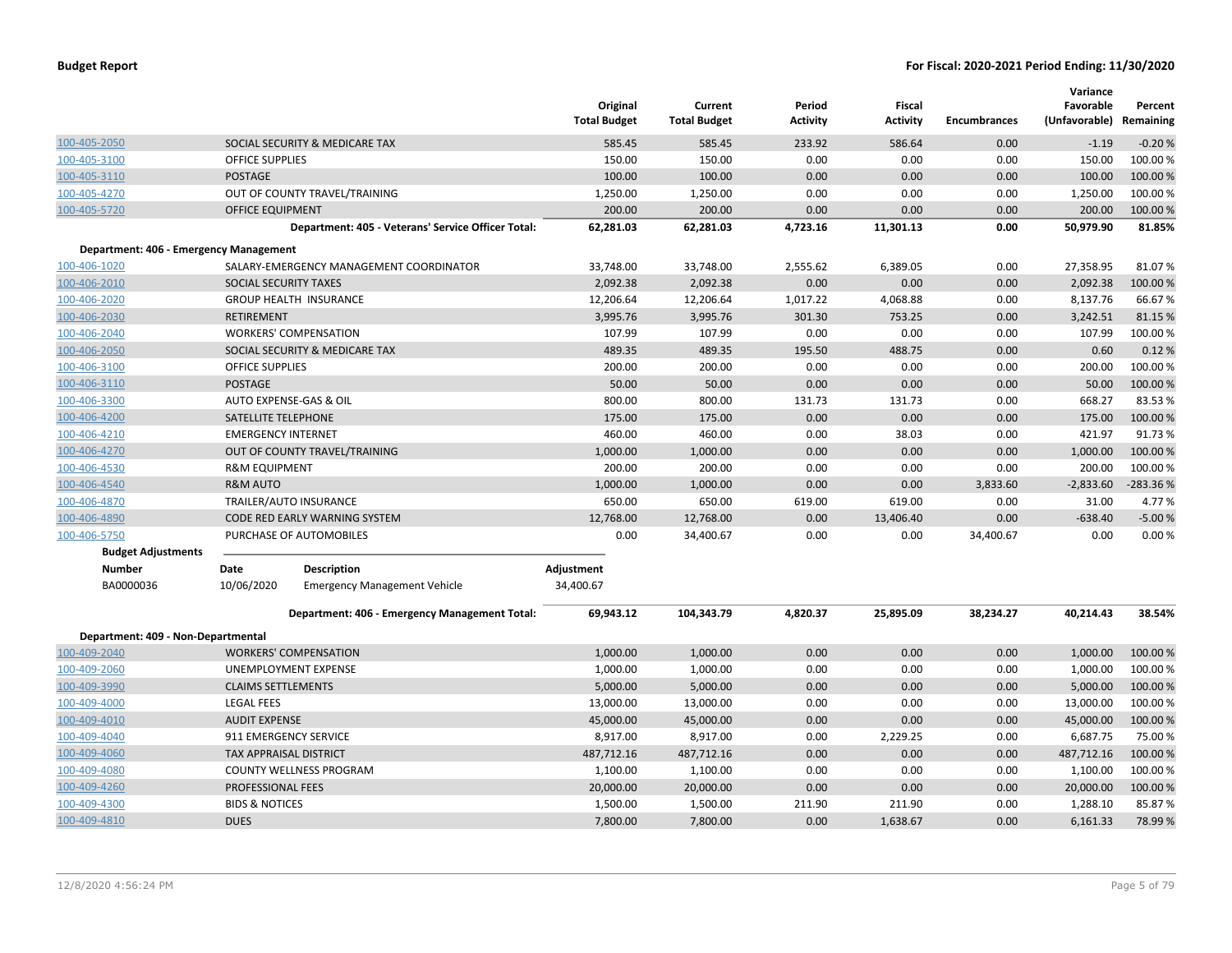**Budget Report** — For Fiscal: 2020-2021 Period Ending: 11/30/2020

| | | Original Total Budget | Current Total Budget | Period Activity | Fiscal Activity | Encumbrances | Variance Favorable (Unfavorable) | Percent Remaining |
|---|---|---|---|---|---|---|---|---|
| 100-405-2050 | SOCIAL SECURITY & MEDICARE TAX | 585.45 | 585.45 | 233.92 | 586.64 | 0.00 | -1.19 | -0.20 % |
| 100-405-3100 | OFFICE SUPPLIES | 150.00 | 150.00 | 0.00 | 0.00 | 0.00 | 150.00 | 100.00 % |
| 100-405-3110 | POSTAGE | 100.00 | 100.00 | 0.00 | 0.00 | 0.00 | 100.00 | 100.00 % |
| 100-405-4270 | OUT OF COUNTY TRAVEL/TRAINING | 1,250.00 | 1,250.00 | 0.00 | 0.00 | 0.00 | 1,250.00 | 100.00 % |
| 100-405-5720 | OFFICE EQUIPMENT | 200.00 | 200.00 | 0.00 | 0.00 | 0.00 | 200.00 | 100.00 % |
| | **Department: 405 - Veterans' Service Officer Total:** | **62,281.03** | **62,281.03** | **4,723.16** | **11,301.13** | **0.00** | **50,979.90** | **81.85%** |
| **Department: 406 - Emergency Management** | | | | | | | | |
| 100-406-1020 | SALARY-EMERGENCY MANAGEMENT COORDINATOR | 33,748.00 | 33,748.00 | 2,555.62 | 6,389.05 | 0.00 | 27,358.95 | 81.07 % |
| 100-406-2010 | SOCIAL SECURITY TAXES | 2,092.38 | 2,092.38 | 0.00 | 0.00 | 0.00 | 2,092.38 | 100.00 % |
| 100-406-2020 | GROUP HEALTH INSURANCE | 12,206.64 | 12,206.64 | 1,017.22 | 4,068.88 | 0.00 | 8,137.76 | 66.67 % |
| 100-406-2030 | RETIREMENT | 3,995.76 | 3,995.76 | 301.30 | 753.25 | 0.00 | 3,242.51 | 81.15 % |
| 100-406-2040 | WORKERS' COMPENSATION | 107.99 | 107.99 | 0.00 | 0.00 | 0.00 | 107.99 | 100.00 % |
| 100-406-2050 | SOCIAL SECURITY & MEDICARE TAX | 489.35 | 489.35 | 195.50 | 488.75 | 0.00 | 0.60 | 0.12 % |
| 100-406-3100 | OFFICE SUPPLIES | 200.00 | 200.00 | 0.00 | 0.00 | 0.00 | 200.00 | 100.00 % |
| 100-406-3110 | POSTAGE | 50.00 | 50.00 | 0.00 | 0.00 | 0.00 | 50.00 | 100.00 % |
| 100-406-3300 | AUTO EXPENSE-GAS & OIL | 800.00 | 800.00 | 131.73 | 131.73 | 0.00 | 668.27 | 83.53 % |
| 100-406-4200 | SATELLITE TELEPHONE | 175.00 | 175.00 | 0.00 | 0.00 | 0.00 | 175.00 | 100.00 % |
| 100-406-4210 | EMERGENCY INTERNET | 460.00 | 460.00 | 0.00 | 38.03 | 0.00 | 421.97 | 91.73 % |
| 100-406-4270 | OUT OF COUNTY TRAVEL/TRAINING | 1,000.00 | 1,000.00 | 0.00 | 0.00 | 0.00 | 1,000.00 | 100.00 % |
| 100-406-4530 | R&M EQUIPMENT | 200.00 | 200.00 | 0.00 | 0.00 | 0.00 | 200.00 | 100.00 % |
| 100-406-4540 | R&M AUTO | 1,000.00 | 1,000.00 | 0.00 | 0.00 | 3,833.60 | -2,833.60 | -283.36 % |
| 100-406-4870 | TRAILER/AUTO INSURANCE | 650.00 | 650.00 | 619.00 | 619.00 | 0.00 | 31.00 | 4.77 % |
| 100-406-4890 | CODE RED EARLY WARNING SYSTEM | 12,768.00 | 12,768.00 | 0.00 | 13,406.40 | 0.00 | -638.40 | -5.00 % |
| 100-406-5750 | PURCHASE OF AUTOMOBILES | 0.00 | 34,400.67 | 0.00 | 0.00 | 34,400.67 | 0.00 | 0.00 % |

**Budget Adjustments**

| Number | Date | Description | Adjustment |
|---|---|---|---|
| BA0000036 | 10/06/2020 | Emergency Management Vehicle | 34,400.67 |

| | | Original Total Budget | Current Total Budget | Period Activity | Fiscal Activity | Encumbrances | Variance Favorable (Unfavorable) | Percent Remaining |
|---|---|---|---|---|---|---|---|---|
| | **Department: 406 - Emergency Management Total:** | **69,943.12** | **104,343.79** | **4,820.37** | **25,895.09** | **38,234.27** | **40,214.43** | **38.54%** |
| **Department: 409 - Non-Departmental** | | | | | | | | |
| 100-409-2040 | WORKERS' COMPENSATION | 1,000.00 | 1,000.00 | 0.00 | 0.00 | 0.00 | 1,000.00 | 100.00 % |
| 100-409-2060 | UNEMPLOYMENT EXPENSE | 1,000.00 | 1,000.00 | 0.00 | 0.00 | 0.00 | 1,000.00 | 100.00 % |
| 100-409-3990 | CLAIMS SETTLEMENTS | 5,000.00 | 5,000.00 | 0.00 | 0.00 | 0.00 | 5,000.00 | 100.00 % |
| 100-409-4000 | LEGAL FEES | 13,000.00 | 13,000.00 | 0.00 | 0.00 | 0.00 | 13,000.00 | 100.00 % |
| 100-409-4010 | AUDIT EXPENSE | 45,000.00 | 45,000.00 | 0.00 | 0.00 | 0.00 | 45,000.00 | 100.00 % |
| 100-409-4040 | 911 EMERGENCY SERVICE | 8,917.00 | 8,917.00 | 0.00 | 2,229.25 | 0.00 | 6,687.75 | 75.00 % |
| 100-409-4060 | TAX APPRAISAL DISTRICT | 487,712.16 | 487,712.16 | 0.00 | 0.00 | 0.00 | 487,712.16 | 100.00 % |
| 100-409-4080 | COUNTY WELLNESS PROGRAM | 1,100.00 | 1,100.00 | 0.00 | 0.00 | 0.00 | 1,100.00 | 100.00 % |
| 100-409-4260 | PROFESSIONAL FEES | 20,000.00 | 20,000.00 | 0.00 | 0.00 | 0.00 | 20,000.00 | 100.00 % |
| 100-409-4300 | BIDS & NOTICES | 1,500.00 | 1,500.00 | 211.90 | 211.90 | 0.00 | 1,288.10 | 85.87 % |
| 100-409-4810 | DUES | 7,800.00 | 7,800.00 | 0.00 | 1,638.67 | 0.00 | 6,161.33 | 78.99 % |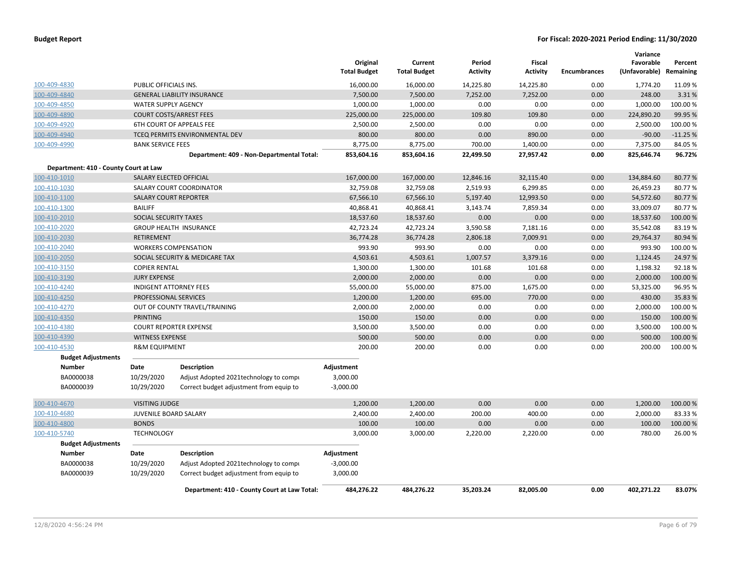| | | Original Total Budget | Current Total Budget | Period Activity | Fiscal Activity | Encumbrances | Variance Favorable (Unfavorable) | Percent Remaining |
|---|---|---|---|---|---|---|---|---|
| 100-409-4830 | PUBLIC OFFICIALS INS. | 16,000.00 | 16,000.00 | 14,225.80 | 14,225.80 | 0.00 | 1,774.20 | 11.09 % |
| 100-409-4840 | GENERAL LIABILITY INSURANCE | 7,500.00 | 7,500.00 | 7,252.00 | 7,252.00 | 0.00 | 248.00 | 3.31 % |
| 100-409-4850 | WATER SUPPLY AGENCY | 1,000.00 | 1,000.00 | 0.00 | 0.00 | 0.00 | 1,000.00 | 100.00 % |
| 100-409-4890 | COURT COSTS/ARREST FEES | 225,000.00 | 225,000.00 | 109.80 | 109.80 | 0.00 | 224,890.20 | 99.95 % |
| 100-409-4920 | 6TH COURT OF APPEALS FEE | 2,500.00 | 2,500.00 | 0.00 | 0.00 | 0.00 | 2,500.00 | 100.00 % |
| 100-409-4940 | TCEQ PERMITS ENVIRONMENTAL DEV | 800.00 | 800.00 | 0.00 | 890.00 | 0.00 | -90.00 | -11.25 % |
| 100-409-4990 | BANK SERVICE FEES | 8,775.00 | 8,775.00 | 700.00 | 1,400.00 | 0.00 | 7,375.00 | 84.05 % |
| | **Department: 409 - Non-Departmental Total:** | **853,604.16** | **853,604.16** | **22,499.50** | **27,957.42** | **0.00** | **825,646.74** | **96.72%** |

**Department: 410 - County Court at Law**

| | | Original Total Budget | Current Total Budget | Period Activity | Fiscal Activity | Encumbrances | Variance Favorable (Unfavorable) | Percent Remaining |
|---|---|---|---|---|---|---|---|---|
| 100-410-1010 | SALARY ELECTED OFFICIAL | 167,000.00 | 167,000.00 | 12,846.16 | 32,115.40 | 0.00 | 134,884.60 | 80.77 % |
| 100-410-1030 | SALARY COURT COORDINATOR | 32,759.08 | 32,759.08 | 2,519.93 | 6,299.85 | 0.00 | 26,459.23 | 80.77 % |
| 100-410-1100 | SALARY COURT REPORTER | 67,566.10 | 67,566.10 | 5,197.40 | 12,993.50 | 0.00 | 54,572.60 | 80.77 % |
| 100-410-1300 | BAILIFF | 40,868.41 | 40,868.41 | 3,143.74 | 7,859.34 | 0.00 | 33,009.07 | 80.77 % |
| 100-410-2010 | SOCIAL SECURITY TAXES | 18,537.60 | 18,537.60 | 0.00 | 0.00 | 0.00 | 18,537.60 | 100.00 % |
| 100-410-2020 | GROUP HEALTH INSURANCE | 42,723.24 | 42,723.24 | 3,590.58 | 7,181.16 | 0.00 | 35,542.08 | 83.19 % |
| 100-410-2030 | RETIREMENT | 36,774.28 | 36,774.28 | 2,806.18 | 7,009.91 | 0.00 | 29,764.37 | 80.94 % |
| 100-410-2040 | WORKERS COMPENSATION | 993.90 | 993.90 | 0.00 | 0.00 | 0.00 | 993.90 | 100.00 % |
| 100-410-2050 | SOCIAL SECURITY & MEDICARE TAX | 4,503.61 | 4,503.61 | 1,007.57 | 3,379.16 | 0.00 | 1,124.45 | 24.97 % |
| 100-410-3150 | COPIER RENTAL | 1,300.00 | 1,300.00 | 101.68 | 101.68 | 0.00 | 1,198.32 | 92.18 % |
| 100-410-3190 | JURY EXPENSE | 2,000.00 | 2,000.00 | 0.00 | 0.00 | 0.00 | 2,000.00 | 100.00 % |
| 100-410-4240 | INDIGENT ATTORNEY FEES | 55,000.00 | 55,000.00 | 875.00 | 1,675.00 | 0.00 | 53,325.00 | 96.95 % |
| 100-410-4250 | PROFESSIONAL SERVICES | 1,200.00 | 1,200.00 | 695.00 | 770.00 | 0.00 | 430.00 | 35.83 % |
| 100-410-4270 | OUT OF COUNTY TRAVEL/TRAINING | 2,000.00 | 2,000.00 | 0.00 | 0.00 | 0.00 | 2,000.00 | 100.00 % |
| 100-410-4350 | PRINTING | 150.00 | 150.00 | 0.00 | 0.00 | 0.00 | 150.00 | 100.00 % |
| 100-410-4380 | COURT REPORTER EXPENSE | 3,500.00 | 3,500.00 | 0.00 | 0.00 | 0.00 | 3,500.00 | 100.00 % |
| 100-410-4390 | WITNESS EXPENSE | 500.00 | 500.00 | 0.00 | 0.00 | 0.00 | 500.00 | 100.00 % |
| 100-410-4530 | R&M EQUIPMENT | 200.00 | 200.00 | 0.00 | 0.00 | 0.00 | 200.00 | 100.00 % |

**Budget Adjustments**

| Number | Date | Description | Adjustment |
|---|---|---|---|
| BA0000038 | 10/29/2020 | Adjust Adopted 2021technology to compu | 3,000.00 |
| BA0000039 | 10/29/2020 | Correct budget adjustment from equip to | -3,000.00 |

| | | Original Total Budget | Current Total Budget | Period Activity | Fiscal Activity | Encumbrances | Variance Favorable (Unfavorable) | Percent Remaining |
|---|---|---|---|---|---|---|---|---|
| 100-410-4670 | VISITING JUDGE | 1,200.00 | 1,200.00 | 0.00 | 0.00 | 0.00 | 1,200.00 | 100.00 % |
| 100-410-4680 | JUVENILE BOARD SALARY | 2,400.00 | 2,400.00 | 200.00 | 400.00 | 0.00 | 2,000.00 | 83.33 % |
| 100-410-4800 | BONDS | 100.00 | 100.00 | 0.00 | 0.00 | 0.00 | 100.00 | 100.00 % |
| 100-410-5740 | TECHNOLOGY | 3,000.00 | 3,000.00 | 2,220.00 | 2,220.00 | 0.00 | 780.00 | 26.00 % |

**Budget Adjustments**

| Number | Date | Description | Adjustment |
|---|---|---|---|
| BA0000038 | 10/29/2020 | Adjust Adopted 2021technology to compu | -3,000.00 |
| BA0000039 | 10/29/2020 | Correct budget adjustment from equip to | 3,000.00 |

| | Original Total Budget | Current Total Budget | Period Activity | Fiscal Activity | Encumbrances | Variance Favorable (Unfavorable) | Percent Remaining |
|---|---|---|---|---|---|---|---|
| **Department: 410 - County Court at Law Total:** | **484,276.22** | **484,276.22** | **35,203.24** | **82,005.00** | **0.00** | **402,271.22** | **83.07%** |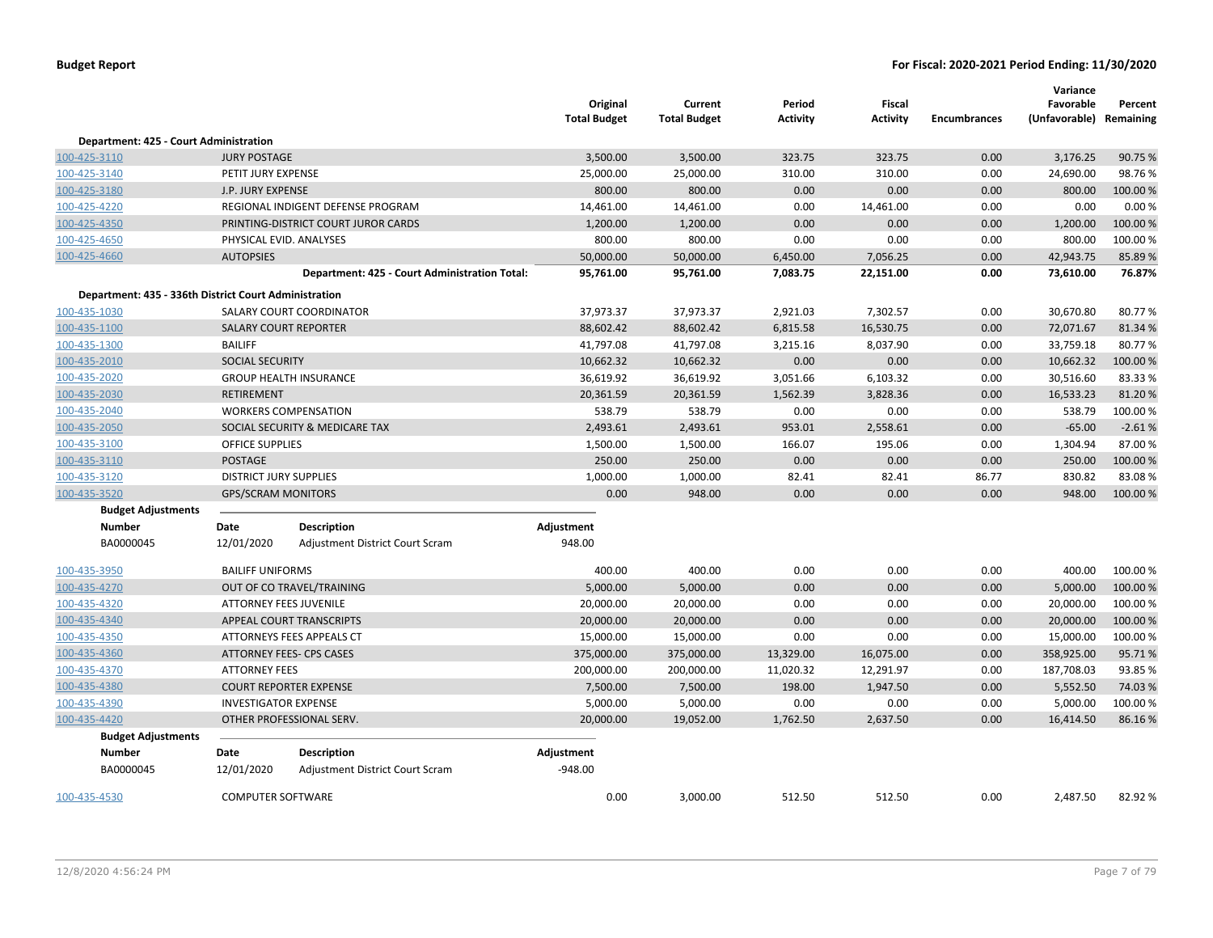**Budget Report** — For Fiscal: 2020-2021 Period Ending: 11/30/2020

| | | Original Total Budget | Current Total Budget | Period Activity | Fiscal Activity | Encumbrances | Variance Favorable (Unfavorable) | Percent Remaining |
|---|---|---|---|---|---|---|---|---|
| **Department: 425 - Court Administration** | | | | | | | | |
| 100-425-3110 | JURY POSTAGE | 3,500.00 | 3,500.00 | 323.75 | 323.75 | 0.00 | 3,176.25 | 90.75 % |
| 100-425-3140 | PETIT JURY EXPENSE | 25,000.00 | 25,000.00 | 310.00 | 310.00 | 0.00 | 24,690.00 | 98.76 % |
| 100-425-3180 | J.P. JURY EXPENSE | 800.00 | 800.00 | 0.00 | 0.00 | 0.00 | 800.00 | 100.00 % |
| 100-425-4220 | REGIONAL INDIGENT DEFENSE PROGRAM | 14,461.00 | 14,461.00 | 0.00 | 14,461.00 | 0.00 | 0.00 | 0.00 % |
| 100-425-4350 | PRINTING-DISTRICT COURT JUROR CARDS | 1,200.00 | 1,200.00 | 0.00 | 0.00 | 0.00 | 1,200.00 | 100.00 % |
| 100-425-4650 | PHYSICAL EVID. ANALYSES | 800.00 | 800.00 | 0.00 | 0.00 | 0.00 | 800.00 | 100.00 % |
| 100-425-4660 | AUTOPSIES | 50,000.00 | 50,000.00 | 6,450.00 | 7,056.25 | 0.00 | 42,943.75 | 85.89 % |
| | **Department: 425 - Court Administration Total:** | **95,761.00** | **95,761.00** | **7,083.75** | **22,151.00** | **0.00** | **73,610.00** | **76.87%** |
| **Department: 435 - 336th District Court Administration** | | | | | | | | |
| 100-435-1030 | SALARY COURT COORDINATOR | 37,973.37 | 37,973.37 | 2,921.03 | 7,302.57 | 0.00 | 30,670.80 | 80.77 % |
| 100-435-1100 | SALARY COURT REPORTER | 88,602.42 | 88,602.42 | 6,815.58 | 16,530.75 | 0.00 | 72,071.67 | 81.34 % |
| 100-435-1300 | BAILIFF | 41,797.08 | 41,797.08 | 3,215.16 | 8,037.90 | 0.00 | 33,759.18 | 80.77 % |
| 100-435-2010 | SOCIAL SECURITY | 10,662.32 | 10,662.32 | 0.00 | 0.00 | 0.00 | 10,662.32 | 100.00 % |
| 100-435-2020 | GROUP HEALTH INSURANCE | 36,619.92 | 36,619.92 | 3,051.66 | 6,103.32 | 0.00 | 30,516.60 | 83.33 % |
| 100-435-2030 | RETIREMENT | 20,361.59 | 20,361.59 | 1,562.39 | 3,828.36 | 0.00 | 16,533.23 | 81.20 % |
| 100-435-2040 | WORKERS COMPENSATION | 538.79 | 538.79 | 0.00 | 0.00 | 0.00 | 538.79 | 100.00 % |
| 100-435-2050 | SOCIAL SECURITY & MEDICARE TAX | 2,493.61 | 2,493.61 | 953.01 | 2,558.61 | 0.00 | -65.00 | -2.61 % |
| 100-435-3100 | OFFICE SUPPLIES | 1,500.00 | 1,500.00 | 166.07 | 195.06 | 0.00 | 1,304.94 | 87.00 % |
| 100-435-3110 | POSTAGE | 250.00 | 250.00 | 0.00 | 0.00 | 0.00 | 250.00 | 100.00 % |
| 100-435-3120 | DISTRICT JURY SUPPLIES | 1,000.00 | 1,000.00 | 82.41 | 82.41 | 86.77 | 830.82 | 83.08 % |
| 100-435-3520 | GPS/SCRAM MONITORS | 0.00 | 948.00 | 0.00 | 0.00 | 0.00 | 948.00 | 100.00 % |

**Budget Adjustments**

| Number | Date | Description | Adjustment |
|---|---|---|---|
| BA0000045 | 12/01/2020 | Adjustment District Court Scram | 948.00 |

| | | Original Total Budget | Current Total Budget | Period Activity | Fiscal Activity | Encumbrances | Variance Favorable (Unfavorable) | Percent Remaining |
|---|---|---|---|---|---|---|---|---|
| 100-435-3950 | BAILIFF UNIFORMS | 400.00 | 400.00 | 0.00 | 0.00 | 0.00 | 400.00 | 100.00 % |
| 100-435-4270 | OUT OF CO TRAVEL/TRAINING | 5,000.00 | 5,000.00 | 0.00 | 0.00 | 0.00 | 5,000.00 | 100.00 % |
| 100-435-4320 | ATTORNEY FEES JUVENILE | 20,000.00 | 20,000.00 | 0.00 | 0.00 | 0.00 | 20,000.00 | 100.00 % |
| 100-435-4340 | APPEAL COURT TRANSCRIPTS | 20,000.00 | 20,000.00 | 0.00 | 0.00 | 0.00 | 20,000.00 | 100.00 % |
| 100-435-4350 | ATTORNEYS FEES APPEALS CT | 15,000.00 | 15,000.00 | 0.00 | 0.00 | 0.00 | 15,000.00 | 100.00 % |
| 100-435-4360 | ATTORNEY FEES- CPS CASES | 375,000.00 | 375,000.00 | 13,329.00 | 16,075.00 | 0.00 | 358,925.00 | 95.71 % |
| 100-435-4370 | ATTORNEY FEES | 200,000.00 | 200,000.00 | 11,020.32 | 12,291.97 | 0.00 | 187,708.03 | 93.85 % |
| 100-435-4380 | COURT REPORTER EXPENSE | 7,500.00 | 7,500.00 | 198.00 | 1,947.50 | 0.00 | 5,552.50 | 74.03 % |
| 100-435-4390 | INVESTIGATOR EXPENSE | 5,000.00 | 5,000.00 | 0.00 | 0.00 | 0.00 | 5,000.00 | 100.00 % |
| 100-435-4420 | OTHER PROFESSIONAL SERV. | 20,000.00 | 19,052.00 | 1,762.50 | 2,637.50 | 0.00 | 16,414.50 | 86.16 % |

**Budget Adjustments**

| Number | Date | Description | Adjustment |
|---|---|---|---|
| BA0000045 | 12/01/2020 | Adjustment District Court Scram | -948.00 |

| | | Original Total Budget | Current Total Budget | Period Activity | Fiscal Activity | Encumbrances | Variance Favorable (Unfavorable) | Percent Remaining |
|---|---|---|---|---|---|---|---|---|
| 100-435-4530 | COMPUTER SOFTWARE | 0.00 | 3,000.00 | 512.50 | 512.50 | 0.00 | 2,487.50 | 82.92 % |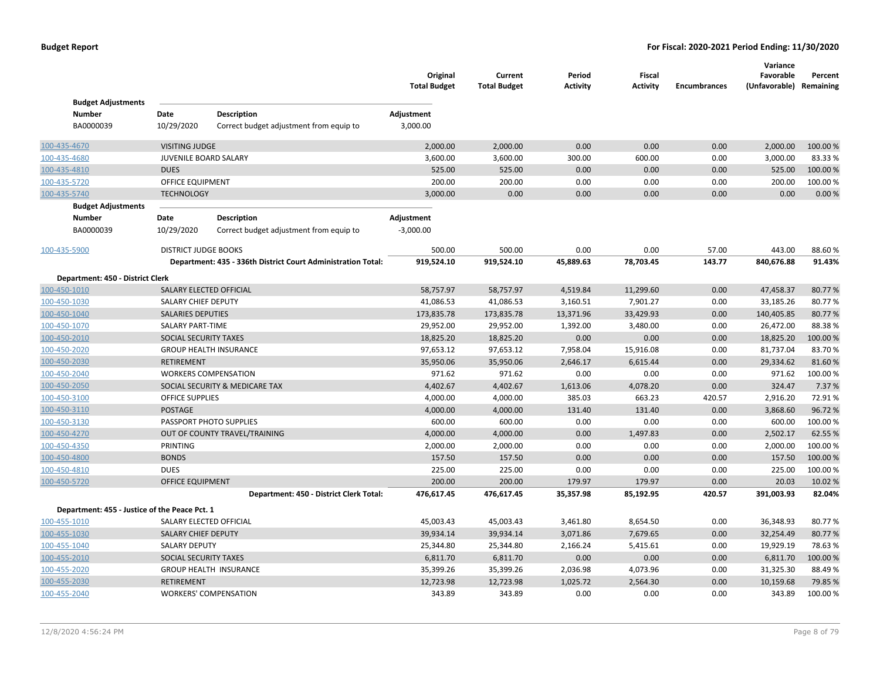| | | Original Total Budget | Current Total Budget | Period Activity | Fiscal Activity | Encumbrances | Variance Favorable (Unfavorable) | Percent Remaining |
|---|---|---|---|---|---|---|---|---|

**Budget Adjustments**

| Number | Date | Description | Adjustment |
|---|---|---|---|
| BA0000039 | 10/29/2020 | Correct budget adjustment from equip to | 3,000.00 |

| Account | Description | Original Total Budget | Current Total Budget | Period Activity | Fiscal Activity | Encumbrances | Variance Favorable (Unfavorable) | Percent Remaining |
|---|---|---|---|---|---|---|---|---|
| 100-435-4670 | VISITING JUDGE | 2,000.00 | 2,000.00 | 0.00 | 0.00 | 0.00 | 2,000.00 | 100.00 % |
| 100-435-4680 | JUVENILE BOARD SALARY | 3,600.00 | 3,600.00 | 300.00 | 600.00 | 0.00 | 3,000.00 | 83.33 % |
| 100-435-4810 | DUES | 525.00 | 525.00 | 0.00 | 0.00 | 0.00 | 525.00 | 100.00 % |
| 100-435-5720 | OFFICE EQUIPMENT | 200.00 | 200.00 | 0.00 | 0.00 | 0.00 | 200.00 | 100.00 % |
| 100-435-5740 | TECHNOLOGY | 3,000.00 | 0.00 | 0.00 | 0.00 | 0.00 | 0.00 | 0.00 % |

**Budget Adjustments**

| Number | Date | Description | Adjustment |
|---|---|---|---|
| BA0000039 | 10/29/2020 | Correct budget adjustment from equip to | -3,000.00 |

| Account | Description | Original Total Budget | Current Total Budget | Period Activity | Fiscal Activity | Encumbrances | Variance Favorable (Unfavorable) | Percent Remaining |
|---|---|---|---|---|---|---|---|---|
| 100-435-5900 | DISTRICT JUDGE BOOKS | 500.00 | 500.00 | 0.00 | 0.00 | 57.00 | 443.00 | 88.60 % |
| | **Department: 435 - 336th District Court Administration Total:** | **919,524.10** | **919,524.10** | **45,889.63** | **78,703.45** | **143.77** | **840,676.88** | **91.43%** |

**Department: 450 - District Clerk**

| Account | Description | Original Total Budget | Current Total Budget | Period Activity | Fiscal Activity | Encumbrances | Variance Favorable (Unfavorable) | Percent Remaining |
|---|---|---|---|---|---|---|---|---|
| 100-450-1010 | SALARY ELECTED OFFICIAL | 58,757.97 | 58,757.97 | 4,519.84 | 11,299.60 | 0.00 | 47,458.37 | 80.77 % |
| 100-450-1030 | SALARY CHIEF DEPUTY | 41,086.53 | 41,086.53 | 3,160.51 | 7,901.27 | 0.00 | 33,185.26 | 80.77 % |
| 100-450-1040 | SALARIES DEPUTIES | 173,835.78 | 173,835.78 | 13,371.96 | 33,429.93 | 0.00 | 140,405.85 | 80.77 % |
| 100-450-1070 | SALARY PART-TIME | 29,952.00 | 29,952.00 | 1,392.00 | 3,480.00 | 0.00 | 26,472.00 | 88.38 % |
| 100-450-2010 | SOCIAL SECURITY TAXES | 18,825.20 | 18,825.20 | 0.00 | 0.00 | 0.00 | 18,825.20 | 100.00 % |
| 100-450-2020 | GROUP HEALTH INSURANCE | 97,653.12 | 97,653.12 | 7,958.04 | 15,916.08 | 0.00 | 81,737.04 | 83.70 % |
| 100-450-2030 | RETIREMENT | 35,950.06 | 35,950.06 | 2,646.17 | 6,615.44 | 0.00 | 29,334.62 | 81.60 % |
| 100-450-2040 | WORKERS COMPENSATION | 971.62 | 971.62 | 0.00 | 0.00 | 0.00 | 971.62 | 100.00 % |
| 100-450-2050 | SOCIAL SECURITY & MEDICARE TAX | 4,402.67 | 4,402.67 | 1,613.06 | 4,078.20 | 0.00 | 324.47 | 7.37 % |
| 100-450-3100 | OFFICE SUPPLIES | 4,000.00 | 4,000.00 | 385.03 | 663.23 | 420.57 | 2,916.20 | 72.91 % |
| 100-450-3110 | POSTAGE | 4,000.00 | 4,000.00 | 131.40 | 131.40 | 0.00 | 3,868.60 | 96.72 % |
| 100-450-3130 | PASSPORT PHOTO SUPPLIES | 600.00 | 600.00 | 0.00 | 0.00 | 0.00 | 600.00 | 100.00 % |
| 100-450-4270 | OUT OF COUNTY TRAVEL/TRAINING | 4,000.00 | 4,000.00 | 0.00 | 1,497.83 | 0.00 | 2,502.17 | 62.55 % |
| 100-450-4350 | PRINTING | 2,000.00 | 2,000.00 | 0.00 | 0.00 | 0.00 | 2,000.00 | 100.00 % |
| 100-450-4800 | BONDS | 157.50 | 157.50 | 0.00 | 0.00 | 0.00 | 157.50 | 100.00 % |
| 100-450-4810 | DUES | 225.00 | 225.00 | 0.00 | 0.00 | 0.00 | 225.00 | 100.00 % |
| 100-450-5720 | OFFICE EQUIPMENT | 200.00 | 200.00 | 179.97 | 179.97 | 0.00 | 20.03 | 10.02 % |
| | **Department: 450 - District Clerk Total:** | **476,617.45** | **476,617.45** | **35,357.98** | **85,192.95** | **420.57** | **391,003.93** | **82.04%** |

**Department: 455 - Justice of the Peace Pct. 1**

| Account | Description | Original Total Budget | Current Total Budget | Period Activity | Fiscal Activity | Encumbrances | Variance Favorable (Unfavorable) | Percent Remaining |
|---|---|---|---|---|---|---|---|---|
| 100-455-1010 | SALARY ELECTED OFFICIAL | 45,003.43 | 45,003.43 | 3,461.80 | 8,654.50 | 0.00 | 36,348.93 | 80.77 % |
| 100-455-1030 | SALARY CHIEF DEPUTY | 39,934.14 | 39,934.14 | 3,071.86 | 7,679.65 | 0.00 | 32,254.49 | 80.77 % |
| 100-455-1040 | SALARY DEPUTY | 25,344.80 | 25,344.80 | 2,166.24 | 5,415.61 | 0.00 | 19,929.19 | 78.63 % |
| 100-455-2010 | SOCIAL SECURITY TAXES | 6,811.70 | 6,811.70 | 0.00 | 0.00 | 0.00 | 6,811.70 | 100.00 % |
| 100-455-2020 | GROUP HEALTH INSURANCE | 35,399.26 | 35,399.26 | 2,036.98 | 4,073.96 | 0.00 | 31,325.30 | 88.49 % |
| 100-455-2030 | RETIREMENT | 12,723.98 | 12,723.98 | 1,025.72 | 2,564.30 | 0.00 | 10,159.68 | 79.85 % |
| 100-455-2040 | WORKERS' COMPENSATION | 343.89 | 343.89 | 0.00 | 0.00 | 0.00 | 343.89 | 100.00 % |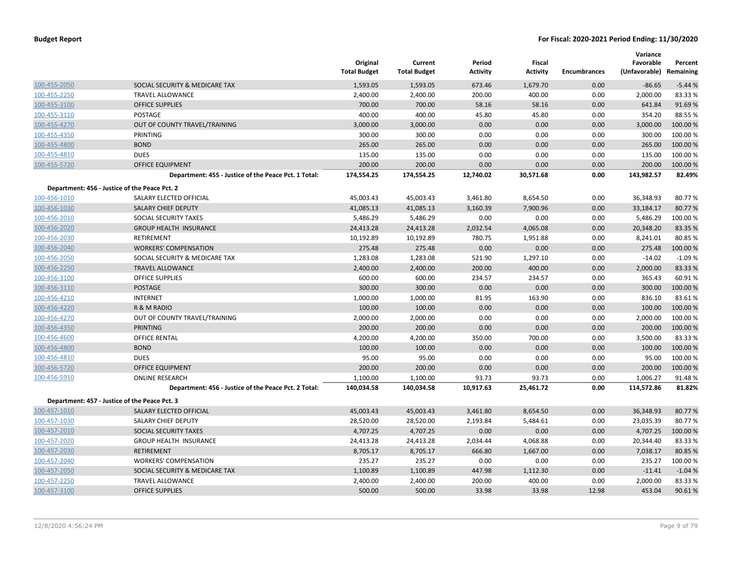| | | Original Total Budget | Current Total Budget | Period Activity | Fiscal Activity | Encumbrances | Variance Favorable (Unfavorable) | Percent Remaining |
|---|---|---|---|---|---|---|---|---|
| 100-455-2050 | SOCIAL SECURITY & MEDICARE TAX | 1,593.05 | 1,593.05 | 673.46 | 1,679.70 | 0.00 | -86.65 | -5.44 % |
| 100-455-2250 | TRAVEL ALLOWANCE | 2,400.00 | 2,400.00 | 200.00 | 400.00 | 0.00 | 2,000.00 | 83.33 % |
| 100-455-3100 | OFFICE SUPPLIES | 700.00 | 700.00 | 58.16 | 58.16 | 0.00 | 641.84 | 91.69 % |
| 100-455-3110 | POSTAGE | 400.00 | 400.00 | 45.80 | 45.80 | 0.00 | 354.20 | 88.55 % |
| 100-455-4270 | OUT OF COUNTY TRAVEL/TRAINING | 3,000.00 | 3,000.00 | 0.00 | 0.00 | 0.00 | 3,000.00 | 100.00 % |
| 100-455-4350 | PRINTING | 300.00 | 300.00 | 0.00 | 0.00 | 0.00 | 300.00 | 100.00 % |
| 100-455-4800 | BOND | 265.00 | 265.00 | 0.00 | 0.00 | 0.00 | 265.00 | 100.00 % |
| 100-455-4810 | DUES | 135.00 | 135.00 | 0.00 | 0.00 | 0.00 | 135.00 | 100.00 % |
| 100-455-5720 | OFFICE EQUIPMENT | 200.00 | 200.00 | 0.00 | 0.00 | 0.00 | 200.00 | 100.00 % |
| | **Department: 455 - Justice of the Peace Pct. 1 Total:** | **174,554.25** | **174,554.25** | **12,740.02** | **30,571.68** | **0.00** | **143,982.57** | **82.49%** |
| **Department: 456 - Justice of the Peace Pct. 2** | | | | | | | | |
| 100-456-1010 | SALARY ELECTED OFFICIAL | 45,003.43 | 45,003.43 | 3,461.80 | 8,654.50 | 0.00 | 36,348.93 | 80.77 % |
| 100-456-1030 | SALARY CHIEF DEPUTY | 41,085.13 | 41,085.13 | 3,160.39 | 7,900.96 | 0.00 | 33,184.17 | 80.77 % |
| 100-456-2010 | SOCIAL SECURITY TAXES | 5,486.29 | 5,486.29 | 0.00 | 0.00 | 0.00 | 5,486.29 | 100.00 % |
| 100-456-2020 | GROUP HEALTH INSURANCE | 24,413.28 | 24,413.28 | 2,032.54 | 4,065.08 | 0.00 | 20,348.20 | 83.35 % |
| 100-456-2030 | RETIREMENT | 10,192.89 | 10,192.89 | 780.75 | 1,951.88 | 0.00 | 8,241.01 | 80.85 % |
| 100-456-2040 | WORKERS' COMPENSATION | 275.48 | 275.48 | 0.00 | 0.00 | 0.00 | 275.48 | 100.00 % |
| 100-456-2050 | SOCIAL SECURITY & MEDICARE TAX | 1,283.08 | 1,283.08 | 521.90 | 1,297.10 | 0.00 | -14.02 | -1.09 % |
| 100-456-2250 | TRAVEL ALLOWANCE | 2,400.00 | 2,400.00 | 200.00 | 400.00 | 0.00 | 2,000.00 | 83.33 % |
| 100-456-3100 | OFFICE SUPPLIES | 600.00 | 600.00 | 234.57 | 234.57 | 0.00 | 365.43 | 60.91 % |
| 100-456-3110 | POSTAGE | 300.00 | 300.00 | 0.00 | 0.00 | 0.00 | 300.00 | 100.00 % |
| 100-456-4210 | INTERNET | 1,000.00 | 1,000.00 | 81.95 | 163.90 | 0.00 | 836.10 | 83.61 % |
| 100-456-4220 | R & M RADIO | 100.00 | 100.00 | 0.00 | 0.00 | 0.00 | 100.00 | 100.00 % |
| 100-456-4270 | OUT OF COUNTY TRAVEL/TRAINING | 2,000.00 | 2,000.00 | 0.00 | 0.00 | 0.00 | 2,000.00 | 100.00 % |
| 100-456-4350 | PRINTING | 200.00 | 200.00 | 0.00 | 0.00 | 0.00 | 200.00 | 100.00 % |
| 100-456-4600 | OFFICE RENTAL | 4,200.00 | 4,200.00 | 350.00 | 700.00 | 0.00 | 3,500.00 | 83.33 % |
| 100-456-4800 | BOND | 100.00 | 100.00 | 0.00 | 0.00 | 0.00 | 100.00 | 100.00 % |
| 100-456-4810 | DUES | 95.00 | 95.00 | 0.00 | 0.00 | 0.00 | 95.00 | 100.00 % |
| 100-456-5720 | OFFICE EQUIPMENT | 200.00 | 200.00 | 0.00 | 0.00 | 0.00 | 200.00 | 100.00 % |
| 100-456-5910 | ONLINE RESEARCH | 1,100.00 | 1,100.00 | 93.73 | 93.73 | 0.00 | 1,006.27 | 91.48 % |
| | **Department: 456 - Justice of the Peace Pct. 2 Total:** | **140,034.58** | **140,034.58** | **10,917.63** | **25,461.72** | **0.00** | **114,572.86** | **81.82%** |
| **Department: 457 - Justice of the Peace Pct. 3** | | | | | | | | |
| 100-457-1010 | SALARY ELECTED OFFICIAL | 45,003.43 | 45,003.43 | 3,461.80 | 8,654.50 | 0.00 | 36,348.93 | 80.77 % |
| 100-457-1030 | SALARY CHIEF DEPUTY | 28,520.00 | 28,520.00 | 2,193.84 | 5,484.61 | 0.00 | 23,035.39 | 80.77 % |
| 100-457-2010 | SOCIAL SECURITY TAXES | 4,707.25 | 4,707.25 | 0.00 | 0.00 | 0.00 | 4,707.25 | 100.00 % |
| 100-457-2020 | GROUP HEALTH INSURANCE | 24,413.28 | 24,413.28 | 2,034.44 | 4,068.88 | 0.00 | 20,344.40 | 83.33 % |
| 100-457-2030 | RETIREMENT | 8,705.17 | 8,705.17 | 666.80 | 1,667.00 | 0.00 | 7,038.17 | 80.85 % |
| 100-457-2040 | WORKERS' COMPENSATION | 235.27 | 235.27 | 0.00 | 0.00 | 0.00 | 235.27 | 100.00 % |
| 100-457-2050 | SOCIAL SECURITY & MEDICARE TAX | 1,100.89 | 1,100.89 | 447.98 | 1,112.30 | 0.00 | -11.41 | -1.04 % |
| 100-457-2250 | TRAVEL ALLOWANCE | 2,400.00 | 2,400.00 | 200.00 | 400.00 | 0.00 | 2,000.00 | 83.33 % |
| 100-457-3100 | OFFICE SUPPLIES | 500.00 | 500.00 | 33.98 | 33.98 | 12.98 | 453.04 | 90.61 % |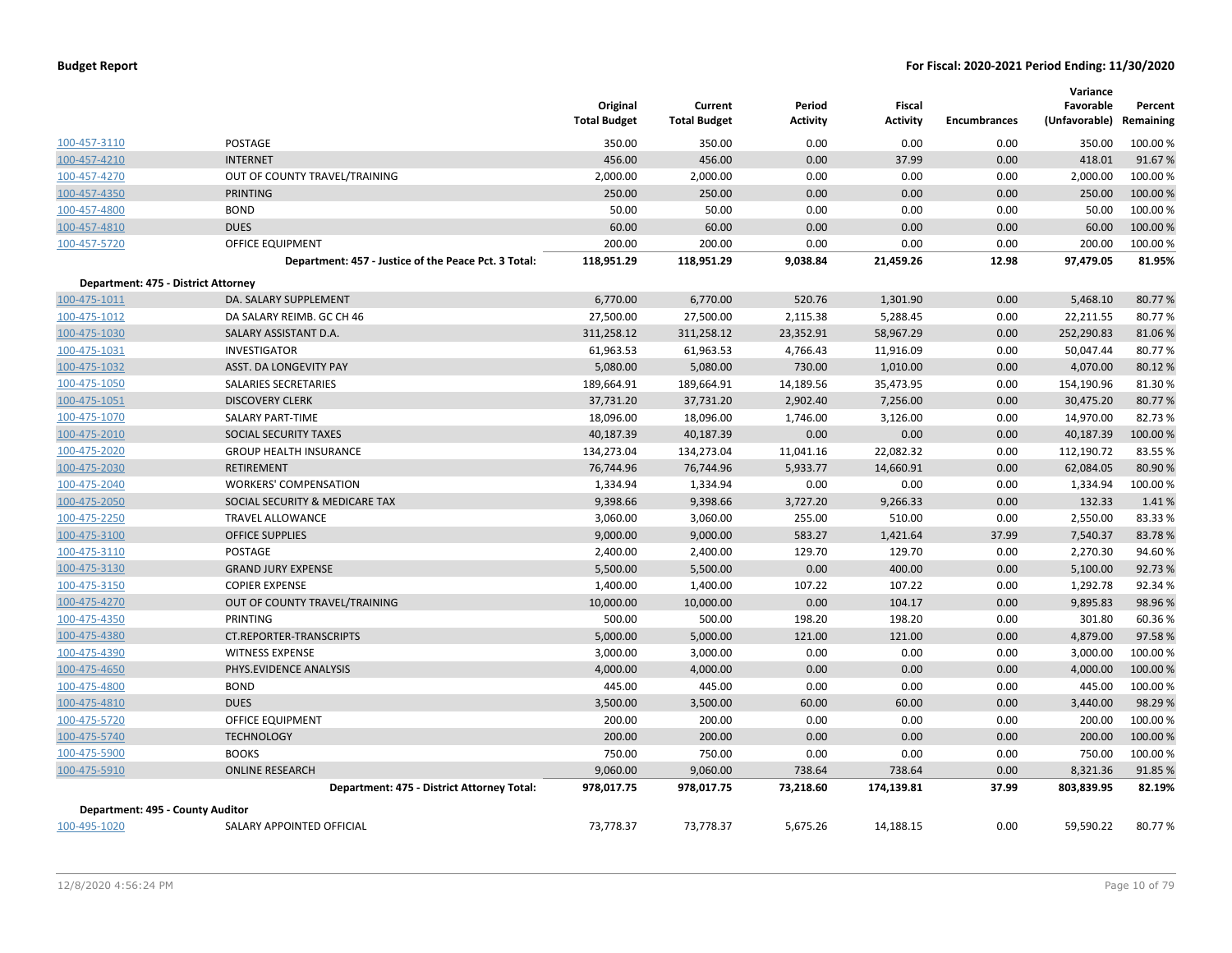| | | Original Total Budget | Current Total Budget | Period Activity | Fiscal Activity | Encumbrances | Variance Favorable (Unfavorable) | Percent Remaining |
|---|---|---|---|---|---|---|---|---|
| 100-457-3110 | POSTAGE | 350.00 | 350.00 | 0.00 | 0.00 | 0.00 | 350.00 | 100.00 % |
| 100-457-4210 | INTERNET | 456.00 | 456.00 | 0.00 | 37.99 | 0.00 | 418.01 | 91.67 % |
| 100-457-4270 | OUT OF COUNTY TRAVEL/TRAINING | 2,000.00 | 2,000.00 | 0.00 | 0.00 | 0.00 | 2,000.00 | 100.00 % |
| 100-457-4350 | PRINTING | 250.00 | 250.00 | 0.00 | 0.00 | 0.00 | 250.00 | 100.00 % |
| 100-457-4800 | BOND | 50.00 | 50.00 | 0.00 | 0.00 | 0.00 | 50.00 | 100.00 % |
| 100-457-4810 | DUES | 60.00 | 60.00 | 0.00 | 0.00 | 0.00 | 60.00 | 100.00 % |
| 100-457-5720 | OFFICE EQUIPMENT | 200.00 | 200.00 | 0.00 | 0.00 | 0.00 | 200.00 | 100.00 % |
| | **Department: 457 - Justice of the Peace Pct. 3 Total:** | **118,951.29** | **118,951.29** | **9,038.84** | **21,459.26** | **12.98** | **97,479.05** | **81.95%** |
| **Department: 475 - District Attorney** | | | | | | | | |
| 100-475-1011 | DA. SALARY SUPPLEMENT | 6,770.00 | 6,770.00 | 520.76 | 1,301.90 | 0.00 | 5,468.10 | 80.77 % |
| 100-475-1012 | DA SALARY REIMB. GC CH 46 | 27,500.00 | 27,500.00 | 2,115.38 | 5,288.45 | 0.00 | 22,211.55 | 80.77 % |
| 100-475-1030 | SALARY ASSISTANT D.A. | 311,258.12 | 311,258.12 | 23,352.91 | 58,967.29 | 0.00 | 252,290.83 | 81.06 % |
| 100-475-1031 | INVESTIGATOR | 61,963.53 | 61,963.53 | 4,766.43 | 11,916.09 | 0.00 | 50,047.44 | 80.77 % |
| 100-475-1032 | ASST. DA LONGEVITY PAY | 5,080.00 | 5,080.00 | 730.00 | 1,010.00 | 0.00 | 4,070.00 | 80.12 % |
| 100-475-1050 | SALARIES SECRETARIES | 189,664.91 | 189,664.91 | 14,189.56 | 35,473.95 | 0.00 | 154,190.96 | 81.30 % |
| 100-475-1051 | DISCOVERY CLERK | 37,731.20 | 37,731.20 | 2,902.40 | 7,256.00 | 0.00 | 30,475.20 | 80.77 % |
| 100-475-1070 | SALARY PART-TIME | 18,096.00 | 18,096.00 | 1,746.00 | 3,126.00 | 0.00 | 14,970.00 | 82.73 % |
| 100-475-2010 | SOCIAL SECURITY TAXES | 40,187.39 | 40,187.39 | 0.00 | 0.00 | 0.00 | 40,187.39 | 100.00 % |
| 100-475-2020 | GROUP HEALTH INSURANCE | 134,273.04 | 134,273.04 | 11,041.16 | 22,082.32 | 0.00 | 112,190.72 | 83.55 % |
| 100-475-2030 | RETIREMENT | 76,744.96 | 76,744.96 | 5,933.77 | 14,660.91 | 0.00 | 62,084.05 | 80.90 % |
| 100-475-2040 | WORKERS' COMPENSATION | 1,334.94 | 1,334.94 | 0.00 | 0.00 | 0.00 | 1,334.94 | 100.00 % |
| 100-475-2050 | SOCIAL SECURITY & MEDICARE TAX | 9,398.66 | 9,398.66 | 3,727.20 | 9,266.33 | 0.00 | 132.33 | 1.41 % |
| 100-475-2250 | TRAVEL ALLOWANCE | 3,060.00 | 3,060.00 | 255.00 | 510.00 | 0.00 | 2,550.00 | 83.33 % |
| 100-475-3100 | OFFICE SUPPLIES | 9,000.00 | 9,000.00 | 583.27 | 1,421.64 | 37.99 | 7,540.37 | 83.78 % |
| 100-475-3110 | POSTAGE | 2,400.00 | 2,400.00 | 129.70 | 129.70 | 0.00 | 2,270.30 | 94.60 % |
| 100-475-3130 | GRAND JURY EXPENSE | 5,500.00 | 5,500.00 | 0.00 | 400.00 | 0.00 | 5,100.00 | 92.73 % |
| 100-475-3150 | COPIER EXPENSE | 1,400.00 | 1,400.00 | 107.22 | 107.22 | 0.00 | 1,292.78 | 92.34 % |
| 100-475-4270 | OUT OF COUNTY TRAVEL/TRAINING | 10,000.00 | 10,000.00 | 0.00 | 104.17 | 0.00 | 9,895.83 | 98.96 % |
| 100-475-4350 | PRINTING | 500.00 | 500.00 | 198.20 | 198.20 | 0.00 | 301.80 | 60.36 % |
| 100-475-4380 | CT.REPORTER-TRANSCRIPTS | 5,000.00 | 5,000.00 | 121.00 | 121.00 | 0.00 | 4,879.00 | 97.58 % |
| 100-475-4390 | WITNESS EXPENSE | 3,000.00 | 3,000.00 | 0.00 | 0.00 | 0.00 | 3,000.00 | 100.00 % |
| 100-475-4650 | PHYS.EVIDENCE ANALYSIS | 4,000.00 | 4,000.00 | 0.00 | 0.00 | 0.00 | 4,000.00 | 100.00 % |
| 100-475-4800 | BOND | 445.00 | 445.00 | 0.00 | 0.00 | 0.00 | 445.00 | 100.00 % |
| 100-475-4810 | DUES | 3,500.00 | 3,500.00 | 60.00 | 60.00 | 0.00 | 3,440.00 | 98.29 % |
| 100-475-5720 | OFFICE EQUIPMENT | 200.00 | 200.00 | 0.00 | 0.00 | 0.00 | 200.00 | 100.00 % |
| 100-475-5740 | TECHNOLOGY | 200.00 | 200.00 | 0.00 | 0.00 | 0.00 | 200.00 | 100.00 % |
| 100-475-5900 | BOOKS | 750.00 | 750.00 | 0.00 | 0.00 | 0.00 | 750.00 | 100.00 % |
| 100-475-5910 | ONLINE RESEARCH | 9,060.00 | 9,060.00 | 738.64 | 738.64 | 0.00 | 8,321.36 | 91.85 % |
| | **Department: 475 - District Attorney Total:** | **978,017.75** | **978,017.75** | **73,218.60** | **174,139.81** | **37.99** | **803,839.95** | **82.19%** |
| **Department: 495 - County Auditor** | | | | | | | | |
| 100-495-1020 | SALARY APPOINTED OFFICIAL | 73,778.37 | 73,778.37 | 5,675.26 | 14,188.15 | 0.00 | 59,590.22 | 80.77 % |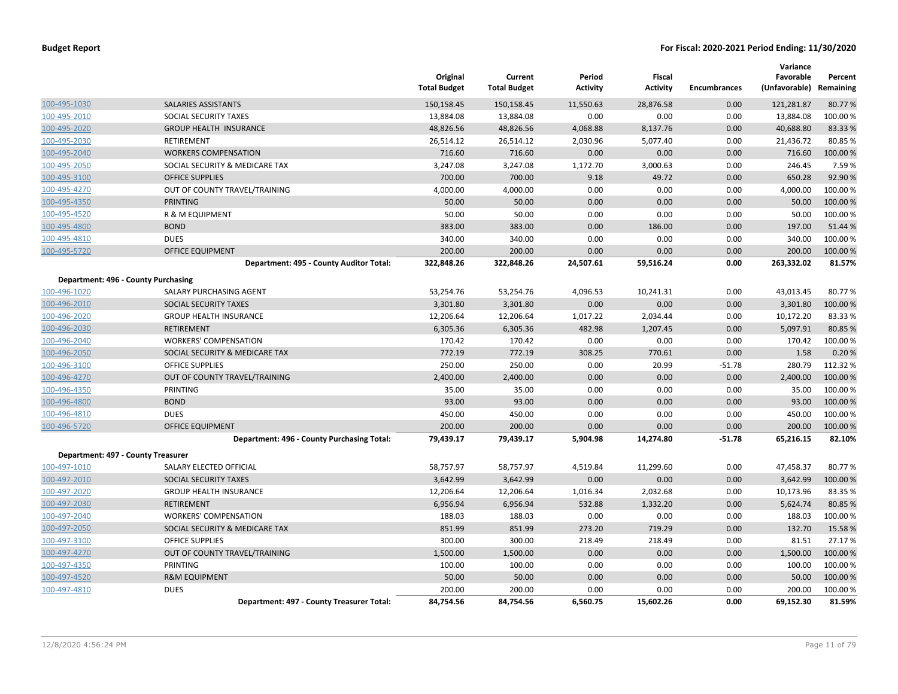**Budget Report** — For Fiscal: 2020-2021 Period Ending: 11/30/2020

| | | Original Total Budget | Current Total Budget | Period Activity | Fiscal Activity | Encumbrances | Variance Favorable (Unfavorable) | Percent Remaining |
|---|---|---|---|---|---|---|---|---|
| 100-495-1030 | SALARIES ASSISTANTS | 150,158.45 | 150,158.45 | 11,550.63 | 28,876.58 | 0.00 | 121,281.87 | 80.77 % |
| 100-495-2010 | SOCIAL SECURITY TAXES | 13,884.08 | 13,884.08 | 0.00 | 0.00 | 0.00 | 13,884.08 | 100.00 % |
| 100-495-2020 | GROUP HEALTH INSURANCE | 48,826.56 | 48,826.56 | 4,068.88 | 8,137.76 | 0.00 | 40,688.80 | 83.33 % |
| 100-495-2030 | RETIREMENT | 26,514.12 | 26,514.12 | 2,030.96 | 5,077.40 | 0.00 | 21,436.72 | 80.85 % |
| 100-495-2040 | WORKERS COMPENSATION | 716.60 | 716.60 | 0.00 | 0.00 | 0.00 | 716.60 | 100.00 % |
| 100-495-2050 | SOCIAL SECURITY & MEDICARE TAX | 3,247.08 | 3,247.08 | 1,172.70 | 3,000.63 | 0.00 | 246.45 | 7.59 % |
| 100-495-3100 | OFFICE SUPPLIES | 700.00 | 700.00 | 9.18 | 49.72 | 0.00 | 650.28 | 92.90 % |
| 100-495-4270 | OUT OF COUNTY TRAVEL/TRAINING | 4,000.00 | 4,000.00 | 0.00 | 0.00 | 0.00 | 4,000.00 | 100.00 % |
| 100-495-4350 | PRINTING | 50.00 | 50.00 | 0.00 | 0.00 | 0.00 | 50.00 | 100.00 % |
| 100-495-4520 | R & M EQUIPMENT | 50.00 | 50.00 | 0.00 | 0.00 | 0.00 | 50.00 | 100.00 % |
| 100-495-4800 | BOND | 383.00 | 383.00 | 0.00 | 186.00 | 0.00 | 197.00 | 51.44 % |
| 100-495-4810 | DUES | 340.00 | 340.00 | 0.00 | 0.00 | 0.00 | 340.00 | 100.00 % |
| 100-495-5720 | OFFICE EQUIPMENT | 200.00 | 200.00 | 0.00 | 0.00 | 0.00 | 200.00 | 100.00 % |
| | **Department: 495 - County Auditor Total:** | **322,848.26** | **322,848.26** | **24,507.61** | **59,516.24** | **0.00** | **263,332.02** | **81.57%** |
| **Department: 496 - County Purchasing** | | | | | | | | |
| 100-496-1020 | SALARY PURCHASING AGENT | 53,254.76 | 53,254.76 | 4,096.53 | 10,241.31 | 0.00 | 43,013.45 | 80.77 % |
| 100-496-2010 | SOCIAL SECURITY TAXES | 3,301.80 | 3,301.80 | 0.00 | 0.00 | 0.00 | 3,301.80 | 100.00 % |
| 100-496-2020 | GROUP HEALTH INSURANCE | 12,206.64 | 12,206.64 | 1,017.22 | 2,034.44 | 0.00 | 10,172.20 | 83.33 % |
| 100-496-2030 | RETIREMENT | 6,305.36 | 6,305.36 | 482.98 | 1,207.45 | 0.00 | 5,097.91 | 80.85 % |
| 100-496-2040 | WORKERS' COMPENSATION | 170.42 | 170.42 | 0.00 | 0.00 | 0.00 | 170.42 | 100.00 % |
| 100-496-2050 | SOCIAL SECURITY & MEDICARE TAX | 772.19 | 772.19 | 308.25 | 770.61 | 0.00 | 1.58 | 0.20 % |
| 100-496-3100 | OFFICE SUPPLIES | 250.00 | 250.00 | 0.00 | 20.99 | -51.78 | 280.79 | 112.32 % |
| 100-496-4270 | OUT OF COUNTY TRAVEL/TRAINING | 2,400.00 | 2,400.00 | 0.00 | 0.00 | 0.00 | 2,400.00 | 100.00 % |
| 100-496-4350 | PRINTING | 35.00 | 35.00 | 0.00 | 0.00 | 0.00 | 35.00 | 100.00 % |
| 100-496-4800 | BOND | 93.00 | 93.00 | 0.00 | 0.00 | 0.00 | 93.00 | 100.00 % |
| 100-496-4810 | DUES | 450.00 | 450.00 | 0.00 | 0.00 | 0.00 | 450.00 | 100.00 % |
| 100-496-5720 | OFFICE EQUIPMENT | 200.00 | 200.00 | 0.00 | 0.00 | 0.00 | 200.00 | 100.00 % |
| | **Department: 496 - County Purchasing Total:** | **79,439.17** | **79,439.17** | **5,904.98** | **14,274.80** | **-51.78** | **65,216.15** | **82.10%** |
| **Department: 497 - County Treasurer** | | | | | | | | |
| 100-497-1010 | SALARY ELECTED OFFICIAL | 58,757.97 | 58,757.97 | 4,519.84 | 11,299.60 | 0.00 | 47,458.37 | 80.77 % |
| 100-497-2010 | SOCIAL SECURITY TAXES | 3,642.99 | 3,642.99 | 0.00 | 0.00 | 0.00 | 3,642.99 | 100.00 % |
| 100-497-2020 | GROUP HEALTH INSURANCE | 12,206.64 | 12,206.64 | 1,016.34 | 2,032.68 | 0.00 | 10,173.96 | 83.35 % |
| 100-497-2030 | RETIREMENT | 6,956.94 | 6,956.94 | 532.88 | 1,332.20 | 0.00 | 5,624.74 | 80.85 % |
| 100-497-2040 | WORKERS' COMPENSATION | 188.03 | 188.03 | 0.00 | 0.00 | 0.00 | 188.03 | 100.00 % |
| 100-497-2050 | SOCIAL SECURITY & MEDICARE TAX | 851.99 | 851.99 | 273.20 | 719.29 | 0.00 | 132.70 | 15.58 % |
| 100-497-3100 | OFFICE SUPPLIES | 300.00 | 300.00 | 218.49 | 218.49 | 0.00 | 81.51 | 27.17 % |
| 100-497-4270 | OUT OF COUNTY TRAVEL/TRAINING | 1,500.00 | 1,500.00 | 0.00 | 0.00 | 0.00 | 1,500.00 | 100.00 % |
| 100-497-4350 | PRINTING | 100.00 | 100.00 | 0.00 | 0.00 | 0.00 | 100.00 | 100.00 % |
| 100-497-4520 | R&M EQUIPMENT | 50.00 | 50.00 | 0.00 | 0.00 | 0.00 | 50.00 | 100.00 % |
| 100-497-4810 | DUES | 200.00 | 200.00 | 0.00 | 0.00 | 0.00 | 200.00 | 100.00 % |
| | **Department: 497 - County Treasurer Total:** | **84,754.56** | **84,754.56** | **6,560.75** | **15,602.26** | **0.00** | **69,152.30** | **81.59%** |

12/8/2020 4:56:24 PM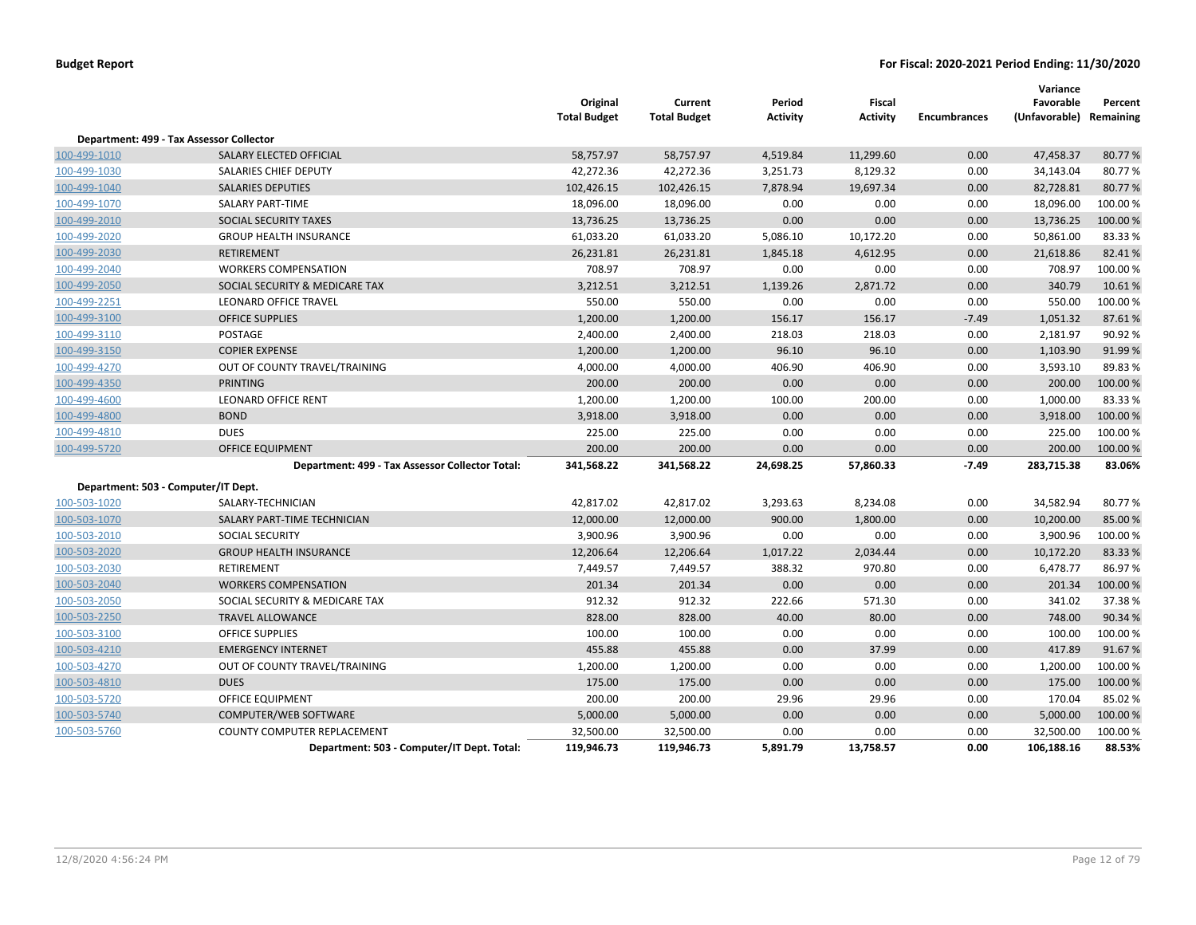**Budget Report** — **For Fiscal: 2020-2021 Period Ending: 11/30/2020**

| | | Original Total Budget | Current Total Budget | Period Activity | Fiscal Activity | Encumbrances | Variance Favorable (Unfavorable) | Percent Remaining |
|---|---|---|---|---|---|---|---|---|
| **Department: 499 - Tax Assessor Collector** | | | | | | | | |
| 100-499-1010 | SALARY ELECTED OFFICIAL | 58,757.97 | 58,757.97 | 4,519.84 | 11,299.60 | 0.00 | 47,458.37 | 80.77 % |
| 100-499-1030 | SALARIES CHIEF DEPUTY | 42,272.36 | 42,272.36 | 3,251.73 | 8,129.32 | 0.00 | 34,143.04 | 80.77 % |
| 100-499-1040 | SALARIES DEPUTIES | 102,426.15 | 102,426.15 | 7,878.94 | 19,697.34 | 0.00 | 82,728.81 | 80.77 % |
| 100-499-1070 | SALARY PART-TIME | 18,096.00 | 18,096.00 | 0.00 | 0.00 | 0.00 | 18,096.00 | 100.00 % |
| 100-499-2010 | SOCIAL SECURITY TAXES | 13,736.25 | 13,736.25 | 0.00 | 0.00 | 0.00 | 13,736.25 | 100.00 % |
| 100-499-2020 | GROUP HEALTH INSURANCE | 61,033.20 | 61,033.20 | 5,086.10 | 10,172.20 | 0.00 | 50,861.00 | 83.33 % |
| 100-499-2030 | RETIREMENT | 26,231.81 | 26,231.81 | 1,845.18 | 4,612.95 | 0.00 | 21,618.86 | 82.41 % |
| 100-499-2040 | WORKERS COMPENSATION | 708.97 | 708.97 | 0.00 | 0.00 | 0.00 | 708.97 | 100.00 % |
| 100-499-2050 | SOCIAL SECURITY & MEDICARE TAX | 3,212.51 | 3,212.51 | 1,139.26 | 2,871.72 | 0.00 | 340.79 | 10.61 % |
| 100-499-2251 | LEONARD OFFICE TRAVEL | 550.00 | 550.00 | 0.00 | 0.00 | 0.00 | 550.00 | 100.00 % |
| 100-499-3100 | OFFICE SUPPLIES | 1,200.00 | 1,200.00 | 156.17 | 156.17 | -7.49 | 1,051.32 | 87.61 % |
| 100-499-3110 | POSTAGE | 2,400.00 | 2,400.00 | 218.03 | 218.03 | 0.00 | 2,181.97 | 90.92 % |
| 100-499-3150 | COPIER EXPENSE | 1,200.00 | 1,200.00 | 96.10 | 96.10 | 0.00 | 1,103.90 | 91.99 % |
| 100-499-4270 | OUT OF COUNTY TRAVEL/TRAINING | 4,000.00 | 4,000.00 | 406.90 | 406.90 | 0.00 | 3,593.10 | 89.83 % |
| 100-499-4350 | PRINTING | 200.00 | 200.00 | 0.00 | 0.00 | 0.00 | 200.00 | 100.00 % |
| 100-499-4600 | LEONARD OFFICE RENT | 1,200.00 | 1,200.00 | 100.00 | 200.00 | 0.00 | 1,000.00 | 83.33 % |
| 100-499-4800 | BOND | 3,918.00 | 3,918.00 | 0.00 | 0.00 | 0.00 | 3,918.00 | 100.00 % |
| 100-499-4810 | DUES | 225.00 | 225.00 | 0.00 | 0.00 | 0.00 | 225.00 | 100.00 % |
| 100-499-5720 | OFFICE EQUIPMENT | 200.00 | 200.00 | 0.00 | 0.00 | 0.00 | 200.00 | 100.00 % |
| | **Department: 499 - Tax Assessor Collector Total:** | **341,568.22** | **341,568.22** | **24,698.25** | **57,860.33** | **-7.49** | **283,715.38** | **83.06%** |
| **Department: 503 - Computer/IT Dept.** | | | | | | | | |
| 100-503-1020 | SALARY-TECHNICIAN | 42,817.02 | 42,817.02 | 3,293.63 | 8,234.08 | 0.00 | 34,582.94 | 80.77 % |
| 100-503-1070 | SALARY PART-TIME TECHNICIAN | 12,000.00 | 12,000.00 | 900.00 | 1,800.00 | 0.00 | 10,200.00 | 85.00 % |
| 100-503-2010 | SOCIAL SECURITY | 3,900.96 | 3,900.96 | 0.00 | 0.00 | 0.00 | 3,900.96 | 100.00 % |
| 100-503-2020 | GROUP HEALTH INSURANCE | 12,206.64 | 12,206.64 | 1,017.22 | 2,034.44 | 0.00 | 10,172.20 | 83.33 % |
| 100-503-2030 | RETIREMENT | 7,449.57 | 7,449.57 | 388.32 | 970.80 | 0.00 | 6,478.77 | 86.97 % |
| 100-503-2040 | WORKERS COMPENSATION | 201.34 | 201.34 | 0.00 | 0.00 | 0.00 | 201.34 | 100.00 % |
| 100-503-2050 | SOCIAL SECURITY & MEDICARE TAX | 912.32 | 912.32 | 222.66 | 571.30 | 0.00 | 341.02 | 37.38 % |
| 100-503-2250 | TRAVEL ALLOWANCE | 828.00 | 828.00 | 40.00 | 80.00 | 0.00 | 748.00 | 90.34 % |
| 100-503-3100 | OFFICE SUPPLIES | 100.00 | 100.00 | 0.00 | 0.00 | 0.00 | 100.00 | 100.00 % |
| 100-503-4210 | EMERGENCY INTERNET | 455.88 | 455.88 | 0.00 | 37.99 | 0.00 | 417.89 | 91.67 % |
| 100-503-4270 | OUT OF COUNTY TRAVEL/TRAINING | 1,200.00 | 1,200.00 | 0.00 | 0.00 | 0.00 | 1,200.00 | 100.00 % |
| 100-503-4810 | DUES | 175.00 | 175.00 | 0.00 | 0.00 | 0.00 | 175.00 | 100.00 % |
| 100-503-5720 | OFFICE EQUIPMENT | 200.00 | 200.00 | 29.96 | 29.96 | 0.00 | 170.04 | 85.02 % |
| 100-503-5740 | COMPUTER/WEB SOFTWARE | 5,000.00 | 5,000.00 | 0.00 | 0.00 | 0.00 | 5,000.00 | 100.00 % |
| 100-503-5760 | COUNTY COMPUTER REPLACEMENT | 32,500.00 | 32,500.00 | 0.00 | 0.00 | 0.00 | 32,500.00 | 100.00 % |
| | **Department: 503 - Computer/IT Dept. Total:** | **119,946.73** | **119,946.73** | **5,891.79** | **13,758.57** | **0.00** | **106,188.16** | **88.53%** |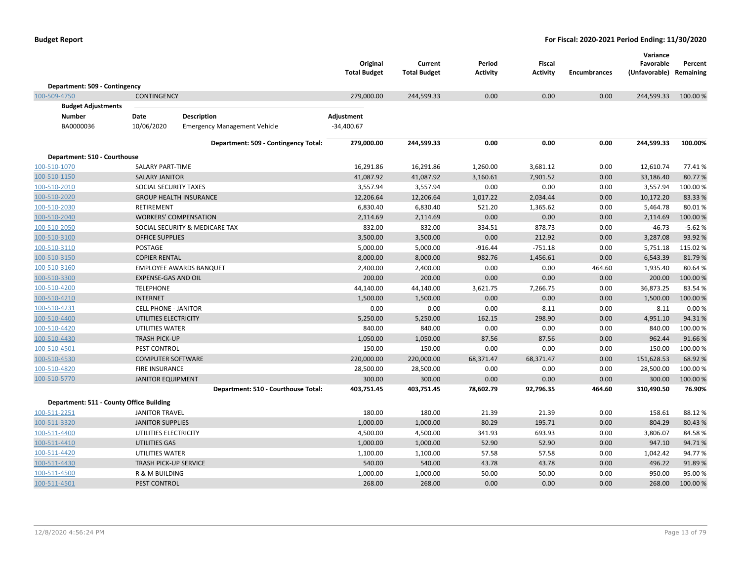**Budget Report** — For Fiscal: 2020-2021 Period Ending: 11/30/2020

| | | Original Total Budget | Current Total Budget | Period Activity | Fiscal Activity | Encumbrances | Variance Favorable (Unfavorable) | Percent Remaining |
|---|---|---|---|---|---|---|---|---|
| **Department: 509 - Contingency** | | | | | | | | |
| 100-509-4750 | CONTINGENCY | 279,000.00 | 244,599.33 | 0.00 | 0.00 | 0.00 | 244,599.33 | 100.00 % |

**Budget Adjustments**

| Number | Date | Description | Adjustment |
|---|---|---|---|
| BA0000036 | 10/06/2020 | Emergency Management Vehicle | -34,400.67 |

| | | Original Total Budget | Current Total Budget | Period Activity | Fiscal Activity | Encumbrances | Variance Favorable (Unfavorable) | Percent Remaining |
|---|---|---|---|---|---|---|---|---|
| | **Department: 509 - Contingency Total:** | **279,000.00** | **244,599.33** | **0.00** | **0.00** | **0.00** | **244,599.33** | **100.00%** |
| **Department: 510 - Courthouse** | | | | | | | | |
| 100-510-1070 | SALARY PART-TIME | 16,291.86 | 16,291.86 | 1,260.00 | 3,681.12 | 0.00 | 12,610.74 | 77.41 % |
| 100-510-1150 | SALARY JANITOR | 41,087.92 | 41,087.92 | 3,160.61 | 7,901.52 | 0.00 | 33,186.40 | 80.77 % |
| 100-510-2010 | SOCIAL SECURITY TAXES | 3,557.94 | 3,557.94 | 0.00 | 0.00 | 0.00 | 3,557.94 | 100.00 % |
| 100-510-2020 | GROUP HEALTH INSURANCE | 12,206.64 | 12,206.64 | 1,017.22 | 2,034.44 | 0.00 | 10,172.20 | 83.33 % |
| 100-510-2030 | RETIREMENT | 6,830.40 | 6,830.40 | 521.20 | 1,365.62 | 0.00 | 5,464.78 | 80.01 % |
| 100-510-2040 | WORKERS' COMPENSATION | 2,114.69 | 2,114.69 | 0.00 | 0.00 | 0.00 | 2,114.69 | 100.00 % |
| 100-510-2050 | SOCIAL SECURITY & MEDICARE TAX | 832.00 | 832.00 | 334.51 | 878.73 | 0.00 | -46.73 | -5.62 % |
| 100-510-3100 | OFFICE SUPPLIES | 3,500.00 | 3,500.00 | 0.00 | 212.92 | 0.00 | 3,287.08 | 93.92 % |
| 100-510-3110 | POSTAGE | 5,000.00 | 5,000.00 | -916.44 | -751.18 | 0.00 | 5,751.18 | 115.02 % |
| 100-510-3150 | COPIER RENTAL | 8,000.00 | 8,000.00 | 982.76 | 1,456.61 | 0.00 | 6,543.39 | 81.79 % |
| 100-510-3160 | EMPLOYEE AWARDS BANQUET | 2,400.00 | 2,400.00 | 0.00 | 0.00 | 464.60 | 1,935.40 | 80.64 % |
| 100-510-3300 | EXPENSE-GAS AND OIL | 200.00 | 200.00 | 0.00 | 0.00 | 0.00 | 200.00 | 100.00 % |
| 100-510-4200 | TELEPHONE | 44,140.00 | 44,140.00 | 3,621.75 | 7,266.75 | 0.00 | 36,873.25 | 83.54 % |
| 100-510-4210 | INTERNET | 1,500.00 | 1,500.00 | 0.00 | 0.00 | 0.00 | 1,500.00 | 100.00 % |
| 100-510-4231 | CELL PHONE - JANITOR | 0.00 | 0.00 | 0.00 | -8.11 | 0.00 | 8.11 | 0.00 % |
| 100-510-4400 | UTILITIES ELECTRICITY | 5,250.00 | 5,250.00 | 162.15 | 298.90 | 0.00 | 4,951.10 | 94.31 % |
| 100-510-4420 | UTILITIES WATER | 840.00 | 840.00 | 0.00 | 0.00 | 0.00 | 840.00 | 100.00 % |
| 100-510-4430 | TRASH PICK-UP | 1,050.00 | 1,050.00 | 87.56 | 87.56 | 0.00 | 962.44 | 91.66 % |
| 100-510-4501 | PEST CONTROL | 150.00 | 150.00 | 0.00 | 0.00 | 0.00 | 150.00 | 100.00 % |
| 100-510-4530 | COMPUTER SOFTWARE | 220,000.00 | 220,000.00 | 68,371.47 | 68,371.47 | 0.00 | 151,628.53 | 68.92 % |
| 100-510-4820 | FIRE INSURANCE | 28,500.00 | 28,500.00 | 0.00 | 0.00 | 0.00 | 28,500.00 | 100.00 % |
| 100-510-5770 | JANITOR EQUIPMENT | 300.00 | 300.00 | 0.00 | 0.00 | 0.00 | 300.00 | 100.00 % |
| | **Department: 510 - Courthouse Total:** | **403,751.45** | **403,751.45** | **78,602.79** | **92,796.35** | **464.60** | **310,490.50** | **76.90%** |
| **Department: 511 - County Office Building** | | | | | | | | |
| 100-511-2251 | JANITOR TRAVEL | 180.00 | 180.00 | 21.39 | 21.39 | 0.00 | 158.61 | 88.12 % |
| 100-511-3320 | JANITOR SUPPLIES | 1,000.00 | 1,000.00 | 80.29 | 195.71 | 0.00 | 804.29 | 80.43 % |
| 100-511-4400 | UTILITIES ELECTRICITY | 4,500.00 | 4,500.00 | 341.93 | 693.93 | 0.00 | 3,806.07 | 84.58 % |
| 100-511-4410 | UTILITIES GAS | 1,000.00 | 1,000.00 | 52.90 | 52.90 | 0.00 | 947.10 | 94.71 % |
| 100-511-4420 | UTILITIES WATER | 1,100.00 | 1,100.00 | 57.58 | 57.58 | 0.00 | 1,042.42 | 94.77 % |
| 100-511-4430 | TRASH PICK-UP SERVICE | 540.00 | 540.00 | 43.78 | 43.78 | 0.00 | 496.22 | 91.89 % |
| 100-511-4500 | R & M BUILDING | 1,000.00 | 1,000.00 | 50.00 | 50.00 | 0.00 | 950.00 | 95.00 % |
| 100-511-4501 | PEST CONTROL | 268.00 | 268.00 | 0.00 | 0.00 | 0.00 | 268.00 | 100.00 % |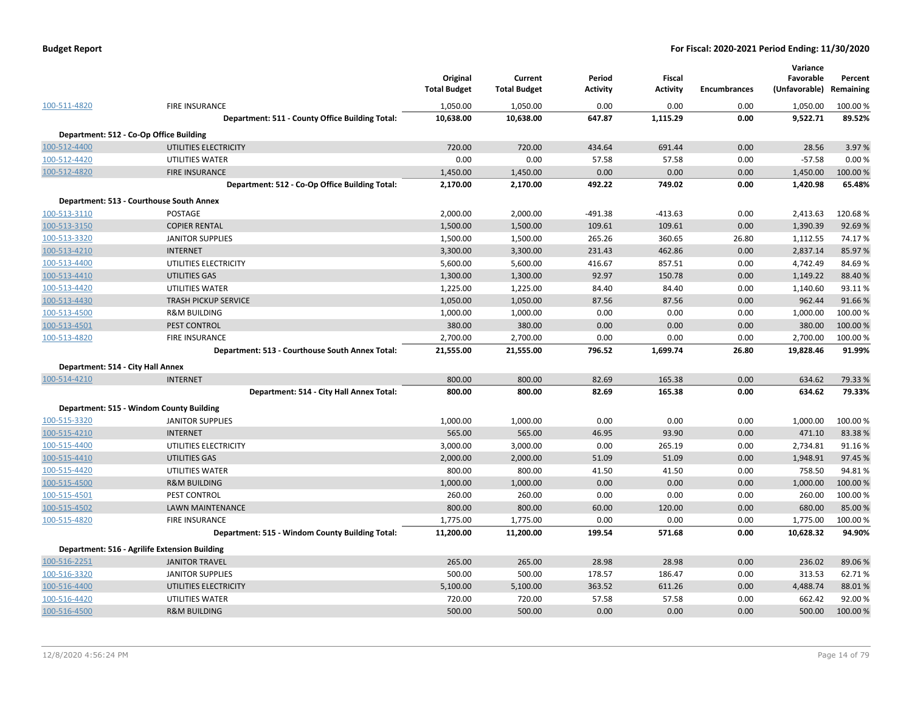## Budget Report

**For Fiscal: 2020-2021 Period Ending: 11/30/2020**

| | | Original Total Budget | Current Total Budget | Period Activity | Fiscal Activity | Encumbrances | Variance Favorable (Unfavorable) | Percent Remaining |
|---|---|---|---|---|---|---|---|---|
| 100-511-4820 | FIRE INSURANCE | 1,050.00 | 1,050.00 | 0.00 | 0.00 | 0.00 | 1,050.00 | 100.00 % |
| | **Department: 511 - County Office Building Total:** | **10,638.00** | **10,638.00** | **647.87** | **1,115.29** | **0.00** | **9,522.71** | **89.52%** |
| **Department: 512 - Co-Op Office Building** | | | | | | | | |
| 100-512-4400 | UTILITIES ELECTRICITY | 720.00 | 720.00 | 434.64 | 691.44 | 0.00 | 28.56 | 3.97 % |
| 100-512-4420 | UTILITIES WATER | 0.00 | 0.00 | 57.58 | 57.58 | 0.00 | -57.58 | 0.00 % |
| 100-512-4820 | FIRE INSURANCE | 1,450.00 | 1,450.00 | 0.00 | 0.00 | 0.00 | 1,450.00 | 100.00 % |
| | **Department: 512 - Co-Op Office Building Total:** | **2,170.00** | **2,170.00** | **492.22** | **749.02** | **0.00** | **1,420.98** | **65.48%** |
| **Department: 513 - Courthouse South Annex** | | | | | | | | |
| 100-513-3110 | POSTAGE | 2,000.00 | 2,000.00 | -491.38 | -413.63 | 0.00 | 2,413.63 | 120.68 % |
| 100-513-3150 | COPIER RENTAL | 1,500.00 | 1,500.00 | 109.61 | 109.61 | 0.00 | 1,390.39 | 92.69 % |
| 100-513-3320 | JANITOR SUPPLIES | 1,500.00 | 1,500.00 | 265.26 | 360.65 | 26.80 | 1,112.55 | 74.17 % |
| 100-513-4210 | INTERNET | 3,300.00 | 3,300.00 | 231.43 | 462.86 | 0.00 | 2,837.14 | 85.97 % |
| 100-513-4400 | UTILITIES ELECTRICITY | 5,600.00 | 5,600.00 | 416.67 | 857.51 | 0.00 | 4,742.49 | 84.69 % |
| 100-513-4410 | UTILITIES GAS | 1,300.00 | 1,300.00 | 92.97 | 150.78 | 0.00 | 1,149.22 | 88.40 % |
| 100-513-4420 | UTILITIES WATER | 1,225.00 | 1,225.00 | 84.40 | 84.40 | 0.00 | 1,140.60 | 93.11 % |
| 100-513-4430 | TRASH PICKUP SERVICE | 1,050.00 | 1,050.00 | 87.56 | 87.56 | 0.00 | 962.44 | 91.66 % |
| 100-513-4500 | R&M BUILDING | 1,000.00 | 1,000.00 | 0.00 | 0.00 | 0.00 | 1,000.00 | 100.00 % |
| 100-513-4501 | PEST CONTROL | 380.00 | 380.00 | 0.00 | 0.00 | 0.00 | 380.00 | 100.00 % |
| 100-513-4820 | FIRE INSURANCE | 2,700.00 | 2,700.00 | 0.00 | 0.00 | 0.00 | 2,700.00 | 100.00 % |
| | **Department: 513 - Courthouse South Annex Total:** | **21,555.00** | **21,555.00** | **796.52** | **1,699.74** | **26.80** | **19,828.46** | **91.99%** |
| **Department: 514 - City Hall Annex** | | | | | | | | |
| 100-514-4210 | INTERNET | 800.00 | 800.00 | 82.69 | 165.38 | 0.00 | 634.62 | 79.33 % |
| | **Department: 514 - City Hall Annex Total:** | **800.00** | **800.00** | **82.69** | **165.38** | **0.00** | **634.62** | **79.33%** |
| **Department: 515 - Windom County Building** | | | | | | | | |
| 100-515-3320 | JANITOR SUPPLIES | 1,000.00 | 1,000.00 | 0.00 | 0.00 | 0.00 | 1,000.00 | 100.00 % |
| 100-515-4210 | INTERNET | 565.00 | 565.00 | 46.95 | 93.90 | 0.00 | 471.10 | 83.38 % |
| 100-515-4400 | UTILITIES ELECTRICITY | 3,000.00 | 3,000.00 | 0.00 | 265.19 | 0.00 | 2,734.81 | 91.16 % |
| 100-515-4410 | UTILITIES GAS | 2,000.00 | 2,000.00 | 51.09 | 51.09 | 0.00 | 1,948.91 | 97.45 % |
| 100-515-4420 | UTILITIES WATER | 800.00 | 800.00 | 41.50 | 41.50 | 0.00 | 758.50 | 94.81 % |
| 100-515-4500 | R&M BUILDING | 1,000.00 | 1,000.00 | 0.00 | 0.00 | 0.00 | 1,000.00 | 100.00 % |
| 100-515-4501 | PEST CONTROL | 260.00 | 260.00 | 0.00 | 0.00 | 0.00 | 260.00 | 100.00 % |
| 100-515-4502 | LAWN MAINTENANCE | 800.00 | 800.00 | 60.00 | 120.00 | 0.00 | 680.00 | 85.00 % |
| 100-515-4820 | FIRE INSURANCE | 1,775.00 | 1,775.00 | 0.00 | 0.00 | 0.00 | 1,775.00 | 100.00 % |
| | **Department: 515 - Windom County Building Total:** | **11,200.00** | **11,200.00** | **199.54** | **571.68** | **0.00** | **10,628.32** | **94.90%** |
| **Department: 516 - Agrilife Extension Building** | | | | | | | | |
| 100-516-2251 | JANITOR TRAVEL | 265.00 | 265.00 | 28.98 | 28.98 | 0.00 | 236.02 | 89.06 % |
| 100-516-3320 | JANITOR SUPPLIES | 500.00 | 500.00 | 178.57 | 186.47 | 0.00 | 313.53 | 62.71 % |
| 100-516-4400 | UTILITIES ELECTRICITY | 5,100.00 | 5,100.00 | 363.52 | 611.26 | 0.00 | 4,488.74 | 88.01 % |
| 100-516-4420 | UTILITIES WATER | 720.00 | 720.00 | 57.58 | 57.58 | 0.00 | 662.42 | 92.00 % |
| 100-516-4500 | R&M BUILDING | 500.00 | 500.00 | 0.00 | 0.00 | 0.00 | 500.00 | 100.00 % |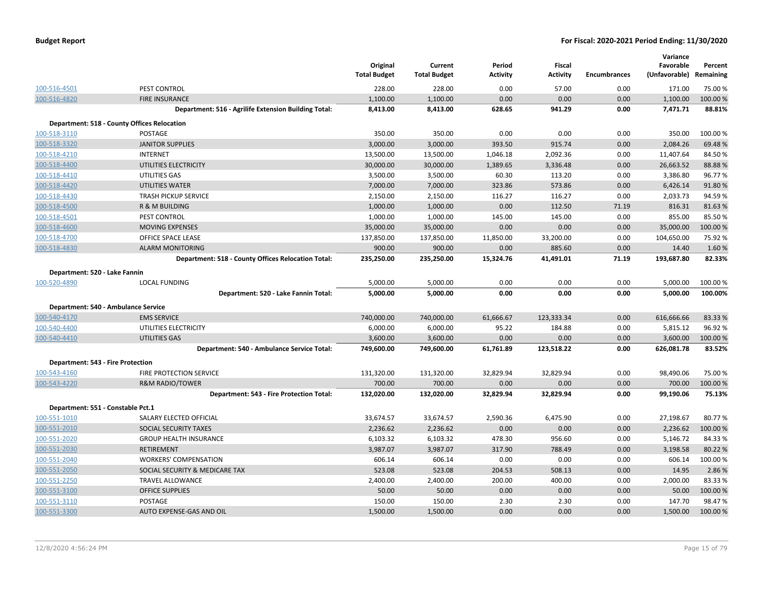| | | Original Total Budget | Current Total Budget | Period Activity | Fiscal Activity | Encumbrances | Variance Favorable (Unfavorable) | Percent Remaining |
|---|---|---|---|---|---|---|---|---|
| 100-516-4501 | PEST CONTROL | 228.00 | 228.00 | 0.00 | 57.00 | 0.00 | 171.00 | 75.00 % |
| 100-516-4820 | FIRE INSURANCE | 1,100.00 | 1,100.00 | 0.00 | 0.00 | 0.00 | 1,100.00 | 100.00 % |
| | **Department: 516 - Agrilife Extension Building Total:** | **8,413.00** | **8,413.00** | **628.65** | **941.29** | **0.00** | **7,471.71** | **88.81%** |
| **Department: 518 - County Offices Relocation** | | | | | | | | |
| 100-518-3110 | POSTAGE | 350.00 | 350.00 | 0.00 | 0.00 | 0.00 | 350.00 | 100.00 % |
| 100-518-3320 | JANITOR SUPPLIES | 3,000.00 | 3,000.00 | 393.50 | 915.74 | 0.00 | 2,084.26 | 69.48 % |
| 100-518-4210 | INTERNET | 13,500.00 | 13,500.00 | 1,046.18 | 2,092.36 | 0.00 | 11,407.64 | 84.50 % |
| 100-518-4400 | UTILITIES ELECTRICITY | 30,000.00 | 30,000.00 | 1,389.65 | 3,336.48 | 0.00 | 26,663.52 | 88.88 % |
| 100-518-4410 | UTILITIES GAS | 3,500.00 | 3,500.00 | 60.30 | 113.20 | 0.00 | 3,386.80 | 96.77 % |
| 100-518-4420 | UTILITIES WATER | 7,000.00 | 7,000.00 | 323.86 | 573.86 | 0.00 | 6,426.14 | 91.80 % |
| 100-518-4430 | TRASH PICKUP SERVICE | 2,150.00 | 2,150.00 | 116.27 | 116.27 | 0.00 | 2,033.73 | 94.59 % |
| 100-518-4500 | R & M BUILDING | 1,000.00 | 1,000.00 | 0.00 | 112.50 | 71.19 | 816.31 | 81.63 % |
| 100-518-4501 | PEST CONTROL | 1,000.00 | 1,000.00 | 145.00 | 145.00 | 0.00 | 855.00 | 85.50 % |
| 100-518-4600 | MOVING EXPENSES | 35,000.00 | 35,000.00 | 0.00 | 0.00 | 0.00 | 35,000.00 | 100.00 % |
| 100-518-4700 | OFFICE SPACE LEASE | 137,850.00 | 137,850.00 | 11,850.00 | 33,200.00 | 0.00 | 104,650.00 | 75.92 % |
| 100-518-4830 | ALARM MONITORING | 900.00 | 900.00 | 0.00 | 885.60 | 0.00 | 14.40 | 1.60 % |
| | **Department: 518 - County Offices Relocation Total:** | **235,250.00** | **235,250.00** | **15,324.76** | **41,491.01** | **71.19** | **193,687.80** | **82.33%** |
| **Department: 520 - Lake Fannin** | | | | | | | | |
| 100-520-4890 | LOCAL FUNDING | 5,000.00 | 5,000.00 | 0.00 | 0.00 | 0.00 | 5,000.00 | 100.00 % |
| | **Department: 520 - Lake Fannin Total:** | **5,000.00** | **5,000.00** | **0.00** | **0.00** | **0.00** | **5,000.00** | **100.00%** |
| **Department: 540 - Ambulance Service** | | | | | | | | |
| 100-540-4170 | EMS SERVICE | 740,000.00 | 740,000.00 | 61,666.67 | 123,333.34 | 0.00 | 616,666.66 | 83.33 % |
| 100-540-4400 | UTILITIES ELECTRICITY | 6,000.00 | 6,000.00 | 95.22 | 184.88 | 0.00 | 5,815.12 | 96.92 % |
| 100-540-4410 | UTILITIES GAS | 3,600.00 | 3,600.00 | 0.00 | 0.00 | 0.00 | 3,600.00 | 100.00 % |
| | **Department: 540 - Ambulance Service Total:** | **749,600.00** | **749,600.00** | **61,761.89** | **123,518.22** | **0.00** | **626,081.78** | **83.52%** |
| **Department: 543 - Fire Protection** | | | | | | | | |
| 100-543-4160 | FIRE PROTECTION SERVICE | 131,320.00 | 131,320.00 | 32,829.94 | 32,829.94 | 0.00 | 98,490.06 | 75.00 % |
| 100-543-4220 | R&M RADIO/TOWER | 700.00 | 700.00 | 0.00 | 0.00 | 0.00 | 700.00 | 100.00 % |
| | **Department: 543 - Fire Protection Total:** | **132,020.00** | **132,020.00** | **32,829.94** | **32,829.94** | **0.00** | **99,190.06** | **75.13%** |
| **Department: 551 - Constable Pct.1** | | | | | | | | |
| 100-551-1010 | SALARY ELECTED OFFICIAL | 33,674.57 | 33,674.57 | 2,590.36 | 6,475.90 | 0.00 | 27,198.67 | 80.77 % |
| 100-551-2010 | SOCIAL SECURITY TAXES | 2,236.62 | 2,236.62 | 0.00 | 0.00 | 0.00 | 2,236.62 | 100.00 % |
| 100-551-2020 | GROUP HEALTH INSURANCE | 6,103.32 | 6,103.32 | 478.30 | 956.60 | 0.00 | 5,146.72 | 84.33 % |
| 100-551-2030 | RETIREMENT | 3,987.07 | 3,987.07 | 317.90 | 788.49 | 0.00 | 3,198.58 | 80.22 % |
| 100-551-2040 | WORKERS' COMPENSATION | 606.14 | 606.14 | 0.00 | 0.00 | 0.00 | 606.14 | 100.00 % |
| 100-551-2050 | SOCIAL SECURITY & MEDICARE TAX | 523.08 | 523.08 | 204.53 | 508.13 | 0.00 | 14.95 | 2.86 % |
| 100-551-2250 | TRAVEL ALLOWANCE | 2,400.00 | 2,400.00 | 200.00 | 400.00 | 0.00 | 2,000.00 | 83.33 % |
| 100-551-3100 | OFFICE SUPPLIES | 50.00 | 50.00 | 0.00 | 0.00 | 0.00 | 50.00 | 100.00 % |
| 100-551-3110 | POSTAGE | 150.00 | 150.00 | 2.30 | 2.30 | 0.00 | 147.70 | 98.47 % |
| 100-551-3300 | AUTO EXPENSE-GAS AND OIL | 1,500.00 | 1,500.00 | 0.00 | 0.00 | 0.00 | 1,500.00 | 100.00 % |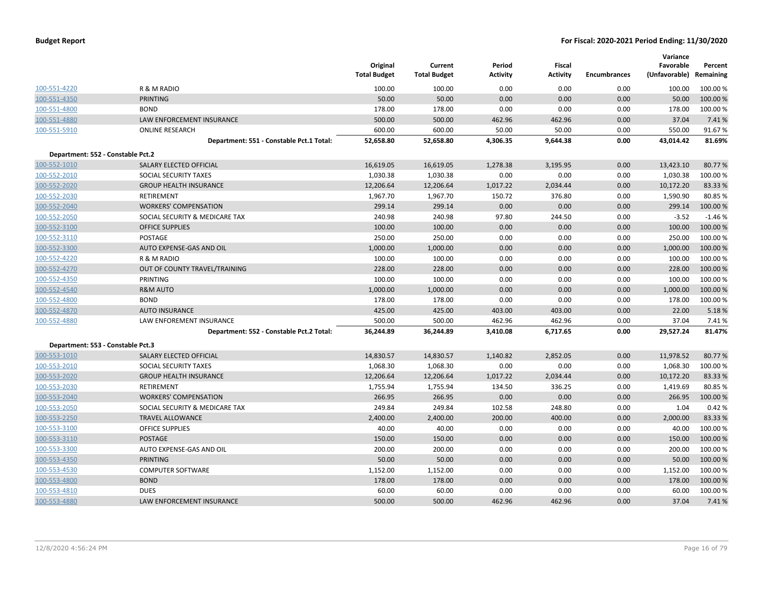| | | Original Total Budget | Current Total Budget | Period Activity | Fiscal Activity | Encumbrances | Variance Favorable (Unfavorable) | Percent Remaining |
|---|---|---|---|---|---|---|---|---|
| 100-551-4220 | R & M RADIO | 100.00 | 100.00 | 0.00 | 0.00 | 0.00 | 100.00 | 100.00 % |
| 100-551-4350 | PRINTING | 50.00 | 50.00 | 0.00 | 0.00 | 0.00 | 50.00 | 100.00 % |
| 100-551-4800 | BOND | 178.00 | 178.00 | 0.00 | 0.00 | 0.00 | 178.00 | 100.00 % |
| 100-551-4880 | LAW ENFORCEMENT INSURANCE | 500.00 | 500.00 | 462.96 | 462.96 | 0.00 | 37.04 | 7.41 % |
| 100-551-5910 | ONLINE RESEARCH | 600.00 | 600.00 | 50.00 | 50.00 | 0.00 | 550.00 | 91.67 % |
| | **Department: 551 - Constable Pct.1 Total:** | **52,658.80** | **52,658.80** | **4,306.35** | **9,644.38** | **0.00** | **43,014.42** | **81.69%** |
| **Department: 552 - Constable Pct.2** | | | | | | | | |
| 100-552-1010 | SALARY ELECTED OFFICIAL | 16,619.05 | 16,619.05 | 1,278.38 | 3,195.95 | 0.00 | 13,423.10 | 80.77 % |
| 100-552-2010 | SOCIAL SECURITY TAXES | 1,030.38 | 1,030.38 | 0.00 | 0.00 | 0.00 | 1,030.38 | 100.00 % |
| 100-552-2020 | GROUP HEALTH INSURANCE | 12,206.64 | 12,206.64 | 1,017.22 | 2,034.44 | 0.00 | 10,172.20 | 83.33 % |
| 100-552-2030 | RETIREMENT | 1,967.70 | 1,967.70 | 150.72 | 376.80 | 0.00 | 1,590.90 | 80.85 % |
| 100-552-2040 | WORKERS' COMPENSATION | 299.14 | 299.14 | 0.00 | 0.00 | 0.00 | 299.14 | 100.00 % |
| 100-552-2050 | SOCIAL SECURITY & MEDICARE TAX | 240.98 | 240.98 | 97.80 | 244.50 | 0.00 | -3.52 | -1.46 % |
| 100-552-3100 | OFFICE SUPPLIES | 100.00 | 100.00 | 0.00 | 0.00 | 0.00 | 100.00 | 100.00 % |
| 100-552-3110 | POSTAGE | 250.00 | 250.00 | 0.00 | 0.00 | 0.00 | 250.00 | 100.00 % |
| 100-552-3300 | AUTO EXPENSE-GAS AND OIL | 1,000.00 | 1,000.00 | 0.00 | 0.00 | 0.00 | 1,000.00 | 100.00 % |
| 100-552-4220 | R & M RADIO | 100.00 | 100.00 | 0.00 | 0.00 | 0.00 | 100.00 | 100.00 % |
| 100-552-4270 | OUT OF COUNTY TRAVEL/TRAINING | 228.00 | 228.00 | 0.00 | 0.00 | 0.00 | 228.00 | 100.00 % |
| 100-552-4350 | PRINTING | 100.00 | 100.00 | 0.00 | 0.00 | 0.00 | 100.00 | 100.00 % |
| 100-552-4540 | R&M AUTO | 1,000.00 | 1,000.00 | 0.00 | 0.00 | 0.00 | 1,000.00 | 100.00 % |
| 100-552-4800 | BOND | 178.00 | 178.00 | 0.00 | 0.00 | 0.00 | 178.00 | 100.00 % |
| 100-552-4870 | AUTO INSURANCE | 425.00 | 425.00 | 403.00 | 403.00 | 0.00 | 22.00 | 5.18 % |
| 100-552-4880 | LAW ENFOREMENT INSURANCE | 500.00 | 500.00 | 462.96 | 462.96 | 0.00 | 37.04 | 7.41 % |
| | **Department: 552 - Constable Pct.2 Total:** | **36,244.89** | **36,244.89** | **3,410.08** | **6,717.65** | **0.00** | **29,527.24** | **81.47%** |
| **Department: 553 - Constable Pct.3** | | | | | | | | |
| 100-553-1010 | SALARY ELECTED OFFICIAL | 14,830.57 | 14,830.57 | 1,140.82 | 2,852.05 | 0.00 | 11,978.52 | 80.77 % |
| 100-553-2010 | SOCIAL SECURITY TAXES | 1,068.30 | 1,068.30 | 0.00 | 0.00 | 0.00 | 1,068.30 | 100.00 % |
| 100-553-2020 | GROUP HEALTH INSURANCE | 12,206.64 | 12,206.64 | 1,017.22 | 2,034.44 | 0.00 | 10,172.20 | 83.33 % |
| 100-553-2030 | RETIREMENT | 1,755.94 | 1,755.94 | 134.50 | 336.25 | 0.00 | 1,419.69 | 80.85 % |
| 100-553-2040 | WORKERS' COMPENSATION | 266.95 | 266.95 | 0.00 | 0.00 | 0.00 | 266.95 | 100.00 % |
| 100-553-2050 | SOCIAL SECURITY & MEDICARE TAX | 249.84 | 249.84 | 102.58 | 248.80 | 0.00 | 1.04 | 0.42 % |
| 100-553-2250 | TRAVEL ALLOWANCE | 2,400.00 | 2,400.00 | 200.00 | 400.00 | 0.00 | 2,000.00 | 83.33 % |
| 100-553-3100 | OFFICE SUPPLIES | 40.00 | 40.00 | 0.00 | 0.00 | 0.00 | 40.00 | 100.00 % |
| 100-553-3110 | POSTAGE | 150.00 | 150.00 | 0.00 | 0.00 | 0.00 | 150.00 | 100.00 % |
| 100-553-3300 | AUTO EXPENSE-GAS AND OIL | 200.00 | 200.00 | 0.00 | 0.00 | 0.00 | 200.00 | 100.00 % |
| 100-553-4350 | PRINTING | 50.00 | 50.00 | 0.00 | 0.00 | 0.00 | 50.00 | 100.00 % |
| 100-553-4530 | COMPUTER SOFTWARE | 1,152.00 | 1,152.00 | 0.00 | 0.00 | 0.00 | 1,152.00 | 100.00 % |
| 100-553-4800 | BOND | 178.00 | 178.00 | 0.00 | 0.00 | 0.00 | 178.00 | 100.00 % |
| 100-553-4810 | DUES | 60.00 | 60.00 | 0.00 | 0.00 | 0.00 | 60.00 | 100.00 % |
| 100-553-4880 | LAW ENFORCEMENT INSURANCE | 500.00 | 500.00 | 462.96 | 462.96 | 0.00 | 37.04 | 7.41 % |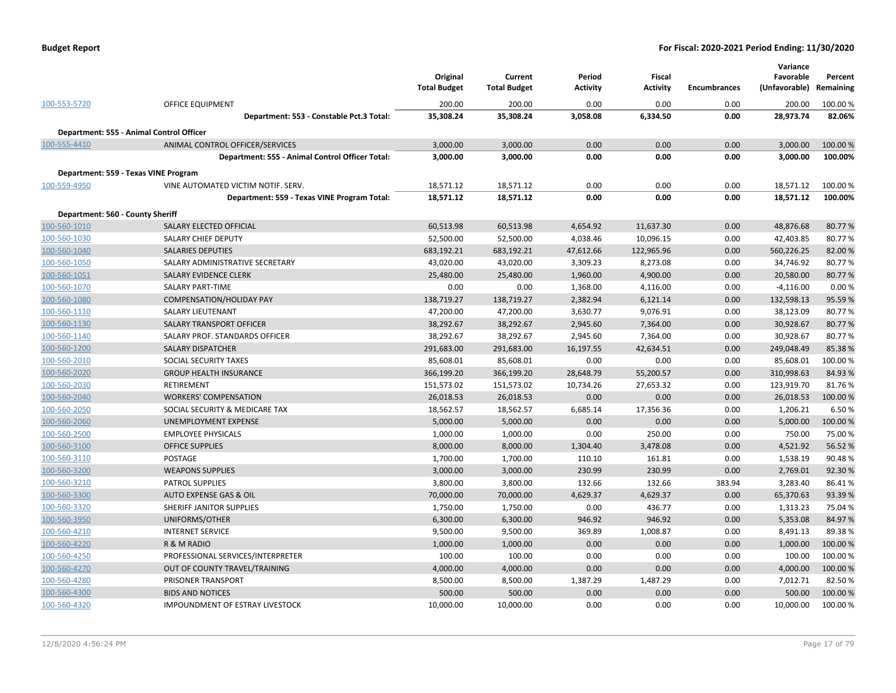| | | Original Total Budget | Current Total Budget | Period Activity | Fiscal Activity | Encumbrances | Variance Favorable (Unfavorable) | Percent Remaining |
|---|---|---|---|---|---|---|---|---|
| 100-553-5720 | OFFICE EQUIPMENT | 200.00 | 200.00 | 0.00 | 0.00 | 0.00 | 200.00 | 100.00 % |
| | **Department: 553 - Constable Pct.3 Total:** | **35,308.24** | **35,308.24** | **3,058.08** | **6,334.50** | **0.00** | **28,973.74** | **82.06%** |
| **Department: 555 - Animal Control Officer** | | | | | | | | |
| 100-555-4410 | ANIMAL CONTROL OFFICER/SERVICES | 3,000.00 | 3,000.00 | 0.00 | 0.00 | 0.00 | 3,000.00 | 100.00 % |
| | **Department: 555 - Animal Control Officer Total:** | **3,000.00** | **3,000.00** | **0.00** | **0.00** | **0.00** | **3,000.00** | **100.00%** |
| **Department: 559 - Texas VINE Program** | | | | | | | | |
| 100-559-4950 | VINE AUTOMATED VICTIM NOTIF. SERV. | 18,571.12 | 18,571.12 | 0.00 | 0.00 | 0.00 | 18,571.12 | 100.00 % |
| | **Department: 559 - Texas VINE Program Total:** | **18,571.12** | **18,571.12** | **0.00** | **0.00** | **0.00** | **18,571.12** | **100.00%** |
| **Department: 560 - County Sheriff** | | | | | | | | |
| 100-560-1010 | SALARY ELECTED OFFICIAL | 60,513.98 | 60,513.98 | 4,654.92 | 11,637.30 | 0.00 | 48,876.68 | 80.77 % |
| 100-560-1030 | SALARY CHIEF DEPUTY | 52,500.00 | 52,500.00 | 4,038.46 | 10,096.15 | 0.00 | 42,403.85 | 80.77 % |
| 100-560-1040 | SALARIES DEPUTIES | 683,192.21 | 683,192.21 | 47,612.66 | 122,965.96 | 0.00 | 560,226.25 | 82.00 % |
| 100-560-1050 | SALARY ADMINISTRATIVE SECRETARY | 43,020.00 | 43,020.00 | 3,309.23 | 8,273.08 | 0.00 | 34,746.92 | 80.77 % |
| 100-560-1051 | SALARY EVIDENCE CLERK | 25,480.00 | 25,480.00 | 1,960.00 | 4,900.00 | 0.00 | 20,580.00 | 80.77 % |
| 100-560-1070 | SALARY PART-TIME | 0.00 | 0.00 | 1,368.00 | 4,116.00 | 0.00 | -4,116.00 | 0.00 % |
| 100-560-1080 | COMPENSATION/HOLIDAY PAY | 138,719.27 | 138,719.27 | 2,382.94 | 6,121.14 | 0.00 | 132,598.13 | 95.59 % |
| 100-560-1110 | SALARY LIEUTENANT | 47,200.00 | 47,200.00 | 3,630.77 | 9,076.91 | 0.00 | 38,123.09 | 80.77 % |
| 100-560-1130 | SALARY TRANSPORT OFFICER | 38,292.67 | 38,292.67 | 2,945.60 | 7,364.00 | 0.00 | 30,928.67 | 80.77 % |
| 100-560-1140 | SALARY PROF. STANDARDS OFFICER | 38,292.67 | 38,292.67 | 2,945.60 | 7,364.00 | 0.00 | 30,928.67 | 80.77 % |
| 100-560-1200 | SALARY DISPATCHER | 291,683.00 | 291,683.00 | 16,197.55 | 42,634.51 | 0.00 | 249,048.49 | 85.38 % |
| 100-560-2010 | SOCIAL SECURITY TAXES | 85,608.01 | 85,608.01 | 0.00 | 0.00 | 0.00 | 85,608.01 | 100.00 % |
| 100-560-2020 | GROUP HEALTH INSURANCE | 366,199.20 | 366,199.20 | 28,648.79 | 55,200.57 | 0.00 | 310,998.63 | 84.93 % |
| 100-560-2030 | RETIREMENT | 151,573.02 | 151,573.02 | 10,734.26 | 27,653.32 | 0.00 | 123,919.70 | 81.76 % |
| 100-560-2040 | WORKERS' COMPENSATION | 26,018.53 | 26,018.53 | 0.00 | 0.00 | 0.00 | 26,018.53 | 100.00 % |
| 100-560-2050 | SOCIAL SECURITY & MEDICARE TAX | 18,562.57 | 18,562.57 | 6,685.14 | 17,356.36 | 0.00 | 1,206.21 | 6.50 % |
| 100-560-2060 | UNEMPLOYMENT EXPENSE | 5,000.00 | 5,000.00 | 0.00 | 0.00 | 0.00 | 5,000.00 | 100.00 % |
| 100-560-2500 | EMPLOYEE PHYSICALS | 1,000.00 | 1,000.00 | 0.00 | 250.00 | 0.00 | 750.00 | 75.00 % |
| 100-560-3100 | OFFICE SUPPLIES | 8,000.00 | 8,000.00 | 1,304.40 | 3,478.08 | 0.00 | 4,521.92 | 56.52 % |
| 100-560-3110 | POSTAGE | 1,700.00 | 1,700.00 | 110.10 | 161.81 | 0.00 | 1,538.19 | 90.48 % |
| 100-560-3200 | WEAPONS SUPPLIES | 3,000.00 | 3,000.00 | 230.99 | 230.99 | 0.00 | 2,769.01 | 92.30 % |
| 100-560-3210 | PATROL SUPPLIES | 3,800.00 | 3,800.00 | 132.66 | 132.66 | 383.94 | 3,283.40 | 86.41 % |
| 100-560-3300 | AUTO EXPENSE GAS & OIL | 70,000.00 | 70,000.00 | 4,629.37 | 4,629.37 | 0.00 | 65,370.63 | 93.39 % |
| 100-560-3320 | SHERIFF JANITOR SUPPLIES | 1,750.00 | 1,750.00 | 0.00 | 436.77 | 0.00 | 1,313.23 | 75.04 % |
| 100-560-3950 | UNIFORMS/OTHER | 6,300.00 | 6,300.00 | 946.92 | 946.92 | 0.00 | 5,353.08 | 84.97 % |
| 100-560-4210 | INTERNET SERVICE | 9,500.00 | 9,500.00 | 369.89 | 1,008.87 | 0.00 | 8,491.13 | 89.38 % |
| 100-560-4220 | R & M RADIO | 1,000.00 | 1,000.00 | 0.00 | 0.00 | 0.00 | 1,000.00 | 100.00 % |
| 100-560-4250 | PROFESSIONAL SERVICES/INTERPRETER | 100.00 | 100.00 | 0.00 | 0.00 | 0.00 | 100.00 | 100.00 % |
| 100-560-4270 | OUT OF COUNTY TRAVEL/TRAINING | 4,000.00 | 4,000.00 | 0.00 | 0.00 | 0.00 | 4,000.00 | 100.00 % |
| 100-560-4280 | PRISONER TRANSPORT | 8,500.00 | 8,500.00 | 1,387.29 | 1,487.29 | 0.00 | 7,012.71 | 82.50 % |
| 100-560-4300 | BIDS AND NOTICES | 500.00 | 500.00 | 0.00 | 0.00 | 0.00 | 500.00 | 100.00 % |
| 100-560-4320 | IMPOUNDMENT OF ESTRAY LIVESTOCK | 10,000.00 | 10,000.00 | 0.00 | 0.00 | 0.00 | 10,000.00 | 100.00 % |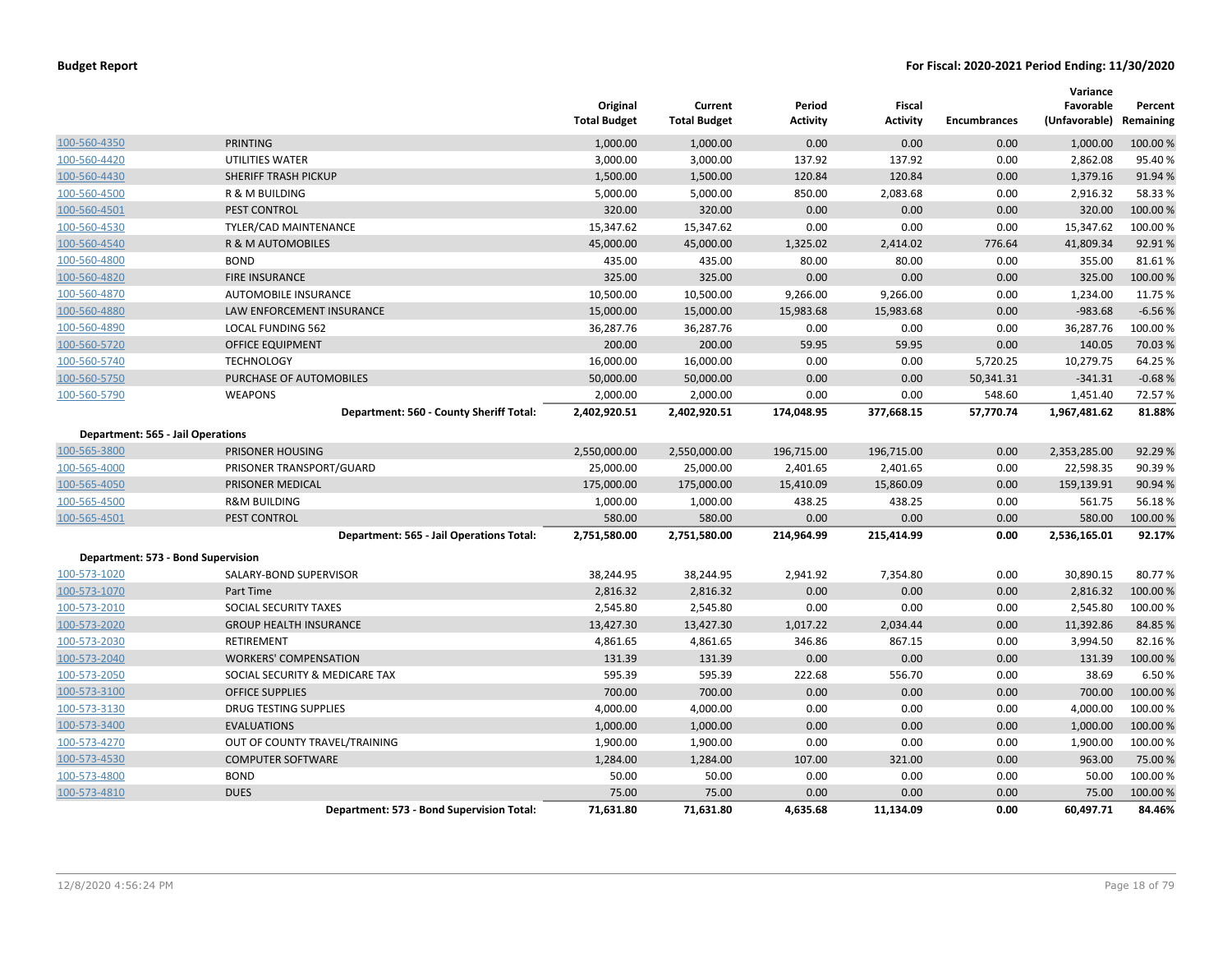| | | Original Total Budget | Current Total Budget | Period Activity | Fiscal Activity | Encumbrances | Variance Favorable (Unfavorable) | Percent Remaining |
|---|---|---|---|---|---|---|---|---|
| 100-560-4350 | PRINTING | 1,000.00 | 1,000.00 | 0.00 | 0.00 | 0.00 | 1,000.00 | 100.00 % |
| 100-560-4420 | UTILITIES WATER | 3,000.00 | 3,000.00 | 137.92 | 137.92 | 0.00 | 2,862.08 | 95.40 % |
| 100-560-4430 | SHERIFF TRASH PICKUP | 1,500.00 | 1,500.00 | 120.84 | 120.84 | 0.00 | 1,379.16 | 91.94 % |
| 100-560-4500 | R & M BUILDING | 5,000.00 | 5,000.00 | 850.00 | 2,083.68 | 0.00 | 2,916.32 | 58.33 % |
| 100-560-4501 | PEST CONTROL | 320.00 | 320.00 | 0.00 | 0.00 | 0.00 | 320.00 | 100.00 % |
| 100-560-4530 | TYLER/CAD MAINTENANCE | 15,347.62 | 15,347.62 | 0.00 | 0.00 | 0.00 | 15,347.62 | 100.00 % |
| 100-560-4540 | R & M AUTOMOBILES | 45,000.00 | 45,000.00 | 1,325.02 | 2,414.02 | 776.64 | 41,809.34 | 92.91 % |
| 100-560-4800 | BOND | 435.00 | 435.00 | 80.00 | 80.00 | 0.00 | 355.00 | 81.61 % |
| 100-560-4820 | FIRE INSURANCE | 325.00 | 325.00 | 0.00 | 0.00 | 0.00 | 325.00 | 100.00 % |
| 100-560-4870 | AUTOMOBILE INSURANCE | 10,500.00 | 10,500.00 | 9,266.00 | 9,266.00 | 0.00 | 1,234.00 | 11.75 % |
| 100-560-4880 | LAW ENFORCEMENT INSURANCE | 15,000.00 | 15,000.00 | 15,983.68 | 15,983.68 | 0.00 | -983.68 | -6.56 % |
| 100-560-4890 | LOCAL FUNDING 562 | 36,287.76 | 36,287.76 | 0.00 | 0.00 | 0.00 | 36,287.76 | 100.00 % |
| 100-560-5720 | OFFICE EQUIPMENT | 200.00 | 200.00 | 59.95 | 59.95 | 0.00 | 140.05 | 70.03 % |
| 100-560-5740 | TECHNOLOGY | 16,000.00 | 16,000.00 | 0.00 | 0.00 | 5,720.25 | 10,279.75 | 64.25 % |
| 100-560-5750 | PURCHASE OF AUTOMOBILES | 50,000.00 | 50,000.00 | 0.00 | 0.00 | 50,341.31 | -341.31 | -0.68 % |
| 100-560-5790 | WEAPONS | 2,000.00 | 2,000.00 | 0.00 | 0.00 | 548.60 | 1,451.40 | 72.57 % |
| | **Department: 560 - County Sheriff Total:** | **2,402,920.51** | **2,402,920.51** | **174,048.95** | **377,668.15** | **57,770.74** | **1,967,481.62** | **81.88%** |
| **Department: 565 - Jail Operations** | | | | | | | | |
| 100-565-3800 | PRISONER HOUSING | 2,550,000.00 | 2,550,000.00 | 196,715.00 | 196,715.00 | 0.00 | 2,353,285.00 | 92.29 % |
| 100-565-4000 | PRISONER TRANSPORT/GUARD | 25,000.00 | 25,000.00 | 2,401.65 | 2,401.65 | 0.00 | 22,598.35 | 90.39 % |
| 100-565-4050 | PRISONER MEDICAL | 175,000.00 | 175,000.00 | 15,410.09 | 15,860.09 | 0.00 | 159,139.91 | 90.94 % |
| 100-565-4500 | R&M BUILDING | 1,000.00 | 1,000.00 | 438.25 | 438.25 | 0.00 | 561.75 | 56.18 % |
| 100-565-4501 | PEST CONTROL | 580.00 | 580.00 | 0.00 | 0.00 | 0.00 | 580.00 | 100.00 % |
| | **Department: 565 - Jail Operations Total:** | **2,751,580.00** | **2,751,580.00** | **214,964.99** | **215,414.99** | **0.00** | **2,536,165.01** | **92.17%** |
| **Department: 573 - Bond Supervision** | | | | | | | | |
| 100-573-1020 | SALARY-BOND SUPERVISOR | 38,244.95 | 38,244.95 | 2,941.92 | 7,354.80 | 0.00 | 30,890.15 | 80.77 % |
| 100-573-1070 | Part Time | 2,816.32 | 2,816.32 | 0.00 | 0.00 | 0.00 | 2,816.32 | 100.00 % |
| 100-573-2010 | SOCIAL SECURITY TAXES | 2,545.80 | 2,545.80 | 0.00 | 0.00 | 0.00 | 2,545.80 | 100.00 % |
| 100-573-2020 | GROUP HEALTH INSURANCE | 13,427.30 | 13,427.30 | 1,017.22 | 2,034.44 | 0.00 | 11,392.86 | 84.85 % |
| 100-573-2030 | RETIREMENT | 4,861.65 | 4,861.65 | 346.86 | 867.15 | 0.00 | 3,994.50 | 82.16 % |
| 100-573-2040 | WORKERS' COMPENSATION | 131.39 | 131.39 | 0.00 | 0.00 | 0.00 | 131.39 | 100.00 % |
| 100-573-2050 | SOCIAL SECURITY & MEDICARE TAX | 595.39 | 595.39 | 222.68 | 556.70 | 0.00 | 38.69 | 6.50 % |
| 100-573-3100 | OFFICE SUPPLIES | 700.00 | 700.00 | 0.00 | 0.00 | 0.00 | 700.00 | 100.00 % |
| 100-573-3130 | DRUG TESTING SUPPLIES | 4,000.00 | 4,000.00 | 0.00 | 0.00 | 0.00 | 4,000.00 | 100.00 % |
| 100-573-3400 | EVALUATIONS | 1,000.00 | 1,000.00 | 0.00 | 0.00 | 0.00 | 1,000.00 | 100.00 % |
| 100-573-4270 | OUT OF COUNTY TRAVEL/TRAINING | 1,900.00 | 1,900.00 | 0.00 | 0.00 | 0.00 | 1,900.00 | 100.00 % |
| 100-573-4530 | COMPUTER SOFTWARE | 1,284.00 | 1,284.00 | 107.00 | 321.00 | 0.00 | 963.00 | 75.00 % |
| 100-573-4800 | BOND | 50.00 | 50.00 | 0.00 | 0.00 | 0.00 | 50.00 | 100.00 % |
| 100-573-4810 | DUES | 75.00 | 75.00 | 0.00 | 0.00 | 0.00 | 75.00 | 100.00 % |
| | **Department: 573 - Bond Supervision Total:** | **71,631.80** | **71,631.80** | **4,635.68** | **11,134.09** | **0.00** | **60,497.71** | **84.46%** |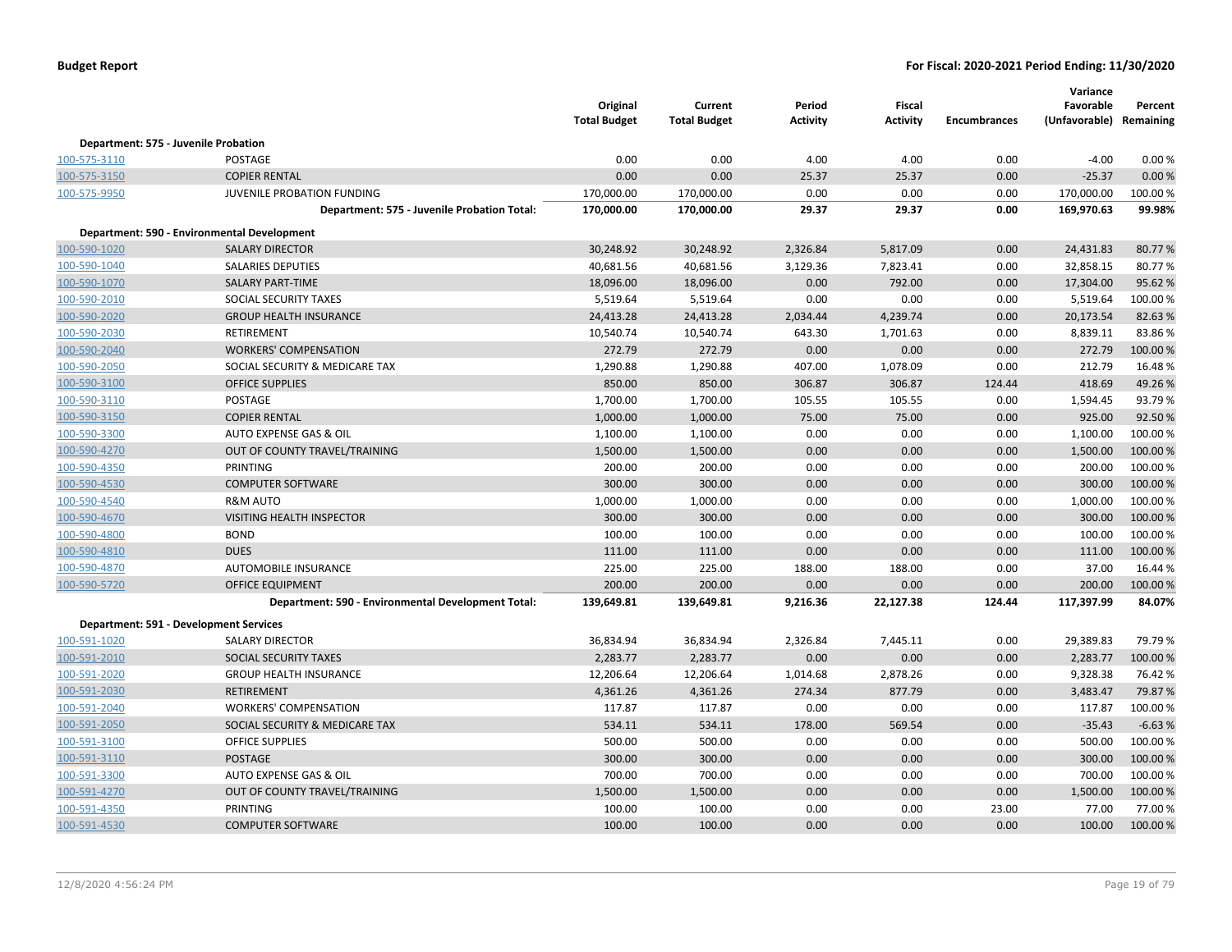| | | Original Total Budget | Current Total Budget | Period Activity | Fiscal Activity | Encumbrances | Variance Favorable (Unfavorable) | Percent Remaining |
|---|---|---|---|---|---|---|---|---|
| **Department: 575 - Juvenile Probation** | | | | | | | | |
| 100-575-3110 | POSTAGE | 0.00 | 0.00 | 4.00 | 4.00 | 0.00 | -4.00 | 0.00 % |
| 100-575-3150 | COPIER RENTAL | 0.00 | 0.00 | 25.37 | 25.37 | 0.00 | -25.37 | 0.00 % |
| 100-575-9950 | JUVENILE PROBATION FUNDING | 170,000.00 | 170,000.00 | 0.00 | 0.00 | 0.00 | 170,000.00 | 100.00 % |
| | **Department: 575 - Juvenile Probation Total:** | **170,000.00** | **170,000.00** | **29.37** | **29.37** | **0.00** | **169,970.63** | **99.98%** |
| **Department: 590 - Environmental Development** | | | | | | | | |
| 100-590-1020 | SALARY DIRECTOR | 30,248.92 | 30,248.92 | 2,326.84 | 5,817.09 | 0.00 | 24,431.83 | 80.77 % |
| 100-590-1040 | SALARIES DEPUTIES | 40,681.56 | 40,681.56 | 3,129.36 | 7,823.41 | 0.00 | 32,858.15 | 80.77 % |
| 100-590-1070 | SALARY PART-TIME | 18,096.00 | 18,096.00 | 0.00 | 792.00 | 0.00 | 17,304.00 | 95.62 % |
| 100-590-2010 | SOCIAL SECURITY TAXES | 5,519.64 | 5,519.64 | 0.00 | 0.00 | 0.00 | 5,519.64 | 100.00 % |
| 100-590-2020 | GROUP HEALTH INSURANCE | 24,413.28 | 24,413.28 | 2,034.44 | 4,239.74 | 0.00 | 20,173.54 | 82.63 % |
| 100-590-2030 | RETIREMENT | 10,540.74 | 10,540.74 | 643.30 | 1,701.63 | 0.00 | 8,839.11 | 83.86 % |
| 100-590-2040 | WORKERS' COMPENSATION | 272.79 | 272.79 | 0.00 | 0.00 | 0.00 | 272.79 | 100.00 % |
| 100-590-2050 | SOCIAL SECURITY & MEDICARE TAX | 1,290.88 | 1,290.88 | 407.00 | 1,078.09 | 0.00 | 212.79 | 16.48 % |
| 100-590-3100 | OFFICE SUPPLIES | 850.00 | 850.00 | 306.87 | 306.87 | 124.44 | 418.69 | 49.26 % |
| 100-590-3110 | POSTAGE | 1,700.00 | 1,700.00 | 105.55 | 105.55 | 0.00 | 1,594.45 | 93.79 % |
| 100-590-3150 | COPIER RENTAL | 1,000.00 | 1,000.00 | 75.00 | 75.00 | 0.00 | 925.00 | 92.50 % |
| 100-590-3300 | AUTO EXPENSE GAS & OIL | 1,100.00 | 1,100.00 | 0.00 | 0.00 | 0.00 | 1,100.00 | 100.00 % |
| 100-590-4270 | OUT OF COUNTY TRAVEL/TRAINING | 1,500.00 | 1,500.00 | 0.00 | 0.00 | 0.00 | 1,500.00 | 100.00 % |
| 100-590-4350 | PRINTING | 200.00 | 200.00 | 0.00 | 0.00 | 0.00 | 200.00 | 100.00 % |
| 100-590-4530 | COMPUTER SOFTWARE | 300.00 | 300.00 | 0.00 | 0.00 | 0.00 | 300.00 | 100.00 % |
| 100-590-4540 | R&M AUTO | 1,000.00 | 1,000.00 | 0.00 | 0.00 | 0.00 | 1,000.00 | 100.00 % |
| 100-590-4670 | VISITING HEALTH INSPECTOR | 300.00 | 300.00 | 0.00 | 0.00 | 0.00 | 300.00 | 100.00 % |
| 100-590-4800 | BOND | 100.00 | 100.00 | 0.00 | 0.00 | 0.00 | 100.00 | 100.00 % |
| 100-590-4810 | DUES | 111.00 | 111.00 | 0.00 | 0.00 | 0.00 | 111.00 | 100.00 % |
| 100-590-4870 | AUTOMOBILE INSURANCE | 225.00 | 225.00 | 188.00 | 188.00 | 0.00 | 37.00 | 16.44 % |
| 100-590-5720 | OFFICE EQUIPMENT | 200.00 | 200.00 | 0.00 | 0.00 | 0.00 | 200.00 | 100.00 % |
| | **Department: 590 - Environmental Development Total:** | **139,649.81** | **139,649.81** | **9,216.36** | **22,127.38** | **124.44** | **117,397.99** | **84.07%** |
| **Department: 591 - Development Services** | | | | | | | | |
| 100-591-1020 | SALARY DIRECTOR | 36,834.94 | 36,834.94 | 2,326.84 | 7,445.11 | 0.00 | 29,389.83 | 79.79 % |
| 100-591-2010 | SOCIAL SECURITY TAXES | 2,283.77 | 2,283.77 | 0.00 | 0.00 | 0.00 | 2,283.77 | 100.00 % |
| 100-591-2020 | GROUP HEALTH INSURANCE | 12,206.64 | 12,206.64 | 1,014.68 | 2,878.26 | 0.00 | 9,328.38 | 76.42 % |
| 100-591-2030 | RETIREMENT | 4,361.26 | 4,361.26 | 274.34 | 877.79 | 0.00 | 3,483.47 | 79.87 % |
| 100-591-2040 | WORKERS' COMPENSATION | 117.87 | 117.87 | 0.00 | 0.00 | 0.00 | 117.87 | 100.00 % |
| 100-591-2050 | SOCIAL SECURITY & MEDICARE TAX | 534.11 | 534.11 | 178.00 | 569.54 | 0.00 | -35.43 | -6.63 % |
| 100-591-3100 | OFFICE SUPPLIES | 500.00 | 500.00 | 0.00 | 0.00 | 0.00 | 500.00 | 100.00 % |
| 100-591-3110 | POSTAGE | 300.00 | 300.00 | 0.00 | 0.00 | 0.00 | 300.00 | 100.00 % |
| 100-591-3300 | AUTO EXPENSE GAS & OIL | 700.00 | 700.00 | 0.00 | 0.00 | 0.00 | 700.00 | 100.00 % |
| 100-591-4270 | OUT OF COUNTY TRAVEL/TRAINING | 1,500.00 | 1,500.00 | 0.00 | 0.00 | 0.00 | 1,500.00 | 100.00 % |
| 100-591-4350 | PRINTING | 100.00 | 100.00 | 0.00 | 0.00 | 23.00 | 77.00 | 77.00 % |
| 100-591-4530 | COMPUTER SOFTWARE | 100.00 | 100.00 | 0.00 | 0.00 | 0.00 | 100.00 | 100.00 % |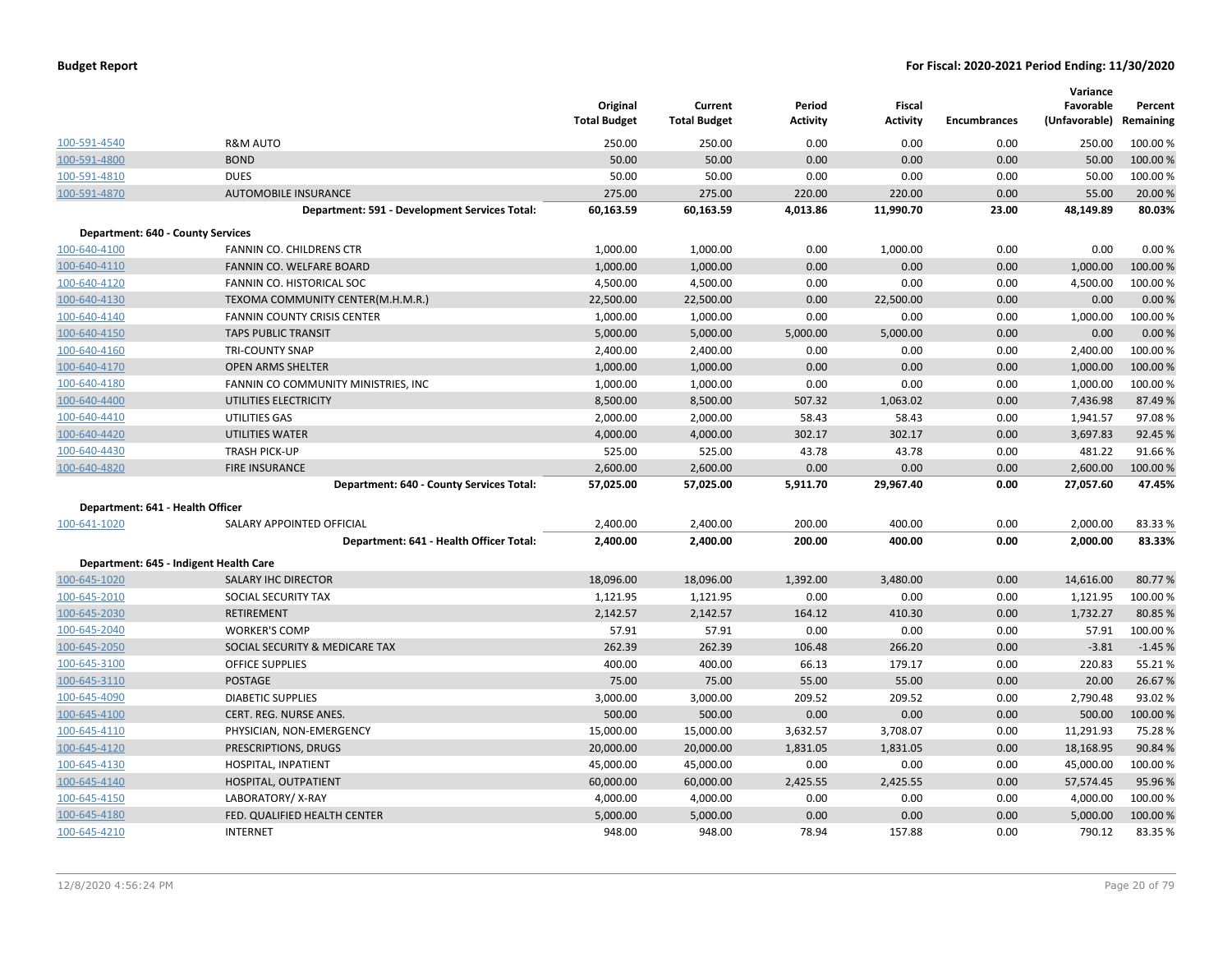| | | Original Total Budget | Current Total Budget | Period Activity | Fiscal Activity | Encumbrances | Variance Favorable (Unfavorable) | Percent Remaining |
|---|---|---|---|---|---|---|---|---|
| 100-591-4540 | R&M AUTO | 250.00 | 250.00 | 0.00 | 0.00 | 0.00 | 250.00 | 100.00 % |
| 100-591-4800 | BOND | 50.00 | 50.00 | 0.00 | 0.00 | 0.00 | 50.00 | 100.00 % |
| 100-591-4810 | DUES | 50.00 | 50.00 | 0.00 | 0.00 | 0.00 | 50.00 | 100.00 % |
| 100-591-4870 | AUTOMOBILE INSURANCE | 275.00 | 275.00 | 220.00 | 220.00 | 0.00 | 55.00 | 20.00 % |
| | **Department: 591 - Development Services Total:** | **60,163.59** | **60,163.59** | **4,013.86** | **11,990.70** | **23.00** | **48,149.89** | **80.03%** |
| **Department: 640 - County Services** | | | | | | | | |
| 100-640-4100 | FANNIN CO. CHILDRENS CTR | 1,000.00 | 1,000.00 | 0.00 | 1,000.00 | 0.00 | 0.00 | 0.00 % |
| 100-640-4110 | FANNIN CO. WELFARE BOARD | 1,000.00 | 1,000.00 | 0.00 | 0.00 | 0.00 | 1,000.00 | 100.00 % |
| 100-640-4120 | FANNIN CO. HISTORICAL SOC | 4,500.00 | 4,500.00 | 0.00 | 0.00 | 0.00 | 4,500.00 | 100.00 % |
| 100-640-4130 | TEXOMA COMMUNITY CENTER(M.H.M.R.) | 22,500.00 | 22,500.00 | 0.00 | 22,500.00 | 0.00 | 0.00 | 0.00 % |
| 100-640-4140 | FANNIN COUNTY CRISIS CENTER | 1,000.00 | 1,000.00 | 0.00 | 0.00 | 0.00 | 1,000.00 | 100.00 % |
| 100-640-4150 | TAPS PUBLIC TRANSIT | 5,000.00 | 5,000.00 | 5,000.00 | 5,000.00 | 0.00 | 0.00 | 0.00 % |
| 100-640-4160 | TRI-COUNTY SNAP | 2,400.00 | 2,400.00 | 0.00 | 0.00 | 0.00 | 2,400.00 | 100.00 % |
| 100-640-4170 | OPEN ARMS SHELTER | 1,000.00 | 1,000.00 | 0.00 | 0.00 | 0.00 | 1,000.00 | 100.00 % |
| 100-640-4180 | FANNIN CO COMMUNITY MINISTRIES, INC | 1,000.00 | 1,000.00 | 0.00 | 0.00 | 0.00 | 1,000.00 | 100.00 % |
| 100-640-4400 | UTILITIES ELECTRICITY | 8,500.00 | 8,500.00 | 507.32 | 1,063.02 | 0.00 | 7,436.98 | 87.49 % |
| 100-640-4410 | UTILITIES GAS | 2,000.00 | 2,000.00 | 58.43 | 58.43 | 0.00 | 1,941.57 | 97.08 % |
| 100-640-4420 | UTILITIES WATER | 4,000.00 | 4,000.00 | 302.17 | 302.17 | 0.00 | 3,697.83 | 92.45 % |
| 100-640-4430 | TRASH PICK-UP | 525.00 | 525.00 | 43.78 | 43.78 | 0.00 | 481.22 | 91.66 % |
| 100-640-4820 | FIRE INSURANCE | 2,600.00 | 2,600.00 | 0.00 | 0.00 | 0.00 | 2,600.00 | 100.00 % |
| | **Department: 640 - County Services Total:** | **57,025.00** | **57,025.00** | **5,911.70** | **29,967.40** | **0.00** | **27,057.60** | **47.45%** |
| **Department: 641 - Health Officer** | | | | | | | | |
| 100-641-1020 | SALARY APPOINTED OFFICIAL | 2,400.00 | 2,400.00 | 200.00 | 400.00 | 0.00 | 2,000.00 | 83.33 % |
| | **Department: 641 - Health Officer Total:** | **2,400.00** | **2,400.00** | **200.00** | **400.00** | **0.00** | **2,000.00** | **83.33%** |
| **Department: 645 - Indigent Health Care** | | | | | | | | |
| 100-645-1020 | SALARY IHC DIRECTOR | 18,096.00 | 18,096.00 | 1,392.00 | 3,480.00 | 0.00 | 14,616.00 | 80.77 % |
| 100-645-2010 | SOCIAL SECURITY TAX | 1,121.95 | 1,121.95 | 0.00 | 0.00 | 0.00 | 1,121.95 | 100.00 % |
| 100-645-2030 | RETIREMENT | 2,142.57 | 2,142.57 | 164.12 | 410.30 | 0.00 | 1,732.27 | 80.85 % |
| 100-645-2040 | WORKER'S COMP | 57.91 | 57.91 | 0.00 | 0.00 | 0.00 | 57.91 | 100.00 % |
| 100-645-2050 | SOCIAL SECURITY & MEDICARE TAX | 262.39 | 262.39 | 106.48 | 266.20 | 0.00 | -3.81 | -1.45 % |
| 100-645-3100 | OFFICE SUPPLIES | 400.00 | 400.00 | 66.13 | 179.17 | 0.00 | 220.83 | 55.21 % |
| 100-645-3110 | POSTAGE | 75.00 | 75.00 | 55.00 | 55.00 | 0.00 | 20.00 | 26.67 % |
| 100-645-4090 | DIABETIC SUPPLIES | 3,000.00 | 3,000.00 | 209.52 | 209.52 | 0.00 | 2,790.48 | 93.02 % |
| 100-645-4100 | CERT. REG. NURSE ANES. | 500.00 | 500.00 | 0.00 | 0.00 | 0.00 | 500.00 | 100.00 % |
| 100-645-4110 | PHYSICIAN, NON-EMERGENCY | 15,000.00 | 15,000.00 | 3,632.57 | 3,708.07 | 0.00 | 11,291.93 | 75.28 % |
| 100-645-4120 | PRESCRIPTIONS, DRUGS | 20,000.00 | 20,000.00 | 1,831.05 | 1,831.05 | 0.00 | 18,168.95 | 90.84 % |
| 100-645-4130 | HOSPITAL, INPATIENT | 45,000.00 | 45,000.00 | 0.00 | 0.00 | 0.00 | 45,000.00 | 100.00 % |
| 100-645-4140 | HOSPITAL, OUTPATIENT | 60,000.00 | 60,000.00 | 2,425.55 | 2,425.55 | 0.00 | 57,574.45 | 95.96 % |
| 100-645-4150 | LABORATORY/ X-RAY | 4,000.00 | 4,000.00 | 0.00 | 0.00 | 0.00 | 4,000.00 | 100.00 % |
| 100-645-4180 | FED. QUALIFIED HEALTH CENTER | 5,000.00 | 5,000.00 | 0.00 | 0.00 | 0.00 | 5,000.00 | 100.00 % |
| 100-645-4210 | INTERNET | 948.00 | 948.00 | 78.94 | 157.88 | 0.00 | 790.12 | 83.35 % |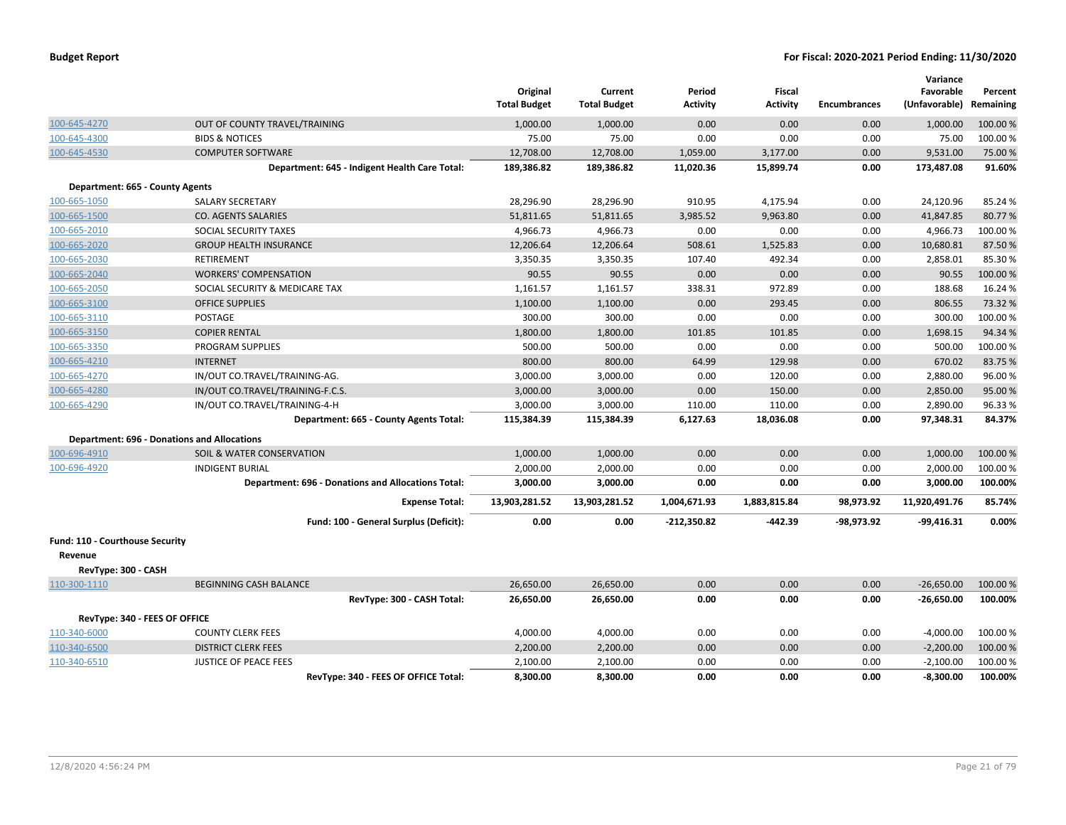| | | Original Total Budget | Current Total Budget | Period Activity | Fiscal Activity | Encumbrances | Variance Favorable (Unfavorable) | Percent Remaining |
|---|---|---|---|---|---|---|---|---|
| 100-645-4270 | OUT OF COUNTY TRAVEL/TRAINING | 1,000.00 | 1,000.00 | 0.00 | 0.00 | 0.00 | 1,000.00 | 100.00 % |
| 100-645-4300 | BIDS & NOTICES | 75.00 | 75.00 | 0.00 | 0.00 | 0.00 | 75.00 | 100.00 % |
| 100-645-4530 | COMPUTER SOFTWARE | 12,708.00 | 12,708.00 | 1,059.00 | 3,177.00 | 0.00 | 9,531.00 | 75.00 % |
| | **Department: 645 - Indigent Health Care Total:** | **189,386.82** | **189,386.82** | **11,020.36** | **15,899.74** | **0.00** | **173,487.08** | **91.60%** |
| **Department: 665 - County Agents** | | | | | | | | |
| 100-665-1050 | SALARY SECRETARY | 28,296.90 | 28,296.90 | 910.95 | 4,175.94 | 0.00 | 24,120.96 | 85.24 % |
| 100-665-1500 | CO. AGENTS SALARIES | 51,811.65 | 51,811.65 | 3,985.52 | 9,963.80 | 0.00 | 41,847.85 | 80.77 % |
| 100-665-2010 | SOCIAL SECURITY TAXES | 4,966.73 | 4,966.73 | 0.00 | 0.00 | 0.00 | 4,966.73 | 100.00 % |
| 100-665-2020 | GROUP HEALTH INSURANCE | 12,206.64 | 12,206.64 | 508.61 | 1,525.83 | 0.00 | 10,680.81 | 87.50 % |
| 100-665-2030 | RETIREMENT | 3,350.35 | 3,350.35 | 107.40 | 492.34 | 0.00 | 2,858.01 | 85.30 % |
| 100-665-2040 | WORKERS' COMPENSATION | 90.55 | 90.55 | 0.00 | 0.00 | 0.00 | 90.55 | 100.00 % |
| 100-665-2050 | SOCIAL SECURITY & MEDICARE TAX | 1,161.57 | 1,161.57 | 338.31 | 972.89 | 0.00 | 188.68 | 16.24 % |
| 100-665-3100 | OFFICE SUPPLIES | 1,100.00 | 1,100.00 | 0.00 | 293.45 | 0.00 | 806.55 | 73.32 % |
| 100-665-3110 | POSTAGE | 300.00 | 300.00 | 0.00 | 0.00 | 0.00 | 300.00 | 100.00 % |
| 100-665-3150 | COPIER RENTAL | 1,800.00 | 1,800.00 | 101.85 | 101.85 | 0.00 | 1,698.15 | 94.34 % |
| 100-665-3350 | PROGRAM SUPPLIES | 500.00 | 500.00 | 0.00 | 0.00 | 0.00 | 500.00 | 100.00 % |
| 100-665-4210 | INTERNET | 800.00 | 800.00 | 64.99 | 129.98 | 0.00 | 670.02 | 83.75 % |
| 100-665-4270 | IN/OUT CO.TRAVEL/TRAINING-AG. | 3,000.00 | 3,000.00 | 0.00 | 120.00 | 0.00 | 2,880.00 | 96.00 % |
| 100-665-4280 | IN/OUT CO.TRAVEL/TRAINING-F.C.S. | 3,000.00 | 3,000.00 | 0.00 | 150.00 | 0.00 | 2,850.00 | 95.00 % |
| 100-665-4290 | IN/OUT CO.TRAVEL/TRAINING-4-H | 3,000.00 | 3,000.00 | 110.00 | 110.00 | 0.00 | 2,890.00 | 96.33 % |
| | **Department: 665 - County Agents Total:** | **115,384.39** | **115,384.39** | **6,127.63** | **18,036.08** | **0.00** | **97,348.31** | **84.37%** |
| **Department: 696 - Donations and Allocations** | | | | | | | | |
| 100-696-4910 | SOIL & WATER CONSERVATION | 1,000.00 | 1,000.00 | 0.00 | 0.00 | 0.00 | 1,000.00 | 100.00 % |
| 100-696-4920 | INDIGENT BURIAL | 2,000.00 | 2,000.00 | 0.00 | 0.00 | 0.00 | 2,000.00 | 100.00 % |
| | **Department: 696 - Donations and Allocations Total:** | **3,000.00** | **3,000.00** | **0.00** | **0.00** | **0.00** | **3,000.00** | **100.00%** |
| | **Expense Total:** | **13,903,281.52** | **13,903,281.52** | **1,004,671.93** | **1,883,815.84** | **98,973.92** | **11,920,491.76** | **85.74%** |
| | **Fund: 100 - General Surplus (Deficit):** | **0.00** | **0.00** | **-212,350.82** | **-442.39** | **-98,973.92** | **-99,416.31** | **0.00%** |
| **Fund: 110 - Courthouse Security** | | | | | | | | |
| **Revenue** | | | | | | | | |
| **RevType: 300 - CASH** | | | | | | | | |
| 110-300-1110 | BEGINNING CASH BALANCE | 26,650.00 | 26,650.00 | 0.00 | 0.00 | 0.00 | -26,650.00 | 100.00 % |
| | **RevType: 300 - CASH Total:** | **26,650.00** | **26,650.00** | **0.00** | **0.00** | **0.00** | **-26,650.00** | **100.00%** |
| **RevType: 340 - FEES OF OFFICE** | | | | | | | | |
| 110-340-6000 | COUNTY CLERK FEES | 4,000.00 | 4,000.00 | 0.00 | 0.00 | 0.00 | -4,000.00 | 100.00 % |
| 110-340-6500 | DISTRICT CLERK FEES | 2,200.00 | 2,200.00 | 0.00 | 0.00 | 0.00 | -2,200.00 | 100.00 % |
| 110-340-6510 | JUSTICE OF PEACE FEES | 2,100.00 | 2,100.00 | 0.00 | 0.00 | 0.00 | -2,100.00 | 100.00 % |
| | **RevType: 340 - FEES OF OFFICE Total:** | **8,300.00** | **8,300.00** | **0.00** | **0.00** | **0.00** | **-8,300.00** | **100.00%** |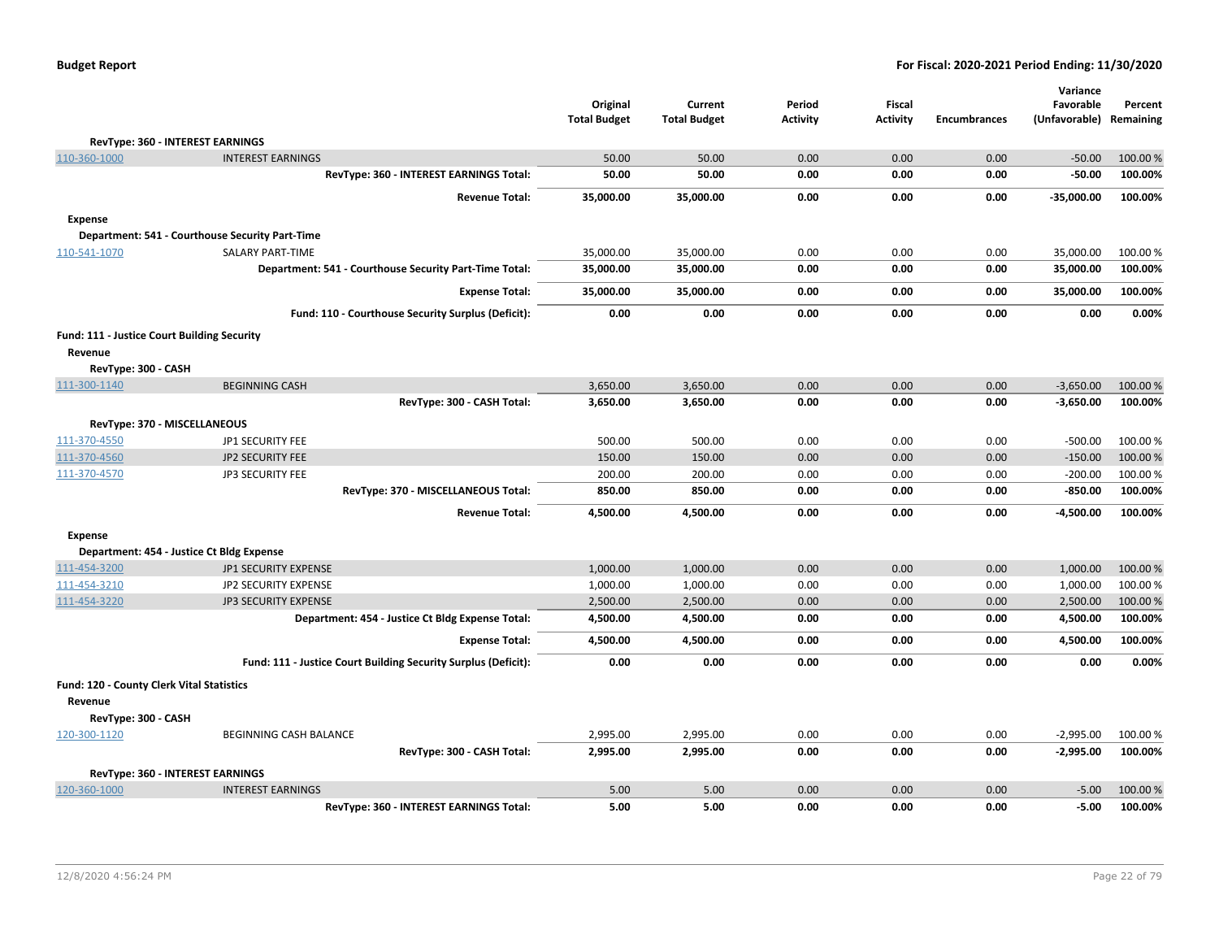| | | Original Total Budget | Current Total Budget | Period Activity | Fiscal Activity | Encumbrances | Variance Favorable (Unfavorable) | Percent Remaining |
|---|---|---|---|---|---|---|---|---|
| **RevType: 360 - INTEREST EARNINGS** | | | | | | | | |
| 110-360-1000 | INTEREST EARNINGS | 50.00 | 50.00 | 0.00 | 0.00 | 0.00 | -50.00 | 100.00 % |
| | **RevType: 360 - INTEREST EARNINGS Total:** | **50.00** | **50.00** | **0.00** | **0.00** | **0.00** | **-50.00** | **100.00%** |
| | **Revenue Total:** | **35,000.00** | **35,000.00** | **0.00** | **0.00** | **0.00** | **-35,000.00** | **100.00%** |
| **Expense** | | | | | | | | |
| **Department: 541 - Courthouse Security Part-Time** | | | | | | | | |
| 110-541-1070 | SALARY PART-TIME | 35,000.00 | 35,000.00 | 0.00 | 0.00 | 0.00 | 35,000.00 | 100.00 % |
| | **Department: 541 - Courthouse Security Part-Time Total:** | **35,000.00** | **35,000.00** | **0.00** | **0.00** | **0.00** | **35,000.00** | **100.00%** |
| | **Expense Total:** | **35,000.00** | **35,000.00** | **0.00** | **0.00** | **0.00** | **35,000.00** | **100.00%** |
| | **Fund: 110 - Courthouse Security Surplus (Deficit):** | **0.00** | **0.00** | **0.00** | **0.00** | **0.00** | **0.00** | **0.00%** |
| **Fund: 111 - Justice Court Building Security** | | | | | | | | |
| **Revenue** | | | | | | | | |
| **RevType: 300 - CASH** | | | | | | | | |
| 111-300-1140 | BEGINNING CASH | 3,650.00 | 3,650.00 | 0.00 | 0.00 | 0.00 | -3,650.00 | 100.00 % |
| | **RevType: 300 - CASH Total:** | **3,650.00** | **3,650.00** | **0.00** | **0.00** | **0.00** | **-3,650.00** | **100.00%** |
| **RevType: 370 - MISCELLANEOUS** | | | | | | | | |
| 111-370-4550 | JP1 SECURITY FEE | 500.00 | 500.00 | 0.00 | 0.00 | 0.00 | -500.00 | 100.00 % |
| 111-370-4560 | JP2 SECURITY FEE | 150.00 | 150.00 | 0.00 | 0.00 | 0.00 | -150.00 | 100.00 % |
| 111-370-4570 | JP3 SECURITY FEE | 200.00 | 200.00 | 0.00 | 0.00 | 0.00 | -200.00 | 100.00 % |
| | **RevType: 370 - MISCELLANEOUS Total:** | **850.00** | **850.00** | **0.00** | **0.00** | **0.00** | **-850.00** | **100.00%** |
| | **Revenue Total:** | **4,500.00** | **4,500.00** | **0.00** | **0.00** | **0.00** | **-4,500.00** | **100.00%** |
| **Expense** | | | | | | | | |
| **Department: 454 - Justice Ct Bldg Expense** | | | | | | | | |
| 111-454-3200 | JP1 SECURITY EXPENSE | 1,000.00 | 1,000.00 | 0.00 | 0.00 | 0.00 | 1,000.00 | 100.00 % |
| 111-454-3210 | JP2 SECURITY EXPENSE | 1,000.00 | 1,000.00 | 0.00 | 0.00 | 0.00 | 1,000.00 | 100.00 % |
| 111-454-3220 | JP3 SECURITY EXPENSE | 2,500.00 | 2,500.00 | 0.00 | 0.00 | 0.00 | 2,500.00 | 100.00 % |
| | **Department: 454 - Justice Ct Bldg Expense Total:** | **4,500.00** | **4,500.00** | **0.00** | **0.00** | **0.00** | **4,500.00** | **100.00%** |
| | **Expense Total:** | **4,500.00** | **4,500.00** | **0.00** | **0.00** | **0.00** | **4,500.00** | **100.00%** |
| | **Fund: 111 - Justice Court Building Security Surplus (Deficit):** | **0.00** | **0.00** | **0.00** | **0.00** | **0.00** | **0.00** | **0.00%** |
| **Fund: 120 - County Clerk Vital Statistics** | | | | | | | | |
| **Revenue** | | | | | | | | |
| **RevType: 300 - CASH** | | | | | | | | |
| 120-300-1120 | BEGINNING CASH BALANCE | 2,995.00 | 2,995.00 | 0.00 | 0.00 | 0.00 | -2,995.00 | 100.00 % |
| | **RevType: 300 - CASH Total:** | **2,995.00** | **2,995.00** | **0.00** | **0.00** | **0.00** | **-2,995.00** | **100.00%** |
| **RevType: 360 - INTEREST EARNINGS** | | | | | | | | |
| 120-360-1000 | INTEREST EARNINGS | 5.00 | 5.00 | 0.00 | 0.00 | 0.00 | -5.00 | 100.00 % |
| | **RevType: 360 - INTEREST EARNINGS Total:** | **5.00** | **5.00** | **0.00** | **0.00** | **0.00** | **-5.00** | **100.00%** |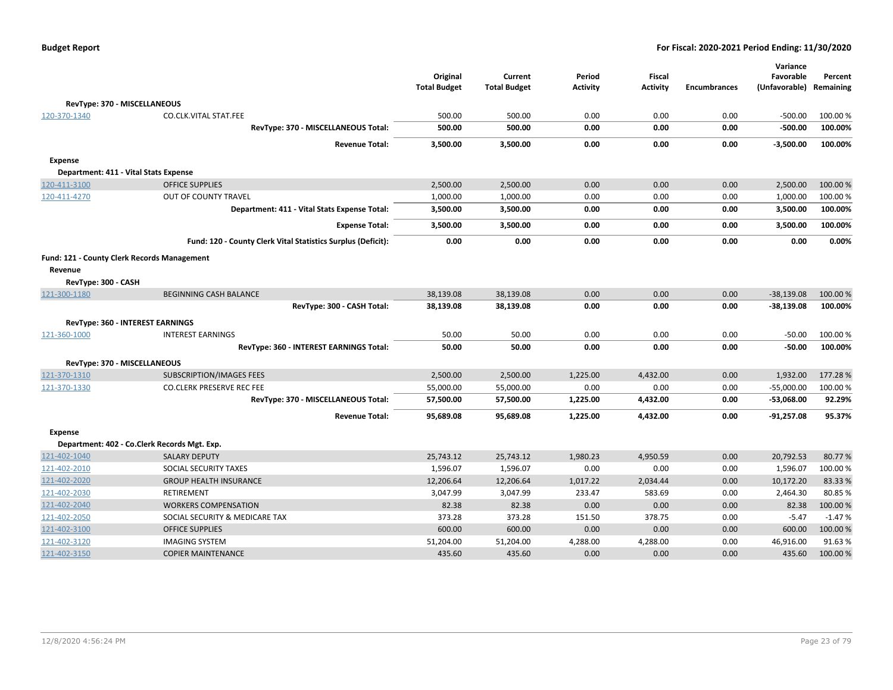| | | Original Total Budget | Current Total Budget | Period Activity | Fiscal Activity | Encumbrances | Variance Favorable (Unfavorable) | Percent Remaining |
|---|---|---|---|---|---|---|---|---|
| **RevType: 370 - MISCELLANEOUS** | | | | | | | | |
| 120-370-1340 | CO.CLK.VITAL STAT.FEE | 500.00 | 500.00 | 0.00 | 0.00 | 0.00 | -500.00 | 100.00 % |
| | **RevType: 370 - MISCELLANEOUS Total:** | **500.00** | **500.00** | **0.00** | **0.00** | **0.00** | **-500.00** | **100.00%** |
| | **Revenue Total:** | **3,500.00** | **3,500.00** | **0.00** | **0.00** | **0.00** | **-3,500.00** | **100.00%** |
| **Expense** | | | | | | | | |
| **Department: 411 - Vital Stats Expense** | | | | | | | | |
| 120-411-3100 | OFFICE SUPPLIES | 2,500.00 | 2,500.00 | 0.00 | 0.00 | 0.00 | 2,500.00 | 100.00 % |
| 120-411-4270 | OUT OF COUNTY TRAVEL | 1,000.00 | 1,000.00 | 0.00 | 0.00 | 0.00 | 1,000.00 | 100.00 % |
| | **Department: 411 - Vital Stats Expense Total:** | **3,500.00** | **3,500.00** | **0.00** | **0.00** | **0.00** | **3,500.00** | **100.00%** |
| | **Expense Total:** | **3,500.00** | **3,500.00** | **0.00** | **0.00** | **0.00** | **3,500.00** | **100.00%** |
| | **Fund: 120 - County Clerk Vital Statistics Surplus (Deficit):** | **0.00** | **0.00** | **0.00** | **0.00** | **0.00** | **0.00** | **0.00%** |
| **Fund: 121 - County Clerk Records Management** | | | | | | | | |
| **Revenue** | | | | | | | | |
| **RevType: 300 - CASH** | | | | | | | | |
| 121-300-1180 | BEGINNING CASH BALANCE | 38,139.08 | 38,139.08 | 0.00 | 0.00 | 0.00 | -38,139.08 | 100.00 % |
| | **RevType: 300 - CASH Total:** | **38,139.08** | **38,139.08** | **0.00** | **0.00** | **0.00** | **-38,139.08** | **100.00%** |
| **RevType: 360 - INTEREST EARNINGS** | | | | | | | | |
| 121-360-1000 | INTEREST EARNINGS | 50.00 | 50.00 | 0.00 | 0.00 | 0.00 | -50.00 | 100.00 % |
| | **RevType: 360 - INTEREST EARNINGS Total:** | **50.00** | **50.00** | **0.00** | **0.00** | **0.00** | **-50.00** | **100.00%** |
| **RevType: 370 - MISCELLANEOUS** | | | | | | | | |
| 121-370-1310 | SUBSCRIPTION/IMAGES FEES | 2,500.00 | 2,500.00 | 1,225.00 | 4,432.00 | 0.00 | 1,932.00 | 177.28 % |
| 121-370-1330 | CO.CLERK PRESERVE REC FEE | 55,000.00 | 55,000.00 | 0.00 | 0.00 | 0.00 | -55,000.00 | 100.00 % |
| | **RevType: 370 - MISCELLANEOUS Total:** | **57,500.00** | **57,500.00** | **1,225.00** | **4,432.00** | **0.00** | **-53,068.00** | **92.29%** |
| | **Revenue Total:** | **95,689.08** | **95,689.08** | **1,225.00** | **4,432.00** | **0.00** | **-91,257.08** | **95.37%** |
| **Expense** | | | | | | | | |
| **Department: 402 - Co.Clerk Records Mgt. Exp.** | | | | | | | | |
| 121-402-1040 | SALARY DEPUTY | 25,743.12 | 25,743.12 | 1,980.23 | 4,950.59 | 0.00 | 20,792.53 | 80.77 % |
| 121-402-2010 | SOCIAL SECURITY TAXES | 1,596.07 | 1,596.07 | 0.00 | 0.00 | 0.00 | 1,596.07 | 100.00 % |
| 121-402-2020 | GROUP HEALTH INSURANCE | 12,206.64 | 12,206.64 | 1,017.22 | 2,034.44 | 0.00 | 10,172.20 | 83.33 % |
| 121-402-2030 | RETIREMENT | 3,047.99 | 3,047.99 | 233.47 | 583.69 | 0.00 | 2,464.30 | 80.85 % |
| 121-402-2040 | WORKERS COMPENSATION | 82.38 | 82.38 | 0.00 | 0.00 | 0.00 | 82.38 | 100.00 % |
| 121-402-2050 | SOCIAL SECURITY & MEDICARE TAX | 373.28 | 373.28 | 151.50 | 378.75 | 0.00 | -5.47 | -1.47 % |
| 121-402-3100 | OFFICE SUPPLIES | 600.00 | 600.00 | 0.00 | 0.00 | 0.00 | 600.00 | 100.00 % |
| 121-402-3120 | IMAGING SYSTEM | 51,204.00 | 51,204.00 | 4,288.00 | 4,288.00 | 0.00 | 46,916.00 | 91.63 % |
| 121-402-3150 | COPIER MAINTENANCE | 435.60 | 435.60 | 0.00 | 0.00 | 0.00 | 435.60 | 100.00 % |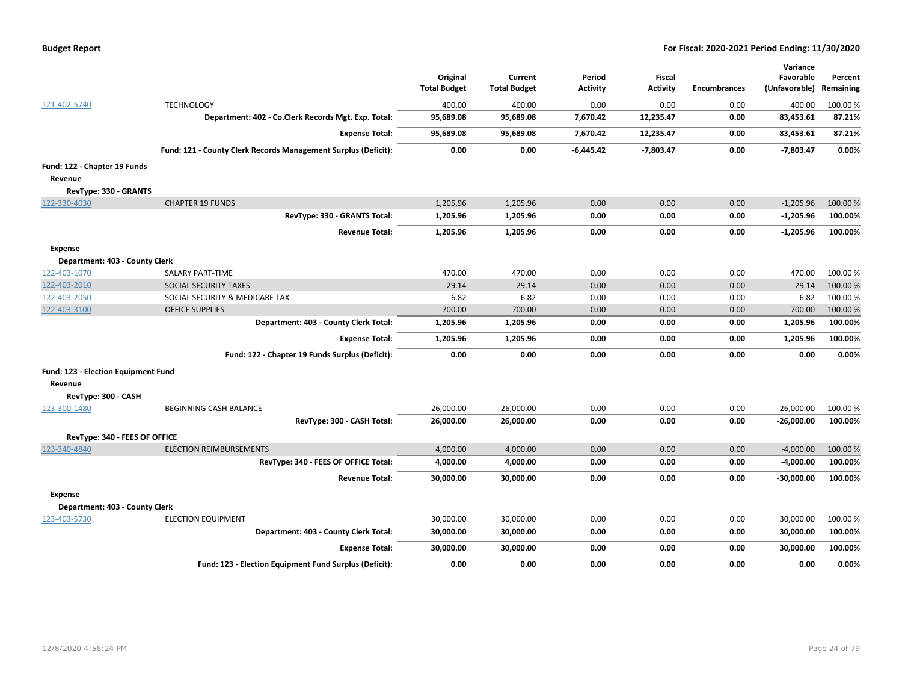| | | Original Total Budget | Current Total Budget | Period Activity | Fiscal Activity | Encumbrances | Variance Favorable (Unfavorable) | Percent Remaining |
|---|---|---|---|---|---|---|---|---|
| 121-402-5740 | TECHNOLOGY | 400.00 | 400.00 | 0.00 | 0.00 | 0.00 | 400.00 | 100.00 % |
| | **Department: 402 - Co.Clerk Records Mgt. Exp. Total:** | **95,689.08** | **95,689.08** | **7,670.42** | **12,235.47** | **0.00** | **83,453.61** | **87.21%** |
| | **Expense Total:** | **95,689.08** | **95,689.08** | **7,670.42** | **12,235.47** | **0.00** | **83,453.61** | **87.21%** |
| | **Fund: 121 - County Clerk Records Management Surplus (Deficit):** | **0.00** | **0.00** | **-6,445.42** | **-7,803.47** | **0.00** | **-7,803.47** | **0.00%** |
| **Fund: 122 - Chapter 19 Funds** | | | | | | | | |
| **Revenue** | | | | | | | | |
| **RevType: 330 - GRANTS** | | | | | | | | |
| 122-330-4030 | CHAPTER 19 FUNDS | 1,205.96 | 1,205.96 | 0.00 | 0.00 | 0.00 | -1,205.96 | 100.00 % |
| | **RevType: 330 - GRANTS Total:** | **1,205.96** | **1,205.96** | **0.00** | **0.00** | **0.00** | **-1,205.96** | **100.00%** |
| | **Revenue Total:** | **1,205.96** | **1,205.96** | **0.00** | **0.00** | **0.00** | **-1,205.96** | **100.00%** |
| **Expense** | | | | | | | | |
| **Department: 403 - County Clerk** | | | | | | | | |
| 122-403-1070 | SALARY PART-TIME | 470.00 | 470.00 | 0.00 | 0.00 | 0.00 | 470.00 | 100.00 % |
| 122-403-2010 | SOCIAL SECURITY TAXES | 29.14 | 29.14 | 0.00 | 0.00 | 0.00 | 29.14 | 100.00 % |
| 122-403-2050 | SOCIAL SECURITY & MEDICARE TAX | 6.82 | 6.82 | 0.00 | 0.00 | 0.00 | 6.82 | 100.00 % |
| 122-403-3100 | OFFICE SUPPLIES | 700.00 | 700.00 | 0.00 | 0.00 | 0.00 | 700.00 | 100.00 % |
| | **Department: 403 - County Clerk Total:** | **1,205.96** | **1,205.96** | **0.00** | **0.00** | **0.00** | **1,205.96** | **100.00%** |
| | **Expense Total:** | **1,205.96** | **1,205.96** | **0.00** | **0.00** | **0.00** | **1,205.96** | **100.00%** |
| | **Fund: 122 - Chapter 19 Funds Surplus (Deficit):** | **0.00** | **0.00** | **0.00** | **0.00** | **0.00** | **0.00** | **0.00%** |
| **Fund: 123 - Election Equipment Fund** | | | | | | | | |
| **Revenue** | | | | | | | | |
| **RevType: 300 - CASH** | | | | | | | | |
| 123-300-1480 | BEGINNING CASH BALANCE | 26,000.00 | 26,000.00 | 0.00 | 0.00 | 0.00 | -26,000.00 | 100.00 % |
| | **RevType: 300 - CASH Total:** | **26,000.00** | **26,000.00** | **0.00** | **0.00** | **0.00** | **-26,000.00** | **100.00%** |
| **RevType: 340 - FEES OF OFFICE** | | | | | | | | |
| 123-340-4840 | ELECTION REIMBURSEMENTS | 4,000.00 | 4,000.00 | 0.00 | 0.00 | 0.00 | -4,000.00 | 100.00 % |
| | **RevType: 340 - FEES OF OFFICE Total:** | **4,000.00** | **4,000.00** | **0.00** | **0.00** | **0.00** | **-4,000.00** | **100.00%** |
| | **Revenue Total:** | **30,000.00** | **30,000.00** | **0.00** | **0.00** | **0.00** | **-30,000.00** | **100.00%** |
| **Expense** | | | | | | | | |
| **Department: 403 - County Clerk** | | | | | | | | |
| 123-403-5730 | ELECTION EQUIPMENT | 30,000.00 | 30,000.00 | 0.00 | 0.00 | 0.00 | 30,000.00 | 100.00 % |
| | **Department: 403 - County Clerk Total:** | **30,000.00** | **30,000.00** | **0.00** | **0.00** | **0.00** | **30,000.00** | **100.00%** |
| | **Expense Total:** | **30,000.00** | **30,000.00** | **0.00** | **0.00** | **0.00** | **30,000.00** | **100.00%** |
| | **Fund: 123 - Election Equipment Fund Surplus (Deficit):** | **0.00** | **0.00** | **0.00** | **0.00** | **0.00** | **0.00** | **0.00%** |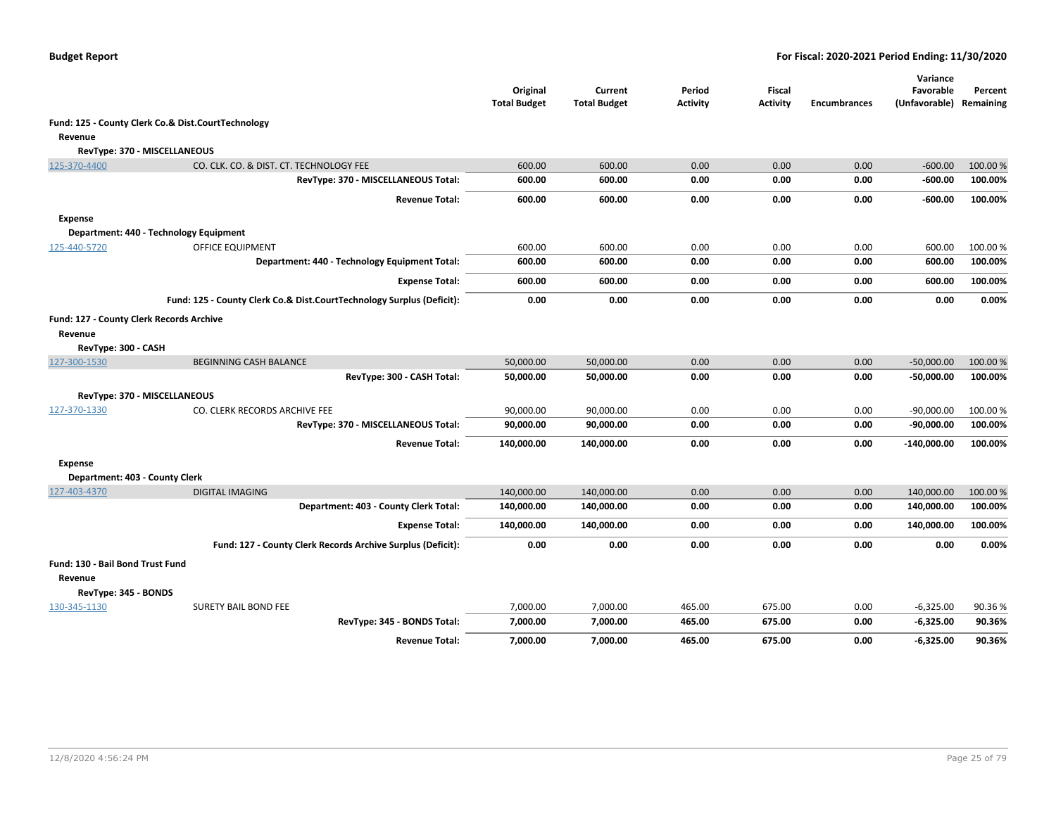**Budget Report** — For Fiscal: 2020-2021 Period Ending: 11/30/2020

| | | Original Total Budget | Current Total Budget | Period Activity | Fiscal Activity | Encumbrances | Variance Favorable (Unfavorable) | Percent Remaining |
|---|---|---|---|---|---|---|---|---|
| **Fund: 125 - County Clerk Co.& Dist.CourtTechnology** | | | | | | | | |
| **Revenue** | | | | | | | | |
| **RevType: 370 - MISCELLANEOUS** | | | | | | | | |
| 125-370-4400 | CO. CLK. CO. & DIST. CT. TECHNOLOGY FEE | 600.00 | 600.00 | 0.00 | 0.00 | 0.00 | -600.00 | 100.00 % |
| | **RevType: 370 - MISCELLANEOUS Total:** | **600.00** | **600.00** | **0.00** | **0.00** | **0.00** | **-600.00** | **100.00%** |
| | **Revenue Total:** | **600.00** | **600.00** | **0.00** | **0.00** | **0.00** | **-600.00** | **100.00%** |
| **Expense** | | | | | | | | |
| **Department: 440 - Technology Equipment** | | | | | | | | |
| 125-440-5720 | OFFICE EQUIPMENT | 600.00 | 600.00 | 0.00 | 0.00 | 0.00 | 600.00 | 100.00 % |
| | **Department: 440 - Technology Equipment Total:** | **600.00** | **600.00** | **0.00** | **0.00** | **0.00** | **600.00** | **100.00%** |
| | **Expense Total:** | **600.00** | **600.00** | **0.00** | **0.00** | **0.00** | **600.00** | **100.00%** |
| | **Fund: 125 - County Clerk Co.& Dist.CourtTechnology Surplus (Deficit):** | **0.00** | **0.00** | **0.00** | **0.00** | **0.00** | **0.00** | **0.00%** |
| **Fund: 127 - County Clerk Records Archive** | | | | | | | | |
| **Revenue** | | | | | | | | |
| **RevType: 300 - CASH** | | | | | | | | |
| 127-300-1530 | BEGINNING CASH BALANCE | 50,000.00 | 50,000.00 | 0.00 | 0.00 | 0.00 | -50,000.00 | 100.00 % |
| | **RevType: 300 - CASH Total:** | **50,000.00** | **50,000.00** | **0.00** | **0.00** | **0.00** | **-50,000.00** | **100.00%** |
| **RevType: 370 - MISCELLANEOUS** | | | | | | | | |
| 127-370-1330 | CO. CLERK RECORDS ARCHIVE FEE | 90,000.00 | 90,000.00 | 0.00 | 0.00 | 0.00 | -90,000.00 | 100.00 % |
| | **RevType: 370 - MISCELLANEOUS Total:** | **90,000.00** | **90,000.00** | **0.00** | **0.00** | **0.00** | **-90,000.00** | **100.00%** |
| | **Revenue Total:** | **140,000.00** | **140,000.00** | **0.00** | **0.00** | **0.00** | **-140,000.00** | **100.00%** |
| **Expense** | | | | | | | | |
| **Department: 403 - County Clerk** | | | | | | | | |
| 127-403-4370 | DIGITAL IMAGING | 140,000.00 | 140,000.00 | 0.00 | 0.00 | 0.00 | 140,000.00 | 100.00 % |
| | **Department: 403 - County Clerk Total:** | **140,000.00** | **140,000.00** | **0.00** | **0.00** | **0.00** | **140,000.00** | **100.00%** |
| | **Expense Total:** | **140,000.00** | **140,000.00** | **0.00** | **0.00** | **0.00** | **140,000.00** | **100.00%** |
| | **Fund: 127 - County Clerk Records Archive Surplus (Deficit):** | **0.00** | **0.00** | **0.00** | **0.00** | **0.00** | **0.00** | **0.00%** |
| **Fund: 130 - Bail Bond Trust Fund** | | | | | | | | |
| **Revenue** | | | | | | | | |
| **RevType: 345 - BONDS** | | | | | | | | |
| 130-345-1130 | SURETY BAIL BOND FEE | 7,000.00 | 7,000.00 | 465.00 | 675.00 | 0.00 | -6,325.00 | 90.36 % |
| | **RevType: 345 - BONDS Total:** | **7,000.00** | **7,000.00** | **465.00** | **675.00** | **0.00** | **-6,325.00** | **90.36%** |
| | **Revenue Total:** | **7,000.00** | **7,000.00** | **465.00** | **675.00** | **0.00** | **-6,325.00** | **90.36%** |

12/8/2020 4:56:24 PM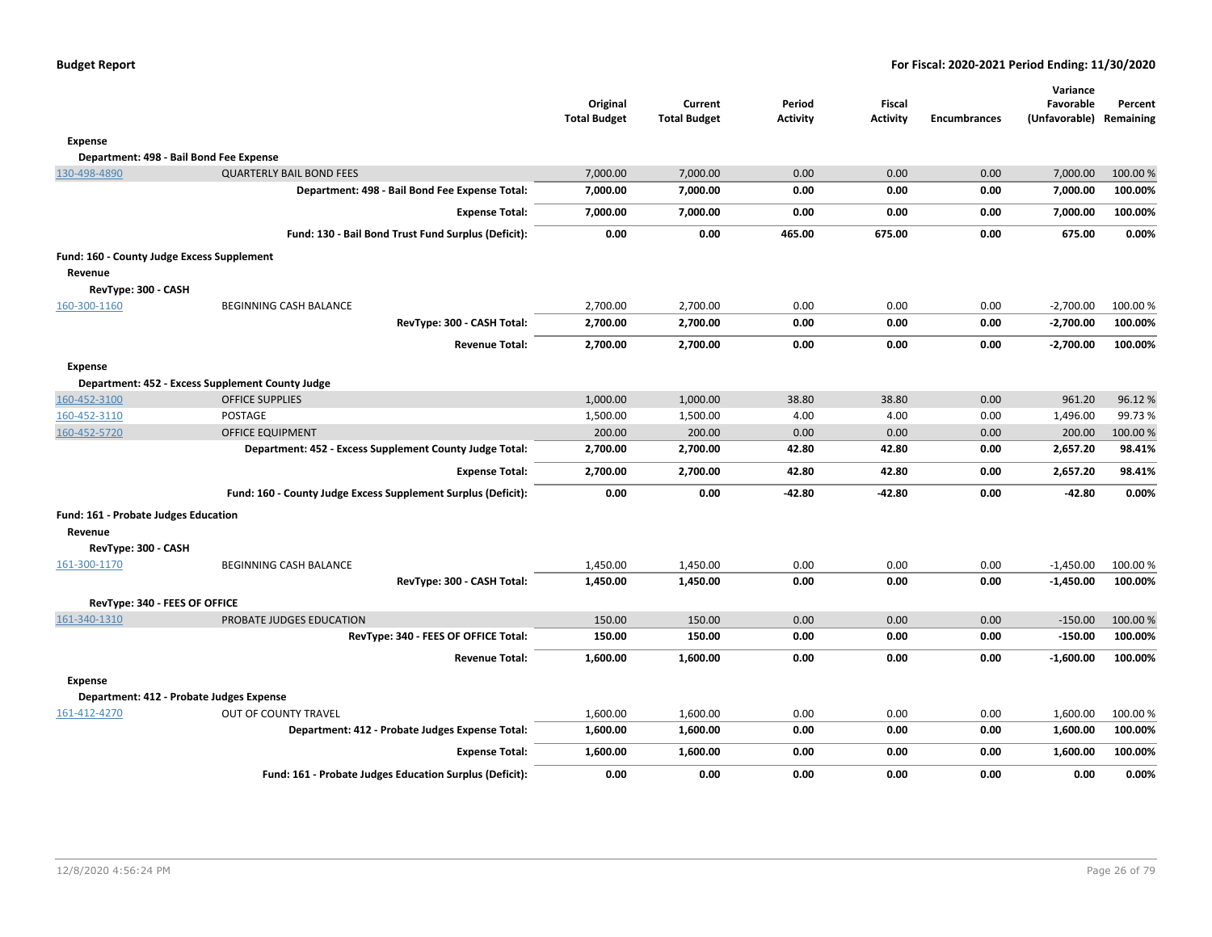| | | Original Total Budget | Current Total Budget | Period Activity | Fiscal Activity | Encumbrances | Variance Favorable (Unfavorable) | Percent Remaining |
|---|---|---|---|---|---|---|---|---|
| **Expense** | | | | | | | | |
| **Department: 498 - Bail Bond Fee Expense** | | | | | | | | |
| 130-498-4890 | QUARTERLY BAIL BOND FEES | 7,000.00 | 7,000.00 | 0.00 | 0.00 | 0.00 | 7,000.00 | 100.00 % |
| | **Department: 498 - Bail Bond Fee Expense Total:** | **7,000.00** | **7,000.00** | **0.00** | **0.00** | **0.00** | **7,000.00** | **100.00%** |
| | **Expense Total:** | **7,000.00** | **7,000.00** | **0.00** | **0.00** | **0.00** | **7,000.00** | **100.00%** |
| | **Fund: 130 - Bail Bond Trust Fund Surplus (Deficit):** | **0.00** | **0.00** | **465.00** | **675.00** | **0.00** | **675.00** | **0.00%** |
| **Fund: 160 - County Judge Excess Supplement** | | | | | | | | |
| **Revenue** | | | | | | | | |
| **RevType: 300 - CASH** | | | | | | | | |
| 160-300-1160 | BEGINNING CASH BALANCE | 2,700.00 | 2,700.00 | 0.00 | 0.00 | 0.00 | -2,700.00 | 100.00 % |
| | **RevType: 300 - CASH Total:** | **2,700.00** | **2,700.00** | **0.00** | **0.00** | **0.00** | **-2,700.00** | **100.00%** |
| | **Revenue Total:** | **2,700.00** | **2,700.00** | **0.00** | **0.00** | **0.00** | **-2,700.00** | **100.00%** |
| **Expense** | | | | | | | | |
| **Department: 452 - Excess Supplement County Judge** | | | | | | | | |
| 160-452-3100 | OFFICE SUPPLIES | 1,000.00 | 1,000.00 | 38.80 | 38.80 | 0.00 | 961.20 | 96.12 % |
| 160-452-3110 | POSTAGE | 1,500.00 | 1,500.00 | 4.00 | 4.00 | 0.00 | 1,496.00 | 99.73 % |
| 160-452-5720 | OFFICE EQUIPMENT | 200.00 | 200.00 | 0.00 | 0.00 | 0.00 | 200.00 | 100.00 % |
| | **Department: 452 - Excess Supplement County Judge Total:** | **2,700.00** | **2,700.00** | **42.80** | **42.80** | **0.00** | **2,657.20** | **98.41%** |
| | **Expense Total:** | **2,700.00** | **2,700.00** | **42.80** | **42.80** | **0.00** | **2,657.20** | **98.41%** |
| | **Fund: 160 - County Judge Excess Supplement Surplus (Deficit):** | **0.00** | **0.00** | **-42.80** | **-42.80** | **0.00** | **-42.80** | **0.00%** |
| **Fund: 161 - Probate Judges Education** | | | | | | | | |
| **Revenue** | | | | | | | | |
| **RevType: 300 - CASH** | | | | | | | | |
| 161-300-1170 | BEGINNING CASH BALANCE | 1,450.00 | 1,450.00 | 0.00 | 0.00 | 0.00 | -1,450.00 | 100.00 % |
| | **RevType: 300 - CASH Total:** | **1,450.00** | **1,450.00** | **0.00** | **0.00** | **0.00** | **-1,450.00** | **100.00%** |
| **RevType: 340 - FEES OF OFFICE** | | | | | | | | |
| 161-340-1310 | PROBATE JUDGES EDUCATION | 150.00 | 150.00 | 0.00 | 0.00 | 0.00 | -150.00 | 100.00 % |
| | **RevType: 340 - FEES OF OFFICE Total:** | **150.00** | **150.00** | **0.00** | **0.00** | **0.00** | **-150.00** | **100.00%** |
| | **Revenue Total:** | **1,600.00** | **1,600.00** | **0.00** | **0.00** | **0.00** | **-1,600.00** | **100.00%** |
| **Expense** | | | | | | | | |
| **Department: 412 - Probate Judges Expense** | | | | | | | | |
| 161-412-4270 | OUT OF COUNTY TRAVEL | 1,600.00 | 1,600.00 | 0.00 | 0.00 | 0.00 | 1,600.00 | 100.00 % |
| | **Department: 412 - Probate Judges Expense Total:** | **1,600.00** | **1,600.00** | **0.00** | **0.00** | **0.00** | **1,600.00** | **100.00%** |
| | **Expense Total:** | **1,600.00** | **1,600.00** | **0.00** | **0.00** | **0.00** | **1,600.00** | **100.00%** |
| | **Fund: 161 - Probate Judges Education Surplus (Deficit):** | **0.00** | **0.00** | **0.00** | **0.00** | **0.00** | **0.00** | **0.00%** |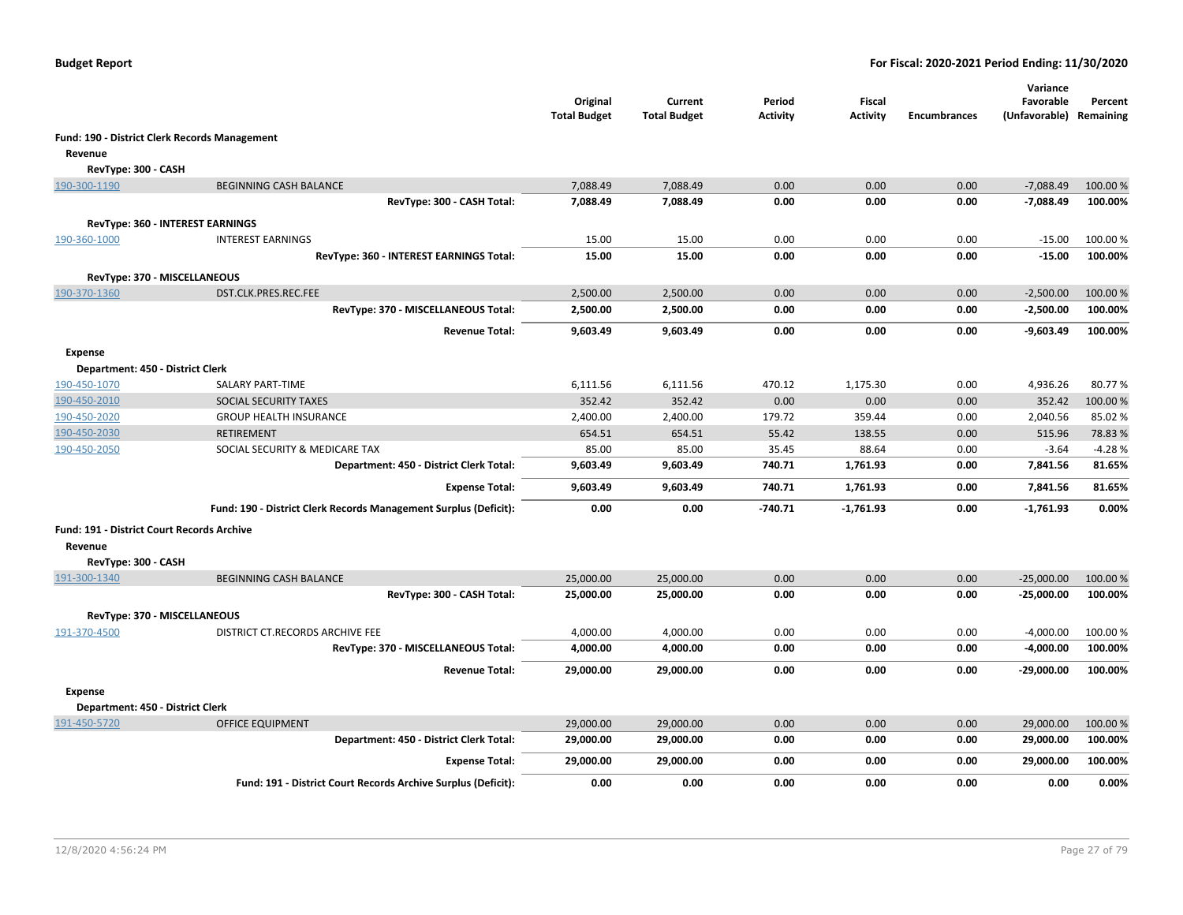| | | Original Total Budget | Current Total Budget | Period Activity | Fiscal Activity | Encumbrances | Variance Favorable (Unfavorable) | Percent Remaining |
|---|---|---|---|---|---|---|---|---|
| **Fund: 190 - District Clerk Records Management** | | | | | | | | |
| **Revenue** | | | | | | | | |
| **RevType: 300 - CASH** | | | | | | | | |
| 190-300-1190 | BEGINNING CASH BALANCE | 7,088.49 | 7,088.49 | 0.00 | 0.00 | 0.00 | -7,088.49 | 100.00 % |
| | **RevType: 300 - CASH Total:** | **7,088.49** | **7,088.49** | **0.00** | **0.00** | **0.00** | **-7,088.49** | **100.00%** |
| **RevType: 360 - INTEREST EARNINGS** | | | | | | | | |
| 190-360-1000 | INTEREST EARNINGS | 15.00 | 15.00 | 0.00 | 0.00 | 0.00 | -15.00 | 100.00 % |
| | **RevType: 360 - INTEREST EARNINGS Total:** | **15.00** | **15.00** | **0.00** | **0.00** | **0.00** | **-15.00** | **100.00%** |
| **RevType: 370 - MISCELLANEOUS** | | | | | | | | |
| 190-370-1360 | DST.CLK.PRES.REC.FEE | 2,500.00 | 2,500.00 | 0.00 | 0.00 | 0.00 | -2,500.00 | 100.00 % |
| | **RevType: 370 - MISCELLANEOUS Total:** | **2,500.00** | **2,500.00** | **0.00** | **0.00** | **0.00** | **-2,500.00** | **100.00%** |
| | **Revenue Total:** | **9,603.49** | **9,603.49** | **0.00** | **0.00** | **0.00** | **-9,603.49** | **100.00%** |
| **Expense** | | | | | | | | |
| **Department: 450 - District Clerk** | | | | | | | | |
| 190-450-1070 | SALARY PART-TIME | 6,111.56 | 6,111.56 | 470.12 | 1,175.30 | 0.00 | 4,936.26 | 80.77 % |
| 190-450-2010 | SOCIAL SECURITY TAXES | 352.42 | 352.42 | 0.00 | 0.00 | 0.00 | 352.42 | 100.00 % |
| 190-450-2020 | GROUP HEALTH INSURANCE | 2,400.00 | 2,400.00 | 179.72 | 359.44 | 0.00 | 2,040.56 | 85.02 % |
| 190-450-2030 | RETIREMENT | 654.51 | 654.51 | 55.42 | 138.55 | 0.00 | 515.96 | 78.83 % |
| 190-450-2050 | SOCIAL SECURITY & MEDICARE TAX | 85.00 | 85.00 | 35.45 | 88.64 | 0.00 | -3.64 | -4.28 % |
| | **Department: 450 - District Clerk Total:** | **9,603.49** | **9,603.49** | **740.71** | **1,761.93** | **0.00** | **7,841.56** | **81.65%** |
| | **Expense Total:** | **9,603.49** | **9,603.49** | **740.71** | **1,761.93** | **0.00** | **7,841.56** | **81.65%** |
| | **Fund: 190 - District Clerk Records Management Surplus (Deficit):** | **0.00** | **0.00** | **-740.71** | **-1,761.93** | **0.00** | **-1,761.93** | **0.00%** |
| **Fund: 191 - District Court Records Archive** | | | | | | | | |
| **Revenue** | | | | | | | | |
| **RevType: 300 - CASH** | | | | | | | | |
| 191-300-1340 | BEGINNING CASH BALANCE | 25,000.00 | 25,000.00 | 0.00 | 0.00 | 0.00 | -25,000.00 | 100.00 % |
| | **RevType: 300 - CASH Total:** | **25,000.00** | **25,000.00** | **0.00** | **0.00** | **0.00** | **-25,000.00** | **100.00%** |
| **RevType: 370 - MISCELLANEOUS** | | | | | | | | |
| 191-370-4500 | DISTRICT CT.RECORDS ARCHIVE FEE | 4,000.00 | 4,000.00 | 0.00 | 0.00 | 0.00 | -4,000.00 | 100.00 % |
| | **RevType: 370 - MISCELLANEOUS Total:** | **4,000.00** | **4,000.00** | **0.00** | **0.00** | **0.00** | **-4,000.00** | **100.00%** |
| | **Revenue Total:** | **29,000.00** | **29,000.00** | **0.00** | **0.00** | **0.00** | **-29,000.00** | **100.00%** |
| **Expense** | | | | | | | | |
| **Department: 450 - District Clerk** | | | | | | | | |
| 191-450-5720 | OFFICE EQUIPMENT | 29,000.00 | 29,000.00 | 0.00 | 0.00 | 0.00 | 29,000.00 | 100.00 % |
| | **Department: 450 - District Clerk Total:** | **29,000.00** | **29,000.00** | **0.00** | **0.00** | **0.00** | **29,000.00** | **100.00%** |
| | **Expense Total:** | **29,000.00** | **29,000.00** | **0.00** | **0.00** | **0.00** | **29,000.00** | **100.00%** |
| | **Fund: 191 - District Court Records Archive Surplus (Deficit):** | **0.00** | **0.00** | **0.00** | **0.00** | **0.00** | **0.00** | **0.00%** |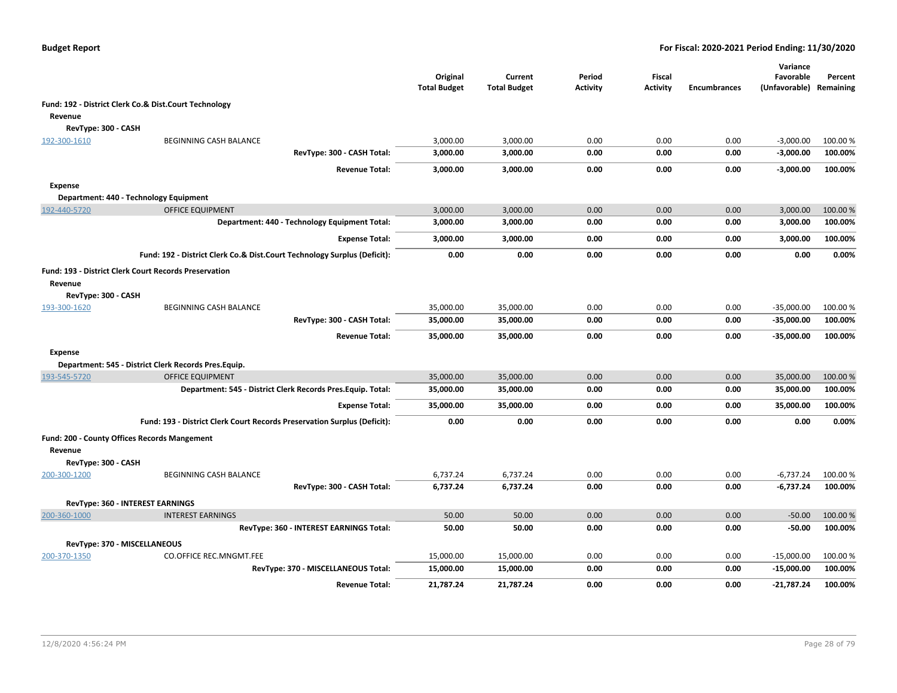**Budget Report** — **For Fiscal: 2020-2021 Period Ending: 11/30/2020**

| | | Original Total Budget | Current Total Budget | Period Activity | Fiscal Activity | Encumbrances | Variance Favorable (Unfavorable) | Percent Remaining |
|---|---|---|---|---|---|---|---|---|
| **Fund: 192 - District Clerk Co.& Dist.Court Technology** | | | | | | | | |
| **Revenue** | | | | | | | | |
| **RevType: 300 - CASH** | | | | | | | | |
| 192-300-1610 | BEGINNING CASH BALANCE | 3,000.00 | 3,000.00 | 0.00 | 0.00 | 0.00 | -3,000.00 | 100.00 % |
| | **RevType: 300 - CASH Total:** | **3,000.00** | **3,000.00** | **0.00** | **0.00** | **0.00** | **-3,000.00** | **100.00%** |
| | **Revenue Total:** | **3,000.00** | **3,000.00** | **0.00** | **0.00** | **0.00** | **-3,000.00** | **100.00%** |
| **Expense** | | | | | | | | |
| **Department: 440 - Technology Equipment** | | | | | | | | |
| 192-440-5720 | OFFICE EQUIPMENT | 3,000.00 | 3,000.00 | 0.00 | 0.00 | 0.00 | 3,000.00 | 100.00 % |
| | **Department: 440 - Technology Equipment Total:** | **3,000.00** | **3,000.00** | **0.00** | **0.00** | **0.00** | **3,000.00** | **100.00%** |
| | **Expense Total:** | **3,000.00** | **3,000.00** | **0.00** | **0.00** | **0.00** | **3,000.00** | **100.00%** |
| | **Fund: 192 - District Clerk Co.& Dist.Court Technology Surplus (Deficit):** | **0.00** | **0.00** | **0.00** | **0.00** | **0.00** | **0.00** | **0.00%** |
| **Fund: 193 - District Clerk Court Records Preservation** | | | | | | | | |
| **Revenue** | | | | | | | | |
| **RevType: 300 - CASH** | | | | | | | | |
| 193-300-1620 | BEGINNING CASH BALANCE | 35,000.00 | 35,000.00 | 0.00 | 0.00 | 0.00 | -35,000.00 | 100.00 % |
| | **RevType: 300 - CASH Total:** | **35,000.00** | **35,000.00** | **0.00** | **0.00** | **0.00** | **-35,000.00** | **100.00%** |
| | **Revenue Total:** | **35,000.00** | **35,000.00** | **0.00** | **0.00** | **0.00** | **-35,000.00** | **100.00%** |
| **Expense** | | | | | | | | |
| **Department: 545 - District Clerk Records Pres.Equip.** | | | | | | | | |
| 193-545-5720 | OFFICE EQUIPMENT | 35,000.00 | 35,000.00 | 0.00 | 0.00 | 0.00 | 35,000.00 | 100.00 % |
| | **Department: 545 - District Clerk Records Pres.Equip. Total:** | **35,000.00** | **35,000.00** | **0.00** | **0.00** | **0.00** | **35,000.00** | **100.00%** |
| | **Expense Total:** | **35,000.00** | **35,000.00** | **0.00** | **0.00** | **0.00** | **35,000.00** | **100.00%** |
| | **Fund: 193 - District Clerk Court Records Preservation Surplus (Deficit):** | **0.00** | **0.00** | **0.00** | **0.00** | **0.00** | **0.00** | **0.00%** |
| **Fund: 200 - County Offices Records Mangement** | | | | | | | | |
| **Revenue** | | | | | | | | |
| **RevType: 300 - CASH** | | | | | | | | |
| 200-300-1200 | BEGINNING CASH BALANCE | 6,737.24 | 6,737.24 | 0.00 | 0.00 | 0.00 | -6,737.24 | 100.00 % |
| | **RevType: 300 - CASH Total:** | **6,737.24** | **6,737.24** | **0.00** | **0.00** | **0.00** | **-6,737.24** | **100.00%** |
| **RevType: 360 - INTEREST EARNINGS** | | | | | | | | |
| 200-360-1000 | INTEREST EARNINGS | 50.00 | 50.00 | 0.00 | 0.00 | 0.00 | -50.00 | 100.00 % |
| | **RevType: 360 - INTEREST EARNINGS Total:** | **50.00** | **50.00** | **0.00** | **0.00** | **0.00** | **-50.00** | **100.00%** |
| **RevType: 370 - MISCELLANEOUS** | | | | | | | | |
| 200-370-1350 | CO.OFFICE REC.MNGMT.FEE | 15,000.00 | 15,000.00 | 0.00 | 0.00 | 0.00 | -15,000.00 | 100.00 % |
| | **RevType: 370 - MISCELLANEOUS Total:** | **15,000.00** | **15,000.00** | **0.00** | **0.00** | **0.00** | **-15,000.00** | **100.00%** |
| | **Revenue Total:** | **21,787.24** | **21,787.24** | **0.00** | **0.00** | **0.00** | **-21,787.24** | **100.00%** |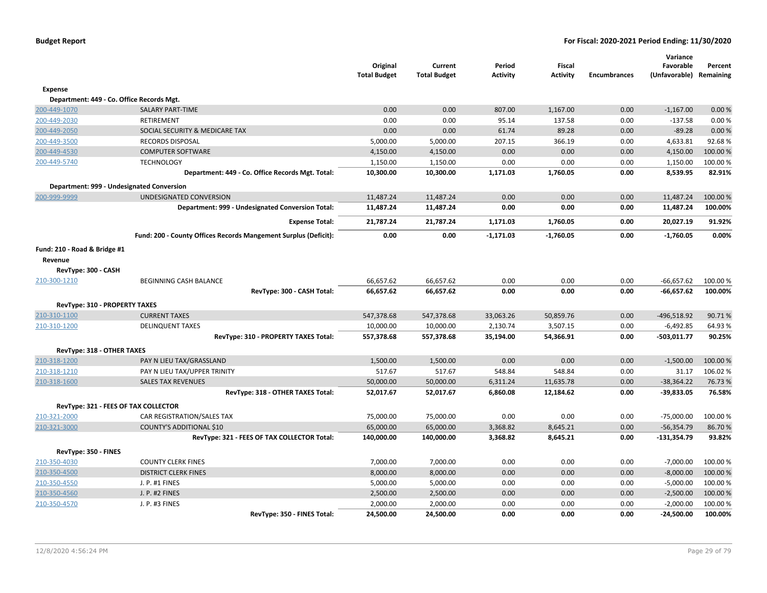**Budget Report** — **For Fiscal: 2020-2021 Period Ending: 11/30/2020**

| | | Original Total Budget | Current Total Budget | Period Activity | Fiscal Activity | Encumbrances | Variance Favorable (Unfavorable) | Percent Remaining |
|---|---|---|---|---|---|---|---|---|
| **Expense** | | | | | | | | |
| **Department: 449 - Co. Office Records Mgt.** | | | | | | | | |
| 200-449-1070 | SALARY PART-TIME | 0.00 | 0.00 | 807.00 | 1,167.00 | 0.00 | -1,167.00 | 0.00 % |
| 200-449-2030 | RETIREMENT | 0.00 | 0.00 | 95.14 | 137.58 | 0.00 | -137.58 | 0.00 % |
| 200-449-2050 | SOCIAL SECURITY & MEDICARE TAX | 0.00 | 0.00 | 61.74 | 89.28 | 0.00 | -89.28 | 0.00 % |
| 200-449-3500 | RECORDS DISPOSAL | 5,000.00 | 5,000.00 | 207.15 | 366.19 | 0.00 | 4,633.81 | 92.68 % |
| 200-449-4530 | COMPUTER SOFTWARE | 4,150.00 | 4,150.00 | 0.00 | 0.00 | 0.00 | 4,150.00 | 100.00 % |
| 200-449-5740 | TECHNOLOGY | 1,150.00 | 1,150.00 | 0.00 | 0.00 | 0.00 | 1,150.00 | 100.00 % |
| | **Department: 449 - Co. Office Records Mgt. Total:** | **10,300.00** | **10,300.00** | **1,171.03** | **1,760.05** | **0.00** | **8,539.95** | **82.91%** |
| **Department: 999 - Undesignated Conversion** | | | | | | | | |
| 200-999-9999 | UNDESIGNATED CONVERSION | 11,487.24 | 11,487.24 | 0.00 | 0.00 | 0.00 | 11,487.24 | 100.00 % |
| | **Department: 999 - Undesignated Conversion Total:** | **11,487.24** | **11,487.24** | **0.00** | **0.00** | **0.00** | **11,487.24** | **100.00%** |
| | **Expense Total:** | **21,787.24** | **21,787.24** | **1,171.03** | **1,760.05** | **0.00** | **20,027.19** | **91.92%** |
| | **Fund: 200 - County Offices Records Mangement Surplus (Deficit):** | **0.00** | **0.00** | **-1,171.03** | **-1,760.05** | **0.00** | **-1,760.05** | **0.00%** |
| **Fund: 210 - Road & Bridge #1** | | | | | | | | |
| **Revenue** | | | | | | | | |
| **RevType: 300 - CASH** | | | | | | | | |
| 210-300-1210 | BEGINNING CASH BALANCE | 66,657.62 | 66,657.62 | 0.00 | 0.00 | 0.00 | -66,657.62 | 100.00 % |
| | **RevType: 300 - CASH Total:** | **66,657.62** | **66,657.62** | **0.00** | **0.00** | **0.00** | **-66,657.62** | **100.00%** |
| **RevType: 310 - PROPERTY TAXES** | | | | | | | | |
| 210-310-1100 | CURRENT TAXES | 547,378.68 | 547,378.68 | 33,063.26 | 50,859.76 | 0.00 | -496,518.92 | 90.71 % |
| 210-310-1200 | DELINQUENT TAXES | 10,000.00 | 10,000.00 | 2,130.74 | 3,507.15 | 0.00 | -6,492.85 | 64.93 % |
| | **RevType: 310 - PROPERTY TAXES Total:** | **557,378.68** | **557,378.68** | **35,194.00** | **54,366.91** | **0.00** | **-503,011.77** | **90.25%** |
| **RevType: 318 - OTHER TAXES** | | | | | | | | |
| 210-318-1200 | PAY N LIEU TAX/GRASSLAND | 1,500.00 | 1,500.00 | 0.00 | 0.00 | 0.00 | -1,500.00 | 100.00 % |
| 210-318-1210 | PAY N LIEU TAX/UPPER TRINITY | 517.67 | 517.67 | 548.84 | 548.84 | 0.00 | 31.17 | 106.02 % |
| 210-318-1600 | SALES TAX REVENUES | 50,000.00 | 50,000.00 | 6,311.24 | 11,635.78 | 0.00 | -38,364.22 | 76.73 % |
| | **RevType: 318 - OTHER TAXES Total:** | **52,017.67** | **52,017.67** | **6,860.08** | **12,184.62** | **0.00** | **-39,833.05** | **76.58%** |
| **RevType: 321 - FEES OF TAX COLLECTOR** | | | | | | | | |
| 210-321-2000 | CAR REGISTRATION/SALES TAX | 75,000.00 | 75,000.00 | 0.00 | 0.00 | 0.00 | -75,000.00 | 100.00 % |
| 210-321-3000 | COUNTY'S ADDITIONAL $10 | 65,000.00 | 65,000.00 | 3,368.82 | 8,645.21 | 0.00 | -56,354.79 | 86.70 % |
| | **RevType: 321 - FEES OF TAX COLLECTOR Total:** | **140,000.00** | **140,000.00** | **3,368.82** | **8,645.21** | **0.00** | **-131,354.79** | **93.82%** |
| **RevType: 350 - FINES** | | | | | | | | |
| 210-350-4030 | COUNTY CLERK FINES | 7,000.00 | 7,000.00 | 0.00 | 0.00 | 0.00 | -7,000.00 | 100.00 % |
| 210-350-4500 | DISTRICT CLERK FINES | 8,000.00 | 8,000.00 | 0.00 | 0.00 | 0.00 | -8,000.00 | 100.00 % |
| 210-350-4550 | J. P. #1 FINES | 5,000.00 | 5,000.00 | 0.00 | 0.00 | 0.00 | -5,000.00 | 100.00 % |
| 210-350-4560 | J. P. #2 FINES | 2,500.00 | 2,500.00 | 0.00 | 0.00 | 0.00 | -2,500.00 | 100.00 % |
| 210-350-4570 | J. P. #3 FINES | 2,000.00 | 2,000.00 | 0.00 | 0.00 | 0.00 | -2,000.00 | 100.00 % |
| | **RevType: 350 - FINES Total:** | **24,500.00** | **24,500.00** | **0.00** | **0.00** | **0.00** | **-24,500.00** | **100.00%** |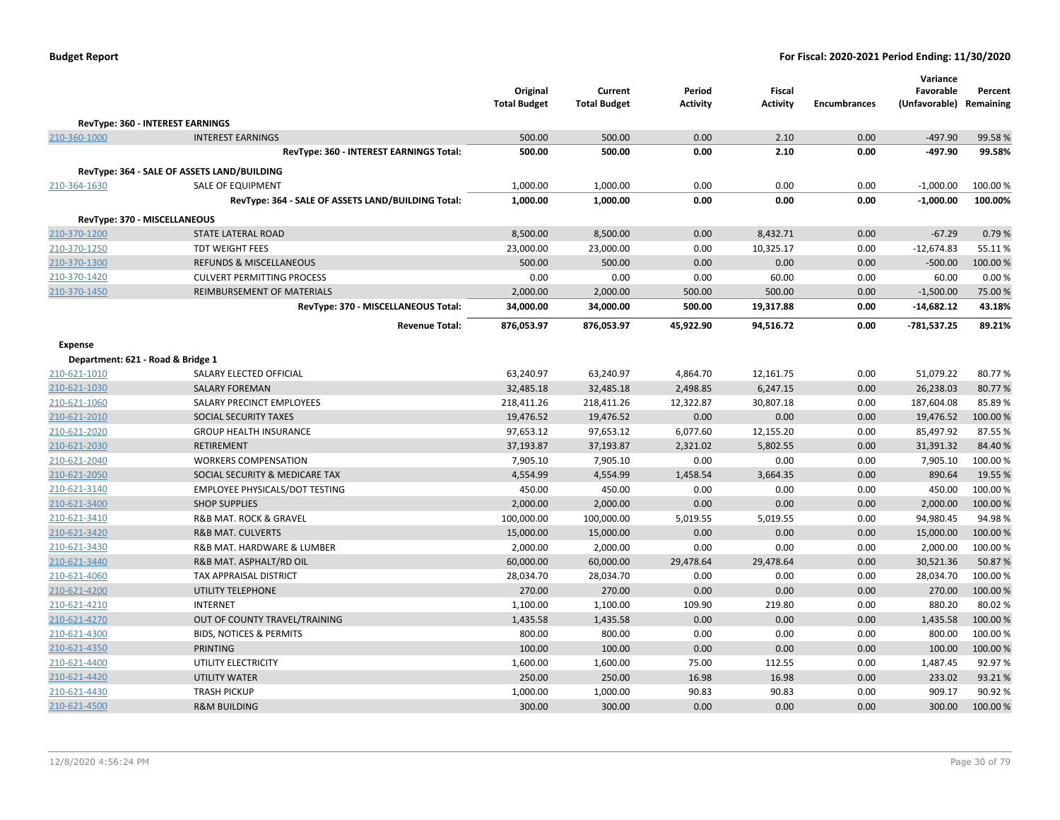| | | Original Total Budget | Current Total Budget | Period Activity | Fiscal Activity | Encumbrances | Variance Favorable (Unfavorable) | Percent Remaining |
|---|---|---|---|---|---|---|---|---|
| **RevType: 360 - INTEREST EARNINGS** | | | | | | | | |
| 210-360-1000 | INTEREST EARNINGS | 500.00 | 500.00 | 0.00 | 2.10 | 0.00 | -497.90 | 99.58 % |
| | **RevType: 360 - INTEREST EARNINGS Total:** | **500.00** | **500.00** | **0.00** | **2.10** | **0.00** | **-497.90** | **99.58%** |
| **RevType: 364 - SALE OF ASSETS LAND/BUILDING** | | | | | | | | |
| 210-364-1630 | SALE OF EQUIPMENT | 1,000.00 | 1,000.00 | 0.00 | 0.00 | 0.00 | -1,000.00 | 100.00 % |
| | **RevType: 364 - SALE OF ASSETS LAND/BUILDING Total:** | **1,000.00** | **1,000.00** | **0.00** | **0.00** | **0.00** | **-1,000.00** | **100.00%** |
| **RevType: 370 - MISCELLANEOUS** | | | | | | | | |
| 210-370-1200 | STATE LATERAL ROAD | 8,500.00 | 8,500.00 | 0.00 | 8,432.71 | 0.00 | -67.29 | 0.79 % |
| 210-370-1250 | TDT WEIGHT FEES | 23,000.00 | 23,000.00 | 0.00 | 10,325.17 | 0.00 | -12,674.83 | 55.11 % |
| 210-370-1300 | REFUNDS & MISCELLANEOUS | 500.00 | 500.00 | 0.00 | 0.00 | 0.00 | -500.00 | 100.00 % |
| 210-370-1420 | CULVERT PERMITTING PROCESS | 0.00 | 0.00 | 0.00 | 60.00 | 0.00 | 60.00 | 0.00 % |
| 210-370-1450 | REIMBURSEMENT OF MATERIALS | 2,000.00 | 2,000.00 | 500.00 | 500.00 | 0.00 | -1,500.00 | 75.00 % |
| | **RevType: 370 - MISCELLANEOUS Total:** | **34,000.00** | **34,000.00** | **500.00** | **19,317.88** | **0.00** | **-14,682.12** | **43.18%** |
| | **Revenue Total:** | **876,053.97** | **876,053.97** | **45,922.90** | **94,516.72** | **0.00** | **-781,537.25** | **89.21%** |
| **Expense** | | | | | | | | |
| **Department: 621 - Road & Bridge 1** | | | | | | | | |
| 210-621-1010 | SALARY ELECTED OFFICIAL | 63,240.97 | 63,240.97 | 4,864.70 | 12,161.75 | 0.00 | 51,079.22 | 80.77 % |
| 210-621-1030 | SALARY FOREMAN | 32,485.18 | 32,485.18 | 2,498.85 | 6,247.15 | 0.00 | 26,238.03 | 80.77 % |
| 210-621-1060 | SALARY PRECINCT EMPLOYEES | 218,411.26 | 218,411.26 | 12,322.87 | 30,807.18 | 0.00 | 187,604.08 | 85.89 % |
| 210-621-2010 | SOCIAL SECURITY TAXES | 19,476.52 | 19,476.52 | 0.00 | 0.00 | 0.00 | 19,476.52 | 100.00 % |
| 210-621-2020 | GROUP HEALTH INSURANCE | 97,653.12 | 97,653.12 | 6,077.60 | 12,155.20 | 0.00 | 85,497.92 | 87.55 % |
| 210-621-2030 | RETIREMENT | 37,193.87 | 37,193.87 | 2,321.02 | 5,802.55 | 0.00 | 31,391.32 | 84.40 % |
| 210-621-2040 | WORKERS COMPENSATION | 7,905.10 | 7,905.10 | 0.00 | 0.00 | 0.00 | 7,905.10 | 100.00 % |
| 210-621-2050 | SOCIAL SECURITY & MEDICARE TAX | 4,554.99 | 4,554.99 | 1,458.54 | 3,664.35 | 0.00 | 890.64 | 19.55 % |
| 210-621-3140 | EMPLOYEE PHYSICALS/DOT TESTING | 450.00 | 450.00 | 0.00 | 0.00 | 0.00 | 450.00 | 100.00 % |
| 210-621-3400 | SHOP SUPPLIES | 2,000.00 | 2,000.00 | 0.00 | 0.00 | 0.00 | 2,000.00 | 100.00 % |
| 210-621-3410 | R&B MAT. ROCK & GRAVEL | 100,000.00 | 100,000.00 | 5,019.55 | 5,019.55 | 0.00 | 94,980.45 | 94.98 % |
| 210-621-3420 | R&B MAT. CULVERTS | 15,000.00 | 15,000.00 | 0.00 | 0.00 | 0.00 | 15,000.00 | 100.00 % |
| 210-621-3430 | R&B MAT. HARDWARE & LUMBER | 2,000.00 | 2,000.00 | 0.00 | 0.00 | 0.00 | 2,000.00 | 100.00 % |
| 210-621-3440 | R&B MAT. ASPHALT/RD OIL | 60,000.00 | 60,000.00 | 29,478.64 | 29,478.64 | 0.00 | 30,521.36 | 50.87 % |
| 210-621-4060 | TAX APPRAISAL DISTRICT | 28,034.70 | 28,034.70 | 0.00 | 0.00 | 0.00 | 28,034.70 | 100.00 % |
| 210-621-4200 | UTILITY TELEPHONE | 270.00 | 270.00 | 0.00 | 0.00 | 0.00 | 270.00 | 100.00 % |
| 210-621-4210 | INTERNET | 1,100.00 | 1,100.00 | 109.90 | 219.80 | 0.00 | 880.20 | 80.02 % |
| 210-621-4270 | OUT OF COUNTY TRAVEL/TRAINING | 1,435.58 | 1,435.58 | 0.00 | 0.00 | 0.00 | 1,435.58 | 100.00 % |
| 210-621-4300 | BIDS, NOTICES & PERMITS | 800.00 | 800.00 | 0.00 | 0.00 | 0.00 | 800.00 | 100.00 % |
| 210-621-4350 | PRINTING | 100.00 | 100.00 | 0.00 | 0.00 | 0.00 | 100.00 | 100.00 % |
| 210-621-4400 | UTILITY ELECTRICITY | 1,600.00 | 1,600.00 | 75.00 | 112.55 | 0.00 | 1,487.45 | 92.97 % |
| 210-621-4420 | UTILITY WATER | 250.00 | 250.00 | 16.98 | 16.98 | 0.00 | 233.02 | 93.21 % |
| 210-621-4430 | TRASH PICKUP | 1,000.00 | 1,000.00 | 90.83 | 90.83 | 0.00 | 909.17 | 90.92 % |
| 210-621-4500 | R&M BUILDING | 300.00 | 300.00 | 0.00 | 0.00 | 0.00 | 300.00 | 100.00 % |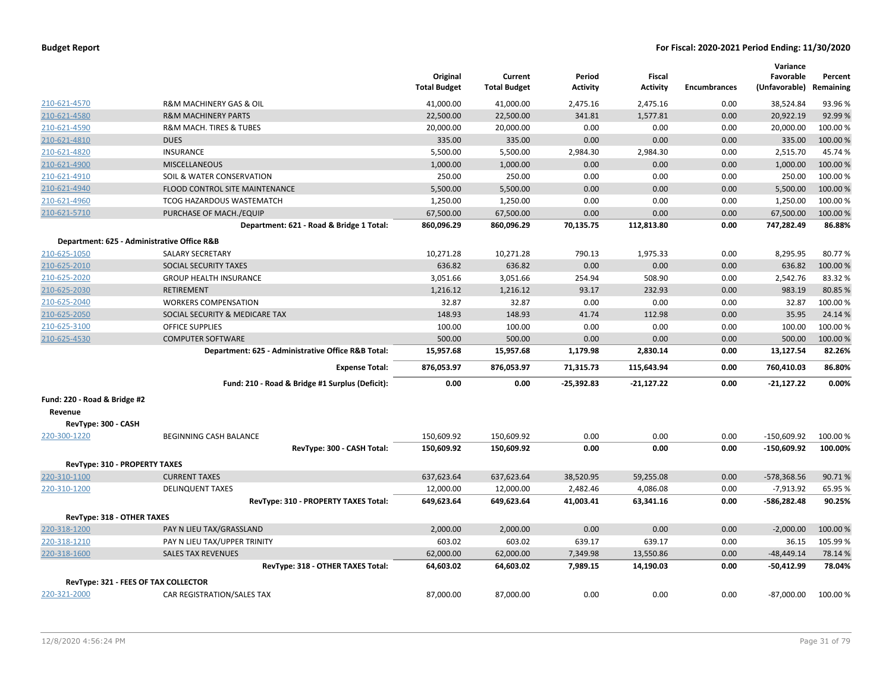| | | Original Total Budget | Current Total Budget | Period Activity | Fiscal Activity | Encumbrances | Variance Favorable (Unfavorable) | Percent Remaining |
|---|---|---|---|---|---|---|---|---|
| 210-621-4570 | R&M MACHINERY GAS & OIL | 41,000.00 | 41,000.00 | 2,475.16 | 2,475.16 | 0.00 | 38,524.84 | 93.96 % |
| 210-621-4580 | R&M MACHINERY PARTS | 22,500.00 | 22,500.00 | 341.81 | 1,577.81 | 0.00 | 20,922.19 | 92.99 % |
| 210-621-4590 | R&M MACH. TIRES & TUBES | 20,000.00 | 20,000.00 | 0.00 | 0.00 | 0.00 | 20,000.00 | 100.00 % |
| 210-621-4810 | DUES | 335.00 | 335.00 | 0.00 | 0.00 | 0.00 | 335.00 | 100.00 % |
| 210-621-4820 | INSURANCE | 5,500.00 | 5,500.00 | 2,984.30 | 2,984.30 | 0.00 | 2,515.70 | 45.74 % |
| 210-621-4900 | MISCELLANEOUS | 1,000.00 | 1,000.00 | 0.00 | 0.00 | 0.00 | 1,000.00 | 100.00 % |
| 210-621-4910 | SOIL & WATER CONSERVATION | 250.00 | 250.00 | 0.00 | 0.00 | 0.00 | 250.00 | 100.00 % |
| 210-621-4940 | FLOOD CONTROL SITE MAINTENANCE | 5,500.00 | 5,500.00 | 0.00 | 0.00 | 0.00 | 5,500.00 | 100.00 % |
| 210-621-4960 | TCOG HAZARDOUS WASTEMATCH | 1,250.00 | 1,250.00 | 0.00 | 0.00 | 0.00 | 1,250.00 | 100.00 % |
| 210-621-5710 | PURCHASE OF MACH./EQUIP | 67,500.00 | 67,500.00 | 0.00 | 0.00 | 0.00 | 67,500.00 | 100.00 % |
| | **Department: 621 - Road & Bridge 1 Total:** | **860,096.29** | **860,096.29** | **70,135.75** | **112,813.80** | **0.00** | **747,282.49** | **86.88%** |
| **Department: 625 - Administrative Office R&B** | | | | | | | | |
| 210-625-1050 | SALARY SECRETARY | 10,271.28 | 10,271.28 | 790.13 | 1,975.33 | 0.00 | 8,295.95 | 80.77 % |
| 210-625-2010 | SOCIAL SECURITY TAXES | 636.82 | 636.82 | 0.00 | 0.00 | 0.00 | 636.82 | 100.00 % |
| 210-625-2020 | GROUP HEALTH INSURANCE | 3,051.66 | 3,051.66 | 254.94 | 508.90 | 0.00 | 2,542.76 | 83.32 % |
| 210-625-2030 | RETIREMENT | 1,216.12 | 1,216.12 | 93.17 | 232.93 | 0.00 | 983.19 | 80.85 % |
| 210-625-2040 | WORKERS COMPENSATION | 32.87 | 32.87 | 0.00 | 0.00 | 0.00 | 32.87 | 100.00 % |
| 210-625-2050 | SOCIAL SECURITY & MEDICARE TAX | 148.93 | 148.93 | 41.74 | 112.98 | 0.00 | 35.95 | 24.14 % |
| 210-625-3100 | OFFICE SUPPLIES | 100.00 | 100.00 | 0.00 | 0.00 | 0.00 | 100.00 | 100.00 % |
| 210-625-4530 | COMPUTER SOFTWARE | 500.00 | 500.00 | 0.00 | 0.00 | 0.00 | 500.00 | 100.00 % |
| | **Department: 625 - Administrative Office R&B Total:** | **15,957.68** | **15,957.68** | **1,179.98** | **2,830.14** | **0.00** | **13,127.54** | **82.26%** |
| | **Expense Total:** | **876,053.97** | **876,053.97** | **71,315.73** | **115,643.94** | **0.00** | **760,410.03** | **86.80%** |
| | **Fund: 210 - Road & Bridge #1 Surplus (Deficit):** | **0.00** | **0.00** | **-25,392.83** | **-21,127.22** | **0.00** | **-21,127.22** | **0.00%** |
| **Fund: 220 - Road & Bridge #2** | | | | | | | | |
| **Revenue** | | | | | | | | |
| **RevType: 300 - CASH** | | | | | | | | |
| 220-300-1220 | BEGINNING CASH BALANCE | 150,609.92 | 150,609.92 | 0.00 | 0.00 | 0.00 | -150,609.92 | 100.00 % |
| | **RevType: 300 - CASH Total:** | **150,609.92** | **150,609.92** | **0.00** | **0.00** | **0.00** | **-150,609.92** | **100.00%** |
| **RevType: 310 - PROPERTY TAXES** | | | | | | | | |
| 220-310-1100 | CURRENT TAXES | 637,623.64 | 637,623.64 | 38,520.95 | 59,255.08 | 0.00 | -578,368.56 | 90.71 % |
| 220-310-1200 | DELINQUENT TAXES | 12,000.00 | 12,000.00 | 2,482.46 | 4,086.08 | 0.00 | -7,913.92 | 65.95 % |
| | **RevType: 310 - PROPERTY TAXES Total:** | **649,623.64** | **649,623.64** | **41,003.41** | **63,341.16** | **0.00** | **-586,282.48** | **90.25%** |
| **RevType: 318 - OTHER TAXES** | | | | | | | | |
| 220-318-1200 | PAY N LIEU TAX/GRASSLAND | 2,000.00 | 2,000.00 | 0.00 | 0.00 | 0.00 | -2,000.00 | 100.00 % |
| 220-318-1210 | PAY N LIEU TAX/UPPER TRINITY | 603.02 | 603.02 | 639.17 | 639.17 | 0.00 | 36.15 | 105.99 % |
| 220-318-1600 | SALES TAX REVENUES | 62,000.00 | 62,000.00 | 7,349.98 | 13,550.86 | 0.00 | -48,449.14 | 78.14 % |
| | **RevType: 318 - OTHER TAXES Total:** | **64,603.02** | **64,603.02** | **7,989.15** | **14,190.03** | **0.00** | **-50,412.99** | **78.04%** |
| **RevType: 321 - FEES OF TAX COLLECTOR** | | | | | | | | |
| 220-321-2000 | CAR REGISTRATION/SALES TAX | 87,000.00 | 87,000.00 | 0.00 | 0.00 | 0.00 | -87,000.00 | 100.00 % |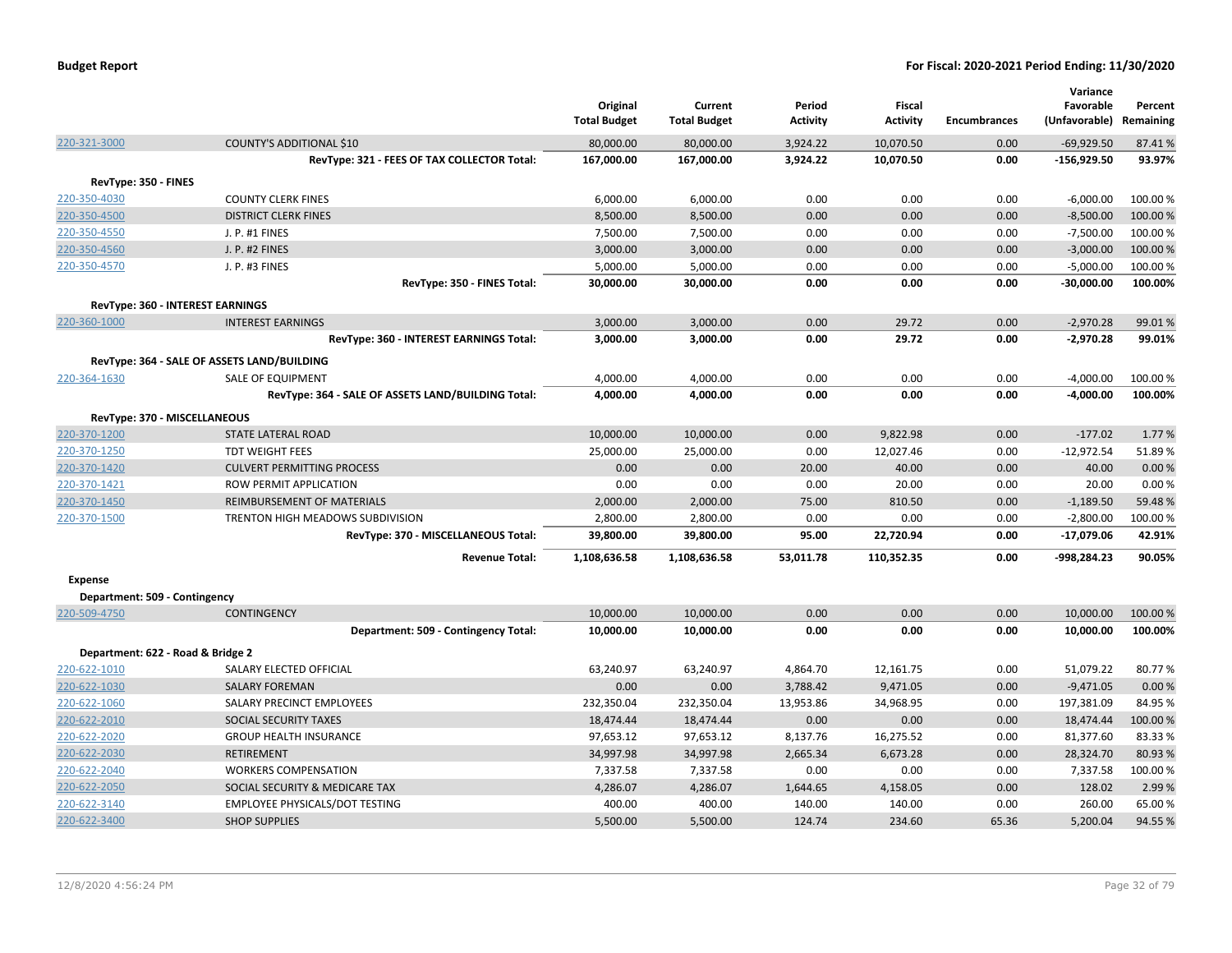**Budget Report** | **For Fiscal: 2020-2021 Period Ending: 11/30/2020**

| | | Original Total Budget | Current Total Budget | Period Activity | Fiscal Activity | Encumbrances | Variance Favorable (Unfavorable) | Percent Remaining |
|---|---|---|---|---|---|---|---|---|
| 220-321-3000 | COUNTY'S ADDITIONAL $10 | 80,000.00 | 80,000.00 | 3,924.22 | 10,070.50 | 0.00 | -69,929.50 | 87.41 % |
| | **RevType: 321 - FEES OF TAX COLLECTOR Total:** | **167,000.00** | **167,000.00** | **3,924.22** | **10,070.50** | **0.00** | **-156,929.50** | **93.97%** |
| **RevType: 350 - FINES** | | | | | | | | |
| 220-350-4030 | COUNTY CLERK FINES | 6,000.00 | 6,000.00 | 0.00 | 0.00 | 0.00 | -6,000.00 | 100.00 % |
| 220-350-4500 | DISTRICT CLERK FINES | 8,500.00 | 8,500.00 | 0.00 | 0.00 | 0.00 | -8,500.00 | 100.00 % |
| 220-350-4550 | J. P. #1 FINES | 7,500.00 | 7,500.00 | 0.00 | 0.00 | 0.00 | -7,500.00 | 100.00 % |
| 220-350-4560 | J. P. #2 FINES | 3,000.00 | 3,000.00 | 0.00 | 0.00 | 0.00 | -3,000.00 | 100.00 % |
| 220-350-4570 | J. P. #3 FINES | 5,000.00 | 5,000.00 | 0.00 | 0.00 | 0.00 | -5,000.00 | 100.00 % |
| | **RevType: 350 - FINES Total:** | **30,000.00** | **30,000.00** | **0.00** | **0.00** | **0.00** | **-30,000.00** | **100.00%** |
| **RevType: 360 - INTEREST EARNINGS** | | | | | | | | |
| 220-360-1000 | INTEREST EARNINGS | 3,000.00 | 3,000.00 | 0.00 | 29.72 | 0.00 | -2,970.28 | 99.01 % |
| | **RevType: 360 - INTEREST EARNINGS Total:** | **3,000.00** | **3,000.00** | **0.00** | **29.72** | **0.00** | **-2,970.28** | **99.01%** |
| **RevType: 364 - SALE OF ASSETS LAND/BUILDING** | | | | | | | | |
| 220-364-1630 | SALE OF EQUIPMENT | 4,000.00 | 4,000.00 | 0.00 | 0.00 | 0.00 | -4,000.00 | 100.00 % |
| | **RevType: 364 - SALE OF ASSETS LAND/BUILDING Total:** | **4,000.00** | **4,000.00** | **0.00** | **0.00** | **0.00** | **-4,000.00** | **100.00%** |
| **RevType: 370 - MISCELLANEOUS** | | | | | | | | |
| 220-370-1200 | STATE LATERAL ROAD | 10,000.00 | 10,000.00 | 0.00 | 9,822.98 | 0.00 | -177.02 | 1.77 % |
| 220-370-1250 | TDT WEIGHT FEES | 25,000.00 | 25,000.00 | 0.00 | 12,027.46 | 0.00 | -12,972.54 | 51.89 % |
| 220-370-1420 | CULVERT PERMITTING PROCESS | 0.00 | 0.00 | 20.00 | 40.00 | 0.00 | 40.00 | 0.00 % |
| 220-370-1421 | ROW PERMIT APPLICATION | 0.00 | 0.00 | 0.00 | 20.00 | 0.00 | 20.00 | 0.00 % |
| 220-370-1450 | REIMBURSEMENT OF MATERIALS | 2,000.00 | 2,000.00 | 75.00 | 810.50 | 0.00 | -1,189.50 | 59.48 % |
| 220-370-1500 | TRENTON HIGH MEADOWS SUBDIVISION | 2,800.00 | 2,800.00 | 0.00 | 0.00 | 0.00 | -2,800.00 | 100.00 % |
| | **RevType: 370 - MISCELLANEOUS Total:** | **39,800.00** | **39,800.00** | **95.00** | **22,720.94** | **0.00** | **-17,079.06** | **42.91%** |
| | **Revenue Total:** | **1,108,636.58** | **1,108,636.58** | **53,011.78** | **110,352.35** | **0.00** | **-998,284.23** | **90.05%** |
| **Expense** | | | | | | | | |
| **Department: 509 - Contingency** | | | | | | | | |
| 220-509-4750 | CONTINGENCY | 10,000.00 | 10,000.00 | 0.00 | 0.00 | 0.00 | 10,000.00 | 100.00 % |
| | **Department: 509 - Contingency Total:** | **10,000.00** | **10,000.00** | **0.00** | **0.00** | **0.00** | **10,000.00** | **100.00%** |
| **Department: 622 - Road & Bridge 2** | | | | | | | | |
| 220-622-1010 | SALARY ELECTED OFFICIAL | 63,240.97 | 63,240.97 | 4,864.70 | 12,161.75 | 0.00 | 51,079.22 | 80.77 % |
| 220-622-1030 | SALARY FOREMAN | 0.00 | 0.00 | 3,788.42 | 9,471.05 | 0.00 | -9,471.05 | 0.00 % |
| 220-622-1060 | SALARY PRECINCT EMPLOYEES | 232,350.04 | 232,350.04 | 13,953.86 | 34,968.95 | 0.00 | 197,381.09 | 84.95 % |
| 220-622-2010 | SOCIAL SECURITY TAXES | 18,474.44 | 18,474.44 | 0.00 | 0.00 | 0.00 | 18,474.44 | 100.00 % |
| 220-622-2020 | GROUP HEALTH INSURANCE | 97,653.12 | 97,653.12 | 8,137.76 | 16,275.52 | 0.00 | 81,377.60 | 83.33 % |
| 220-622-2030 | RETIREMENT | 34,997.98 | 34,997.98 | 2,665.34 | 6,673.28 | 0.00 | 28,324.70 | 80.93 % |
| 220-622-2040 | WORKERS COMPENSATION | 7,337.58 | 7,337.58 | 0.00 | 0.00 | 0.00 | 7,337.58 | 100.00 % |
| 220-622-2050 | SOCIAL SECURITY & MEDICARE TAX | 4,286.07 | 4,286.07 | 1,644.65 | 4,158.05 | 0.00 | 128.02 | 2.99 % |
| 220-622-3140 | EMPLOYEE PHYSICALS/DOT TESTING | 400.00 | 400.00 | 140.00 | 140.00 | 0.00 | 260.00 | 65.00 % |
| 220-622-3400 | SHOP SUPPLIES | 5,500.00 | 5,500.00 | 124.74 | 234.60 | 65.36 | 5,200.04 | 94.55 % |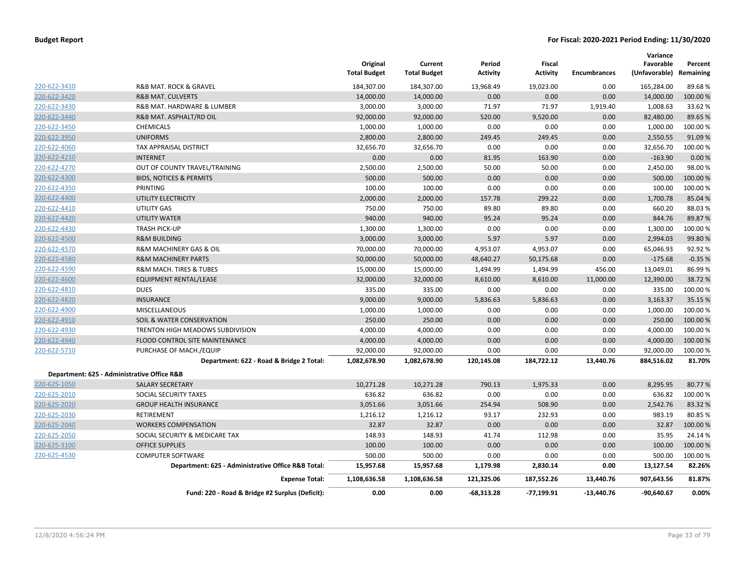**Budget Report** | **For Fiscal: 2020-2021 Period Ending: 11/30/2020**

| | | Original Total Budget | Current Total Budget | Period Activity | Fiscal Activity | Encumbrances | Variance Favorable (Unfavorable) | Percent Remaining |
|---|---|---|---|---|---|---|---|---|
| 220-622-3410 | R&B MAT. ROCK & GRAVEL | 184,307.00 | 184,307.00 | 13,968.49 | 19,023.00 | 0.00 | 165,284.00 | 89.68 % |
| 220-622-3420 | R&B MAT. CULVERTS | 14,000.00 | 14,000.00 | 0.00 | 0.00 | 0.00 | 14,000.00 | 100.00 % |
| 220-622-3430 | R&B MAT. HARDWARE & LUMBER | 3,000.00 | 3,000.00 | 71.97 | 71.97 | 1,919.40 | 1,008.63 | 33.62 % |
| 220-622-3440 | R&B MAT. ASPHALT/RD OIL | 92,000.00 | 92,000.00 | 520.00 | 9,520.00 | 0.00 | 82,480.00 | 89.65 % |
| 220-622-3450 | CHEMICALS | 1,000.00 | 1,000.00 | 0.00 | 0.00 | 0.00 | 1,000.00 | 100.00 % |
| 220-622-3950 | UNIFORMS | 2,800.00 | 2,800.00 | 249.45 | 249.45 | 0.00 | 2,550.55 | 91.09 % |
| 220-622-4060 | TAX APPRAISAL DISTRICT | 32,656.70 | 32,656.70 | 0.00 | 0.00 | 0.00 | 32,656.70 | 100.00 % |
| 220-622-4210 | INTERNET | 0.00 | 0.00 | 81.95 | 163.90 | 0.00 | -163.90 | 0.00 % |
| 220-622-4270 | OUT OF COUNTY TRAVEL/TRAINING | 2,500.00 | 2,500.00 | 50.00 | 50.00 | 0.00 | 2,450.00 | 98.00 % |
| 220-622-4300 | BIDS, NOTICES & PERMITS | 500.00 | 500.00 | 0.00 | 0.00 | 0.00 | 500.00 | 100.00 % |
| 220-622-4350 | PRINTING | 100.00 | 100.00 | 0.00 | 0.00 | 0.00 | 100.00 | 100.00 % |
| 220-622-4400 | UTILITY ELECTRICITY | 2,000.00 | 2,000.00 | 157.78 | 299.22 | 0.00 | 1,700.78 | 85.04 % |
| 220-622-4410 | UTILITY GAS | 750.00 | 750.00 | 89.80 | 89.80 | 0.00 | 660.20 | 88.03 % |
| 220-622-4420 | UTILITY WATER | 940.00 | 940.00 | 95.24 | 95.24 | 0.00 | 844.76 | 89.87 % |
| 220-622-4430 | TRASH PICK-UP | 1,300.00 | 1,300.00 | 0.00 | 0.00 | 0.00 | 1,300.00 | 100.00 % |
| 220-622-4500 | R&M BUILDING | 3,000.00 | 3,000.00 | 5.97 | 5.97 | 0.00 | 2,994.03 | 99.80 % |
| 220-622-4570 | R&M MACHINERY GAS & OIL | 70,000.00 | 70,000.00 | 4,953.07 | 4,953.07 | 0.00 | 65,046.93 | 92.92 % |
| 220-622-4580 | R&M MACHINERY PARTS | 50,000.00 | 50,000.00 | 48,640.27 | 50,175.68 | 0.00 | -175.68 | -0.35 % |
| 220-622-4590 | R&M MACH. TIRES & TUBES | 15,000.00 | 15,000.00 | 1,494.99 | 1,494.99 | 456.00 | 13,049.01 | 86.99 % |
| 220-622-4600 | EQUIPMENT RENTAL/LEASE | 32,000.00 | 32,000.00 | 8,610.00 | 8,610.00 | 11,000.00 | 12,390.00 | 38.72 % |
| 220-622-4810 | DUES | 335.00 | 335.00 | 0.00 | 0.00 | 0.00 | 335.00 | 100.00 % |
| 220-622-4820 | INSURANCE | 9,000.00 | 9,000.00 | 5,836.63 | 5,836.63 | 0.00 | 3,163.37 | 35.15 % |
| 220-622-4900 | MISCELLANEOUS | 1,000.00 | 1,000.00 | 0.00 | 0.00 | 0.00 | 1,000.00 | 100.00 % |
| 220-622-4910 | SOIL & WATER CONSERVATION | 250.00 | 250.00 | 0.00 | 0.00 | 0.00 | 250.00 | 100.00 % |
| 220-622-4930 | TRENTON HIGH MEADOWS SUBDIVISION | 4,000.00 | 4,000.00 | 0.00 | 0.00 | 0.00 | 4,000.00 | 100.00 % |
| 220-622-4940 | FLOOD CONTROL SITE MAINTENANCE | 4,000.00 | 4,000.00 | 0.00 | 0.00 | 0.00 | 4,000.00 | 100.00 % |
| 220-622-5710 | PURCHASE OF MACH./EQUIP | 92,000.00 | 92,000.00 | 0.00 | 0.00 | 0.00 | 92,000.00 | 100.00 % |
| | **Department: 622 - Road & Bridge 2 Total:** | **1,082,678.90** | **1,082,678.90** | **120,145.08** | **184,722.12** | **13,440.76** | **884,516.02** | **81.70%** |
| **Department: 625 - Administrative Office R&B** | | | | | | | | |
| 220-625-1050 | SALARY SECRETARY | 10,271.28 | 10,271.28 | 790.13 | 1,975.33 | 0.00 | 8,295.95 | 80.77 % |
| 220-625-2010 | SOCIAL SECURITY TAXES | 636.82 | 636.82 | 0.00 | 0.00 | 0.00 | 636.82 | 100.00 % |
| 220-625-2020 | GROUP HEALTH INSURANCE | 3,051.66 | 3,051.66 | 254.94 | 508.90 | 0.00 | 2,542.76 | 83.32 % |
| 220-625-2030 | RETIREMENT | 1,216.12 | 1,216.12 | 93.17 | 232.93 | 0.00 | 983.19 | 80.85 % |
| 220-625-2040 | WORKERS COMPENSATION | 32.87 | 32.87 | 0.00 | 0.00 | 0.00 | 32.87 | 100.00 % |
| 220-625-2050 | SOCIAL SECURITY & MEDICARE TAX | 148.93 | 148.93 | 41.74 | 112.98 | 0.00 | 35.95 | 24.14 % |
| 220-625-3100 | OFFICE SUPPLIES | 100.00 | 100.00 | 0.00 | 0.00 | 0.00 | 100.00 | 100.00 % |
| 220-625-4530 | COMPUTER SOFTWARE | 500.00 | 500.00 | 0.00 | 0.00 | 0.00 | 500.00 | 100.00 % |
| | **Department: 625 - Administrative Office R&B Total:** | **15,957.68** | **15,957.68** | **1,179.98** | **2,830.14** | **0.00** | **13,127.54** | **82.26%** |
| | **Expense Total:** | **1,108,636.58** | **1,108,636.58** | **121,325.06** | **187,552.26** | **13,440.76** | **907,643.56** | **81.87%** |
| | **Fund: 220 - Road & Bridge #2 Surplus (Deficit):** | **0.00** | **0.00** | **-68,313.28** | **-77,199.91** | **-13,440.76** | **-90,640.67** | **0.00%** |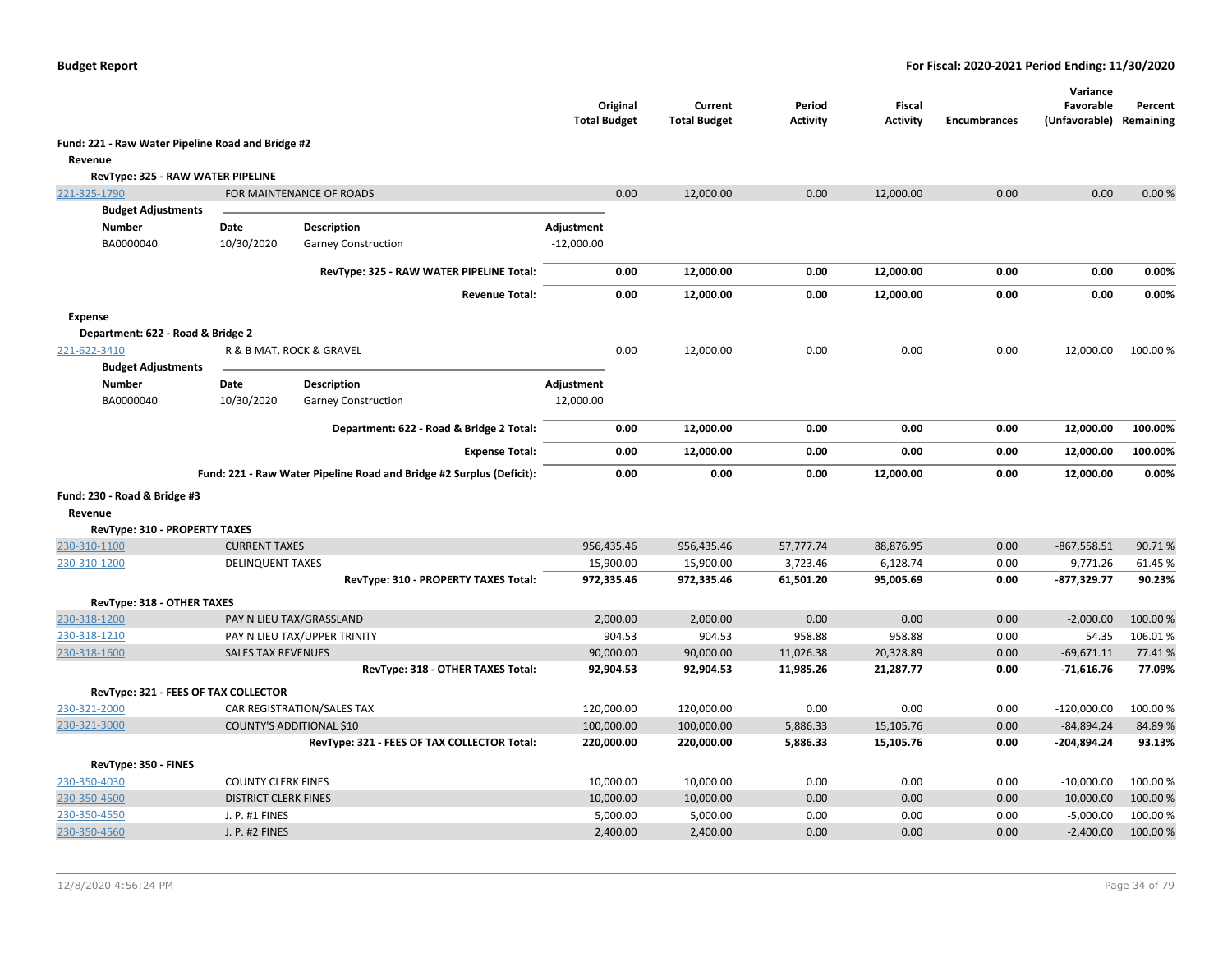**Budget Report** — For Fiscal: 2020-2021 Period Ending: 11/30/2020

| | | Original Total Budget | Current Total Budget | Period Activity | Fiscal Activity | Encumbrances | Variance Favorable (Unfavorable) | Percent Remaining |
|---|---|---|---|---|---|---|---|---|
| **Fund: 221 - Raw Water Pipeline Road and Bridge #2** | | | | | | | | |
| **Revenue** | | | | | | | | |
| **RevType: 325 - RAW WATER PIPELINE** | | | | | | | | |
| 221-325-1790 | FOR MAINTENANCE OF ROADS | 0.00 | 12,000.00 | 0.00 | 12,000.00 | 0.00 | 0.00 | 0.00 % |

**Budget Adjustments**

| Number | Date | Description | Adjustment |
|---|---|---|---|
| BA0000040 | 10/30/2020 | Garney Construction | -12,000.00 |

| | Original Total Budget | Current Total Budget | Period Activity | Fiscal Activity | Encumbrances | Variance Favorable (Unfavorable) | Percent Remaining |
|---|---|---|---|---|---|---|---|
| **RevType: 325 - RAW WATER PIPELINE Total:** | **0.00** | **12,000.00** | **0.00** | **12,000.00** | **0.00** | **0.00** | **0.00%** |
| **Revenue Total:** | **0.00** | **12,000.00** | **0.00** | **12,000.00** | **0.00** | **0.00** | **0.00%** |

| | | Original Total Budget | Current Total Budget | Period Activity | Fiscal Activity | Encumbrances | Variance Favorable (Unfavorable) | Percent Remaining |
|---|---|---|---|---|---|---|---|---|
| **Expense** | | | | | | | | |
| **Department: 622 - Road & Bridge 2** | | | | | | | | |
| 221-622-3410 | R & B MAT. ROCK & GRAVEL | 0.00 | 12,000.00 | 0.00 | 0.00 | 0.00 | 12,000.00 | 100.00 % |

**Budget Adjustments**

| Number | Date | Description | Adjustment |
|---|---|---|---|
| BA0000040 | 10/30/2020 | Garney Construction | 12,000.00 |

| | Original Total Budget | Current Total Budget | Period Activity | Fiscal Activity | Encumbrances | Variance Favorable (Unfavorable) | Percent Remaining |
|---|---|---|---|---|---|---|---|
| **Department: 622 - Road & Bridge 2 Total:** | **0.00** | **12,000.00** | **0.00** | **0.00** | **0.00** | **12,000.00** | **100.00%** |
| **Expense Total:** | **0.00** | **12,000.00** | **0.00** | **0.00** | **0.00** | **12,000.00** | **100.00%** |
| **Fund: 221 - Raw Water Pipeline Road and Bridge #2 Surplus (Deficit):** | **0.00** | **0.00** | **0.00** | **12,000.00** | **0.00** | **12,000.00** | **0.00%** |

| | | Original Total Budget | Current Total Budget | Period Activity | Fiscal Activity | Encumbrances | Variance Favorable (Unfavorable) | Percent Remaining |
|---|---|---|---|---|---|---|---|---|
| **Fund: 230 - Road & Bridge #3** | | | | | | | | |
| **Revenue** | | | | | | | | |
| **RevType: 310 - PROPERTY TAXES** | | | | | | | | |
| 230-310-1100 | CURRENT TAXES | 956,435.46 | 956,435.46 | 57,777.74 | 88,876.95 | 0.00 | -867,558.51 | 90.71 % |
| 230-310-1200 | DELINQUENT TAXES | 15,900.00 | 15,900.00 | 3,723.46 | 6,128.74 | 0.00 | -9,771.26 | 61.45 % |
| | **RevType: 310 - PROPERTY TAXES Total:** | **972,335.46** | **972,335.46** | **61,501.20** | **95,005.69** | **0.00** | **-877,329.77** | **90.23%** |
| **RevType: 318 - OTHER TAXES** | | | | | | | | |
| 230-318-1200 | PAY N LIEU TAX/GRASSLAND | 2,000.00 | 2,000.00 | 0.00 | 0.00 | 0.00 | -2,000.00 | 100.00 % |
| 230-318-1210 | PAY N LIEU TAX/UPPER TRINITY | 904.53 | 904.53 | 958.88 | 958.88 | 0.00 | 54.35 | 106.01 % |
| 230-318-1600 | SALES TAX REVENUES | 90,000.00 | 90,000.00 | 11,026.38 | 20,328.89 | 0.00 | -69,671.11 | 77.41 % |
| | **RevType: 318 - OTHER TAXES Total:** | **92,904.53** | **92,904.53** | **11,985.26** | **21,287.77** | **0.00** | **-71,616.76** | **77.09%** |
| **RevType: 321 - FEES OF TAX COLLECTOR** | | | | | | | | |
| 230-321-2000 | CAR REGISTRATION/SALES TAX | 120,000.00 | 120,000.00 | 0.00 | 0.00 | 0.00 | -120,000.00 | 100.00 % |
| 230-321-3000 | COUNTY'S ADDITIONAL $10 | 100,000.00 | 100,000.00 | 5,886.33 | 15,105.76 | 0.00 | -84,894.24 | 84.89 % |
| | **RevType: 321 - FEES OF TAX COLLECTOR Total:** | **220,000.00** | **220,000.00** | **5,886.33** | **15,105.76** | **0.00** | **-204,894.24** | **93.13%** |
| **RevType: 350 - FINES** | | | | | | | | |
| 230-350-4030 | COUNTY CLERK FINES | 10,000.00 | 10,000.00 | 0.00 | 0.00 | 0.00 | -10,000.00 | 100.00 % |
| 230-350-4500 | DISTRICT CLERK FINES | 10,000.00 | 10,000.00 | 0.00 | 0.00 | 0.00 | -10,000.00 | 100.00 % |
| 230-350-4550 | J. P. #1 FINES | 5,000.00 | 5,000.00 | 0.00 | 0.00 | 0.00 | -5,000.00 | 100.00 % |
| 230-350-4560 | J. P. #2 FINES | 2,400.00 | 2,400.00 | 0.00 | 0.00 | 0.00 | -2,400.00 | 100.00 % |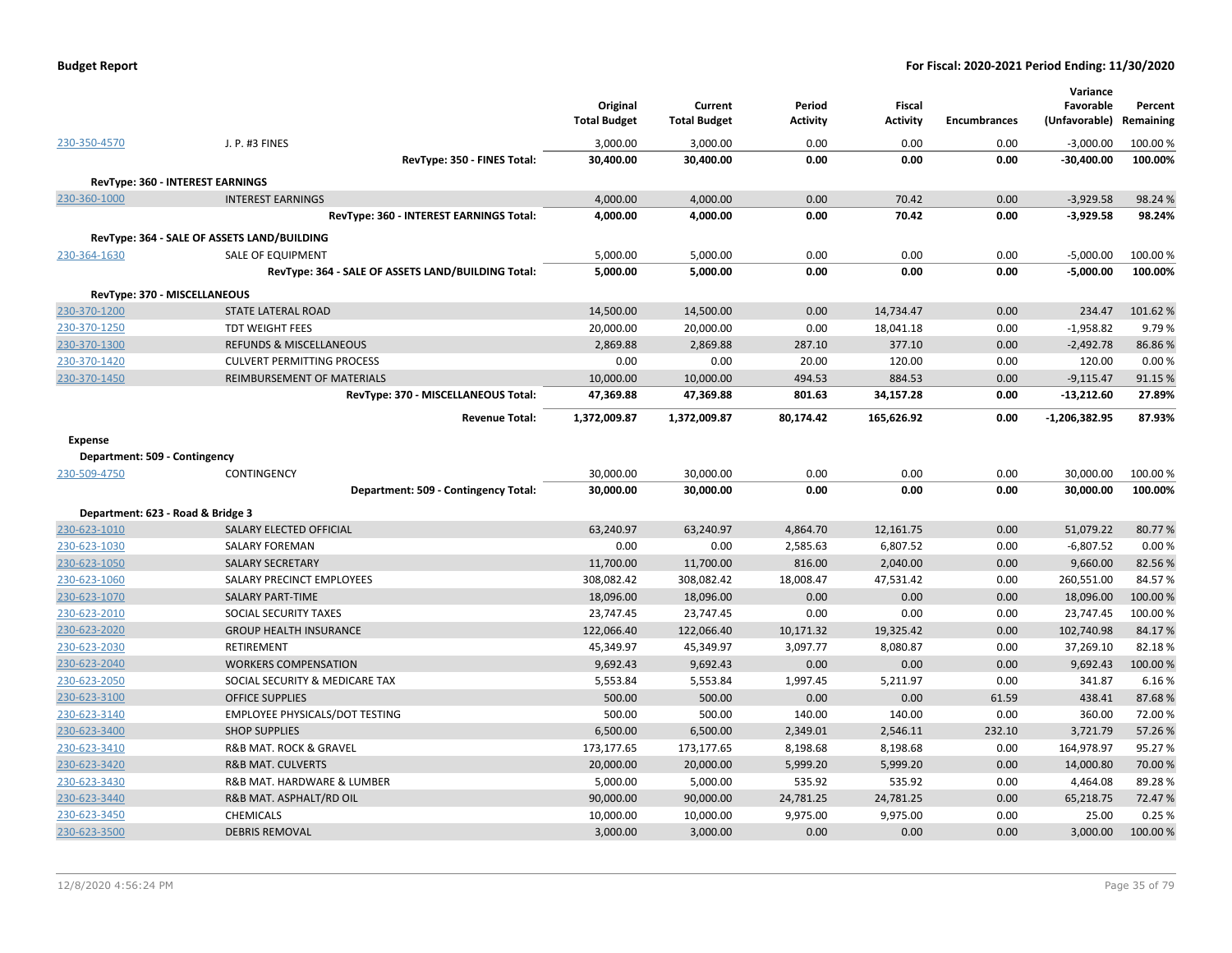| | | Original Total Budget | Current Total Budget | Period Activity | Fiscal Activity | Encumbrances | Variance Favorable (Unfavorable) | Percent Remaining |
|---|---|---|---|---|---|---|---|---|
| 230-350-4570 | J. P. #3 FINES | 3,000.00 | 3,000.00 | 0.00 | 0.00 | 0.00 | -3,000.00 | 100.00 % |
| | **RevType: 350 - FINES Total:** | **30,400.00** | **30,400.00** | **0.00** | **0.00** | **0.00** | **-30,400.00** | **100.00%** |
| **RevType: 360 - INTEREST EARNINGS** | | | | | | | | |
| 230-360-1000 | INTEREST EARNINGS | 4,000.00 | 4,000.00 | 0.00 | 70.42 | 0.00 | -3,929.58 | 98.24 % |
| | **RevType: 360 - INTEREST EARNINGS Total:** | **4,000.00** | **4,000.00** | **0.00** | **70.42** | **0.00** | **-3,929.58** | **98.24%** |
| **RevType: 364 - SALE OF ASSETS LAND/BUILDING** | | | | | | | | |
| 230-364-1630 | SALE OF EQUIPMENT | 5,000.00 | 5,000.00 | 0.00 | 0.00 | 0.00 | -5,000.00 | 100.00 % |
| | **RevType: 364 - SALE OF ASSETS LAND/BUILDING Total:** | **5,000.00** | **5,000.00** | **0.00** | **0.00** | **0.00** | **-5,000.00** | **100.00%** |
| **RevType: 370 - MISCELLANEOUS** | | | | | | | | |
| 230-370-1200 | STATE LATERAL ROAD | 14,500.00 | 14,500.00 | 0.00 | 14,734.47 | 0.00 | 234.47 | 101.62 % |
| 230-370-1250 | TDT WEIGHT FEES | 20,000.00 | 20,000.00 | 0.00 | 18,041.18 | 0.00 | -1,958.82 | 9.79 % |
| 230-370-1300 | REFUNDS & MISCELLANEOUS | 2,869.88 | 2,869.88 | 287.10 | 377.10 | 0.00 | -2,492.78 | 86.86 % |
| 230-370-1420 | CULVERT PERMITTING PROCESS | 0.00 | 0.00 | 20.00 | 120.00 | 0.00 | 120.00 | 0.00 % |
| 230-370-1450 | REIMBURSEMENT OF MATERIALS | 10,000.00 | 10,000.00 | 494.53 | 884.53 | 0.00 | -9,115.47 | 91.15 % |
| | **RevType: 370 - MISCELLANEOUS Total:** | **47,369.88** | **47,369.88** | **801.63** | **34,157.28** | **0.00** | **-13,212.60** | **27.89%** |
| | **Revenue Total:** | **1,372,009.87** | **1,372,009.87** | **80,174.42** | **165,626.92** | **0.00** | **-1,206,382.95** | **87.93%** |
| **Expense** | | | | | | | | |
| **Department: 509 - Contingency** | | | | | | | | |
| 230-509-4750 | CONTINGENCY | 30,000.00 | 30,000.00 | 0.00 | 0.00 | 0.00 | 30,000.00 | 100.00 % |
| | **Department: 509 - Contingency Total:** | **30,000.00** | **30,000.00** | **0.00** | **0.00** | **0.00** | **30,000.00** | **100.00%** |
| **Department: 623 - Road & Bridge 3** | | | | | | | | |
| 230-623-1010 | SALARY ELECTED OFFICIAL | 63,240.97 | 63,240.97 | 4,864.70 | 12,161.75 | 0.00 | 51,079.22 | 80.77 % |
| 230-623-1030 | SALARY FOREMAN | 0.00 | 0.00 | 2,585.63 | 6,807.52 | 0.00 | -6,807.52 | 0.00 % |
| 230-623-1050 | SALARY SECRETARY | 11,700.00 | 11,700.00 | 816.00 | 2,040.00 | 0.00 | 9,660.00 | 82.56 % |
| 230-623-1060 | SALARY PRECINCT EMPLOYEES | 308,082.42 | 308,082.42 | 18,008.47 | 47,531.42 | 0.00 | 260,551.00 | 84.57 % |
| 230-623-1070 | SALARY PART-TIME | 18,096.00 | 18,096.00 | 0.00 | 0.00 | 0.00 | 18,096.00 | 100.00 % |
| 230-623-2010 | SOCIAL SECURITY TAXES | 23,747.45 | 23,747.45 | 0.00 | 0.00 | 0.00 | 23,747.45 | 100.00 % |
| 230-623-2020 | GROUP HEALTH INSURANCE | 122,066.40 | 122,066.40 | 10,171.32 | 19,325.42 | 0.00 | 102,740.98 | 84.17 % |
| 230-623-2030 | RETIREMENT | 45,349.97 | 45,349.97 | 3,097.77 | 8,080.87 | 0.00 | 37,269.10 | 82.18 % |
| 230-623-2040 | WORKERS COMPENSATION | 9,692.43 | 9,692.43 | 0.00 | 0.00 | 0.00 | 9,692.43 | 100.00 % |
| 230-623-2050 | SOCIAL SECURITY & MEDICARE TAX | 5,553.84 | 5,553.84 | 1,997.45 | 5,211.97 | 0.00 | 341.87 | 6.16 % |
| 230-623-3100 | OFFICE SUPPLIES | 500.00 | 500.00 | 0.00 | 0.00 | 61.59 | 438.41 | 87.68 % |
| 230-623-3140 | EMPLOYEE PHYSICALS/DOT TESTING | 500.00 | 500.00 | 140.00 | 140.00 | 0.00 | 360.00 | 72.00 % |
| 230-623-3400 | SHOP SUPPLIES | 6,500.00 | 6,500.00 | 2,349.01 | 2,546.11 | 232.10 | 3,721.79 | 57.26 % |
| 230-623-3410 | R&B MAT. ROCK & GRAVEL | 173,177.65 | 173,177.65 | 8,198.68 | 8,198.68 | 0.00 | 164,978.97 | 95.27 % |
| 230-623-3420 | R&B MAT. CULVERTS | 20,000.00 | 20,000.00 | 5,999.20 | 5,999.20 | 0.00 | 14,000.80 | 70.00 % |
| 230-623-3430 | R&B MAT. HARDWARE & LUMBER | 5,000.00 | 5,000.00 | 535.92 | 535.92 | 0.00 | 4,464.08 | 89.28 % |
| 230-623-3440 | R&B MAT. ASPHALT/RD OIL | 90,000.00 | 90,000.00 | 24,781.25 | 24,781.25 | 0.00 | 65,218.75 | 72.47 % |
| 230-623-3450 | CHEMICALS | 10,000.00 | 10,000.00 | 9,975.00 | 9,975.00 | 0.00 | 25.00 | 0.25 % |
| 230-623-3500 | DEBRIS REMOVAL | 3,000.00 | 3,000.00 | 0.00 | 0.00 | 0.00 | 3,000.00 | 100.00 % |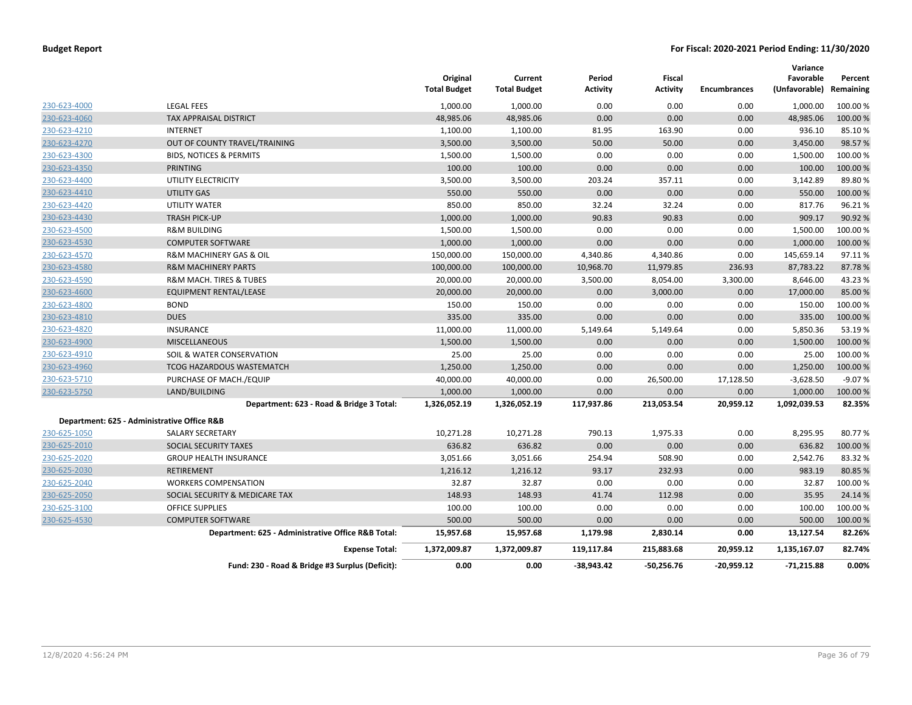**Budget Report** | **For Fiscal: 2020-2021 Period Ending: 11/30/2020**

| | | Original Total Budget | Current Total Budget | Period Activity | Fiscal Activity | Encumbrances | Variance Favorable (Unfavorable) | Percent Remaining |
|---|---|---|---|---|---|---|---|---|
| 230-623-4000 | LEGAL FEES | 1,000.00 | 1,000.00 | 0.00 | 0.00 | 0.00 | 1,000.00 | 100.00 % |
| 230-623-4060 | TAX APPRAISAL DISTRICT | 48,985.06 | 48,985.06 | 0.00 | 0.00 | 0.00 | 48,985.06 | 100.00 % |
| 230-623-4210 | INTERNET | 1,100.00 | 1,100.00 | 81.95 | 163.90 | 0.00 | 936.10 | 85.10 % |
| 230-623-4270 | OUT OF COUNTY TRAVEL/TRAINING | 3,500.00 | 3,500.00 | 50.00 | 50.00 | 0.00 | 3,450.00 | 98.57 % |
| 230-623-4300 | BIDS, NOTICES & PERMITS | 1,500.00 | 1,500.00 | 0.00 | 0.00 | 0.00 | 1,500.00 | 100.00 % |
| 230-623-4350 | PRINTING | 100.00 | 100.00 | 0.00 | 0.00 | 0.00 | 100.00 | 100.00 % |
| 230-623-4400 | UTILITY ELECTRICITY | 3,500.00 | 3,500.00 | 203.24 | 357.11 | 0.00 | 3,142.89 | 89.80 % |
| 230-623-4410 | UTILITY GAS | 550.00 | 550.00 | 0.00 | 0.00 | 0.00 | 550.00 | 100.00 % |
| 230-623-4420 | UTILITY WATER | 850.00 | 850.00 | 32.24 | 32.24 | 0.00 | 817.76 | 96.21 % |
| 230-623-4430 | TRASH PICK-UP | 1,000.00 | 1,000.00 | 90.83 | 90.83 | 0.00 | 909.17 | 90.92 % |
| 230-623-4500 | R&M BUILDING | 1,500.00 | 1,500.00 | 0.00 | 0.00 | 0.00 | 1,500.00 | 100.00 % |
| 230-623-4530 | COMPUTER SOFTWARE | 1,000.00 | 1,000.00 | 0.00 | 0.00 | 0.00 | 1,000.00 | 100.00 % |
| 230-623-4570 | R&M MACHINERY GAS & OIL | 150,000.00 | 150,000.00 | 4,340.86 | 4,340.86 | 0.00 | 145,659.14 | 97.11 % |
| 230-623-4580 | R&M MACHINERY PARTS | 100,000.00 | 100,000.00 | 10,968.70 | 11,979.85 | 236.93 | 87,783.22 | 87.78 % |
| 230-623-4590 | R&M MACH. TIRES & TUBES | 20,000.00 | 20,000.00 | 3,500.00 | 8,054.00 | 3,300.00 | 8,646.00 | 43.23 % |
| 230-623-4600 | EQUIPMENT RENTAL/LEASE | 20,000.00 | 20,000.00 | 0.00 | 3,000.00 | 0.00 | 17,000.00 | 85.00 % |
| 230-623-4800 | BOND | 150.00 | 150.00 | 0.00 | 0.00 | 0.00 | 150.00 | 100.00 % |
| 230-623-4810 | DUES | 335.00 | 335.00 | 0.00 | 0.00 | 0.00 | 335.00 | 100.00 % |
| 230-623-4820 | INSURANCE | 11,000.00 | 11,000.00 | 5,149.64 | 5,149.64 | 0.00 | 5,850.36 | 53.19 % |
| 230-623-4900 | MISCELLANEOUS | 1,500.00 | 1,500.00 | 0.00 | 0.00 | 0.00 | 1,500.00 | 100.00 % |
| 230-623-4910 | SOIL & WATER CONSERVATION | 25.00 | 25.00 | 0.00 | 0.00 | 0.00 | 25.00 | 100.00 % |
| 230-623-4960 | TCOG HAZARDOUS WASTEMATCH | 1,250.00 | 1,250.00 | 0.00 | 0.00 | 0.00 | 1,250.00 | 100.00 % |
| 230-623-5710 | PURCHASE OF MACH./EQUIP | 40,000.00 | 40,000.00 | 0.00 | 26,500.00 | 17,128.50 | -3,628.50 | -9.07 % |
| 230-623-5750 | LAND/BUILDING | 1,000.00 | 1,000.00 | 0.00 | 0.00 | 0.00 | 1,000.00 | 100.00 % |
| | **Department: 623 - Road & Bridge 3 Total:** | **1,326,052.19** | **1,326,052.19** | **117,937.86** | **213,053.54** | **20,959.12** | **1,092,039.53** | **82.35%** |
| **Department: 625 - Administrative Office R&B** | | | | | | | | |
| 230-625-1050 | SALARY SECRETARY | 10,271.28 | 10,271.28 | 790.13 | 1,975.33 | 0.00 | 8,295.95 | 80.77 % |
| 230-625-2010 | SOCIAL SECURITY TAXES | 636.82 | 636.82 | 0.00 | 0.00 | 0.00 | 636.82 | 100.00 % |
| 230-625-2020 | GROUP HEALTH INSURANCE | 3,051.66 | 3,051.66 | 254.94 | 508.90 | 0.00 | 2,542.76 | 83.32 % |
| 230-625-2030 | RETIREMENT | 1,216.12 | 1,216.12 | 93.17 | 232.93 | 0.00 | 983.19 | 80.85 % |
| 230-625-2040 | WORKERS COMPENSATION | 32.87 | 32.87 | 0.00 | 0.00 | 0.00 | 32.87 | 100.00 % |
| 230-625-2050 | SOCIAL SECURITY & MEDICARE TAX | 148.93 | 148.93 | 41.74 | 112.98 | 0.00 | 35.95 | 24.14 % |
| 230-625-3100 | OFFICE SUPPLIES | 100.00 | 100.00 | 0.00 | 0.00 | 0.00 | 100.00 | 100.00 % |
| 230-625-4530 | COMPUTER SOFTWARE | 500.00 | 500.00 | 0.00 | 0.00 | 0.00 | 500.00 | 100.00 % |
| | **Department: 625 - Administrative Office R&B Total:** | **15,957.68** | **15,957.68** | **1,179.98** | **2,830.14** | **0.00** | **13,127.54** | **82.26%** |
| | **Expense Total:** | **1,372,009.87** | **1,372,009.87** | **119,117.84** | **215,883.68** | **20,959.12** | **1,135,167.07** | **82.74%** |
| | **Fund: 230 - Road & Bridge #3 Surplus (Deficit):** | **0.00** | **0.00** | **-38,943.42** | **-50,256.76** | **-20,959.12** | **-71,215.88** | **0.00%** |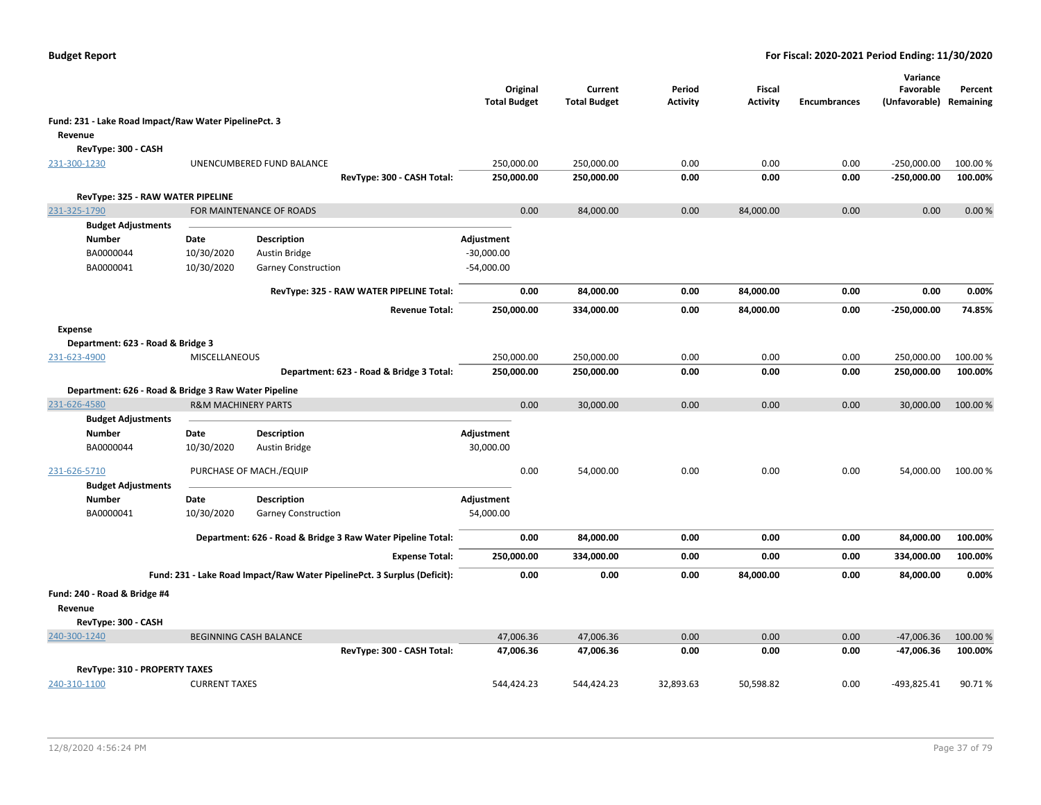**Budget Report** — For Fiscal: 2020-2021 Period Ending: 11/30/2020

| | | Original Total Budget | Current Total Budget | Period Activity | Fiscal Activity | Encumbrances | Variance Favorable (Unfavorable) | Percent Remaining |
|---|---|---|---|---|---|---|---|---|
| **Fund: 231 - Lake Road Impact/Raw Water PipelinePct. 3** | | | | | | | | |
| **Revenue** | | | | | | | | |
| **RevType: 300 - CASH** | | | | | | | | |
| 231-300-1230 | UNENCUMBERED FUND BALANCE | 250,000.00 | 250,000.00 | 0.00 | 0.00 | 0.00 | -250,000.00 | 100.00 % |
| | **RevType: 300 - CASH Total:** | **250,000.00** | **250,000.00** | **0.00** | **0.00** | **0.00** | **-250,000.00** | **100.00%** |
| **RevType: 325 - RAW WATER PIPELINE** | | | | | | | | |
| 231-325-1790 | FOR MAINTENANCE OF ROADS | 0.00 | 84,000.00 | 0.00 | 84,000.00 | 0.00 | 0.00 | 0.00 % |

**Budget Adjustments**

| Number | Date | Description | Adjustment |
|---|---|---|---|
| BA0000044 | 10/30/2020 | Austin Bridge | -30,000.00 |
| BA0000041 | 10/30/2020 | Garney Construction | -54,000.00 |

| | | Original Total Budget | Current Total Budget | Period Activity | Fiscal Activity | Encumbrances | Variance Favorable (Unfavorable) | Percent Remaining |
|---|---|---|---|---|---|---|---|---|
| | **RevType: 325 - RAW WATER PIPELINE Total:** | **0.00** | **84,000.00** | **0.00** | **84,000.00** | **0.00** | **0.00** | **0.00%** |
| | **Revenue Total:** | **250,000.00** | **334,000.00** | **0.00** | **84,000.00** | **0.00** | **-250,000.00** | **74.85%** |
| **Expense** | | | | | | | | |
| **Department: 623 - Road & Bridge 3** | | | | | | | | |
| 231-623-4900 | MISCELLANEOUS | 250,000.00 | 250,000.00 | 0.00 | 0.00 | 0.00 | 250,000.00 | 100.00 % |
| | **Department: 623 - Road & Bridge 3 Total:** | **250,000.00** | **250,000.00** | **0.00** | **0.00** | **0.00** | **250,000.00** | **100.00%** |
| **Department: 626 - Road & Bridge 3 Raw Water Pipeline** | | | | | | | | |
| 231-626-4580 | R&M MACHINERY PARTS | 0.00 | 30,000.00 | 0.00 | 0.00 | 0.00 | 30,000.00 | 100.00 % |

**Budget Adjustments**

| Number | Date | Description | Adjustment |
|---|---|---|---|
| BA0000044 | 10/30/2020 | Austin Bridge | 30,000.00 |

| | | Original Total Budget | Current Total Budget | Period Activity | Fiscal Activity | Encumbrances | Variance Favorable (Unfavorable) | Percent Remaining |
|---|---|---|---|---|---|---|---|---|
| 231-626-5710 | PURCHASE OF MACH./EQUIP | 0.00 | 54,000.00 | 0.00 | 0.00 | 0.00 | 54,000.00 | 100.00 % |

**Budget Adjustments**

| Number | Date | Description | Adjustment |
|---|---|---|---|
| BA0000041 | 10/30/2020 | Garney Construction | 54,000.00 |

| | | Original Total Budget | Current Total Budget | Period Activity | Fiscal Activity | Encumbrances | Variance Favorable (Unfavorable) | Percent Remaining |
|---|---|---|---|---|---|---|---|---|
| | **Department: 626 - Road & Bridge 3 Raw Water Pipeline Total:** | **0.00** | **84,000.00** | **0.00** | **0.00** | **0.00** | **84,000.00** | **100.00%** |
| | **Expense Total:** | **250,000.00** | **334,000.00** | **0.00** | **0.00** | **0.00** | **334,000.00** | **100.00%** |
| | **Fund: 231 - Lake Road Impact/Raw Water PipelinePct. 3 Surplus (Deficit):** | **0.00** | **0.00** | **0.00** | **84,000.00** | **0.00** | **84,000.00** | **0.00%** |
| **Fund: 240 - Road & Bridge #4** | | | | | | | | |
| **Revenue** | | | | | | | | |
| **RevType: 300 - CASH** | | | | | | | | |
| 240-300-1240 | BEGINNING CASH BALANCE | 47,006.36 | 47,006.36 | 0.00 | 0.00 | 0.00 | -47,006.36 | 100.00 % |
| | **RevType: 300 - CASH Total:** | **47,006.36** | **47,006.36** | **0.00** | **0.00** | **0.00** | **-47,006.36** | **100.00%** |
| **RevType: 310 - PROPERTY TAXES** | | | | | | | | |
| 240-310-1100 | CURRENT TAXES | 544,424.23 | 544,424.23 | 32,893.63 | 50,598.82 | 0.00 | -493,825.41 | 90.71 % |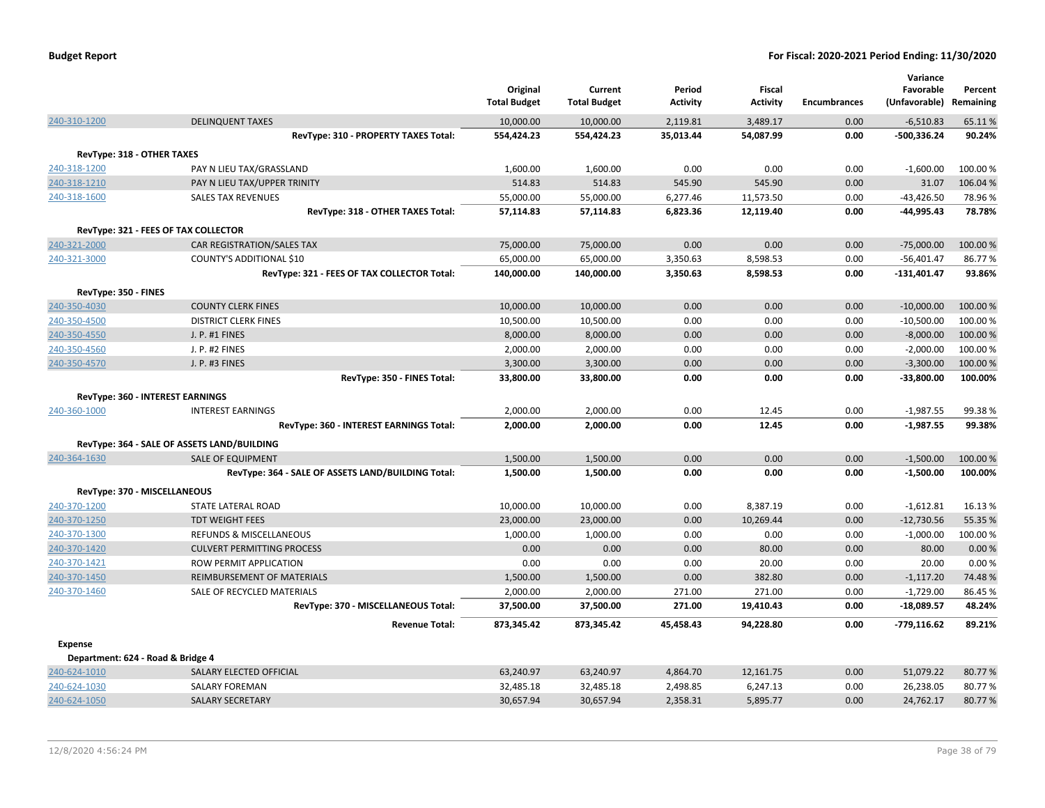| | | Original Total Budget | Current Total Budget | Period Activity | Fiscal Activity | Encumbrances | Variance Favorable (Unfavorable) | Percent Remaining |
|---|---|---|---|---|---|---|---|---|
| 240-310-1200 | DELINQUENT TAXES | 10,000.00 | 10,000.00 | 2,119.81 | 3,489.17 | 0.00 | -6,510.83 | 65.11 % |
| | **RevType: 310 - PROPERTY TAXES Total:** | **554,424.23** | **554,424.23** | **35,013.44** | **54,087.99** | **0.00** | **-500,336.24** | **90.24%** |
| **RevType: 318 - OTHER TAXES** | | | | | | | | |
| 240-318-1200 | PAY N LIEU TAX/GRASSLAND | 1,600.00 | 1,600.00 | 0.00 | 0.00 | 0.00 | -1,600.00 | 100.00 % |
| 240-318-1210 | PAY N LIEU TAX/UPPER TRINITY | 514.83 | 514.83 | 545.90 | 545.90 | 0.00 | 31.07 | 106.04 % |
| 240-318-1600 | SALES TAX REVENUES | 55,000.00 | 55,000.00 | 6,277.46 | 11,573.50 | 0.00 | -43,426.50 | 78.96 % |
| | **RevType: 318 - OTHER TAXES Total:** | **57,114.83** | **57,114.83** | **6,823.36** | **12,119.40** | **0.00** | **-44,995.43** | **78.78%** |
| **RevType: 321 - FEES OF TAX COLLECTOR** | | | | | | | | |
| 240-321-2000 | CAR REGISTRATION/SALES TAX | 75,000.00 | 75,000.00 | 0.00 | 0.00 | 0.00 | -75,000.00 | 100.00 % |
| 240-321-3000 | COUNTY'S ADDITIONAL $10 | 65,000.00 | 65,000.00 | 3,350.63 | 8,598.53 | 0.00 | -56,401.47 | 86.77 % |
| | **RevType: 321 - FEES OF TAX COLLECTOR Total:** | **140,000.00** | **140,000.00** | **3,350.63** | **8,598.53** | **0.00** | **-131,401.47** | **93.86%** |
| **RevType: 350 - FINES** | | | | | | | | |
| 240-350-4030 | COUNTY CLERK FINES | 10,000.00 | 10,000.00 | 0.00 | 0.00 | 0.00 | -10,000.00 | 100.00 % |
| 240-350-4500 | DISTRICT CLERK FINES | 10,500.00 | 10,500.00 | 0.00 | 0.00 | 0.00 | -10,500.00 | 100.00 % |
| 240-350-4550 | J. P. #1 FINES | 8,000.00 | 8,000.00 | 0.00 | 0.00 | 0.00 | -8,000.00 | 100.00 % |
| 240-350-4560 | J. P. #2 FINES | 2,000.00 | 2,000.00 | 0.00 | 0.00 | 0.00 | -2,000.00 | 100.00 % |
| 240-350-4570 | J. P. #3 FINES | 3,300.00 | 3,300.00 | 0.00 | 0.00 | 0.00 | -3,300.00 | 100.00 % |
| | **RevType: 350 - FINES Total:** | **33,800.00** | **33,800.00** | **0.00** | **0.00** | **0.00** | **-33,800.00** | **100.00%** |
| **RevType: 360 - INTEREST EARNINGS** | | | | | | | | |
| 240-360-1000 | INTEREST EARNINGS | 2,000.00 | 2,000.00 | 0.00 | 12.45 | 0.00 | -1,987.55 | 99.38 % |
| | **RevType: 360 - INTEREST EARNINGS Total:** | **2,000.00** | **2,000.00** | **0.00** | **12.45** | **0.00** | **-1,987.55** | **99.38%** |
| **RevType: 364 - SALE OF ASSETS LAND/BUILDING** | | | | | | | | |
| 240-364-1630 | SALE OF EQUIPMENT | 1,500.00 | 1,500.00 | 0.00 | 0.00 | 0.00 | -1,500.00 | 100.00 % |
| | **RevType: 364 - SALE OF ASSETS LAND/BUILDING Total:** | **1,500.00** | **1,500.00** | **0.00** | **0.00** | **0.00** | **-1,500.00** | **100.00%** |
| **RevType: 370 - MISCELLANEOUS** | | | | | | | | |
| 240-370-1200 | STATE LATERAL ROAD | 10,000.00 | 10,000.00 | 0.00 | 8,387.19 | 0.00 | -1,612.81 | 16.13 % |
| 240-370-1250 | TDT WEIGHT FEES | 23,000.00 | 23,000.00 | 0.00 | 10,269.44 | 0.00 | -12,730.56 | 55.35 % |
| 240-370-1300 | REFUNDS & MISCELLANEOUS | 1,000.00 | 1,000.00 | 0.00 | 0.00 | 0.00 | -1,000.00 | 100.00 % |
| 240-370-1420 | CULVERT PERMITTING PROCESS | 0.00 | 0.00 | 0.00 | 80.00 | 0.00 | 80.00 | 0.00 % |
| 240-370-1421 | ROW PERMIT APPLICATION | 0.00 | 0.00 | 0.00 | 20.00 | 0.00 | 20.00 | 0.00 % |
| 240-370-1450 | REIMBURSEMENT OF MATERIALS | 1,500.00 | 1,500.00 | 0.00 | 382.80 | 0.00 | -1,117.20 | 74.48 % |
| 240-370-1460 | SALE OF RECYCLED MATERIALS | 2,000.00 | 2,000.00 | 271.00 | 271.00 | 0.00 | -1,729.00 | 86.45 % |
| | **RevType: 370 - MISCELLANEOUS Total:** | **37,500.00** | **37,500.00** | **271.00** | **19,410.43** | **0.00** | **-18,089.57** | **48.24%** |
| | **Revenue Total:** | **873,345.42** | **873,345.42** | **45,458.43** | **94,228.80** | **0.00** | **-779,116.62** | **89.21%** |
| **Expense** | | | | | | | | |
| **Department: 624 - Road & Bridge 4** | | | | | | | | |
| 240-624-1010 | SALARY ELECTED OFFICIAL | 63,240.97 | 63,240.97 | 4,864.70 | 12,161.75 | 0.00 | 51,079.22 | 80.77 % |
| 240-624-1030 | SALARY FOREMAN | 32,485.18 | 32,485.18 | 2,498.85 | 6,247.13 | 0.00 | 26,238.05 | 80.77 % |
| 240-624-1050 | SALARY SECRETARY | 30,657.94 | 30,657.94 | 2,358.31 | 5,895.77 | 0.00 | 24,762.17 | 80.77 % |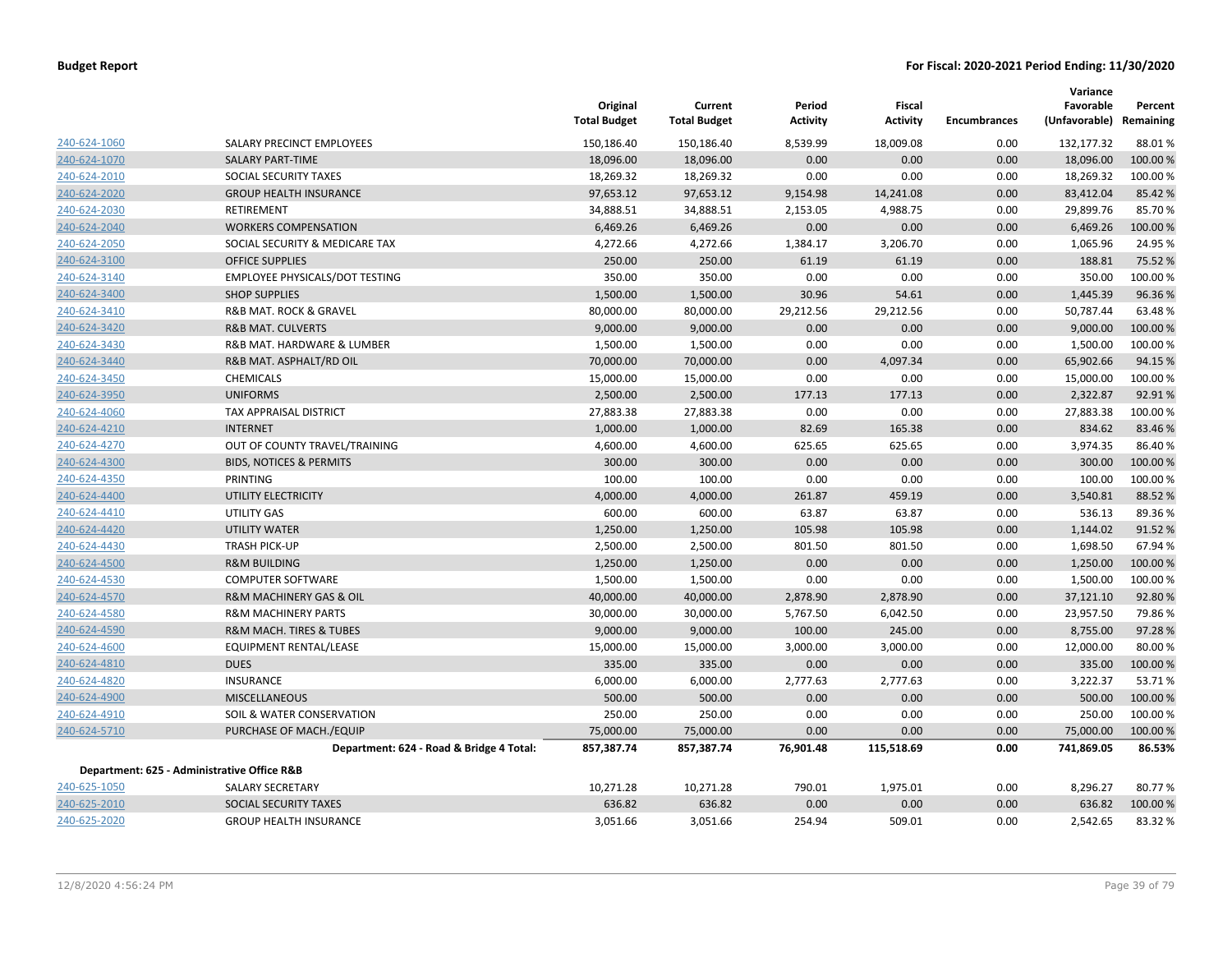**Budget Report** — **For Fiscal: 2020-2021 Period Ending: 11/30/2020**

| | | Original Total Budget | Current Total Budget | Period Activity | Fiscal Activity | Encumbrances | Variance Favorable (Unfavorable) | Percent Remaining |
|---|---|---|---|---|---|---|---|---|
| 240-624-1060 | SALARY PRECINCT EMPLOYEES | 150,186.40 | 150,186.40 | 8,539.99 | 18,009.08 | 0.00 | 132,177.32 | 88.01 % |
| 240-624-1070 | SALARY PART-TIME | 18,096.00 | 18,096.00 | 0.00 | 0.00 | 0.00 | 18,096.00 | 100.00 % |
| 240-624-2010 | SOCIAL SECURITY TAXES | 18,269.32 | 18,269.32 | 0.00 | 0.00 | 0.00 | 18,269.32 | 100.00 % |
| 240-624-2020 | GROUP HEALTH INSURANCE | 97,653.12 | 97,653.12 | 9,154.98 | 14,241.08 | 0.00 | 83,412.04 | 85.42 % |
| 240-624-2030 | RETIREMENT | 34,888.51 | 34,888.51 | 2,153.05 | 4,988.75 | 0.00 | 29,899.76 | 85.70 % |
| 240-624-2040 | WORKERS COMPENSATION | 6,469.26 | 6,469.26 | 0.00 | 0.00 | 0.00 | 6,469.26 | 100.00 % |
| 240-624-2050 | SOCIAL SECURITY & MEDICARE TAX | 4,272.66 | 4,272.66 | 1,384.17 | 3,206.70 | 0.00 | 1,065.96 | 24.95 % |
| 240-624-3100 | OFFICE SUPPLIES | 250.00 | 250.00 | 61.19 | 61.19 | 0.00 | 188.81 | 75.52 % |
| 240-624-3140 | EMPLOYEE PHYSICALS/DOT TESTING | 350.00 | 350.00 | 0.00 | 0.00 | 0.00 | 350.00 | 100.00 % |
| 240-624-3400 | SHOP SUPPLIES | 1,500.00 | 1,500.00 | 30.96 | 54.61 | 0.00 | 1,445.39 | 96.36 % |
| 240-624-3410 | R&B MAT. ROCK & GRAVEL | 80,000.00 | 80,000.00 | 29,212.56 | 29,212.56 | 0.00 | 50,787.44 | 63.48 % |
| 240-624-3420 | R&B MAT. CULVERTS | 9,000.00 | 9,000.00 | 0.00 | 0.00 | 0.00 | 9,000.00 | 100.00 % |
| 240-624-3430 | R&B MAT. HARDWARE & LUMBER | 1,500.00 | 1,500.00 | 0.00 | 0.00 | 0.00 | 1,500.00 | 100.00 % |
| 240-624-3440 | R&B MAT. ASPHALT/RD OIL | 70,000.00 | 70,000.00 | 0.00 | 4,097.34 | 0.00 | 65,902.66 | 94.15 % |
| 240-624-3450 | CHEMICALS | 15,000.00 | 15,000.00 | 0.00 | 0.00 | 0.00 | 15,000.00 | 100.00 % |
| 240-624-3950 | UNIFORMS | 2,500.00 | 2,500.00 | 177.13 | 177.13 | 0.00 | 2,322.87 | 92.91 % |
| 240-624-4060 | TAX APPRAISAL DISTRICT | 27,883.38 | 27,883.38 | 0.00 | 0.00 | 0.00 | 27,883.38 | 100.00 % |
| 240-624-4210 | INTERNET | 1,000.00 | 1,000.00 | 82.69 | 165.38 | 0.00 | 834.62 | 83.46 % |
| 240-624-4270 | OUT OF COUNTY TRAVEL/TRAINING | 4,600.00 | 4,600.00 | 625.65 | 625.65 | 0.00 | 3,974.35 | 86.40 % |
| 240-624-4300 | BIDS, NOTICES & PERMITS | 300.00 | 300.00 | 0.00 | 0.00 | 0.00 | 300.00 | 100.00 % |
| 240-624-4350 | PRINTING | 100.00 | 100.00 | 0.00 | 0.00 | 0.00 | 100.00 | 100.00 % |
| 240-624-4400 | UTILITY ELECTRICITY | 4,000.00 | 4,000.00 | 261.87 | 459.19 | 0.00 | 3,540.81 | 88.52 % |
| 240-624-4410 | UTILITY GAS | 600.00 | 600.00 | 63.87 | 63.87 | 0.00 | 536.13 | 89.36 % |
| 240-624-4420 | UTILITY WATER | 1,250.00 | 1,250.00 | 105.98 | 105.98 | 0.00 | 1,144.02 | 91.52 % |
| 240-624-4430 | TRASH PICK-UP | 2,500.00 | 2,500.00 | 801.50 | 801.50 | 0.00 | 1,698.50 | 67.94 % |
| 240-624-4500 | R&M BUILDING | 1,250.00 | 1,250.00 | 0.00 | 0.00 | 0.00 | 1,250.00 | 100.00 % |
| 240-624-4530 | COMPUTER SOFTWARE | 1,500.00 | 1,500.00 | 0.00 | 0.00 | 0.00 | 1,500.00 | 100.00 % |
| 240-624-4570 | R&M MACHINERY GAS & OIL | 40,000.00 | 40,000.00 | 2,878.90 | 2,878.90 | 0.00 | 37,121.10 | 92.80 % |
| 240-624-4580 | R&M MACHINERY PARTS | 30,000.00 | 30,000.00 | 5,767.50 | 6,042.50 | 0.00 | 23,957.50 | 79.86 % |
| 240-624-4590 | R&M MACH. TIRES & TUBES | 9,000.00 | 9,000.00 | 100.00 | 245.00 | 0.00 | 8,755.00 | 97.28 % |
| 240-624-4600 | EQUIPMENT RENTAL/LEASE | 15,000.00 | 15,000.00 | 3,000.00 | 3,000.00 | 0.00 | 12,000.00 | 80.00 % |
| 240-624-4810 | DUES | 335.00 | 335.00 | 0.00 | 0.00 | 0.00 | 335.00 | 100.00 % |
| 240-624-4820 | INSURANCE | 6,000.00 | 6,000.00 | 2,777.63 | 2,777.63 | 0.00 | 3,222.37 | 53.71 % |
| 240-624-4900 | MISCELLANEOUS | 500.00 | 500.00 | 0.00 | 0.00 | 0.00 | 500.00 | 100.00 % |
| 240-624-4910 | SOIL & WATER CONSERVATION | 250.00 | 250.00 | 0.00 | 0.00 | 0.00 | 250.00 | 100.00 % |
| 240-624-5710 | PURCHASE OF MACH./EQUIP | 75,000.00 | 75,000.00 | 0.00 | 0.00 | 0.00 | 75,000.00 | 100.00 % |
| | **Department: 624 - Road & Bridge 4 Total:** | **857,387.74** | **857,387.74** | **76,901.48** | **115,518.69** | **0.00** | **741,869.05** | **86.53%** |
| **Department: 625 - Administrative Office R&B** | | | | | | | | |
| 240-625-1050 | SALARY SECRETARY | 10,271.28 | 10,271.28 | 790.01 | 1,975.01 | 0.00 | 8,296.27 | 80.77 % |
| 240-625-2010 | SOCIAL SECURITY TAXES | 636.82 | 636.82 | 0.00 | 0.00 | 0.00 | 636.82 | 100.00 % |
| 240-625-2020 | GROUP HEALTH INSURANCE | 3,051.66 | 3,051.66 | 254.94 | 509.01 | 0.00 | 2,542.65 | 83.32 % |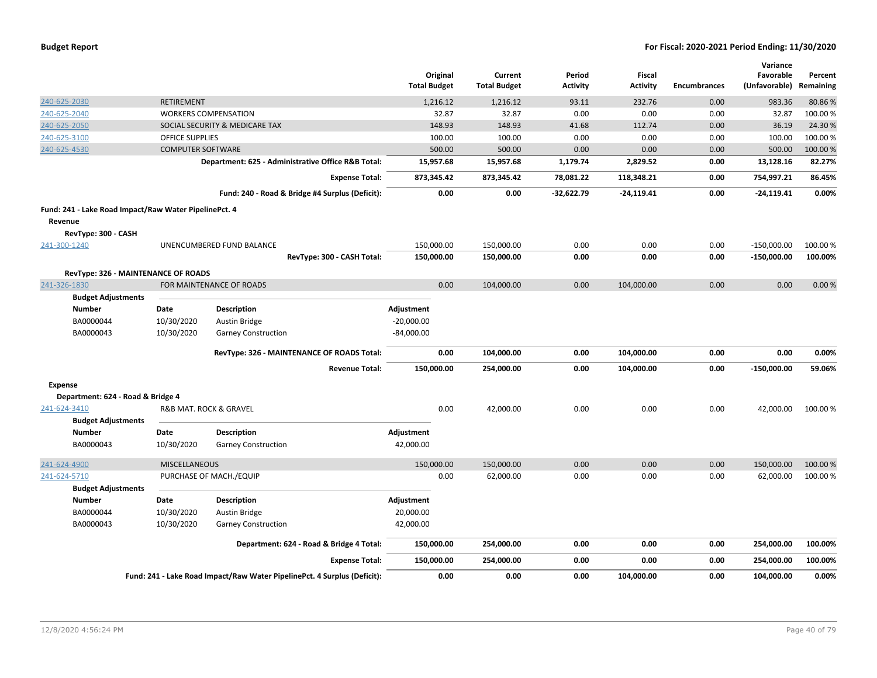| Account | Description | | Original Total Budget | Current Total Budget | Period Activity | Fiscal Activity | Encumbrances | Variance Favorable (Unfavorable) | Percent Remaining |
|---|---|---|---|---|---|---|---|---|---|
| 240-625-2030 | RETIREMENT | | 1,216.12 | 1,216.12 | 93.11 | 232.76 | 0.00 | 983.36 | 80.86 % |
| 240-625-2040 | WORKERS COMPENSATION | | 32.87 | 32.87 | 0.00 | 0.00 | 0.00 | 32.87 | 100.00 % |
| 240-625-2050 | SOCIAL SECURITY & MEDICARE TAX | | 148.93 | 148.93 | 41.68 | 112.74 | 0.00 | 36.19 | 24.30 % |
| 240-625-3100 | OFFICE SUPPLIES | | 100.00 | 100.00 | 0.00 | 0.00 | 0.00 | 100.00 | 100.00 % |
| 240-625-4530 | COMPUTER SOFTWARE | | 500.00 | 500.00 | 0.00 | 0.00 | 0.00 | 500.00 | 100.00 % |
| | **Department: 625 - Administrative Office R&B Total:** | | **15,957.68** | **15,957.68** | **1,179.74** | **2,829.52** | **0.00** | **13,128.16** | **82.27%** |
| | **Expense Total:** | | **873,345.42** | **873,345.42** | **78,081.22** | **118,348.21** | **0.00** | **754,997.21** | **86.45%** |
| | **Fund: 240 - Road & Bridge #4 Surplus (Deficit):** | | **0.00** | **0.00** | **-32,622.79** | **-24,119.41** | **0.00** | **-24,119.41** | **0.00%** |

**Fund: 241 - Lake Road Impact/Raw Water PipelinePct. 4**

**Revenue**

**RevType: 300 - CASH**

| Account | Description | | Original Total Budget | Current Total Budget | Period Activity | Fiscal Activity | Encumbrances | Variance Favorable (Unfavorable) | Percent Remaining |
|---|---|---|---|---|---|---|---|---|---|
| 241-300-1240 | UNENCUMBERED FUND BALANCE | | 150,000.00 | 150,000.00 | 0.00 | 0.00 | 0.00 | -150,000.00 | 100.00 % |
| | **RevType: 300 - CASH Total:** | | **150,000.00** | **150,000.00** | **0.00** | **0.00** | **0.00** | **-150,000.00** | **100.00%** |

**RevType: 326 - MAINTENANCE OF ROADS**

| Account | Description | | Original Total Budget | Current Total Budget | Period Activity | Fiscal Activity | Encumbrances | Variance Favorable (Unfavorable) | Percent Remaining |
|---|---|---|---|---|---|---|---|---|---|
| 241-326-1830 | FOR MAINTENANCE OF ROADS | | 0.00 | 104,000.00 | 0.00 | 104,000.00 | 0.00 | 0.00 | 0.00 % |

**Budget Adjustments**

| Number | Date | Description | Adjustment |
|---|---|---|---|
| BA0000044 | 10/30/2020 | Austin Bridge | -20,000.00 |
| BA0000043 | 10/30/2020 | Garney Construction | -84,000.00 |

| | | Original Total Budget | Current Total Budget | Period Activity | Fiscal Activity | Encumbrances | Variance Favorable (Unfavorable) | Percent Remaining |
|---|---|---|---|---|---|---|---|---|
| | **RevType: 326 - MAINTENANCE OF ROADS Total:** | **0.00** | **104,000.00** | **0.00** | **104,000.00** | **0.00** | **0.00** | **0.00%** |
| | **Revenue Total:** | **150,000.00** | **254,000.00** | **0.00** | **104,000.00** | **0.00** | **-150,000.00** | **59.06%** |

**Expense**

**Department: 624 - Road & Bridge 4**

| Account | Description | | Original Total Budget | Current Total Budget | Period Activity | Fiscal Activity | Encumbrances | Variance Favorable (Unfavorable) | Percent Remaining |
|---|---|---|---|---|---|---|---|---|---|
| 241-624-3410 | R&B MAT. ROCK & GRAVEL | | 0.00 | 42,000.00 | 0.00 | 0.00 | 0.00 | 42,000.00 | 100.00 % |

**Budget Adjustments**

| Number | Date | Description | Adjustment |
|---|---|---|---|
| BA0000043 | 10/30/2020 | Garney Construction | 42,000.00 |

| Account | Description | | Original Total Budget | Current Total Budget | Period Activity | Fiscal Activity | Encumbrances | Variance Favorable (Unfavorable) | Percent Remaining |
|---|---|---|---|---|---|---|---|---|---|
| 241-624-4900 | MISCELLANEOUS | | 150,000.00 | 150,000.00 | 0.00 | 0.00 | 0.00 | 150,000.00 | 100.00 % |
| 241-624-5710 | PURCHASE OF MACH./EQUIP | | 0.00 | 62,000.00 | 0.00 | 0.00 | 0.00 | 62,000.00 | 100.00 % |

**Budget Adjustments**

| Number | Date | Description | Adjustment |
|---|---|---|---|
| BA0000044 | 10/30/2020 | Austin Bridge | 20,000.00 |
| BA0000043 | 10/30/2020 | Garney Construction | 42,000.00 |

| | | Original Total Budget | Current Total Budget | Period Activity | Fiscal Activity | Encumbrances | Variance Favorable (Unfavorable) | Percent Remaining |
|---|---|---|---|---|---|---|---|---|
| | **Department: 624 - Road & Bridge 4 Total:** | **150,000.00** | **254,000.00** | **0.00** | **0.00** | **0.00** | **254,000.00** | **100.00%** |
| | **Expense Total:** | **150,000.00** | **254,000.00** | **0.00** | **0.00** | **0.00** | **254,000.00** | **100.00%** |
| | **Fund: 241 - Lake Road Impact/Raw Water PipelinePct. 4 Surplus (Deficit):** | **0.00** | **0.00** | **0.00** | **104,000.00** | **0.00** | **104,000.00** | **0.00%** |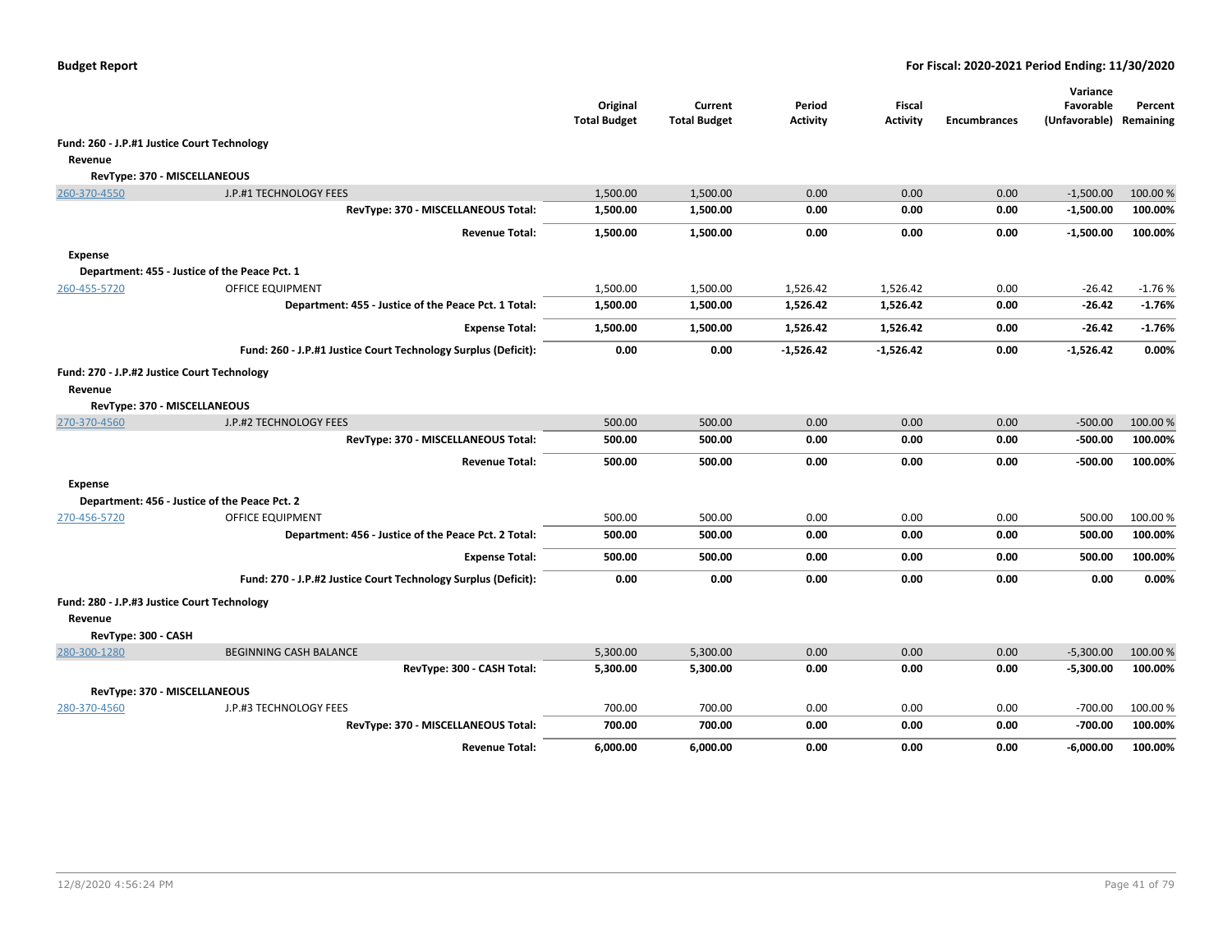**Budget Report** — For Fiscal: 2020-2021 Period Ending: 11/30/2020

| | | Original Total Budget | Current Total Budget | Period Activity | Fiscal Activity | Encumbrances | Variance Favorable (Unfavorable) | Percent Remaining |
|---|---|---|---|---|---|---|---|---|
| **Fund: 260 - J.P.#1 Justice Court Technology** | | | | | | | | |
| **Revenue** | | | | | | | | |
| **RevType: 370 - MISCELLANEOUS** | | | | | | | | |
| 260-370-4550 | J.P.#1 TECHNOLOGY FEES | 1,500.00 | 1,500.00 | 0.00 | 0.00 | 0.00 | -1,500.00 | 100.00 % |
| | **RevType: 370 - MISCELLANEOUS Total:** | **1,500.00** | **1,500.00** | **0.00** | **0.00** | **0.00** | **-1,500.00** | **100.00%** |
| | **Revenue Total:** | **1,500.00** | **1,500.00** | **0.00** | **0.00** | **0.00** | **-1,500.00** | **100.00%** |
| **Expense** | | | | | | | | |
| **Department: 455 - Justice of the Peace Pct. 1** | | | | | | | | |
| 260-455-5720 | OFFICE EQUIPMENT | 1,500.00 | 1,500.00 | 1,526.42 | 1,526.42 | 0.00 | -26.42 | -1.76 % |
| | **Department: 455 - Justice of the Peace Pct. 1 Total:** | **1,500.00** | **1,500.00** | **1,526.42** | **1,526.42** | **0.00** | **-26.42** | **-1.76%** |
| | **Expense Total:** | **1,500.00** | **1,500.00** | **1,526.42** | **1,526.42** | **0.00** | **-26.42** | **-1.76%** |
| | **Fund: 260 - J.P.#1 Justice Court Technology Surplus (Deficit):** | **0.00** | **0.00** | **-1,526.42** | **-1,526.42** | **0.00** | **-1,526.42** | **0.00%** |
| **Fund: 270 - J.P.#2 Justice Court Technology** | | | | | | | | |
| **Revenue** | | | | | | | | |
| **RevType: 370 - MISCELLANEOUS** | | | | | | | | |
| 270-370-4560 | J.P.#2 TECHNOLOGY FEES | 500.00 | 500.00 | 0.00 | 0.00 | 0.00 | -500.00 | 100.00 % |
| | **RevType: 370 - MISCELLANEOUS Total:** | **500.00** | **500.00** | **0.00** | **0.00** | **0.00** | **-500.00** | **100.00%** |
| | **Revenue Total:** | **500.00** | **500.00** | **0.00** | **0.00** | **0.00** | **-500.00** | **100.00%** |
| **Expense** | | | | | | | | |
| **Department: 456 - Justice of the Peace Pct. 2** | | | | | | | | |
| 270-456-5720 | OFFICE EQUIPMENT | 500.00 | 500.00 | 0.00 | 0.00 | 0.00 | 500.00 | 100.00 % |
| | **Department: 456 - Justice of the Peace Pct. 2 Total:** | **500.00** | **500.00** | **0.00** | **0.00** | **0.00** | **500.00** | **100.00%** |
| | **Expense Total:** | **500.00** | **500.00** | **0.00** | **0.00** | **0.00** | **500.00** | **100.00%** |
| | **Fund: 270 - J.P.#2 Justice Court Technology Surplus (Deficit):** | **0.00** | **0.00** | **0.00** | **0.00** | **0.00** | **0.00** | **0.00%** |
| **Fund: 280 - J.P.#3 Justice Court Technology** | | | | | | | | |
| **Revenue** | | | | | | | | |
| **RevType: 300 - CASH** | | | | | | | | |
| 280-300-1280 | BEGINNING CASH BALANCE | 5,300.00 | 5,300.00 | 0.00 | 0.00 | 0.00 | -5,300.00 | 100.00 % |
| | **RevType: 300 - CASH Total:** | **5,300.00** | **5,300.00** | **0.00** | **0.00** | **0.00** | **-5,300.00** | **100.00%** |
| **RevType: 370 - MISCELLANEOUS** | | | | | | | | |
| 280-370-4560 | J.P.#3 TECHNOLOGY FEES | 700.00 | 700.00 | 0.00 | 0.00 | 0.00 | -700.00 | 100.00 % |
| | **RevType: 370 - MISCELLANEOUS Total:** | **700.00** | **700.00** | **0.00** | **0.00** | **0.00** | **-700.00** | **100.00%** |
| | **Revenue Total:** | **6,000.00** | **6,000.00** | **0.00** | **0.00** | **0.00** | **-6,000.00** | **100.00%** |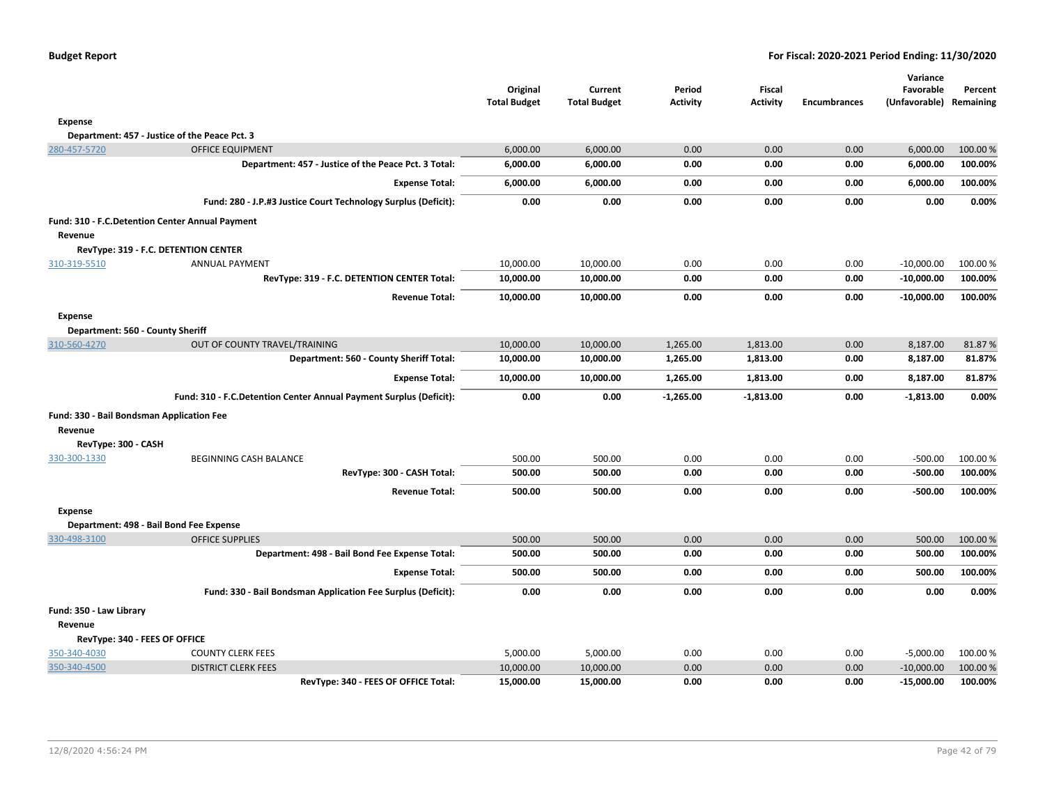| | | Original Total Budget | Current Total Budget | Period Activity | Fiscal Activity | Encumbrances | Variance Favorable (Unfavorable) | Percent Remaining |
|---|---|---|---|---|---|---|---|---|
| **Expense** | | | | | | | | |
| **Department: 457 - Justice of the Peace Pct. 3** | | | | | | | | |
| 280-457-5720 | OFFICE EQUIPMENT | 6,000.00 | 6,000.00 | 0.00 | 0.00 | 0.00 | 6,000.00 | 100.00 % |
| | **Department: 457 - Justice of the Peace Pct. 3 Total:** | **6,000.00** | **6,000.00** | **0.00** | **0.00** | **0.00** | **6,000.00** | **100.00%** |
| | **Expense Total:** | **6,000.00** | **6,000.00** | **0.00** | **0.00** | **0.00** | **6,000.00** | **100.00%** |
| | **Fund: 280 - J.P.#3 Justice Court Technology Surplus (Deficit):** | **0.00** | **0.00** | **0.00** | **0.00** | **0.00** | **0.00** | **0.00%** |
| **Fund: 310 - F.C.Detention Center Annual Payment** | | | | | | | | |
| **Revenue** | | | | | | | | |
| **RevType: 319 - F.C. DETENTION CENTER** | | | | | | | | |
| 310-319-5510 | ANNUAL PAYMENT | 10,000.00 | 10,000.00 | 0.00 | 0.00 | 0.00 | -10,000.00 | 100.00 % |
| | **RevType: 319 - F.C. DETENTION CENTER Total:** | **10,000.00** | **10,000.00** | **0.00** | **0.00** | **0.00** | **-10,000.00** | **100.00%** |
| | **Revenue Total:** | **10,000.00** | **10,000.00** | **0.00** | **0.00** | **0.00** | **-10,000.00** | **100.00%** |
| **Expense** | | | | | | | | |
| **Department: 560 - County Sheriff** | | | | | | | | |
| 310-560-4270 | OUT OF COUNTY TRAVEL/TRAINING | 10,000.00 | 10,000.00 | 1,265.00 | 1,813.00 | 0.00 | 8,187.00 | 81.87 % |
| | **Department: 560 - County Sheriff Total:** | **10,000.00** | **10,000.00** | **1,265.00** | **1,813.00** | **0.00** | **8,187.00** | **81.87%** |
| | **Expense Total:** | **10,000.00** | **10,000.00** | **1,265.00** | **1,813.00** | **0.00** | **8,187.00** | **81.87%** |
| | **Fund: 310 - F.C.Detention Center Annual Payment Surplus (Deficit):** | **0.00** | **0.00** | **-1,265.00** | **-1,813.00** | **0.00** | **-1,813.00** | **0.00%** |
| **Fund: 330 - Bail Bondsman Application Fee** | | | | | | | | |
| **Revenue** | | | | | | | | |
| **RevType: 300 - CASH** | | | | | | | | |
| 330-300-1330 | BEGINNING CASH BALANCE | 500.00 | 500.00 | 0.00 | 0.00 | 0.00 | -500.00 | 100.00 % |
| | **RevType: 300 - CASH Total:** | **500.00** | **500.00** | **0.00** | **0.00** | **0.00** | **-500.00** | **100.00%** |
| | **Revenue Total:** | **500.00** | **500.00** | **0.00** | **0.00** | **0.00** | **-500.00** | **100.00%** |
| **Expense** | | | | | | | | |
| **Department: 498 - Bail Bond Fee Expense** | | | | | | | | |
| 330-498-3100 | OFFICE SUPPLIES | 500.00 | 500.00 | 0.00 | 0.00 | 0.00 | 500.00 | 100.00 % |
| | **Department: 498 - Bail Bond Fee Expense Total:** | **500.00** | **500.00** | **0.00** | **0.00** | **0.00** | **500.00** | **100.00%** |
| | **Expense Total:** | **500.00** | **500.00** | **0.00** | **0.00** | **0.00** | **500.00** | **100.00%** |
| | **Fund: 330 - Bail Bondsman Application Fee Surplus (Deficit):** | **0.00** | **0.00** | **0.00** | **0.00** | **0.00** | **0.00** | **0.00%** |
| **Fund: 350 - Law Library** | | | | | | | | |
| **Revenue** | | | | | | | | |
| **RevType: 340 - FEES OF OFFICE** | | | | | | | | |
| 350-340-4030 | COUNTY CLERK FEES | 5,000.00 | 5,000.00 | 0.00 | 0.00 | 0.00 | -5,000.00 | 100.00 % |
| 350-340-4500 | DISTRICT CLERK FEES | 10,000.00 | 10,000.00 | 0.00 | 0.00 | 0.00 | -10,000.00 | 100.00 % |
| | **RevType: 340 - FEES OF OFFICE Total:** | **15,000.00** | **15,000.00** | **0.00** | **0.00** | **0.00** | **-15,000.00** | **100.00%** |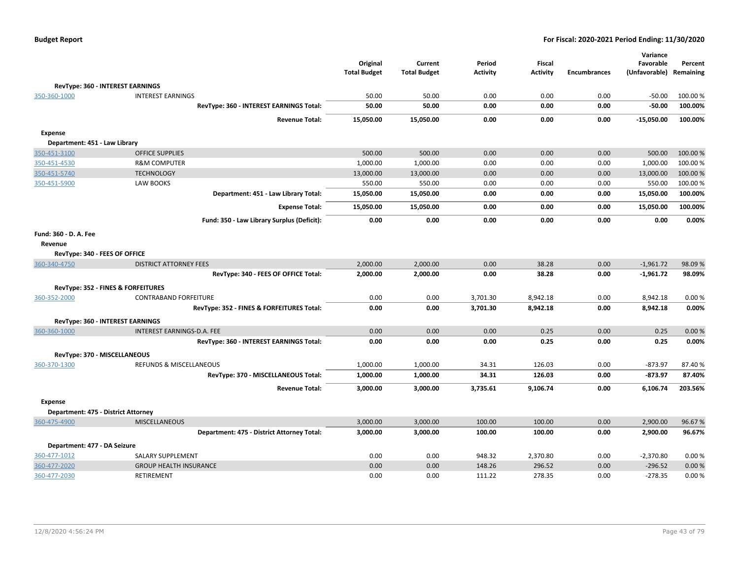**Budget Report**

**For Fiscal: 2020-2021 Period Ending: 11/30/2020**

| | | Original Total Budget | Current Total Budget | Period Activity | Fiscal Activity | Encumbrances | Variance Favorable (Unfavorable) | Percent Remaining |
|---|---|---|---|---|---|---|---|---|
| **RevType: 360 - INTEREST EARNINGS** | | | | | | | | |
| 350-360-1000 | INTEREST EARNINGS | 50.00 | 50.00 | 0.00 | 0.00 | 0.00 | -50.00 | 100.00 % |
| | **RevType: 360 - INTEREST EARNINGS Total:** | **50.00** | **50.00** | **0.00** | **0.00** | **0.00** | **-50.00** | **100.00%** |
| | **Revenue Total:** | **15,050.00** | **15,050.00** | **0.00** | **0.00** | **0.00** | **-15,050.00** | **100.00%** |
| **Expense** | | | | | | | | |
| **Department: 451 - Law Library** | | | | | | | | |
| 350-451-3100 | OFFICE SUPPLIES | 500.00 | 500.00 | 0.00 | 0.00 | 0.00 | 500.00 | 100.00 % |
| 350-451-4530 | R&M COMPUTER | 1,000.00 | 1,000.00 | 0.00 | 0.00 | 0.00 | 1,000.00 | 100.00 % |
| 350-451-5740 | TECHNOLOGY | 13,000.00 | 13,000.00 | 0.00 | 0.00 | 0.00 | 13,000.00 | 100.00 % |
| 350-451-5900 | LAW BOOKS | 550.00 | 550.00 | 0.00 | 0.00 | 0.00 | 550.00 | 100.00 % |
| | **Department: 451 - Law Library Total:** | **15,050.00** | **15,050.00** | **0.00** | **0.00** | **0.00** | **15,050.00** | **100.00%** |
| | **Expense Total:** | **15,050.00** | **15,050.00** | **0.00** | **0.00** | **0.00** | **15,050.00** | **100.00%** |
| | **Fund: 350 - Law Library Surplus (Deficit):** | **0.00** | **0.00** | **0.00** | **0.00** | **0.00** | **0.00** | **0.00%** |
| **Fund: 360 - D. A. Fee** | | | | | | | | |
| **Revenue** | | | | | | | | |
| **RevType: 340 - FEES OF OFFICE** | | | | | | | | |
| 360-340-4750 | DISTRICT ATTORNEY FEES | 2,000.00 | 2,000.00 | 0.00 | 38.28 | 0.00 | -1,961.72 | 98.09 % |
| | **RevType: 340 - FEES OF OFFICE Total:** | **2,000.00** | **2,000.00** | **0.00** | **38.28** | **0.00** | **-1,961.72** | **98.09%** |
| **RevType: 352 - FINES & FORFEITURES** | | | | | | | | |
| 360-352-2000 | CONTRABAND FORFEITURE | 0.00 | 0.00 | 3,701.30 | 8,942.18 | 0.00 | 8,942.18 | 0.00 % |
| | **RevType: 352 - FINES & FORFEITURES Total:** | **0.00** | **0.00** | **3,701.30** | **8,942.18** | **0.00** | **8,942.18** | **0.00%** |
| **RevType: 360 - INTEREST EARNINGS** | | | | | | | | |
| 360-360-1000 | INTEREST EARNINGS-D.A. FEE | 0.00 | 0.00 | 0.00 | 0.25 | 0.00 | 0.25 | 0.00 % |
| | **RevType: 360 - INTEREST EARNINGS Total:** | **0.00** | **0.00** | **0.00** | **0.25** | **0.00** | **0.25** | **0.00%** |
| **RevType: 370 - MISCELLANEOUS** | | | | | | | | |
| 360-370-1300 | REFUNDS & MISCELLANEOUS | 1,000.00 | 1,000.00 | 34.31 | 126.03 | 0.00 | -873.97 | 87.40 % |
| | **RevType: 370 - MISCELLANEOUS Total:** | **1,000.00** | **1,000.00** | **34.31** | **126.03** | **0.00** | **-873.97** | **87.40%** |
| | **Revenue Total:** | **3,000.00** | **3,000.00** | **3,735.61** | **9,106.74** | **0.00** | **6,106.74** | **203.56%** |
| **Expense** | | | | | | | | |
| **Department: 475 - District Attorney** | | | | | | | | |
| 360-475-4900 | MISCELLANEOUS | 3,000.00 | 3,000.00 | 100.00 | 100.00 | 0.00 | 2,900.00 | 96.67 % |
| | **Department: 475 - District Attorney Total:** | **3,000.00** | **3,000.00** | **100.00** | **100.00** | **0.00** | **2,900.00** | **96.67%** |
| **Department: 477 - DA Seizure** | | | | | | | | |
| 360-477-1012 | SALARY SUPPLEMENT | 0.00 | 0.00 | 948.32 | 2,370.80 | 0.00 | -2,370.80 | 0.00 % |
| 360-477-2020 | GROUP HEALTH INSURANCE | 0.00 | 0.00 | 148.26 | 296.52 | 0.00 | -296.52 | 0.00 % |
| 360-477-2030 | RETIREMENT | 0.00 | 0.00 | 111.22 | 278.35 | 0.00 | -278.35 | 0.00 % |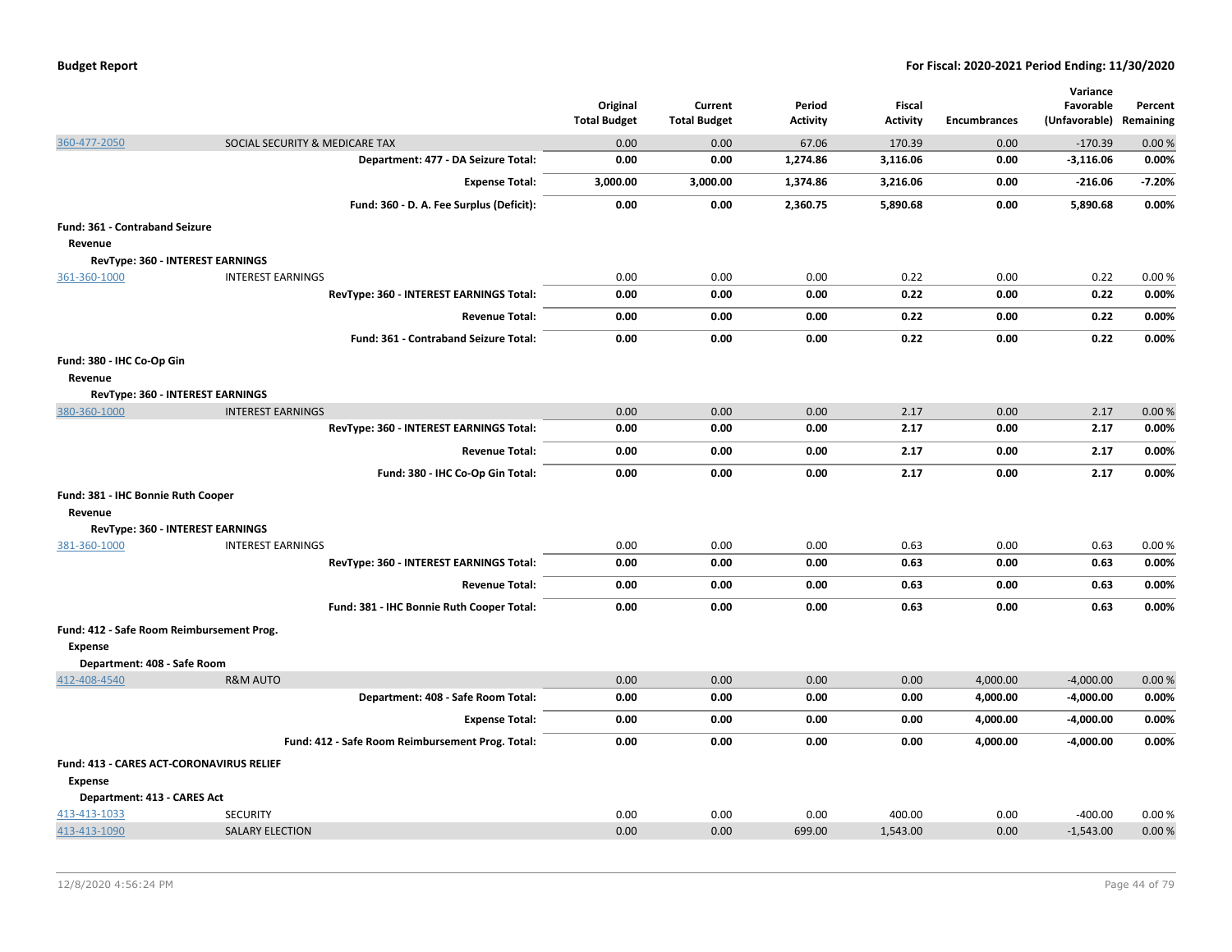| | | Original Total Budget | Current Total Budget | Period Activity | Fiscal Activity | Encumbrances | Variance Favorable (Unfavorable) | Percent Remaining |
|---|---|---|---|---|---|---|---|---|
| 360-477-2050 | SOCIAL SECURITY & MEDICARE TAX | 0.00 | 0.00 | 67.06 | 170.39 | 0.00 | -170.39 | 0.00 % |
| | **Department: 477 - DA Seizure Total:** | **0.00** | **0.00** | **1,274.86** | **3,116.06** | **0.00** | **-3,116.06** | **0.00%** |
| | **Expense Total:** | **3,000.00** | **3,000.00** | **1,374.86** | **3,216.06** | **0.00** | **-216.06** | **-7.20%** |
| | **Fund: 360 - D. A. Fee Surplus (Deficit):** | **0.00** | **0.00** | **2,360.75** | **5,890.68** | **0.00** | **5,890.68** | **0.00%** |
| **Fund: 361 - Contraband Seizure** | | | | | | | | |
| **Revenue** | | | | | | | | |
| **RevType: 360 - INTEREST EARNINGS** | | | | | | | | |
| 361-360-1000 | INTEREST EARNINGS | 0.00 | 0.00 | 0.00 | 0.22 | 0.00 | 0.22 | 0.00 % |
| | **RevType: 360 - INTEREST EARNINGS Total:** | **0.00** | **0.00** | **0.00** | **0.22** | **0.00** | **0.22** | **0.00%** |
| | **Revenue Total:** | **0.00** | **0.00** | **0.00** | **0.22** | **0.00** | **0.22** | **0.00%** |
| | **Fund: 361 - Contraband Seizure Total:** | **0.00** | **0.00** | **0.00** | **0.22** | **0.00** | **0.22** | **0.00%** |
| **Fund: 380 - IHC Co-Op Gin** | | | | | | | | |
| **Revenue** | | | | | | | | |
| **RevType: 360 - INTEREST EARNINGS** | | | | | | | | |
| 380-360-1000 | INTEREST EARNINGS | 0.00 | 0.00 | 0.00 | 2.17 | 0.00 | 2.17 | 0.00 % |
| | **RevType: 360 - INTEREST EARNINGS Total:** | **0.00** | **0.00** | **0.00** | **2.17** | **0.00** | **2.17** | **0.00%** |
| | **Revenue Total:** | **0.00** | **0.00** | **0.00** | **2.17** | **0.00** | **2.17** | **0.00%** |
| | **Fund: 380 - IHC Co-Op Gin Total:** | **0.00** | **0.00** | **0.00** | **2.17** | **0.00** | **2.17** | **0.00%** |
| **Fund: 381 - IHC Bonnie Ruth Cooper** | | | | | | | | |
| **Revenue** | | | | | | | | |
| **RevType: 360 - INTEREST EARNINGS** | | | | | | | | |
| 381-360-1000 | INTEREST EARNINGS | 0.00 | 0.00 | 0.00 | 0.63 | 0.00 | 0.63 | 0.00 % |
| | **RevType: 360 - INTEREST EARNINGS Total:** | **0.00** | **0.00** | **0.00** | **0.63** | **0.00** | **0.63** | **0.00%** |
| | **Revenue Total:** | **0.00** | **0.00** | **0.00** | **0.63** | **0.00** | **0.63** | **0.00%** |
| | **Fund: 381 - IHC Bonnie Ruth Cooper Total:** | **0.00** | **0.00** | **0.00** | **0.63** | **0.00** | **0.63** | **0.00%** |
| **Fund: 412 - Safe Room Reimbursement Prog.** | | | | | | | | |
| **Expense** | | | | | | | | |
| **Department: 408 - Safe Room** | | | | | | | | |
| 412-408-4540 | R&M AUTO | 0.00 | 0.00 | 0.00 | 0.00 | 4,000.00 | -4,000.00 | 0.00 % |
| | **Department: 408 - Safe Room Total:** | **0.00** | **0.00** | **0.00** | **0.00** | **4,000.00** | **-4,000.00** | **0.00%** |
| | **Expense Total:** | **0.00** | **0.00** | **0.00** | **0.00** | **4,000.00** | **-4,000.00** | **0.00%** |
| | **Fund: 412 - Safe Room Reimbursement Prog. Total:** | **0.00** | **0.00** | **0.00** | **0.00** | **4,000.00** | **-4,000.00** | **0.00%** |
| **Fund: 413 - CARES ACT-CORONAVIRUS RELIEF** | | | | | | | | |
| **Expense** | | | | | | | | |
| **Department: 413 - CARES Act** | | | | | | | | |
| 413-413-1033 | SECURITY | 0.00 | 0.00 | 0.00 | 400.00 | 0.00 | -400.00 | 0.00 % |
| 413-413-1090 | SALARY ELECTION | 0.00 | 0.00 | 699.00 | 1,543.00 | 0.00 | -1,543.00 | 0.00 % |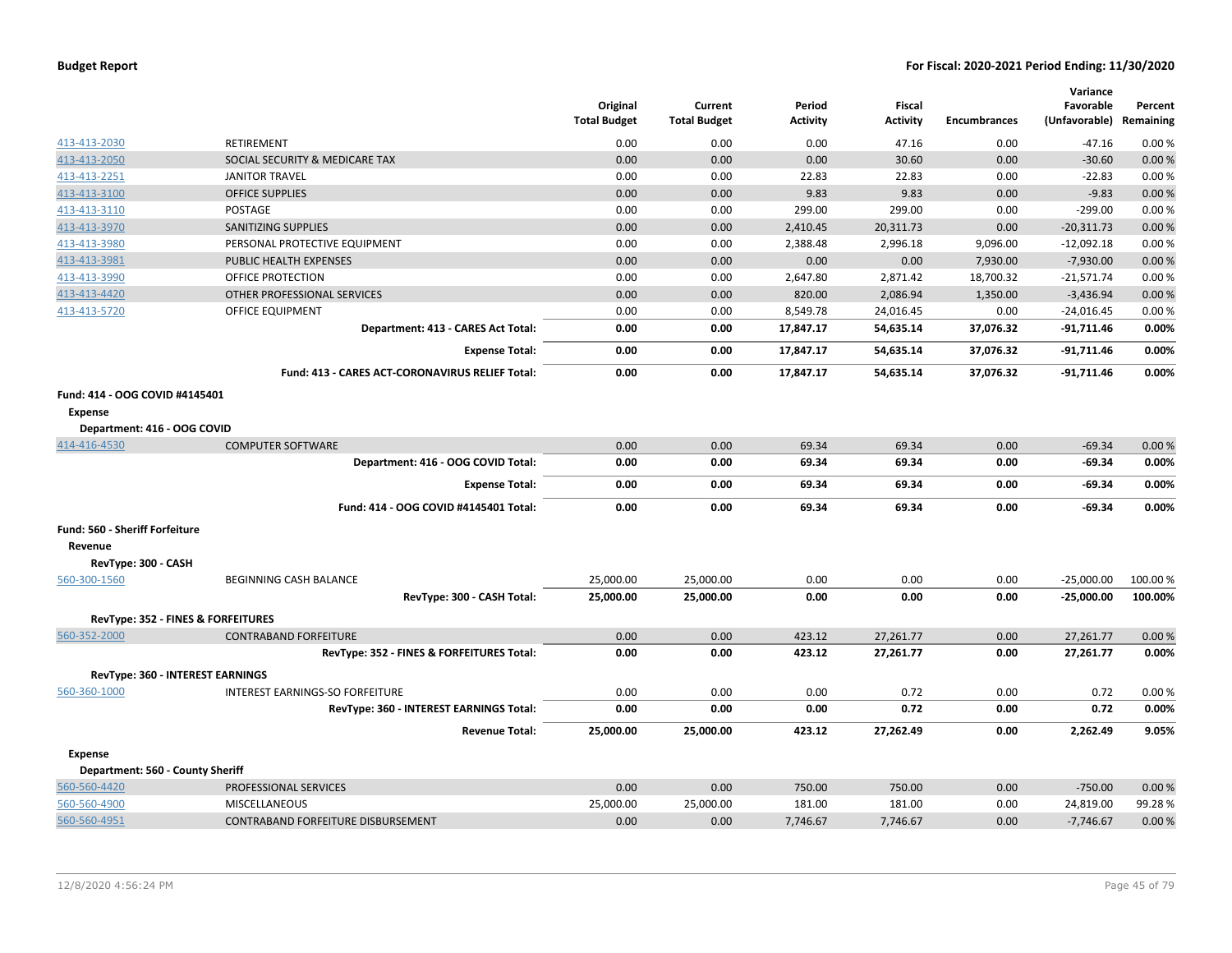| | | Original Total Budget | Current Total Budget | Period Activity | Fiscal Activity | Encumbrances | Variance Favorable (Unfavorable) | Percent Remaining |
|---|---|---|---|---|---|---|---|---|
| 413-413-2030 | RETIREMENT | 0.00 | 0.00 | 0.00 | 47.16 | 0.00 | -47.16 | 0.00 % |
| 413-413-2050 | SOCIAL SECURITY & MEDICARE TAX | 0.00 | 0.00 | 0.00 | 30.60 | 0.00 | -30.60 | 0.00 % |
| 413-413-2251 | JANITOR TRAVEL | 0.00 | 0.00 | 22.83 | 22.83 | 0.00 | -22.83 | 0.00 % |
| 413-413-3100 | OFFICE SUPPLIES | 0.00 | 0.00 | 9.83 | 9.83 | 0.00 | -9.83 | 0.00 % |
| 413-413-3110 | POSTAGE | 0.00 | 0.00 | 299.00 | 299.00 | 0.00 | -299.00 | 0.00 % |
| 413-413-3970 | SANITIZING SUPPLIES | 0.00 | 0.00 | 2,410.45 | 20,311.73 | 0.00 | -20,311.73 | 0.00 % |
| 413-413-3980 | PERSONAL PROTECTIVE EQUIPMENT | 0.00 | 0.00 | 2,388.48 | 2,996.18 | 9,096.00 | -12,092.18 | 0.00 % |
| 413-413-3981 | PUBLIC HEALTH EXPENSES | 0.00 | 0.00 | 0.00 | 0.00 | 7,930.00 | -7,930.00 | 0.00 % |
| 413-413-3990 | OFFICE PROTECTION | 0.00 | 0.00 | 2,647.80 | 2,871.42 | 18,700.32 | -21,571.74 | 0.00 % |
| 413-413-4420 | OTHER PROFESSIONAL SERVICES | 0.00 | 0.00 | 820.00 | 2,086.94 | 1,350.00 | -3,436.94 | 0.00 % |
| 413-413-5720 | OFFICE EQUIPMENT | 0.00 | 0.00 | 8,549.78 | 24,016.45 | 0.00 | -24,016.45 | 0.00 % |
| | **Department: 413 - CARES Act Total:** | **0.00** | **0.00** | **17,847.17** | **54,635.14** | **37,076.32** | **-91,711.46** | **0.00%** |
| | **Expense Total:** | **0.00** | **0.00** | **17,847.17** | **54,635.14** | **37,076.32** | **-91,711.46** | **0.00%** |
| | **Fund: 413 - CARES ACT-CORONAVIRUS RELIEF Total:** | **0.00** | **0.00** | **17,847.17** | **54,635.14** | **37,076.32** | **-91,711.46** | **0.00%** |
| **Fund: 414 - OOG COVID #4145401** | | | | | | | | |
| **Expense** | | | | | | | | |
| **Department: 416 - OOG COVID** | | | | | | | | |
| 414-416-4530 | COMPUTER SOFTWARE | 0.00 | 0.00 | 69.34 | 69.34 | 0.00 | -69.34 | 0.00 % |
| | **Department: 416 - OOG COVID Total:** | **0.00** | **0.00** | **69.34** | **69.34** | **0.00** | **-69.34** | **0.00%** |
| | **Expense Total:** | **0.00** | **0.00** | **69.34** | **69.34** | **0.00** | **-69.34** | **0.00%** |
| | **Fund: 414 - OOG COVID #4145401 Total:** | **0.00** | **0.00** | **69.34** | **69.34** | **0.00** | **-69.34** | **0.00%** |
| **Fund: 560 - Sheriff Forfeiture** | | | | | | | | |
| **Revenue** | | | | | | | | |
| **RevType: 300 - CASH** | | | | | | | | |
| 560-300-1560 | BEGINNING CASH BALANCE | 25,000.00 | 25,000.00 | 0.00 | 0.00 | 0.00 | -25,000.00 | 100.00 % |
| | **RevType: 300 - CASH Total:** | **25,000.00** | **25,000.00** | **0.00** | **0.00** | **0.00** | **-25,000.00** | **100.00%** |
| **RevType: 352 - FINES & FORFEITURES** | | | | | | | | |
| 560-352-2000 | CONTRABAND FORFEITURE | 0.00 | 0.00 | 423.12 | 27,261.77 | 0.00 | 27,261.77 | 0.00 % |
| | **RevType: 352 - FINES & FORFEITURES Total:** | **0.00** | **0.00** | **423.12** | **27,261.77** | **0.00** | **27,261.77** | **0.00%** |
| **RevType: 360 - INTEREST EARNINGS** | | | | | | | | |
| 560-360-1000 | INTEREST EARNINGS-SO FORFEITURE | 0.00 | 0.00 | 0.00 | 0.72 | 0.00 | 0.72 | 0.00 % |
| | **RevType: 360 - INTEREST EARNINGS Total:** | **0.00** | **0.00** | **0.00** | **0.72** | **0.00** | **0.72** | **0.00%** |
| | **Revenue Total:** | **25,000.00** | **25,000.00** | **423.12** | **27,262.49** | **0.00** | **2,262.49** | **9.05%** |
| **Expense** | | | | | | | | |
| **Department: 560 - County Sheriff** | | | | | | | | |
| 560-560-4420 | PROFESSIONAL SERVICES | 0.00 | 0.00 | 750.00 | 750.00 | 0.00 | -750.00 | 0.00 % |
| 560-560-4900 | MISCELLANEOUS | 25,000.00 | 25,000.00 | 181.00 | 181.00 | 0.00 | 24,819.00 | 99.28 % |
| 560-560-4951 | CONTRABAND FORFEITURE DISBURSEMENT | 0.00 | 0.00 | 7,746.67 | 7,746.67 | 0.00 | -7,746.67 | 0.00 % |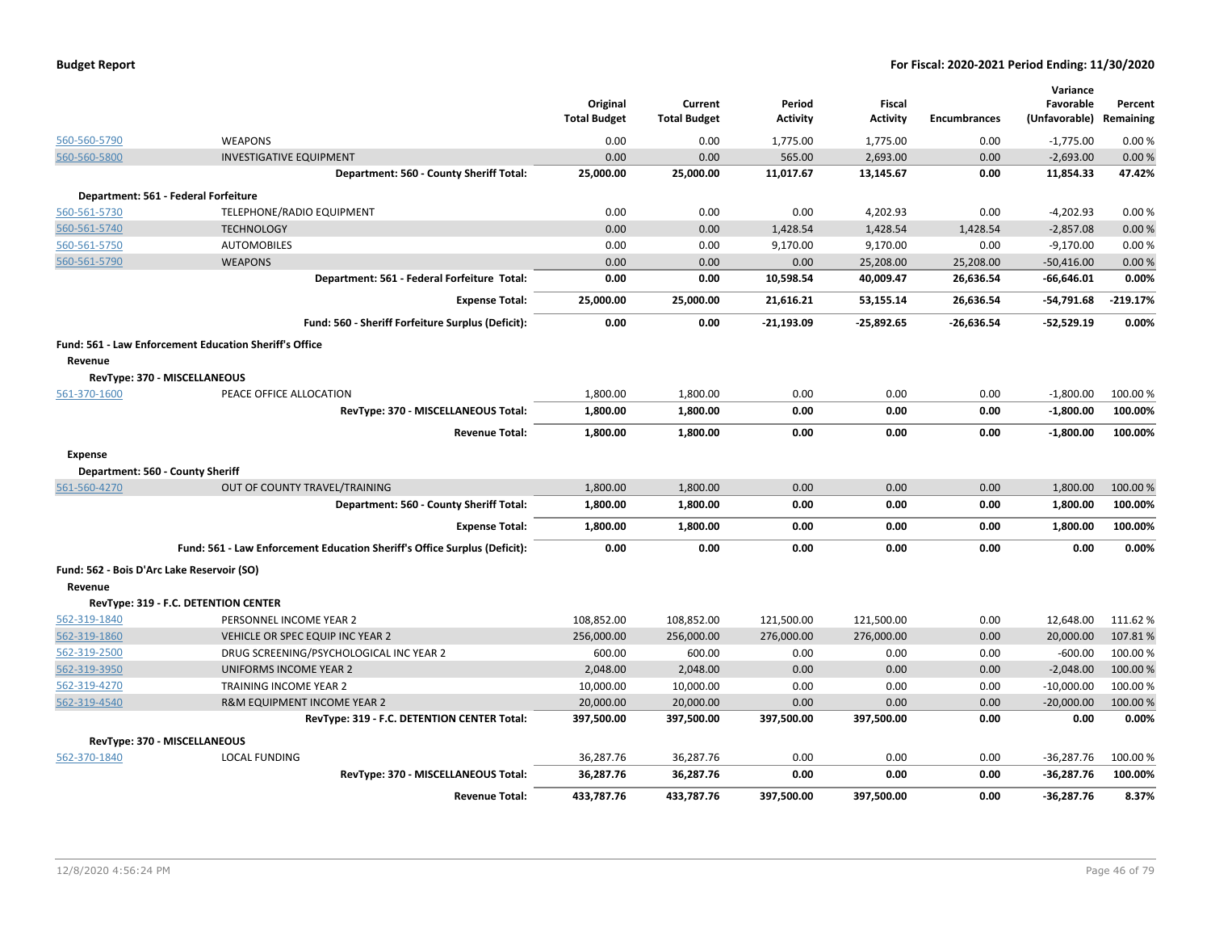| | | Original Total Budget | Current Total Budget | Period Activity | Fiscal Activity | Encumbrances | Variance Favorable (Unfavorable) | Percent Remaining |
|---|---|---|---|---|---|---|---|---|
| 560-560-5790 | WEAPONS | 0.00 | 0.00 | 1,775.00 | 1,775.00 | 0.00 | -1,775.00 | 0.00 % |
| 560-560-5800 | INVESTIGATIVE EQUIPMENT | 0.00 | 0.00 | 565.00 | 2,693.00 | 0.00 | -2,693.00 | 0.00 % |
| | **Department: 560 - County Sheriff Total:** | **25,000.00** | **25,000.00** | **11,017.67** | **13,145.67** | **0.00** | **11,854.33** | **47.42%** |
| **Department: 561 - Federal Forfeiture** | | | | | | | | |
| 560-561-5730 | TELEPHONE/RADIO EQUIPMENT | 0.00 | 0.00 | 0.00 | 4,202.93 | 0.00 | -4,202.93 | 0.00 % |
| 560-561-5740 | TECHNOLOGY | 0.00 | 0.00 | 1,428.54 | 1,428.54 | 1,428.54 | -2,857.08 | 0.00 % |
| 560-561-5750 | AUTOMOBILES | 0.00 | 0.00 | 9,170.00 | 9,170.00 | 0.00 | -9,170.00 | 0.00 % |
| 560-561-5790 | WEAPONS | 0.00 | 0.00 | 0.00 | 25,208.00 | 25,208.00 | -50,416.00 | 0.00 % |
| | **Department: 561 - Federal Forfeiture Total:** | **0.00** | **0.00** | **10,598.54** | **40,009.47** | **26,636.54** | **-66,646.01** | **0.00%** |
| | **Expense Total:** | **25,000.00** | **25,000.00** | **21,616.21** | **53,155.14** | **26,636.54** | **-54,791.68** | **-219.17%** |
| | **Fund: 560 - Sheriff Forfeiture Surplus (Deficit):** | **0.00** | **0.00** | **-21,193.09** | **-25,892.65** | **-26,636.54** | **-52,529.19** | **0.00%** |
| **Fund: 561 - Law Enforcement Education Sheriff's Office** | | | | | | | | |
| **Revenue** | | | | | | | | |
| **RevType: 370 - MISCELLANEOUS** | | | | | | | | |
| 561-370-1600 | PEACE OFFICE ALLOCATION | 1,800.00 | 1,800.00 | 0.00 | 0.00 | 0.00 | -1,800.00 | 100.00 % |
| | **RevType: 370 - MISCELLANEOUS Total:** | **1,800.00** | **1,800.00** | **0.00** | **0.00** | **0.00** | **-1,800.00** | **100.00%** |
| | **Revenue Total:** | **1,800.00** | **1,800.00** | **0.00** | **0.00** | **0.00** | **-1,800.00** | **100.00%** |
| **Expense** | | | | | | | | |
| **Department: 560 - County Sheriff** | | | | | | | | |
| 561-560-4270 | OUT OF COUNTY TRAVEL/TRAINING | 1,800.00 | 1,800.00 | 0.00 | 0.00 | 0.00 | 1,800.00 | 100.00 % |
| | **Department: 560 - County Sheriff Total:** | **1,800.00** | **1,800.00** | **0.00** | **0.00** | **0.00** | **1,800.00** | **100.00%** |
| | **Expense Total:** | **1,800.00** | **1,800.00** | **0.00** | **0.00** | **0.00** | **1,800.00** | **100.00%** |
| | **Fund: 561 - Law Enforcement Education Sheriff's Office Surplus (Deficit):** | **0.00** | **0.00** | **0.00** | **0.00** | **0.00** | **0.00** | **0.00%** |
| **Fund: 562 - Bois D'Arc Lake Reservoir (SO)** | | | | | | | | |
| **Revenue** | | | | | | | | |
| **RevType: 319 - F.C. DETENTION CENTER** | | | | | | | | |
| 562-319-1840 | PERSONNEL INCOME YEAR 2 | 108,852.00 | 108,852.00 | 121,500.00 | 121,500.00 | 0.00 | 12,648.00 | 111.62 % |
| 562-319-1860 | VEHICLE OR SPEC EQUIP INC YEAR 2 | 256,000.00 | 256,000.00 | 276,000.00 | 276,000.00 | 0.00 | 20,000.00 | 107.81 % |
| 562-319-2500 | DRUG SCREENING/PSYCHOLOGICAL INC YEAR 2 | 600.00 | 600.00 | 0.00 | 0.00 | 0.00 | -600.00 | 100.00 % |
| 562-319-3950 | UNIFORMS INCOME YEAR 2 | 2,048.00 | 2,048.00 | 0.00 | 0.00 | 0.00 | -2,048.00 | 100.00 % |
| 562-319-4270 | TRAINING INCOME YEAR 2 | 10,000.00 | 10,000.00 | 0.00 | 0.00 | 0.00 | -10,000.00 | 100.00 % |
| 562-319-4540 | R&M EQUIPMENT INCOME YEAR 2 | 20,000.00 | 20,000.00 | 0.00 | 0.00 | 0.00 | -20,000.00 | 100.00 % |
| | **RevType: 319 - F.C. DETENTION CENTER Total:** | **397,500.00** | **397,500.00** | **397,500.00** | **397,500.00** | **0.00** | **0.00** | **0.00%** |
| **RevType: 370 - MISCELLANEOUS** | | | | | | | | |
| 562-370-1840 | LOCAL FUNDING | 36,287.76 | 36,287.76 | 0.00 | 0.00 | 0.00 | -36,287.76 | 100.00 % |
| | **RevType: 370 - MISCELLANEOUS Total:** | **36,287.76** | **36,287.76** | **0.00** | **0.00** | **0.00** | **-36,287.76** | **100.00%** |
| | **Revenue Total:** | **433,787.76** | **433,787.76** | **397,500.00** | **397,500.00** | **0.00** | **-36,287.76** | **8.37%** |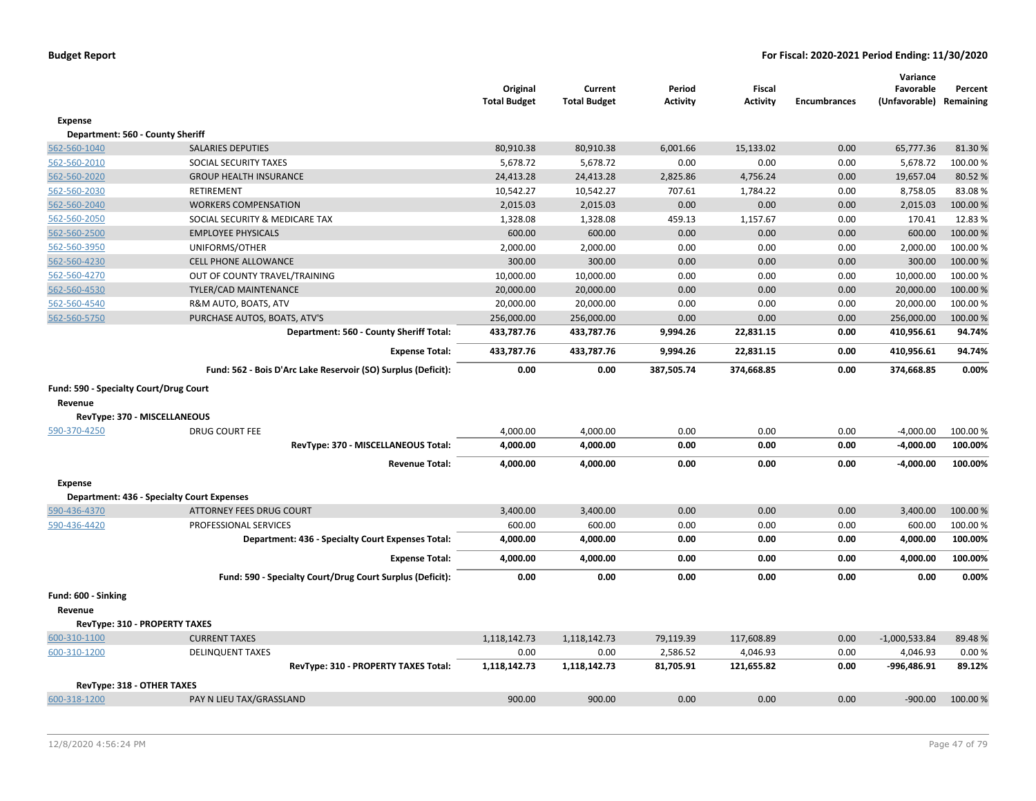**Budget Report** **For Fiscal: 2020-2021 Period Ending: 11/30/2020**

| | | Original Total Budget | Current Total Budget | Period Activity | Fiscal Activity | Encumbrances | Variance Favorable (Unfavorable) | Percent Remaining |
|---|---|---|---|---|---|---|---|---|
| **Expense** | | | | | | | | |
| **Department: 560 - County Sheriff** | | | | | | | | |
| 562-560-1040 | SALARIES DEPUTIES | 80,910.38 | 80,910.38 | 6,001.66 | 15,133.02 | 0.00 | 65,777.36 | 81.30 % |
| 562-560-2010 | SOCIAL SECURITY TAXES | 5,678.72 | 5,678.72 | 0.00 | 0.00 | 0.00 | 5,678.72 | 100.00 % |
| 562-560-2020 | GROUP HEALTH INSURANCE | 24,413.28 | 24,413.28 | 2,825.86 | 4,756.24 | 0.00 | 19,657.04 | 80.52 % |
| 562-560-2030 | RETIREMENT | 10,542.27 | 10,542.27 | 707.61 | 1,784.22 | 0.00 | 8,758.05 | 83.08 % |
| 562-560-2040 | WORKERS COMPENSATION | 2,015.03 | 2,015.03 | 0.00 | 0.00 | 0.00 | 2,015.03 | 100.00 % |
| 562-560-2050 | SOCIAL SECURITY & MEDICARE TAX | 1,328.08 | 1,328.08 | 459.13 | 1,157.67 | 0.00 | 170.41 | 12.83 % |
| 562-560-2500 | EMPLOYEE PHYSICALS | 600.00 | 600.00 | 0.00 | 0.00 | 0.00 | 600.00 | 100.00 % |
| 562-560-3950 | UNIFORMS/OTHER | 2,000.00 | 2,000.00 | 0.00 | 0.00 | 0.00 | 2,000.00 | 100.00 % |
| 562-560-4230 | CELL PHONE ALLOWANCE | 300.00 | 300.00 | 0.00 | 0.00 | 0.00 | 300.00 | 100.00 % |
| 562-560-4270 | OUT OF COUNTY TRAVEL/TRAINING | 10,000.00 | 10,000.00 | 0.00 | 0.00 | 0.00 | 10,000.00 | 100.00 % |
| 562-560-4530 | TYLER/CAD MAINTENANCE | 20,000.00 | 20,000.00 | 0.00 | 0.00 | 0.00 | 20,000.00 | 100.00 % |
| 562-560-4540 | R&M AUTO, BOATS, ATV | 20,000.00 | 20,000.00 | 0.00 | 0.00 | 0.00 | 20,000.00 | 100.00 % |
| 562-560-5750 | PURCHASE AUTOS, BOATS, ATV'S | 256,000.00 | 256,000.00 | 0.00 | 0.00 | 0.00 | 256,000.00 | 100.00 % |
| | **Department: 560 - County Sheriff Total:** | **433,787.76** | **433,787.76** | **9,994.26** | **22,831.15** | **0.00** | **410,956.61** | **94.74%** |
| | **Expense Total:** | **433,787.76** | **433,787.76** | **9,994.26** | **22,831.15** | **0.00** | **410,956.61** | **94.74%** |
| | **Fund: 562 - Bois D'Arc Lake Reservoir (SO) Surplus (Deficit):** | **0.00** | **0.00** | **387,505.74** | **374,668.85** | **0.00** | **374,668.85** | **0.00%** |
| **Fund: 590 - Specialty Court/Drug Court** | | | | | | | | |
| **Revenue** | | | | | | | | |
| **RevType: 370 - MISCELLANEOUS** | | | | | | | | |
| 590-370-4250 | DRUG COURT FEE | 4,000.00 | 4,000.00 | 0.00 | 0.00 | 0.00 | -4,000.00 | 100.00 % |
| | **RevType: 370 - MISCELLANEOUS Total:** | **4,000.00** | **4,000.00** | **0.00** | **0.00** | **0.00** | **-4,000.00** | **100.00%** |
| | **Revenue Total:** | **4,000.00** | **4,000.00** | **0.00** | **0.00** | **0.00** | **-4,000.00** | **100.00%** |
| **Expense** | | | | | | | | |
| **Department: 436 - Specialty Court Expenses** | | | | | | | | |
| 590-436-4370 | ATTORNEY FEES DRUG COURT | 3,400.00 | 3,400.00 | 0.00 | 0.00 | 0.00 | 3,400.00 | 100.00 % |
| 590-436-4420 | PROFESSIONAL SERVICES | 600.00 | 600.00 | 0.00 | 0.00 | 0.00 | 600.00 | 100.00 % |
| | **Department: 436 - Specialty Court Expenses Total:** | **4,000.00** | **4,000.00** | **0.00** | **0.00** | **0.00** | **4,000.00** | **100.00%** |
| | **Expense Total:** | **4,000.00** | **4,000.00** | **0.00** | **0.00** | **0.00** | **4,000.00** | **100.00%** |
| | **Fund: 590 - Specialty Court/Drug Court Surplus (Deficit):** | **0.00** | **0.00** | **0.00** | **0.00** | **0.00** | **0.00** | **0.00%** |
| **Fund: 600 - Sinking** | | | | | | | | |
| **Revenue** | | | | | | | | |
| **RevType: 310 - PROPERTY TAXES** | | | | | | | | |
| 600-310-1100 | CURRENT TAXES | 1,118,142.73 | 1,118,142.73 | 79,119.39 | 117,608.89 | 0.00 | -1,000,533.84 | 89.48 % |
| 600-310-1200 | DELINQUENT TAXES | 0.00 | 0.00 | 2,586.52 | 4,046.93 | 0.00 | 4,046.93 | 0.00 % |
| | **RevType: 310 - PROPERTY TAXES Total:** | **1,118,142.73** | **1,118,142.73** | **81,705.91** | **121,655.82** | **0.00** | **-996,486.91** | **89.12%** |
| **RevType: 318 - OTHER TAXES** | | | | | | | | |
| 600-318-1200 | PAY N LIEU TAX/GRASSLAND | 900.00 | 900.00 | 0.00 | 0.00 | 0.00 | -900.00 | 100.00 % |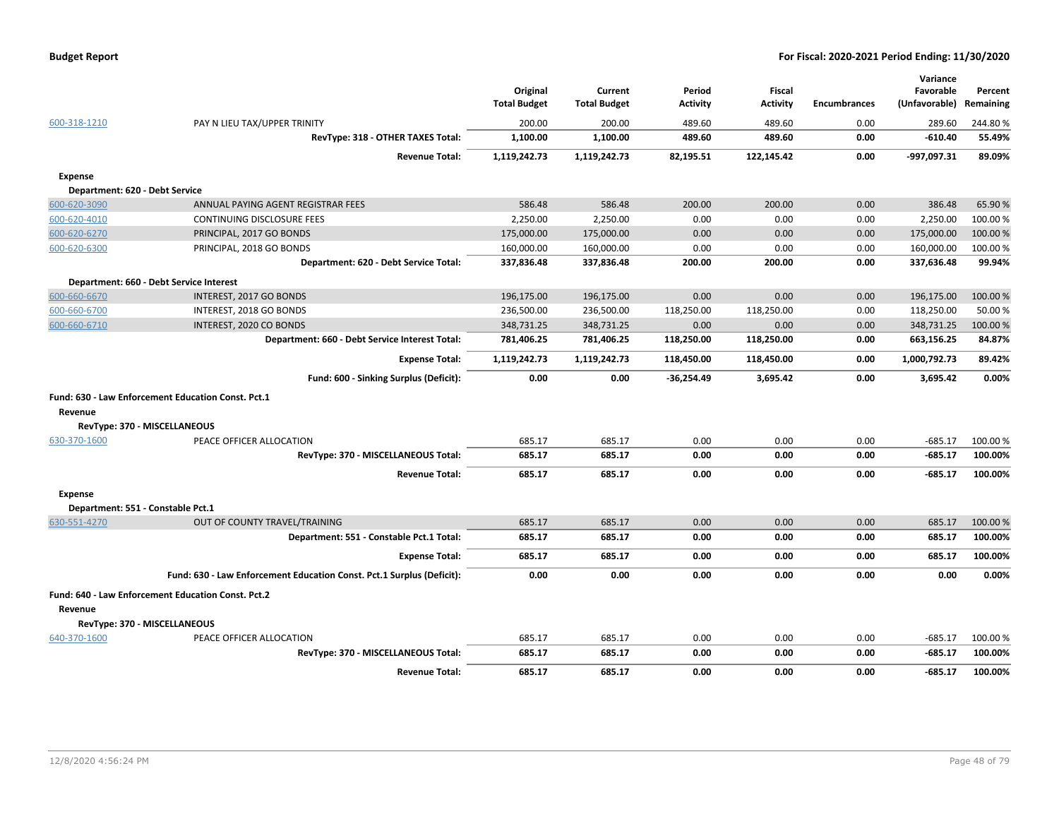**Budget Report** — For Fiscal: 2020-2021 Period Ending: 11/30/2020

| | | Original Total Budget | Current Total Budget | Period Activity | Fiscal Activity | Encumbrances | Variance Favorable (Unfavorable) | Percent Remaining |
|---|---|---|---|---|---|---|---|---|
| 600-318-1210 | PAY N LIEU TAX/UPPER TRINITY | 200.00 | 200.00 | 489.60 | 489.60 | 0.00 | 289.60 | 244.80 % |
| | **RevType: 318 - OTHER TAXES Total:** | **1,100.00** | **1,100.00** | **489.60** | **489.60** | **0.00** | **-610.40** | **55.49%** |
| | **Revenue Total:** | **1,119,242.73** | **1,119,242.73** | **82,195.51** | **122,145.42** | **0.00** | **-997,097.31** | **89.09%** |
| **Expense** | | | | | | | | |
| **Department: 620 - Debt Service** | | | | | | | | |
| 600-620-3090 | ANNUAL PAYING AGENT REGISTRAR FEES | 586.48 | 586.48 | 200.00 | 200.00 | 0.00 | 386.48 | 65.90 % |
| 600-620-4010 | CONTINUING DISCLOSURE FEES | 2,250.00 | 2,250.00 | 0.00 | 0.00 | 0.00 | 2,250.00 | 100.00 % |
| 600-620-6270 | PRINCIPAL, 2017 GO BONDS | 175,000.00 | 175,000.00 | 0.00 | 0.00 | 0.00 | 175,000.00 | 100.00 % |
| 600-620-6300 | PRINCIPAL, 2018 GO BONDS | 160,000.00 | 160,000.00 | 0.00 | 0.00 | 0.00 | 160,000.00 | 100.00 % |
| | **Department: 620 - Debt Service Total:** | **337,836.48** | **337,836.48** | **200.00** | **200.00** | **0.00** | **337,636.48** | **99.94%** |
| **Department: 660 - Debt Service Interest** | | | | | | | | |
| 600-660-6670 | INTEREST, 2017 GO BONDS | 196,175.00 | 196,175.00 | 0.00 | 0.00 | 0.00 | 196,175.00 | 100.00 % |
| 600-660-6700 | INTEREST, 2018 GO BONDS | 236,500.00 | 236,500.00 | 118,250.00 | 118,250.00 | 0.00 | 118,250.00 | 50.00 % |
| 600-660-6710 | INTEREST, 2020 CO BONDS | 348,731.25 | 348,731.25 | 0.00 | 0.00 | 0.00 | 348,731.25 | 100.00 % |
| | **Department: 660 - Debt Service Interest Total:** | **781,406.25** | **781,406.25** | **118,250.00** | **118,250.00** | **0.00** | **663,156.25** | **84.87%** |
| | **Expense Total:** | **1,119,242.73** | **1,119,242.73** | **118,450.00** | **118,450.00** | **0.00** | **1,000,792.73** | **89.42%** |
| | **Fund: 600 - Sinking Surplus (Deficit):** | **0.00** | **0.00** | **-36,254.49** | **3,695.42** | **0.00** | **3,695.42** | **0.00%** |
| **Fund: 630 - Law Enforcement Education Const. Pct.1** | | | | | | | | |
| **Revenue** | | | | | | | | |
| **RevType: 370 - MISCELLANEOUS** | | | | | | | | |
| 630-370-1600 | PEACE OFFICER ALLOCATION | 685.17 | 685.17 | 0.00 | 0.00 | 0.00 | -685.17 | 100.00 % |
| | **RevType: 370 - MISCELLANEOUS Total:** | **685.17** | **685.17** | **0.00** | **0.00** | **0.00** | **-685.17** | **100.00%** |
| | **Revenue Total:** | **685.17** | **685.17** | **0.00** | **0.00** | **0.00** | **-685.17** | **100.00%** |
| **Expense** | | | | | | | | |
| **Department: 551 - Constable Pct.1** | | | | | | | | |
| 630-551-4270 | OUT OF COUNTY TRAVEL/TRAINING | 685.17 | 685.17 | 0.00 | 0.00 | 0.00 | 685.17 | 100.00 % |
| | **Department: 551 - Constable Pct.1 Total:** | **685.17** | **685.17** | **0.00** | **0.00** | **0.00** | **685.17** | **100.00%** |
| | **Expense Total:** | **685.17** | **685.17** | **0.00** | **0.00** | **0.00** | **685.17** | **100.00%** |
| | **Fund: 630 - Law Enforcement Education Const. Pct.1 Surplus (Deficit):** | **0.00** | **0.00** | **0.00** | **0.00** | **0.00** | **0.00** | **0.00%** |
| **Fund: 640 - Law Enforcement Education Const. Pct.2** | | | | | | | | |
| **Revenue** | | | | | | | | |
| **RevType: 370 - MISCELLANEOUS** | | | | | | | | |
| 640-370-1600 | PEACE OFFICER ALLOCATION | 685.17 | 685.17 | 0.00 | 0.00 | 0.00 | -685.17 | 100.00 % |
| | **RevType: 370 - MISCELLANEOUS Total:** | **685.17** | **685.17** | **0.00** | **0.00** | **0.00** | **-685.17** | **100.00%** |
| | **Revenue Total:** | **685.17** | **685.17** | **0.00** | **0.00** | **0.00** | **-685.17** | **100.00%** |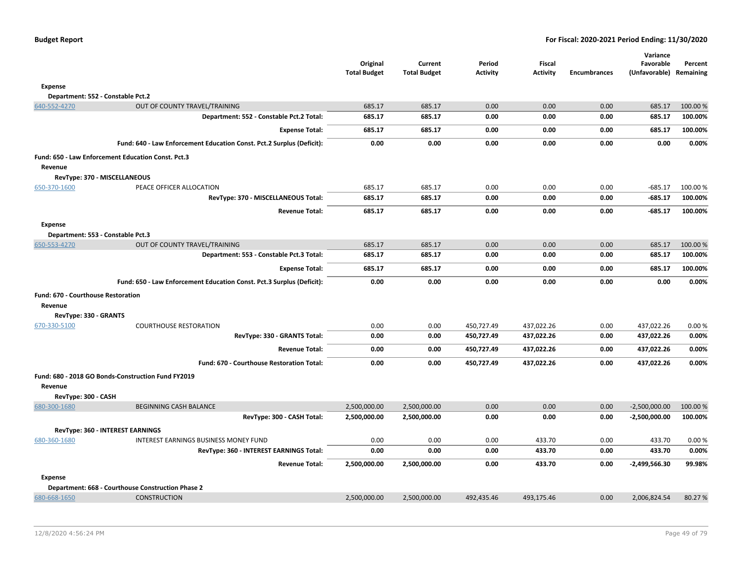| | | Original Total Budget | Current Total Budget | Period Activity | Fiscal Activity | Encumbrances | Variance Favorable (Unfavorable) | Percent Remaining |
|---|---|---|---|---|---|---|---|---|
| **Expense** | | | | | | | | |
| **Department: 552 - Constable Pct.2** | | | | | | | | |
| 640-552-4270 | OUT OF COUNTY TRAVEL/TRAINING | 685.17 | 685.17 | 0.00 | 0.00 | 0.00 | 685.17 | 100.00 % |
| | **Department: 552 - Constable Pct.2 Total:** | **685.17** | **685.17** | **0.00** | **0.00** | **0.00** | **685.17** | **100.00%** |
| | **Expense Total:** | **685.17** | **685.17** | **0.00** | **0.00** | **0.00** | **685.17** | **100.00%** |
| | **Fund: 640 - Law Enforcement Education Const. Pct.2 Surplus (Deficit):** | **0.00** | **0.00** | **0.00** | **0.00** | **0.00** | **0.00** | **0.00%** |
| **Fund: 650 - Law Enforcement Education Const. Pct.3** | | | | | | | | |
| **Revenue** | | | | | | | | |
| **RevType: 370 - MISCELLANEOUS** | | | | | | | | |
| 650-370-1600 | PEACE OFFICER ALLOCATION | 685.17 | 685.17 | 0.00 | 0.00 | 0.00 | -685.17 | 100.00 % |
| | **RevType: 370 - MISCELLANEOUS Total:** | **685.17** | **685.17** | **0.00** | **0.00** | **0.00** | **-685.17** | **100.00%** |
| | **Revenue Total:** | **685.17** | **685.17** | **0.00** | **0.00** | **0.00** | **-685.17** | **100.00%** |
| **Expense** | | | | | | | | |
| **Department: 553 - Constable Pct.3** | | | | | | | | |
| 650-553-4270 | OUT OF COUNTY TRAVEL/TRAINING | 685.17 | 685.17 | 0.00 | 0.00 | 0.00 | 685.17 | 100.00 % |
| | **Department: 553 - Constable Pct.3 Total:** | **685.17** | **685.17** | **0.00** | **0.00** | **0.00** | **685.17** | **100.00%** |
| | **Expense Total:** | **685.17** | **685.17** | **0.00** | **0.00** | **0.00** | **685.17** | **100.00%** |
| | **Fund: 650 - Law Enforcement Education Const. Pct.3 Surplus (Deficit):** | **0.00** | **0.00** | **0.00** | **0.00** | **0.00** | **0.00** | **0.00%** |
| **Fund: 670 - Courthouse Restoration** | | | | | | | | |
| **Revenue** | | | | | | | | |
| **RevType: 330 - GRANTS** | | | | | | | | |
| 670-330-5100 | COURTHOUSE RESTORATION | 0.00 | 0.00 | 450,727.49 | 437,022.26 | 0.00 | 437,022.26 | 0.00 % |
| | **RevType: 330 - GRANTS Total:** | **0.00** | **0.00** | **450,727.49** | **437,022.26** | **0.00** | **437,022.26** | **0.00%** |
| | **Revenue Total:** | **0.00** | **0.00** | **450,727.49** | **437,022.26** | **0.00** | **437,022.26** | **0.00%** |
| | **Fund: 670 - Courthouse Restoration Total:** | **0.00** | **0.00** | **450,727.49** | **437,022.26** | **0.00** | **437,022.26** | **0.00%** |
| **Fund: 680 - 2018 GO Bonds-Construction Fund FY2019** | | | | | | | | |
| **Revenue** | | | | | | | | |
| **RevType: 300 - CASH** | | | | | | | | |
| 680-300-1680 | BEGINNING CASH BALANCE | 2,500,000.00 | 2,500,000.00 | 0.00 | 0.00 | 0.00 | -2,500,000.00 | 100.00 % |
| | **RevType: 300 - CASH Total:** | **2,500,000.00** | **2,500,000.00** | **0.00** | **0.00** | **0.00** | **-2,500,000.00** | **100.00%** |
| **RevType: 360 - INTEREST EARNINGS** | | | | | | | | |
| 680-360-1680 | INTEREST EARNINGS BUSINESS MONEY FUND | 0.00 | 0.00 | 0.00 | 433.70 | 0.00 | 433.70 | 0.00 % |
| | **RevType: 360 - INTEREST EARNINGS Total:** | **0.00** | **0.00** | **0.00** | **433.70** | **0.00** | **433.70** | **0.00%** |
| | **Revenue Total:** | **2,500,000.00** | **2,500,000.00** | **0.00** | **433.70** | **0.00** | **-2,499,566.30** | **99.98%** |
| **Expense** | | | | | | | | |
| **Department: 668 - Courthouse Construction Phase 2** | | | | | | | | |
| 680-668-1650 | CONSTRUCTION | 2,500,000.00 | 2,500,000.00 | 492,435.46 | 493,175.46 | 0.00 | 2,006,824.54 | 80.27 % |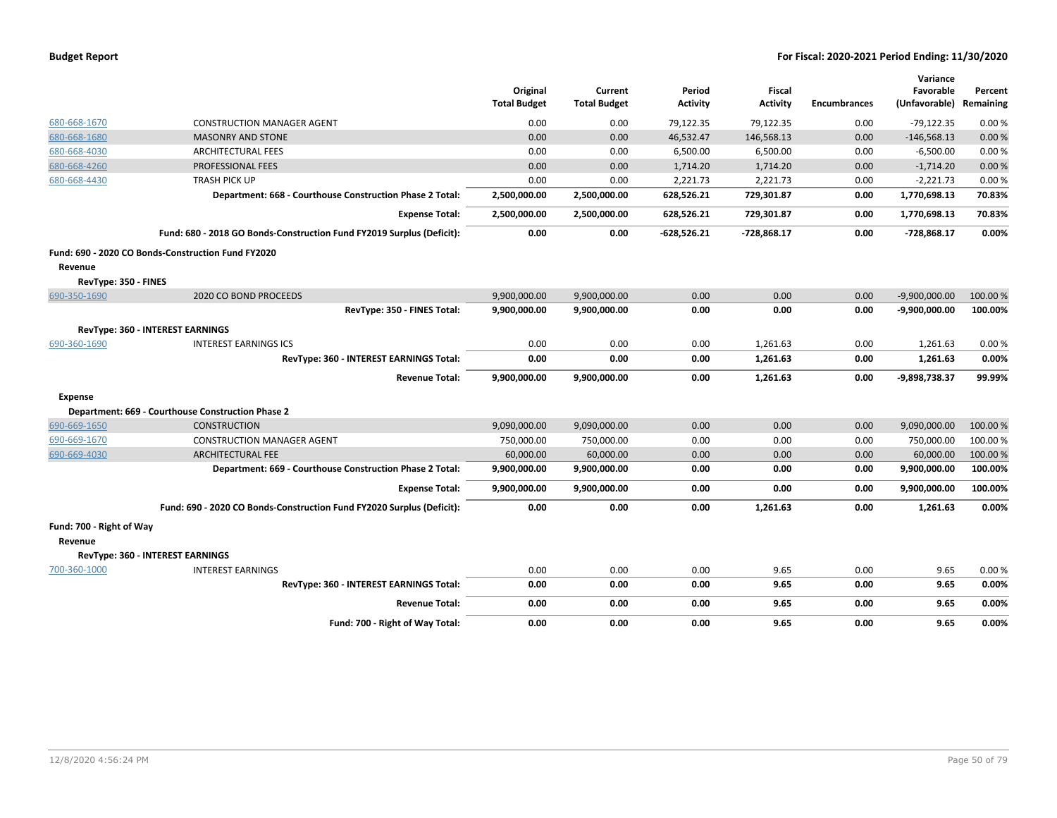| | | Original Total Budget | Current Total Budget | Period Activity | Fiscal Activity | Encumbrances | Variance Favorable (Unfavorable) | Percent Remaining |
|---|---|---|---|---|---|---|---|---|
| 680-668-1670 | CONSTRUCTION MANAGER AGENT | 0.00 | 0.00 | 79,122.35 | 79,122.35 | 0.00 | -79,122.35 | 0.00 % |
| 680-668-1680 | MASONRY AND STONE | 0.00 | 0.00 | 46,532.47 | 146,568.13 | 0.00 | -146,568.13 | 0.00 % |
| 680-668-4030 | ARCHITECTURAL FEES | 0.00 | 0.00 | 6,500.00 | 6,500.00 | 0.00 | -6,500.00 | 0.00 % |
| 680-668-4260 | PROFESSIONAL FEES | 0.00 | 0.00 | 1,714.20 | 1,714.20 | 0.00 | -1,714.20 | 0.00 % |
| 680-668-4430 | TRASH PICK UP | 0.00 | 0.00 | 2,221.73 | 2,221.73 | 0.00 | -2,221.73 | 0.00 % |
| | **Department: 668 - Courthouse Construction Phase 2 Total:** | **2,500,000.00** | **2,500,000.00** | **628,526.21** | **729,301.87** | **0.00** | **1,770,698.13** | **70.83%** |
| | **Expense Total:** | **2,500,000.00** | **2,500,000.00** | **628,526.21** | **729,301.87** | **0.00** | **1,770,698.13** | **70.83%** |
| | **Fund: 680 - 2018 GO Bonds-Construction Fund FY2019 Surplus (Deficit):** | **0.00** | **0.00** | **-628,526.21** | **-728,868.17** | **0.00** | **-728,868.17** | **0.00%** |
| **Fund: 690 - 2020 CO Bonds-Construction Fund FY2020** | | | | | | | | |
| **Revenue** | | | | | | | | |
| **RevType: 350 - FINES** | | | | | | | | |
| 690-350-1690 | 2020 CO BOND PROCEEDS | 9,900,000.00 | 9,900,000.00 | 0.00 | 0.00 | 0.00 | -9,900,000.00 | 100.00 % |
| | **RevType: 350 - FINES Total:** | **9,900,000.00** | **9,900,000.00** | **0.00** | **0.00** | **0.00** | **-9,900,000.00** | **100.00%** |
| **RevType: 360 - INTEREST EARNINGS** | | | | | | | | |
| 690-360-1690 | INTEREST EARNINGS ICS | 0.00 | 0.00 | 0.00 | 1,261.63 | 0.00 | 1,261.63 | 0.00 % |
| | **RevType: 360 - INTEREST EARNINGS Total:** | **0.00** | **0.00** | **0.00** | **1,261.63** | **0.00** | **1,261.63** | **0.00%** |
| | **Revenue Total:** | **9,900,000.00** | **9,900,000.00** | **0.00** | **1,261.63** | **0.00** | **-9,898,738.37** | **99.99%** |
| **Expense** | | | | | | | | |
| **Department: 669 - Courthouse Construction Phase 2** | | | | | | | | |
| 690-669-1650 | CONSTRUCTION | 9,090,000.00 | 9,090,000.00 | 0.00 | 0.00 | 0.00 | 9,090,000.00 | 100.00 % |
| 690-669-1670 | CONSTRUCTION MANAGER AGENT | 750,000.00 | 750,000.00 | 0.00 | 0.00 | 0.00 | 750,000.00 | 100.00 % |
| 690-669-4030 | ARCHITECTURAL FEE | 60,000.00 | 60,000.00 | 0.00 | 0.00 | 0.00 | 60,000.00 | 100.00 % |
| | **Department: 669 - Courthouse Construction Phase 2 Total:** | **9,900,000.00** | **9,900,000.00** | **0.00** | **0.00** | **0.00** | **9,900,000.00** | **100.00%** |
| | **Expense Total:** | **9,900,000.00** | **9,900,000.00** | **0.00** | **0.00** | **0.00** | **9,900,000.00** | **100.00%** |
| | **Fund: 690 - 2020 CO Bonds-Construction Fund FY2020 Surplus (Deficit):** | **0.00** | **0.00** | **0.00** | **1,261.63** | **0.00** | **1,261.63** | **0.00%** |
| **Fund: 700 - Right of Way** | | | | | | | | |
| **Revenue** | | | | | | | | |
| **RevType: 360 - INTEREST EARNINGS** | | | | | | | | |
| 700-360-1000 | INTEREST EARNINGS | 0.00 | 0.00 | 0.00 | 9.65 | 0.00 | 9.65 | 0.00 % |
| | **RevType: 360 - INTEREST EARNINGS Total:** | **0.00** | **0.00** | **0.00** | **9.65** | **0.00** | **9.65** | **0.00%** |
| | **Revenue Total:** | **0.00** | **0.00** | **0.00** | **9.65** | **0.00** | **9.65** | **0.00%** |
| | **Fund: 700 - Right of Way Total:** | **0.00** | **0.00** | **0.00** | **9.65** | **0.00** | **9.65** | **0.00%** |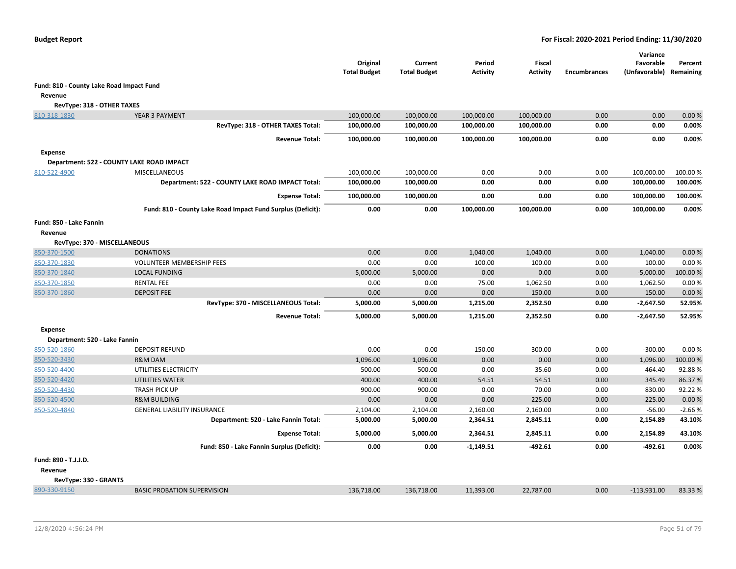**Budget Report** **For Fiscal: 2020-2021 Period Ending: 11/30/2020**

| | | Original Total Budget | Current Total Budget | Period Activity | Fiscal Activity | Encumbrances | Variance Favorable (Unfavorable) | Percent Remaining |
|---|---|---|---|---|---|---|---|---|
| **Fund: 810 - County Lake Road Impact Fund** | | | | | | | | |
| **Revenue** | | | | | | | | |
| **RevType: 318 - OTHER TAXES** | | | | | | | | |
| 810-318-1830 | YEAR 3 PAYMENT | 100,000.00 | 100,000.00 | 100,000.00 | 100,000.00 | 0.00 | 0.00 | 0.00 % |
| | **RevType: 318 - OTHER TAXES Total:** | **100,000.00** | **100,000.00** | **100,000.00** | **100,000.00** | **0.00** | **0.00** | **0.00%** |
| | **Revenue Total:** | **100,000.00** | **100,000.00** | **100,000.00** | **100,000.00** | **0.00** | **0.00** | **0.00%** |
| **Expense** | | | | | | | | |
| **Department: 522 - COUNTY LAKE ROAD IMPACT** | | | | | | | | |
| 810-522-4900 | MISCELLANEOUS | 100,000.00 | 100,000.00 | 0.00 | 0.00 | 0.00 | 100,000.00 | 100.00 % |
| | **Department: 522 - COUNTY LAKE ROAD IMPACT Total:** | **100,000.00** | **100,000.00** | **0.00** | **0.00** | **0.00** | **100,000.00** | **100.00%** |
| | **Expense Total:** | **100,000.00** | **100,000.00** | **0.00** | **0.00** | **0.00** | **100,000.00** | **100.00%** |
| | **Fund: 810 - County Lake Road Impact Fund Surplus (Deficit):** | **0.00** | **0.00** | **100,000.00** | **100,000.00** | **0.00** | **100,000.00** | **0.00%** |
| **Fund: 850 - Lake Fannin** | | | | | | | | |
| **Revenue** | | | | | | | | |
| **RevType: 370 - MISCELLANEOUS** | | | | | | | | |
| 850-370-1500 | DONATIONS | 0.00 | 0.00 | 1,040.00 | 1,040.00 | 0.00 | 1,040.00 | 0.00 % |
| 850-370-1830 | VOLUNTEER MEMBERSHIP FEES | 0.00 | 0.00 | 100.00 | 100.00 | 0.00 | 100.00 | 0.00 % |
| 850-370-1840 | LOCAL FUNDING | 5,000.00 | 5,000.00 | 0.00 | 0.00 | 0.00 | -5,000.00 | 100.00 % |
| 850-370-1850 | RENTAL FEE | 0.00 | 0.00 | 75.00 | 1,062.50 | 0.00 | 1,062.50 | 0.00 % |
| 850-370-1860 | DEPOSIT FEE | 0.00 | 0.00 | 0.00 | 150.00 | 0.00 | 150.00 | 0.00 % |
| | **RevType: 370 - MISCELLANEOUS Total:** | **5,000.00** | **5,000.00** | **1,215.00** | **2,352.50** | **0.00** | **-2,647.50** | **52.95%** |
| | **Revenue Total:** | **5,000.00** | **5,000.00** | **1,215.00** | **2,352.50** | **0.00** | **-2,647.50** | **52.95%** |
| **Expense** | | | | | | | | |
| **Department: 520 - Lake Fannin** | | | | | | | | |
| 850-520-1860 | DEPOSIT REFUND | 0.00 | 0.00 | 150.00 | 300.00 | 0.00 | -300.00 | 0.00 % |
| 850-520-3430 | R&M DAM | 1,096.00 | 1,096.00 | 0.00 | 0.00 | 0.00 | 1,096.00 | 100.00 % |
| 850-520-4400 | UTILITIES ELECTRICITY | 500.00 | 500.00 | 0.00 | 35.60 | 0.00 | 464.40 | 92.88 % |
| 850-520-4420 | UTILITIES WATER | 400.00 | 400.00 | 54.51 | 54.51 | 0.00 | 345.49 | 86.37 % |
| 850-520-4430 | TRASH PICK UP | 900.00 | 900.00 | 0.00 | 70.00 | 0.00 | 830.00 | 92.22 % |
| 850-520-4500 | R&M BUILDING | 0.00 | 0.00 | 0.00 | 225.00 | 0.00 | -225.00 | 0.00 % |
| 850-520-4840 | GENERAL LIABILITY INSURANCE | 2,104.00 | 2,104.00 | 2,160.00 | 2,160.00 | 0.00 | -56.00 | -2.66 % |
| | **Department: 520 - Lake Fannin Total:** | **5,000.00** | **5,000.00** | **2,364.51** | **2,845.11** | **0.00** | **2,154.89** | **43.10%** |
| | **Expense Total:** | **5,000.00** | **5,000.00** | **2,364.51** | **2,845.11** | **0.00** | **2,154.89** | **43.10%** |
| | **Fund: 850 - Lake Fannin Surplus (Deficit):** | **0.00** | **0.00** | **-1,149.51** | **-492.61** | **0.00** | **-492.61** | **0.00%** |
| **Fund: 890 - T.J.J.D.** | | | | | | | | |
| **Revenue** | | | | | | | | |
| **RevType: 330 - GRANTS** | | | | | | | | |
| 890-330-9150 | BASIC PROBATION SUPERVISION | 136,718.00 | 136,718.00 | 11,393.00 | 22,787.00 | 0.00 | -113,931.00 | 83.33 % |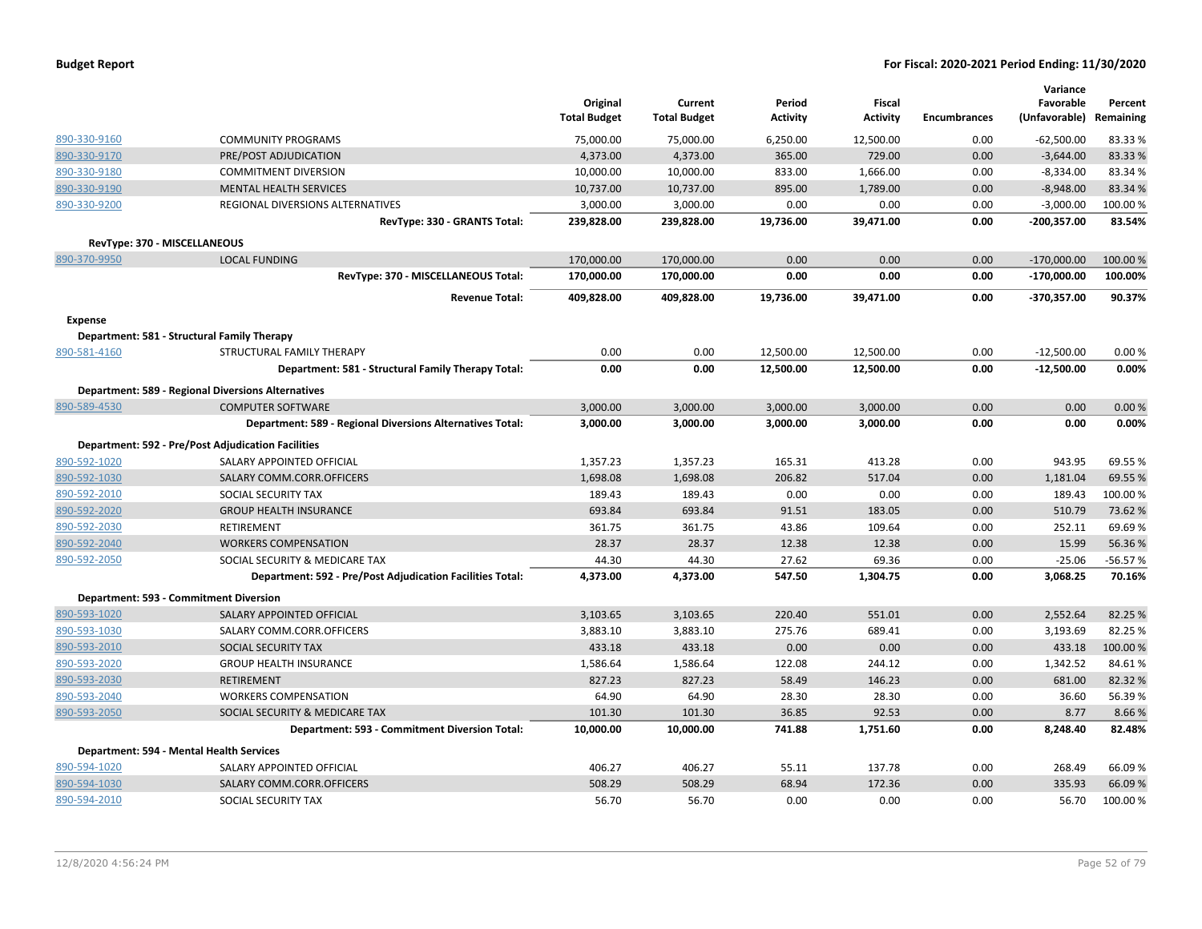**Budget Report** — **For Fiscal: 2020-2021 Period Ending: 11/30/2020**

| | | Original Total Budget | Current Total Budget | Period Activity | Fiscal Activity | Encumbrances | Variance Favorable (Unfavorable) | Percent Remaining |
|---|---|---|---|---|---|---|---|---|
| 890-330-9160 | COMMUNITY PROGRAMS | 75,000.00 | 75,000.00 | 6,250.00 | 12,500.00 | 0.00 | -62,500.00 | 83.33 % |
| 890-330-9170 | PRE/POST ADJUDICATION | 4,373.00 | 4,373.00 | 365.00 | 729.00 | 0.00 | -3,644.00 | 83.33 % |
| 890-330-9180 | COMMITMENT DIVERSION | 10,000.00 | 10,000.00 | 833.00 | 1,666.00 | 0.00 | -8,334.00 | 83.34 % |
| 890-330-9190 | MENTAL HEALTH SERVICES | 10,737.00 | 10,737.00 | 895.00 | 1,789.00 | 0.00 | -8,948.00 | 83.34 % |
| 890-330-9200 | REGIONAL DIVERSIONS ALTERNATIVES | 3,000.00 | 3,000.00 | 0.00 | 0.00 | 0.00 | -3,000.00 | 100.00 % |
| | **RevType: 330 - GRANTS Total:** | **239,828.00** | **239,828.00** | **19,736.00** | **39,471.00** | **0.00** | **-200,357.00** | **83.54%** |
| **RevType: 370 - MISCELLANEOUS** | | | | | | | | |
| 890-370-9950 | LOCAL FUNDING | 170,000.00 | 170,000.00 | 0.00 | 0.00 | 0.00 | -170,000.00 | 100.00 % |
| | **RevType: 370 - MISCELLANEOUS Total:** | **170,000.00** | **170,000.00** | **0.00** | **0.00** | **0.00** | **-170,000.00** | **100.00%** |
| | **Revenue Total:** | **409,828.00** | **409,828.00** | **19,736.00** | **39,471.00** | **0.00** | **-370,357.00** | **90.37%** |
| **Expense** | | | | | | | | |
| **Department: 581 - Structural Family Therapy** | | | | | | | | |
| 890-581-4160 | STRUCTURAL FAMILY THERAPY | 0.00 | 0.00 | 12,500.00 | 12,500.00 | 0.00 | -12,500.00 | 0.00 % |
| | **Department: 581 - Structural Family Therapy Total:** | **0.00** | **0.00** | **12,500.00** | **12,500.00** | **0.00** | **-12,500.00** | **0.00%** |
| **Department: 589 - Regional Diversions Alternatives** | | | | | | | | |
| 890-589-4530 | COMPUTER SOFTWARE | 3,000.00 | 3,000.00 | 3,000.00 | 3,000.00 | 0.00 | 0.00 | 0.00 % |
| | **Department: 589 - Regional Diversions Alternatives Total:** | **3,000.00** | **3,000.00** | **3,000.00** | **3,000.00** | **0.00** | **0.00** | **0.00%** |
| **Department: 592 - Pre/Post Adjudication Facilities** | | | | | | | | |
| 890-592-1020 | SALARY APPOINTED OFFICIAL | 1,357.23 | 1,357.23 | 165.31 | 413.28 | 0.00 | 943.95 | 69.55 % |
| 890-592-1030 | SALARY COMM.CORR.OFFICERS | 1,698.08 | 1,698.08 | 206.82 | 517.04 | 0.00 | 1,181.04 | 69.55 % |
| 890-592-2010 | SOCIAL SECURITY TAX | 189.43 | 189.43 | 0.00 | 0.00 | 0.00 | 189.43 | 100.00 % |
| 890-592-2020 | GROUP HEALTH INSURANCE | 693.84 | 693.84 | 91.51 | 183.05 | 0.00 | 510.79 | 73.62 % |
| 890-592-2030 | RETIREMENT | 361.75 | 361.75 | 43.86 | 109.64 | 0.00 | 252.11 | 69.69 % |
| 890-592-2040 | WORKERS COMPENSATION | 28.37 | 28.37 | 12.38 | 12.38 | 0.00 | 15.99 | 56.36 % |
| 890-592-2050 | SOCIAL SECURITY & MEDICARE TAX | 44.30 | 44.30 | 27.62 | 69.36 | 0.00 | -25.06 | -56.57 % |
| | **Department: 592 - Pre/Post Adjudication Facilities Total:** | **4,373.00** | **4,373.00** | **547.50** | **1,304.75** | **0.00** | **3,068.25** | **70.16%** |
| **Department: 593 - Commitment Diversion** | | | | | | | | |
| 890-593-1020 | SALARY APPOINTED OFFICIAL | 3,103.65 | 3,103.65 | 220.40 | 551.01 | 0.00 | 2,552.64 | 82.25 % |
| 890-593-1030 | SALARY COMM.CORR.OFFICERS | 3,883.10 | 3,883.10 | 275.76 | 689.41 | 0.00 | 3,193.69 | 82.25 % |
| 890-593-2010 | SOCIAL SECURITY TAX | 433.18 | 433.18 | 0.00 | 0.00 | 0.00 | 433.18 | 100.00 % |
| 890-593-2020 | GROUP HEALTH INSURANCE | 1,586.64 | 1,586.64 | 122.08 | 244.12 | 0.00 | 1,342.52 | 84.61 % |
| 890-593-2030 | RETIREMENT | 827.23 | 827.23 | 58.49 | 146.23 | 0.00 | 681.00 | 82.32 % |
| 890-593-2040 | WORKERS COMPENSATION | 64.90 | 64.90 | 28.30 | 28.30 | 0.00 | 36.60 | 56.39 % |
| 890-593-2050 | SOCIAL SECURITY & MEDICARE TAX | 101.30 | 101.30 | 36.85 | 92.53 | 0.00 | 8.77 | 8.66 % |
| | **Department: 593 - Commitment Diversion Total:** | **10,000.00** | **10,000.00** | **741.88** | **1,751.60** | **0.00** | **8,248.40** | **82.48%** |
| **Department: 594 - Mental Health Services** | | | | | | | | |
| 890-594-1020 | SALARY APPOINTED OFFICIAL | 406.27 | 406.27 | 55.11 | 137.78 | 0.00 | 268.49 | 66.09 % |
| 890-594-1030 | SALARY COMM.CORR.OFFICERS | 508.29 | 508.29 | 68.94 | 172.36 | 0.00 | 335.93 | 66.09 % |
| 890-594-2010 | SOCIAL SECURITY TAX | 56.70 | 56.70 | 0.00 | 0.00 | 0.00 | 56.70 | 100.00 % |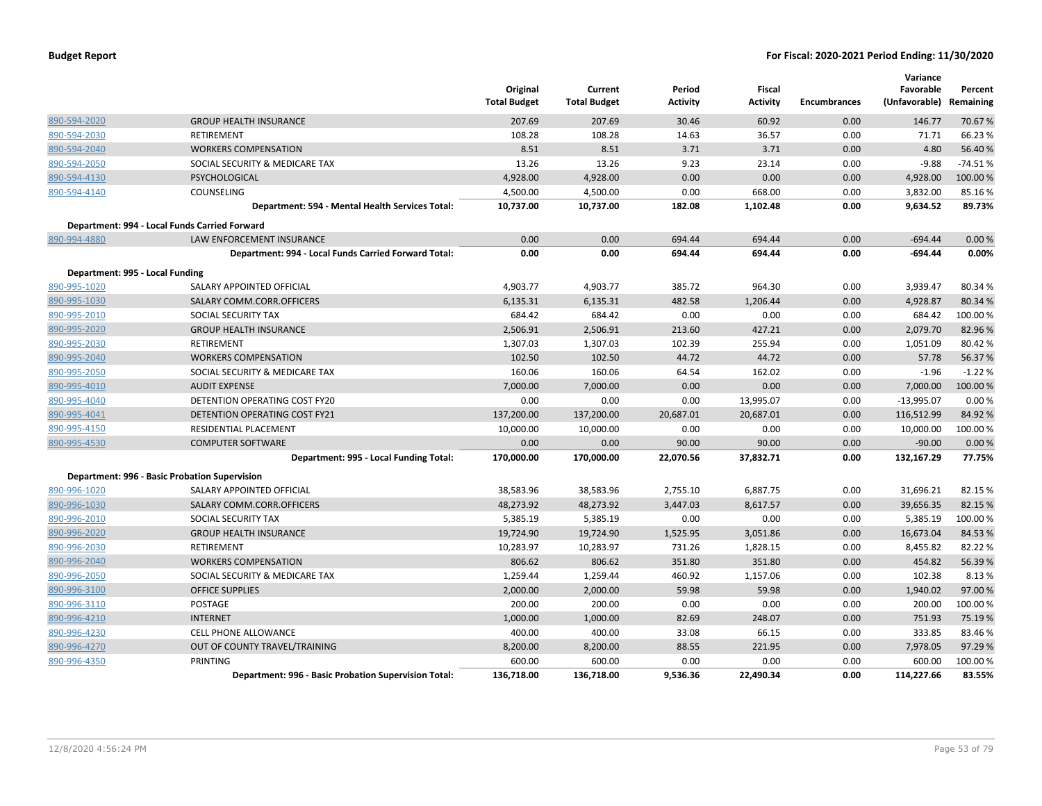| | | Original Total Budget | Current Total Budget | Period Activity | Fiscal Activity | Encumbrances | Variance Favorable (Unfavorable) | Percent Remaining |
|---|---|---|---|---|---|---|---|---|
| 890-594-2020 | GROUP HEALTH INSURANCE | 207.69 | 207.69 | 30.46 | 60.92 | 0.00 | 146.77 | 70.67 % |
| 890-594-2030 | RETIREMENT | 108.28 | 108.28 | 14.63 | 36.57 | 0.00 | 71.71 | 66.23 % |
| 890-594-2040 | WORKERS COMPENSATION | 8.51 | 8.51 | 3.71 | 3.71 | 0.00 | 4.80 | 56.40 % |
| 890-594-2050 | SOCIAL SECURITY & MEDICARE TAX | 13.26 | 13.26 | 9.23 | 23.14 | 0.00 | -9.88 | -74.51 % |
| 890-594-4130 | PSYCHOLOGICAL | 4,928.00 | 4,928.00 | 0.00 | 0.00 | 0.00 | 4,928.00 | 100.00 % |
| 890-594-4140 | COUNSELING | 4,500.00 | 4,500.00 | 0.00 | 668.00 | 0.00 | 3,832.00 | 85.16 % |
| | **Department: 594 - Mental Health Services Total:** | **10,737.00** | **10,737.00** | **182.08** | **1,102.48** | **0.00** | **9,634.52** | **89.73%** |
| **Department: 994 - Local Funds Carried Forward** | | | | | | | | |
| 890-994-4880 | LAW ENFORCEMENT INSURANCE | 0.00 | 0.00 | 694.44 | 694.44 | 0.00 | -694.44 | 0.00 % |
| | **Department: 994 - Local Funds Carried Forward Total:** | **0.00** | **0.00** | **694.44** | **694.44** | **0.00** | **-694.44** | **0.00%** |
| **Department: 995 - Local Funding** | | | | | | | | |
| 890-995-1020 | SALARY APPOINTED OFFICIAL | 4,903.77 | 4,903.77 | 385.72 | 964.30 | 0.00 | 3,939.47 | 80.34 % |
| 890-995-1030 | SALARY COMM.CORR.OFFICERS | 6,135.31 | 6,135.31 | 482.58 | 1,206.44 | 0.00 | 4,928.87 | 80.34 % |
| 890-995-2010 | SOCIAL SECURITY TAX | 684.42 | 684.42 | 0.00 | 0.00 | 0.00 | 684.42 | 100.00 % |
| 890-995-2020 | GROUP HEALTH INSURANCE | 2,506.91 | 2,506.91 | 213.60 | 427.21 | 0.00 | 2,079.70 | 82.96 % |
| 890-995-2030 | RETIREMENT | 1,307.03 | 1,307.03 | 102.39 | 255.94 | 0.00 | 1,051.09 | 80.42 % |
| 890-995-2040 | WORKERS COMPENSATION | 102.50 | 102.50 | 44.72 | 44.72 | 0.00 | 57.78 | 56.37 % |
| 890-995-2050 | SOCIAL SECURITY & MEDICARE TAX | 160.06 | 160.06 | 64.54 | 162.02 | 0.00 | -1.96 | -1.22 % |
| 890-995-4010 | AUDIT EXPENSE | 7,000.00 | 7,000.00 | 0.00 | 0.00 | 0.00 | 7,000.00 | 100.00 % |
| 890-995-4040 | DETENTION OPERATING COST FY20 | 0.00 | 0.00 | 0.00 | 13,995.07 | 0.00 | -13,995.07 | 0.00 % |
| 890-995-4041 | DETENTION OPERATING COST FY21 | 137,200.00 | 137,200.00 | 20,687.01 | 20,687.01 | 0.00 | 116,512.99 | 84.92 % |
| 890-995-4150 | RESIDENTIAL PLACEMENT | 10,000.00 | 10,000.00 | 0.00 | 0.00 | 0.00 | 10,000.00 | 100.00 % |
| 890-995-4530 | COMPUTER SOFTWARE | 0.00 | 0.00 | 90.00 | 90.00 | 0.00 | -90.00 | 0.00 % |
| | **Department: 995 - Local Funding Total:** | **170,000.00** | **170,000.00** | **22,070.56** | **37,832.71** | **0.00** | **132,167.29** | **77.75%** |
| **Department: 996 - Basic Probation Supervision** | | | | | | | | |
| 890-996-1020 | SALARY APPOINTED OFFICIAL | 38,583.96 | 38,583.96 | 2,755.10 | 6,887.75 | 0.00 | 31,696.21 | 82.15 % |
| 890-996-1030 | SALARY COMM.CORR.OFFICERS | 48,273.92 | 48,273.92 | 3,447.03 | 8,617.57 | 0.00 | 39,656.35 | 82.15 % |
| 890-996-2010 | SOCIAL SECURITY TAX | 5,385.19 | 5,385.19 | 0.00 | 0.00 | 0.00 | 5,385.19 | 100.00 % |
| 890-996-2020 | GROUP HEALTH INSURANCE | 19,724.90 | 19,724.90 | 1,525.95 | 3,051.86 | 0.00 | 16,673.04 | 84.53 % |
| 890-996-2030 | RETIREMENT | 10,283.97 | 10,283.97 | 731.26 | 1,828.15 | 0.00 | 8,455.82 | 82.22 % |
| 890-996-2040 | WORKERS COMPENSATION | 806.62 | 806.62 | 351.80 | 351.80 | 0.00 | 454.82 | 56.39 % |
| 890-996-2050 | SOCIAL SECURITY & MEDICARE TAX | 1,259.44 | 1,259.44 | 460.92 | 1,157.06 | 0.00 | 102.38 | 8.13 % |
| 890-996-3100 | OFFICE SUPPLIES | 2,000.00 | 2,000.00 | 59.98 | 59.98 | 0.00 | 1,940.02 | 97.00 % |
| 890-996-3110 | POSTAGE | 200.00 | 200.00 | 0.00 | 0.00 | 0.00 | 200.00 | 100.00 % |
| 890-996-4210 | INTERNET | 1,000.00 | 1,000.00 | 82.69 | 248.07 | 0.00 | 751.93 | 75.19 % |
| 890-996-4230 | CELL PHONE ALLOWANCE | 400.00 | 400.00 | 33.08 | 66.15 | 0.00 | 333.85 | 83.46 % |
| 890-996-4270 | OUT OF COUNTY TRAVEL/TRAINING | 8,200.00 | 8,200.00 | 88.55 | 221.95 | 0.00 | 7,978.05 | 97.29 % |
| 890-996-4350 | PRINTING | 600.00 | 600.00 | 0.00 | 0.00 | 0.00 | 600.00 | 100.00 % |
| | **Department: 996 - Basic Probation Supervision Total:** | **136,718.00** | **136,718.00** | **9,536.36** | **22,490.34** | **0.00** | **114,227.66** | **83.55%** |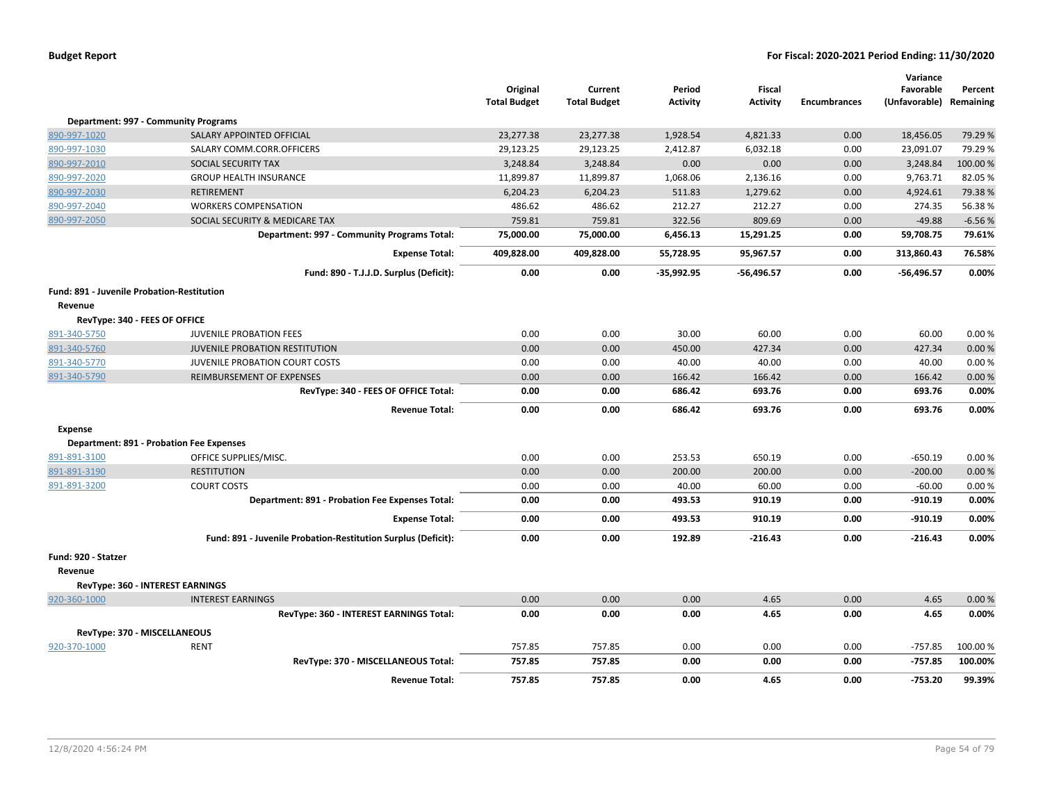**Budget Report** **For Fiscal: 2020-2021 Period Ending: 11/30/2020**

| | | Original Total Budget | Current Total Budget | Period Activity | Fiscal Activity | Encumbrances | Variance Favorable (Unfavorable) | Percent Remaining |
|---|---|---|---|---|---|---|---|---|
| **Department: 997 - Community Programs** | | | | | | | | |
| 890-997-1020 | SALARY APPOINTED OFFICIAL | 23,277.38 | 23,277.38 | 1,928.54 | 4,821.33 | 0.00 | 18,456.05 | 79.29 % |
| 890-997-1030 | SALARY COMM.CORR.OFFICERS | 29,123.25 | 29,123.25 | 2,412.87 | 6,032.18 | 0.00 | 23,091.07 | 79.29 % |
| 890-997-2010 | SOCIAL SECURITY TAX | 3,248.84 | 3,248.84 | 0.00 | 0.00 | 0.00 | 3,248.84 | 100.00 % |
| 890-997-2020 | GROUP HEALTH INSURANCE | 11,899.87 | 11,899.87 | 1,068.06 | 2,136.16 | 0.00 | 9,763.71 | 82.05 % |
| 890-997-2030 | RETIREMENT | 6,204.23 | 6,204.23 | 511.83 | 1,279.62 | 0.00 | 4,924.61 | 79.38 % |
| 890-997-2040 | WORKERS COMPENSATION | 486.62 | 486.62 | 212.27 | 212.27 | 0.00 | 274.35 | 56.38 % |
| 890-997-2050 | SOCIAL SECURITY & MEDICARE TAX | 759.81 | 759.81 | 322.56 | 809.69 | 0.00 | -49.88 | -6.56 % |
| | **Department: 997 - Community Programs Total:** | **75,000.00** | **75,000.00** | **6,456.13** | **15,291.25** | **0.00** | **59,708.75** | **79.61%** |
| | **Expense Total:** | **409,828.00** | **409,828.00** | **55,728.95** | **95,967.57** | **0.00** | **313,860.43** | **76.58%** |
| | **Fund: 890 - T.J.J.D. Surplus (Deficit):** | **0.00** | **0.00** | **-35,992.95** | **-56,496.57** | **0.00** | **-56,496.57** | **0.00%** |
| **Fund: 891 - Juvenile Probation-Restitution** | | | | | | | | |
| **Revenue** | | | | | | | | |
| **RevType: 340 - FEES OF OFFICE** | | | | | | | | |
| 891-340-5750 | JUVENILE PROBATION FEES | 0.00 | 0.00 | 30.00 | 60.00 | 0.00 | 60.00 | 0.00 % |
| 891-340-5760 | JUVENILE PROBATION RESTITUTION | 0.00 | 0.00 | 450.00 | 427.34 | 0.00 | 427.34 | 0.00 % |
| 891-340-5770 | JUVENILE PROBATION COURT COSTS | 0.00 | 0.00 | 40.00 | 40.00 | 0.00 | 40.00 | 0.00 % |
| 891-340-5790 | REIMBURSEMENT OF EXPENSES | 0.00 | 0.00 | 166.42 | 166.42 | 0.00 | 166.42 | 0.00 % |
| | **RevType: 340 - FEES OF OFFICE Total:** | **0.00** | **0.00** | **686.42** | **693.76** | **0.00** | **693.76** | **0.00%** |
| | **Revenue Total:** | **0.00** | **0.00** | **686.42** | **693.76** | **0.00** | **693.76** | **0.00%** |
| **Expense** | | | | | | | | |
| **Department: 891 - Probation Fee Expenses** | | | | | | | | |
| 891-891-3100 | OFFICE SUPPLIES/MISC. | 0.00 | 0.00 | 253.53 | 650.19 | 0.00 | -650.19 | 0.00 % |
| 891-891-3190 | RESTITUTION | 0.00 | 0.00 | 200.00 | 200.00 | 0.00 | -200.00 | 0.00 % |
| 891-891-3200 | COURT COSTS | 0.00 | 0.00 | 40.00 | 60.00 | 0.00 | -60.00 | 0.00 % |
| | **Department: 891 - Probation Fee Expenses Total:** | **0.00** | **0.00** | **493.53** | **910.19** | **0.00** | **-910.19** | **0.00%** |
| | **Expense Total:** | **0.00** | **0.00** | **493.53** | **910.19** | **0.00** | **-910.19** | **0.00%** |
| | **Fund: 891 - Juvenile Probation-Restitution Surplus (Deficit):** | **0.00** | **0.00** | **192.89** | **-216.43** | **0.00** | **-216.43** | **0.00%** |
| **Fund: 920 - Statzer** | | | | | | | | |
| **Revenue** | | | | | | | | |
| **RevType: 360 - INTEREST EARNINGS** | | | | | | | | |
| 920-360-1000 | INTEREST EARNINGS | 0.00 | 0.00 | 0.00 | 4.65 | 0.00 | 4.65 | 0.00 % |
| | **RevType: 360 - INTEREST EARNINGS Total:** | **0.00** | **0.00** | **0.00** | **4.65** | **0.00** | **4.65** | **0.00%** |
| **RevType: 370 - MISCELLANEOUS** | | | | | | | | |
| 920-370-1000 | RENT | 757.85 | 757.85 | 0.00 | 0.00 | 0.00 | -757.85 | 100.00 % |
| | **RevType: 370 - MISCELLANEOUS Total:** | **757.85** | **757.85** | **0.00** | **0.00** | **0.00** | **-757.85** | **100.00%** |
| | **Revenue Total:** | **757.85** | **757.85** | **0.00** | **4.65** | **0.00** | **-753.20** | **99.39%** |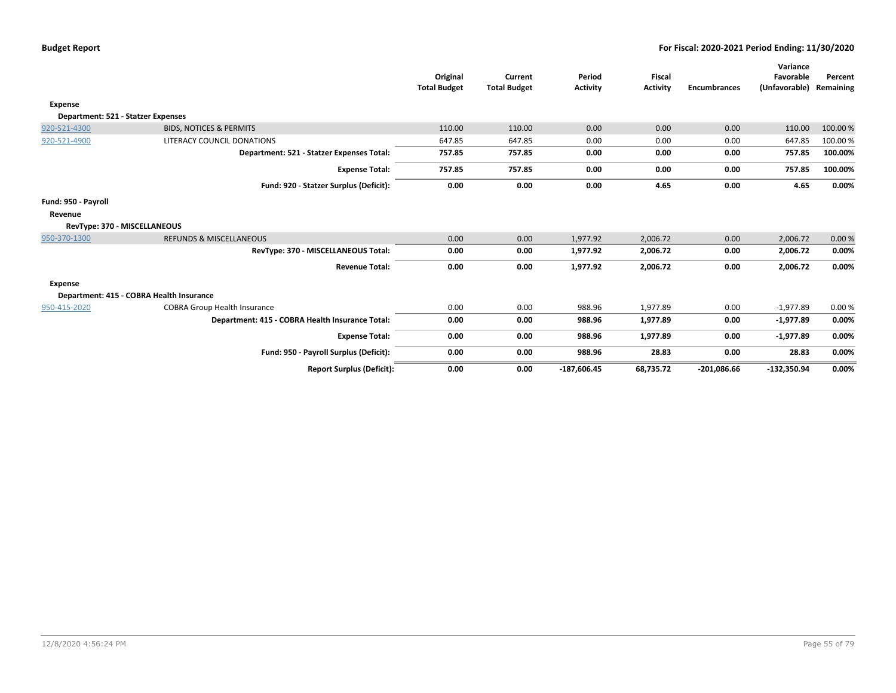| | | Original Total Budget | Current Total Budget | Period Activity | Fiscal Activity | Encumbrances | Variance Favorable (Unfavorable) | Percent Remaining |
|---|---|---|---|---|---|---|---|---|
| **Expense** | | | | | | | | |
| **Department: 521 - Statzer Expenses** | | | | | | | | |
| 920-521-4300 | BIDS, NOTICES & PERMITS | 110.00 | 110.00 | 0.00 | 0.00 | 0.00 | 110.00 | 100.00 % |
| 920-521-4900 | LITERACY COUNCIL DONATIONS | 647.85 | 647.85 | 0.00 | 0.00 | 0.00 | 647.85 | 100.00 % |
| | **Department: 521 - Statzer Expenses Total:** | **757.85** | **757.85** | **0.00** | **0.00** | **0.00** | **757.85** | **100.00%** |
| | **Expense Total:** | **757.85** | **757.85** | **0.00** | **0.00** | **0.00** | **757.85** | **100.00%** |
| | **Fund: 920 - Statzer Surplus (Deficit):** | **0.00** | **0.00** | **0.00** | **4.65** | **0.00** | **4.65** | **0.00%** |
| **Fund: 950 - Payroll** | | | | | | | | |
| **Revenue** | | | | | | | | |
| **RevType: 370 - MISCELLANEOUS** | | | | | | | | |
| 950-370-1300 | REFUNDS & MISCELLANEOUS | 0.00 | 0.00 | 1,977.92 | 2,006.72 | 0.00 | 2,006.72 | 0.00 % |
| | **RevType: 370 - MISCELLANEOUS Total:** | **0.00** | **0.00** | **1,977.92** | **2,006.72** | **0.00** | **2,006.72** | **0.00%** |
| | **Revenue Total:** | **0.00** | **0.00** | **1,977.92** | **2,006.72** | **0.00** | **2,006.72** | **0.00%** |
| **Expense** | | | | | | | | |
| **Department: 415 - COBRA Health Insurance** | | | | | | | | |
| 950-415-2020 | COBRA Group Health Insurance | 0.00 | 0.00 | 988.96 | 1,977.89 | 0.00 | -1,977.89 | 0.00 % |
| | **Department: 415 - COBRA Health Insurance Total:** | **0.00** | **0.00** | **988.96** | **1,977.89** | **0.00** | **-1,977.89** | **0.00%** |
| | **Expense Total:** | **0.00** | **0.00** | **988.96** | **1,977.89** | **0.00** | **-1,977.89** | **0.00%** |
| | **Fund: 950 - Payroll Surplus (Deficit):** | **0.00** | **0.00** | **988.96** | **28.83** | **0.00** | **28.83** | **0.00%** |
| | **Report Surplus (Deficit):** | **0.00** | **0.00** | **-187,606.45** | **68,735.72** | **-201,086.66** | **-132,350.94** | **0.00%** |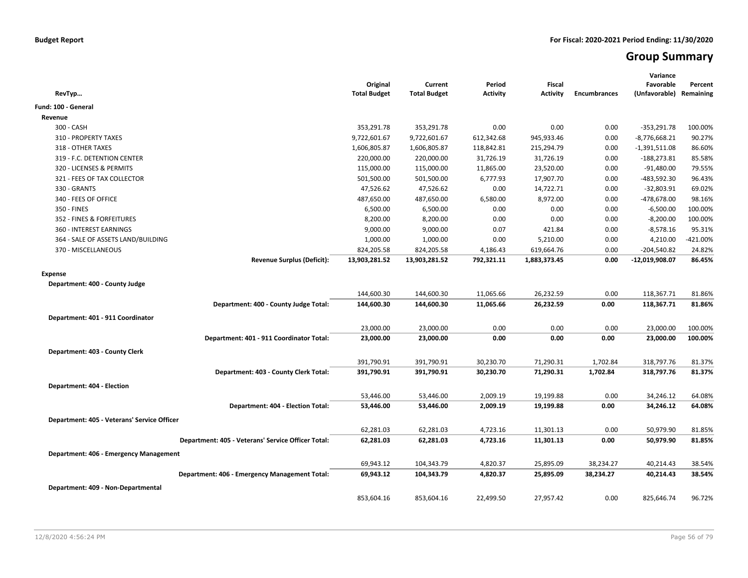**Budget Report**

**For Fiscal: 2020-2021 Period Ending: 11/30/2020**

# Group Summary

| RevTyp… | Original Total Budget | Current Total Budget | Period Activity | Fiscal Activity | Encumbrances | Variance Favorable (Unfavorable) | Percent Remaining |
|---|---|---|---|---|---|---|---|
| **Fund: 100 - General** | | | | | | | |
| **Revenue** | | | | | | | |
| 300 - CASH | 353,291.78 | 353,291.78 | 0.00 | 0.00 | 0.00 | -353,291.78 | 100.00% |
| 310 - PROPERTY TAXES | 9,722,601.67 | 9,722,601.67 | 612,342.68 | 945,933.46 | 0.00 | -8,776,668.21 | 90.27% |
| 318 - OTHER TAXES | 1,606,805.87 | 1,606,805.87 | 118,842.81 | 215,294.79 | 0.00 | -1,391,511.08 | 86.60% |
| 319 - F.C. DETENTION CENTER | 220,000.00 | 220,000.00 | 31,726.19 | 31,726.19 | 0.00 | -188,273.81 | 85.58% |
| 320 - LICENSES & PERMITS | 115,000.00 | 115,000.00 | 11,865.00 | 23,520.00 | 0.00 | -91,480.00 | 79.55% |
| 321 - FEES OF TAX COLLECTOR | 501,500.00 | 501,500.00 | 6,777.93 | 17,907.70 | 0.00 | -483,592.30 | 96.43% |
| 330 - GRANTS | 47,526.62 | 47,526.62 | 0.00 | 14,722.71 | 0.00 | -32,803.91 | 69.02% |
| 340 - FEES OF OFFICE | 487,650.00 | 487,650.00 | 6,580.00 | 8,972.00 | 0.00 | -478,678.00 | 98.16% |
| 350 - FINES | 6,500.00 | 6,500.00 | 0.00 | 0.00 | 0.00 | -6,500.00 | 100.00% |
| 352 - FINES & FORFEITURES | 8,200.00 | 8,200.00 | 0.00 | 0.00 | 0.00 | -8,200.00 | 100.00% |
| 360 - INTEREST EARNINGS | 9,000.00 | 9,000.00 | 0.07 | 421.84 | 0.00 | -8,578.16 | 95.31% |
| 364 - SALE OF ASSETS LAND/BUILDING | 1,000.00 | 1,000.00 | 0.00 | 5,210.00 | 0.00 | 4,210.00 | -421.00% |
| 370 - MISCELLANEOUS | 824,205.58 | 824,205.58 | 4,186.43 | 619,664.76 | 0.00 | -204,540.82 | 24.82% |
| **Revenue Surplus (Deficit):** | **13,903,281.52** | **13,903,281.52** | **792,321.11** | **1,883,373.45** | **0.00** | **-12,019,908.07** | **86.45%** |
| **Expense** | | | | | | | |
| **Department: 400 - County Judge** | | | | | | | |
| | 144,600.30 | 144,600.30 | 11,065.66 | 26,232.59 | 0.00 | 118,367.71 | 81.86% |
| **Department: 400 - County Judge Total:** | **144,600.30** | **144,600.30** | **11,065.66** | **26,232.59** | **0.00** | **118,367.71** | **81.86%** |
| **Department: 401 - 911 Coordinator** | | | | | | | |
| | 23,000.00 | 23,000.00 | 0.00 | 0.00 | 0.00 | 23,000.00 | 100.00% |
| **Department: 401 - 911 Coordinator Total:** | **23,000.00** | **23,000.00** | **0.00** | **0.00** | **0.00** | **23,000.00** | **100.00%** |
| **Department: 403 - County Clerk** | | | | | | | |
| | 391,790.91 | 391,790.91 | 30,230.70 | 71,290.31 | 1,702.84 | 318,797.76 | 81.37% |
| **Department: 403 - County Clerk Total:** | **391,790.91** | **391,790.91** | **30,230.70** | **71,290.31** | **1,702.84** | **318,797.76** | **81.37%** |
| **Department: 404 - Election** | | | | | | | |
| | 53,446.00 | 53,446.00 | 2,009.19 | 19,199.88 | 0.00 | 34,246.12 | 64.08% |
| **Department: 404 - Election Total:** | **53,446.00** | **53,446.00** | **2,009.19** | **19,199.88** | **0.00** | **34,246.12** | **64.08%** |
| **Department: 405 - Veterans' Service Officer** | | | | | | | |
| | 62,281.03 | 62,281.03 | 4,723.16 | 11,301.13 | 0.00 | 50,979.90 | 81.85% |
| **Department: 405 - Veterans' Service Officer Total:** | **62,281.03** | **62,281.03** | **4,723.16** | **11,301.13** | **0.00** | **50,979.90** | **81.85%** |
| **Department: 406 - Emergency Management** | | | | | | | |
| | 69,943.12 | 104,343.79 | 4,820.37 | 25,895.09 | 38,234.27 | 40,214.43 | 38.54% |
| **Department: 406 - Emergency Management Total:** | **69,943.12** | **104,343.79** | **4,820.37** | **25,895.09** | **38,234.27** | **40,214.43** | **38.54%** |
| **Department: 409 - Non-Departmental** | | | | | | | |
| | 853,604.16 | 853,604.16 | 22,499.50 | 27,957.42 | 0.00 | 825,646.74 | 96.72% |

12/8/2020 4:56:24 PM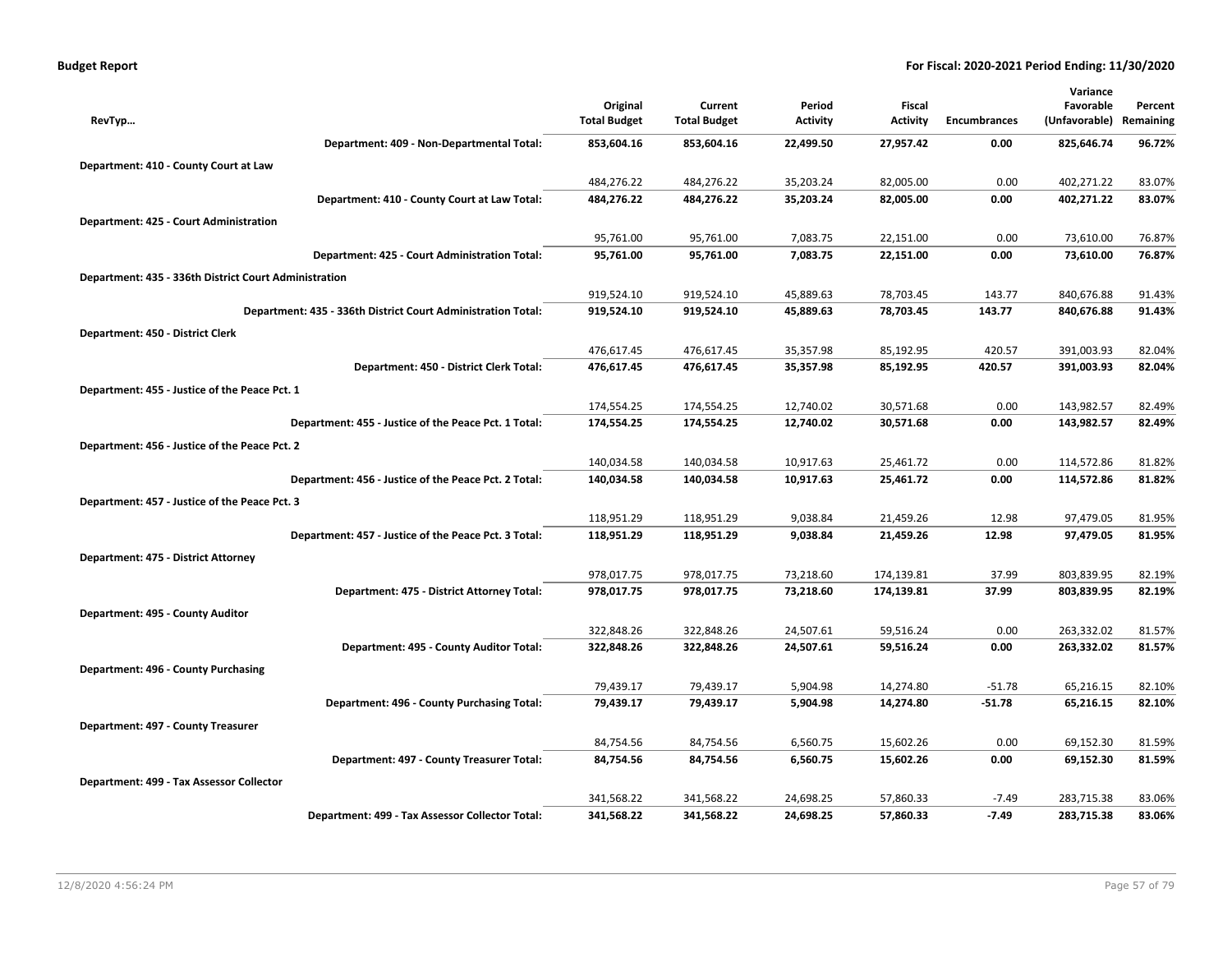| RevTyp… | Original Total Budget | Current Total Budget | Period Activity | Fiscal Activity | Encumbrances | Variance Favorable (Unfavorable) | Percent Remaining |
|---|---|---|---|---|---|---|---|
| **Department: 409 - Non-Departmental Total:** | **853,604.16** | **853,604.16** | **22,499.50** | **27,957.42** | **0.00** | **825,646.74** | **96.72%** |
| **Department: 410 - County Court at Law** | | | | | | | |
| | 484,276.22 | 484,276.22 | 35,203.24 | 82,005.00 | 0.00 | 402,271.22 | 83.07% |
| **Department: 410 - County Court at Law Total:** | **484,276.22** | **484,276.22** | **35,203.24** | **82,005.00** | **0.00** | **402,271.22** | **83.07%** |
| **Department: 425 - Court Administration** | | | | | | | |
| | 95,761.00 | 95,761.00 | 7,083.75 | 22,151.00 | 0.00 | 73,610.00 | 76.87% |
| **Department: 425 - Court Administration Total:** | **95,761.00** | **95,761.00** | **7,083.75** | **22,151.00** | **0.00** | **73,610.00** | **76.87%** |
| **Department: 435 - 336th District Court Administration** | | | | | | | |
| | 919,524.10 | 919,524.10 | 45,889.63 | 78,703.45 | 143.77 | 840,676.88 | 91.43% |
| **Department: 435 - 336th District Court Administration Total:** | **919,524.10** | **919,524.10** | **45,889.63** | **78,703.45** | **143.77** | **840,676.88** | **91.43%** |
| **Department: 450 - District Clerk** | | | | | | | |
| | 476,617.45 | 476,617.45 | 35,357.98 | 85,192.95 | 420.57 | 391,003.93 | 82.04% |
| **Department: 450 - District Clerk Total:** | **476,617.45** | **476,617.45** | **35,357.98** | **85,192.95** | **420.57** | **391,003.93** | **82.04%** |
| **Department: 455 - Justice of the Peace Pct. 1** | | | | | | | |
| | 174,554.25 | 174,554.25 | 12,740.02 | 30,571.68 | 0.00 | 143,982.57 | 82.49% |
| **Department: 455 - Justice of the Peace Pct. 1 Total:** | **174,554.25** | **174,554.25** | **12,740.02** | **30,571.68** | **0.00** | **143,982.57** | **82.49%** |
| **Department: 456 - Justice of the Peace Pct. 2** | | | | | | | |
| | 140,034.58 | 140,034.58 | 10,917.63 | 25,461.72 | 0.00 | 114,572.86 | 81.82% |
| **Department: 456 - Justice of the Peace Pct. 2 Total:** | **140,034.58** | **140,034.58** | **10,917.63** | **25,461.72** | **0.00** | **114,572.86** | **81.82%** |
| **Department: 457 - Justice of the Peace Pct. 3** | | | | | | | |
| | 118,951.29 | 118,951.29 | 9,038.84 | 21,459.26 | 12.98 | 97,479.05 | 81.95% |
| **Department: 457 - Justice of the Peace Pct. 3 Total:** | **118,951.29** | **118,951.29** | **9,038.84** | **21,459.26** | **12.98** | **97,479.05** | **81.95%** |
| **Department: 475 - District Attorney** | | | | | | | |
| | 978,017.75 | 978,017.75 | 73,218.60 | 174,139.81 | 37.99 | 803,839.95 | 82.19% |
| **Department: 475 - District Attorney Total:** | **978,017.75** | **978,017.75** | **73,218.60** | **174,139.81** | **37.99** | **803,839.95** | **82.19%** |
| **Department: 495 - County Auditor** | | | | | | | |
| | 322,848.26 | 322,848.26 | 24,507.61 | 59,516.24 | 0.00 | 263,332.02 | 81.57% |
| **Department: 495 - County Auditor Total:** | **322,848.26** | **322,848.26** | **24,507.61** | **59,516.24** | **0.00** | **263,332.02** | **81.57%** |
| **Department: 496 - County Purchasing** | | | | | | | |
| | 79,439.17 | 79,439.17 | 5,904.98 | 14,274.80 | -51.78 | 65,216.15 | 82.10% |
| **Department: 496 - County Purchasing Total:** | **79,439.17** | **79,439.17** | **5,904.98** | **14,274.80** | **-51.78** | **65,216.15** | **82.10%** |
| **Department: 497 - County Treasurer** | | | | | | | |
| | 84,754.56 | 84,754.56 | 6,560.75 | 15,602.26 | 0.00 | 69,152.30 | 81.59% |
| **Department: 497 - County Treasurer Total:** | **84,754.56** | **84,754.56** | **6,560.75** | **15,602.26** | **0.00** | **69,152.30** | **81.59%** |
| **Department: 499 - Tax Assessor Collector** | | | | | | | |
| | 341,568.22 | 341,568.22 | 24,698.25 | 57,860.33 | -7.49 | 283,715.38 | 83.06% |
| **Department: 499 - Tax Assessor Collector Total:** | **341,568.22** | **341,568.22** | **24,698.25** | **57,860.33** | **-7.49** | **283,715.38** | **83.06%** |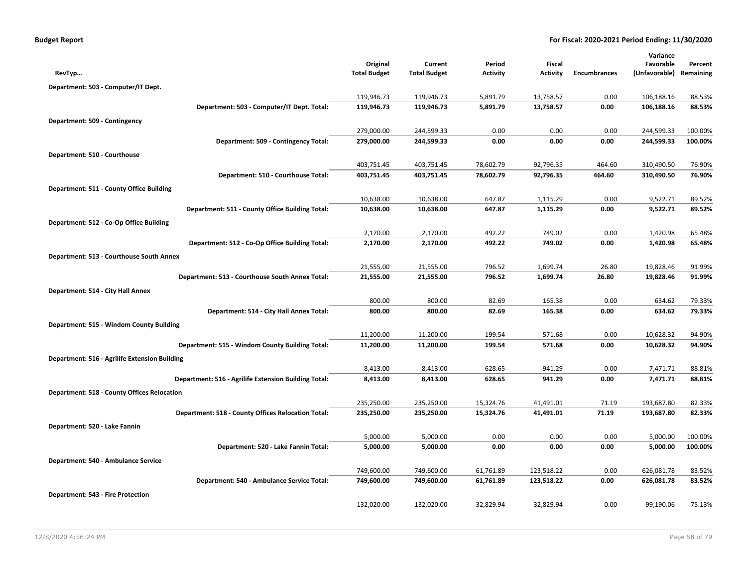**Budget Report** **For Fiscal: 2020-2021 Period Ending: 11/30/2020**

| RevTyp… | Original Total Budget | Current Total Budget | Period Activity | Fiscal Activity | Encumbrances | Variance Favorable (Unfavorable) | Percent Remaining |
|---|---|---|---|---|---|---|---|
| **Department: 503 - Computer/IT Dept.** | | | | | | | |
| | 119,946.73 | 119,946.73 | 5,891.79 | 13,758.57 | 0.00 | 106,188.16 | 88.53% |
| **Department: 503 - Computer/IT Dept. Total:** | **119,946.73** | **119,946.73** | **5,891.79** | **13,758.57** | **0.00** | **106,188.16** | **88.53%** |
| **Department: 509 - Contingency** | | | | | | | |
| | 279,000.00 | 244,599.33 | 0.00 | 0.00 | 0.00 | 244,599.33 | 100.00% |
| **Department: 509 - Contingency Total:** | **279,000.00** | **244,599.33** | **0.00** | **0.00** | **0.00** | **244,599.33** | **100.00%** |
| **Department: 510 - Courthouse** | | | | | | | |
| | 403,751.45 | 403,751.45 | 78,602.79 | 92,796.35 | 464.60 | 310,490.50 | 76.90% |
| **Department: 510 - Courthouse Total:** | **403,751.45** | **403,751.45** | **78,602.79** | **92,796.35** | **464.60** | **310,490.50** | **76.90%** |
| **Department: 511 - County Office Building** | | | | | | | |
| | 10,638.00 | 10,638.00 | 647.87 | 1,115.29 | 0.00 | 9,522.71 | 89.52% |
| **Department: 511 - County Office Building Total:** | **10,638.00** | **10,638.00** | **647.87** | **1,115.29** | **0.00** | **9,522.71** | **89.52%** |
| **Department: 512 - Co-Op Office Building** | | | | | | | |
| | 2,170.00 | 2,170.00 | 492.22 | 749.02 | 0.00 | 1,420.98 | 65.48% |
| **Department: 512 - Co-Op Office Building Total:** | **2,170.00** | **2,170.00** | **492.22** | **749.02** | **0.00** | **1,420.98** | **65.48%** |
| **Department: 513 - Courthouse South Annex** | | | | | | | |
| | 21,555.00 | 21,555.00 | 796.52 | 1,699.74 | 26.80 | 19,828.46 | 91.99% |
| **Department: 513 - Courthouse South Annex Total:** | **21,555.00** | **21,555.00** | **796.52** | **1,699.74** | **26.80** | **19,828.46** | **91.99%** |
| **Department: 514 - City Hall Annex** | | | | | | | |
| | 800.00 | 800.00 | 82.69 | 165.38 | 0.00 | 634.62 | 79.33% |
| **Department: 514 - City Hall Annex Total:** | **800.00** | **800.00** | **82.69** | **165.38** | **0.00** | **634.62** | **79.33%** |
| **Department: 515 - Windom County Building** | | | | | | | |
| | 11,200.00 | 11,200.00 | 199.54 | 571.68 | 0.00 | 10,628.32 | 94.90% |
| **Department: 515 - Windom County Building Total:** | **11,200.00** | **11,200.00** | **199.54** | **571.68** | **0.00** | **10,628.32** | **94.90%** |
| **Department: 516 - Agrilife Extension Building** | | | | | | | |
| | 8,413.00 | 8,413.00 | 628.65 | 941.29 | 0.00 | 7,471.71 | 88.81% |
| **Department: 516 - Agrilife Extension Building Total:** | **8,413.00** | **8,413.00** | **628.65** | **941.29** | **0.00** | **7,471.71** | **88.81%** |
| **Department: 518 - County Offices Relocation** | | | | | | | |
| | 235,250.00 | 235,250.00 | 15,324.76 | 41,491.01 | 71.19 | 193,687.80 | 82.33% |
| **Department: 518 - County Offices Relocation Total:** | **235,250.00** | **235,250.00** | **15,324.76** | **41,491.01** | **71.19** | **193,687.80** | **82.33%** |
| **Department: 520 - Lake Fannin** | | | | | | | |
| | 5,000.00 | 5,000.00 | 0.00 | 0.00 | 0.00 | 5,000.00 | 100.00% |
| **Department: 520 - Lake Fannin Total:** | **5,000.00** | **5,000.00** | **0.00** | **0.00** | **0.00** | **5,000.00** | **100.00%** |
| **Department: 540 - Ambulance Service** | | | | | | | |
| | 749,600.00 | 749,600.00 | 61,761.89 | 123,518.22 | 0.00 | 626,081.78 | 83.52% |
| **Department: 540 - Ambulance Service Total:** | **749,600.00** | **749,600.00** | **61,761.89** | **123,518.22** | **0.00** | **626,081.78** | **83.52%** |
| **Department: 543 - Fire Protection** | | | | | | | |
| | 132,020.00 | 132,020.00 | 32,829.94 | 32,829.94 | 0.00 | 99,190.06 | 75.13% |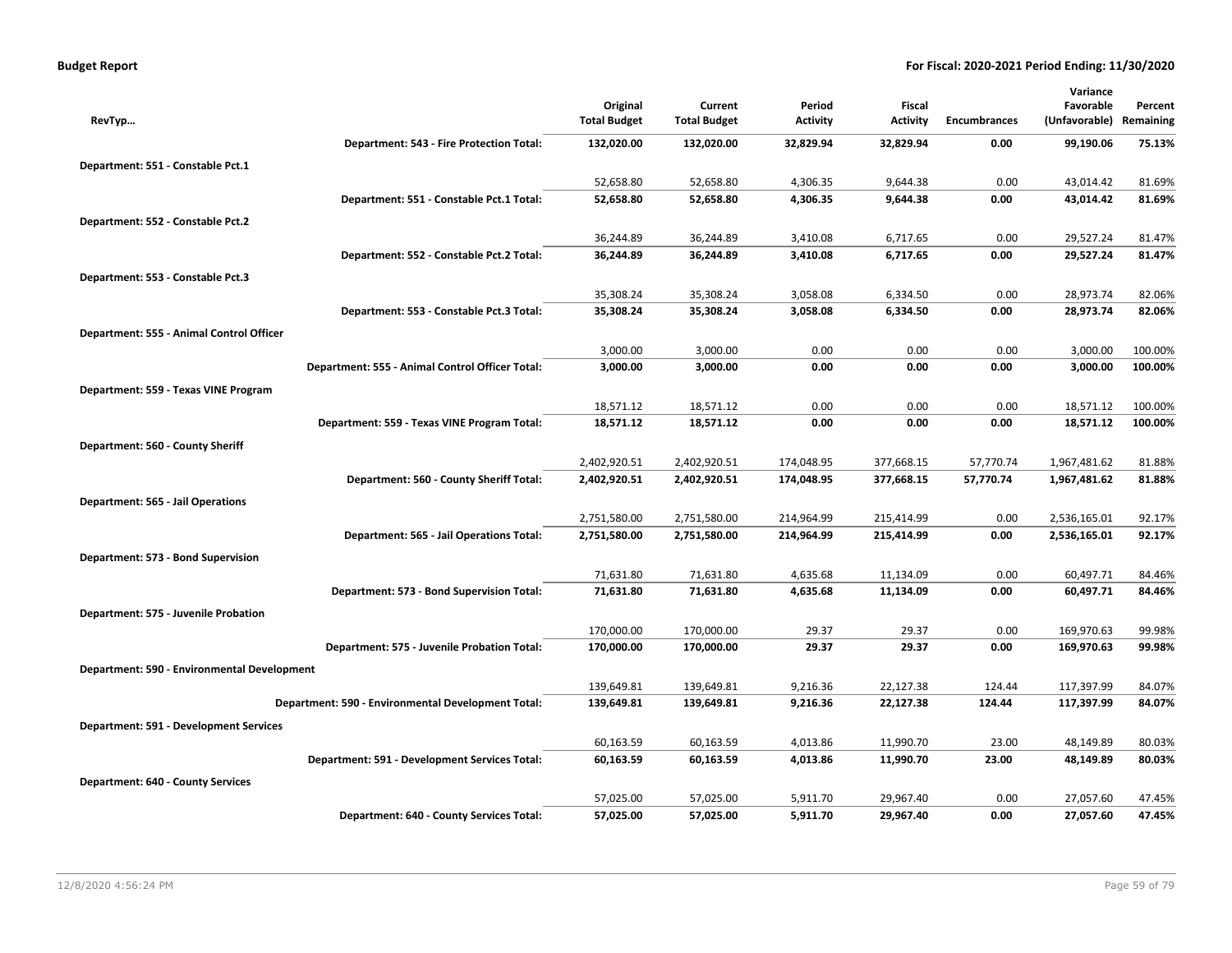**Budget Report** **For Fiscal: 2020-2021 Period Ending: 11/30/2020**

| RevTyp… | Original Total Budget | Current Total Budget | Period Activity | Fiscal Activity | Encumbrances | Variance Favorable (Unfavorable) | Percent Remaining |
|---|---|---|---|---|---|---|---|
| **Department: 543 - Fire Protection Total:** | **132,020.00** | **132,020.00** | **32,829.94** | **32,829.94** | **0.00** | **99,190.06** | **75.13%** |
| **Department: 551 - Constable Pct.1** | | | | | | | |
| | 52,658.80 | 52,658.80 | 4,306.35 | 9,644.38 | 0.00 | 43,014.42 | 81.69% |
| **Department: 551 - Constable Pct.1 Total:** | **52,658.80** | **52,658.80** | **4,306.35** | **9,644.38** | **0.00** | **43,014.42** | **81.69%** |
| **Department: 552 - Constable Pct.2** | | | | | | | |
| | 36,244.89 | 36,244.89 | 3,410.08 | 6,717.65 | 0.00 | 29,527.24 | 81.47% |
| **Department: 552 - Constable Pct.2 Total:** | **36,244.89** | **36,244.89** | **3,410.08** | **6,717.65** | **0.00** | **29,527.24** | **81.47%** |
| **Department: 553 - Constable Pct.3** | | | | | | | |
| | 35,308.24 | 35,308.24 | 3,058.08 | 6,334.50 | 0.00 | 28,973.74 | 82.06% |
| **Department: 553 - Constable Pct.3 Total:** | **35,308.24** | **35,308.24** | **3,058.08** | **6,334.50** | **0.00** | **28,973.74** | **82.06%** |
| **Department: 555 - Animal Control Officer** | | | | | | | |
| | 3,000.00 | 3,000.00 | 0.00 | 0.00 | 0.00 | 3,000.00 | 100.00% |
| **Department: 555 - Animal Control Officer Total:** | **3,000.00** | **3,000.00** | **0.00** | **0.00** | **0.00** | **3,000.00** | **100.00%** |
| **Department: 559 - Texas VINE Program** | | | | | | | |
| | 18,571.12 | 18,571.12 | 0.00 | 0.00 | 0.00 | 18,571.12 | 100.00% |
| **Department: 559 - Texas VINE Program Total:** | **18,571.12** | **18,571.12** | **0.00** | **0.00** | **0.00** | **18,571.12** | **100.00%** |
| **Department: 560 - County Sheriff** | | | | | | | |
| | 2,402,920.51 | 2,402,920.51 | 174,048.95 | 377,668.15 | 57,770.74 | 1,967,481.62 | 81.88% |
| **Department: 560 - County Sheriff Total:** | **2,402,920.51** | **2,402,920.51** | **174,048.95** | **377,668.15** | **57,770.74** | **1,967,481.62** | **81.88%** |
| **Department: 565 - Jail Operations** | | | | | | | |
| | 2,751,580.00 | 2,751,580.00 | 214,964.99 | 215,414.99 | 0.00 | 2,536,165.01 | 92.17% |
| **Department: 565 - Jail Operations Total:** | **2,751,580.00** | **2,751,580.00** | **214,964.99** | **215,414.99** | **0.00** | **2,536,165.01** | **92.17%** |
| **Department: 573 - Bond Supervision** | | | | | | | |
| | 71,631.80 | 71,631.80 | 4,635.68 | 11,134.09 | 0.00 | 60,497.71 | 84.46% |
| **Department: 573 - Bond Supervision Total:** | **71,631.80** | **71,631.80** | **4,635.68** | **11,134.09** | **0.00** | **60,497.71** | **84.46%** |
| **Department: 575 - Juvenile Probation** | | | | | | | |
| | 170,000.00 | 170,000.00 | 29.37 | 29.37 | 0.00 | 169,970.63 | 99.98% |
| **Department: 575 - Juvenile Probation Total:** | **170,000.00** | **170,000.00** | **29.37** | **29.37** | **0.00** | **169,970.63** | **99.98%** |
| **Department: 590 - Environmental Development** | | | | | | | |
| | 139,649.81 | 139,649.81 | 9,216.36 | 22,127.38 | 124.44 | 117,397.99 | 84.07% |
| **Department: 590 - Environmental Development Total:** | **139,649.81** | **139,649.81** | **9,216.36** | **22,127.38** | **124.44** | **117,397.99** | **84.07%** |
| **Department: 591 - Development Services** | | | | | | | |
| | 60,163.59 | 60,163.59 | 4,013.86 | 11,990.70 | 23.00 | 48,149.89 | 80.03% |
| **Department: 591 - Development Services Total:** | **60,163.59** | **60,163.59** | **4,013.86** | **11,990.70** | **23.00** | **48,149.89** | **80.03%** |
| **Department: 640 - County Services** | | | | | | | |
| | 57,025.00 | 57,025.00 | 5,911.70 | 29,967.40 | 0.00 | 27,057.60 | 47.45% |
| **Department: 640 - County Services Total:** | **57,025.00** | **57,025.00** | **5,911.70** | **29,967.40** | **0.00** | **27,057.60** | **47.45%** |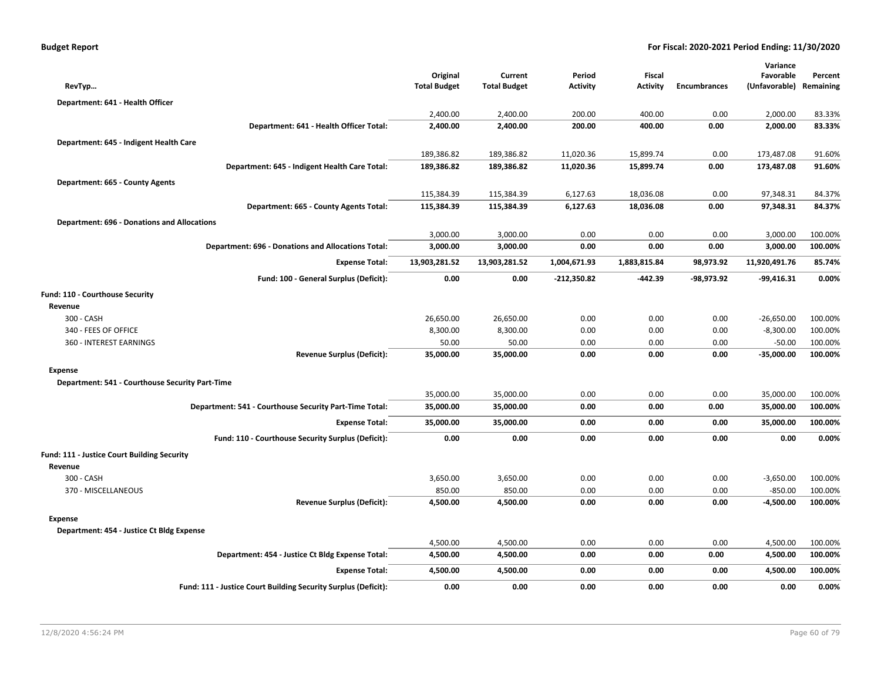| RevTyp… | Original Total Budget | Current Total Budget | Period Activity | Fiscal Activity | Encumbrances | Variance Favorable (Unfavorable) | Percent Remaining |
|---|---|---|---|---|---|---|---|
| **Department: 641 - Health Officer** | | | | | | | |
| | 2,400.00 | 2,400.00 | 200.00 | 400.00 | 0.00 | 2,000.00 | 83.33% |
| **Department: 641 - Health Officer Total:** | **2,400.00** | **2,400.00** | **200.00** | **400.00** | **0.00** | **2,000.00** | **83.33%** |
| **Department: 645 - Indigent Health Care** | | | | | | | |
| | 189,386.82 | 189,386.82 | 11,020.36 | 15,899.74 | 0.00 | 173,487.08 | 91.60% |
| **Department: 645 - Indigent Health Care Total:** | **189,386.82** | **189,386.82** | **11,020.36** | **15,899.74** | **0.00** | **173,487.08** | **91.60%** |
| **Department: 665 - County Agents** | | | | | | | |
| | 115,384.39 | 115,384.39 | 6,127.63 | 18,036.08 | 0.00 | 97,348.31 | 84.37% |
| **Department: 665 - County Agents Total:** | **115,384.39** | **115,384.39** | **6,127.63** | **18,036.08** | **0.00** | **97,348.31** | **84.37%** |
| **Department: 696 - Donations and Allocations** | | | | | | | |
| | 3,000.00 | 3,000.00 | 0.00 | 0.00 | 0.00 | 3,000.00 | 100.00% |
| **Department: 696 - Donations and Allocations Total:** | **3,000.00** | **3,000.00** | **0.00** | **0.00** | **0.00** | **3,000.00** | **100.00%** |
| **Expense Total:** | **13,903,281.52** | **13,903,281.52** | **1,004,671.93** | **1,883,815.84** | **98,973.92** | **11,920,491.76** | **85.74%** |
| **Fund: 100 - General Surplus (Deficit):** | **0.00** | **0.00** | **-212,350.82** | **-442.39** | **-98,973.92** | **-99,416.31** | **0.00%** |
| **Fund: 110 - Courthouse Security** | | | | | | | |
| **Revenue** | | | | | | | |
| 300 - CASH | 26,650.00 | 26,650.00 | 0.00 | 0.00 | 0.00 | -26,650.00 | 100.00% |
| 340 - FEES OF OFFICE | 8,300.00 | 8,300.00 | 0.00 | 0.00 | 0.00 | -8,300.00 | 100.00% |
| 360 - INTEREST EARNINGS | 50.00 | 50.00 | 0.00 | 0.00 | 0.00 | -50.00 | 100.00% |
| **Revenue Surplus (Deficit):** | **35,000.00** | **35,000.00** | **0.00** | **0.00** | **0.00** | **-35,000.00** | **100.00%** |
| **Expense** | | | | | | | |
| **Department: 541 - Courthouse Security Part-Time** | | | | | | | |
| | 35,000.00 | 35,000.00 | 0.00 | 0.00 | 0.00 | 35,000.00 | 100.00% |
| **Department: 541 - Courthouse Security Part-Time Total:** | **35,000.00** | **35,000.00** | **0.00** | **0.00** | **0.00** | **35,000.00** | **100.00%** |
| **Expense Total:** | **35,000.00** | **35,000.00** | **0.00** | **0.00** | **0.00** | **35,000.00** | **100.00%** |
| **Fund: 110 - Courthouse Security Surplus (Deficit):** | **0.00** | **0.00** | **0.00** | **0.00** | **0.00** | **0.00** | **0.00%** |
| **Fund: 111 - Justice Court Building Security** | | | | | | | |
| **Revenue** | | | | | | | |
| 300 - CASH | 3,650.00 | 3,650.00 | 0.00 | 0.00 | 0.00 | -3,650.00 | 100.00% |
| 370 - MISCELLANEOUS | 850.00 | 850.00 | 0.00 | 0.00 | 0.00 | -850.00 | 100.00% |
| **Revenue Surplus (Deficit):** | **4,500.00** | **4,500.00** | **0.00** | **0.00** | **0.00** | **-4,500.00** | **100.00%** |
| **Expense** | | | | | | | |
| **Department: 454 - Justice Ct Bldg Expense** | | | | | | | |
| | 4,500.00 | 4,500.00 | 0.00 | 0.00 | 0.00 | 4,500.00 | 100.00% |
| **Department: 454 - Justice Ct Bldg Expense Total:** | **4,500.00** | **4,500.00** | **0.00** | **0.00** | **0.00** | **4,500.00** | **100.00%** |
| **Expense Total:** | **4,500.00** | **4,500.00** | **0.00** | **0.00** | **0.00** | **4,500.00** | **100.00%** |
| **Fund: 111 - Justice Court Building Security Surplus (Deficit):** | **0.00** | **0.00** | **0.00** | **0.00** | **0.00** | **0.00** | **0.00%** |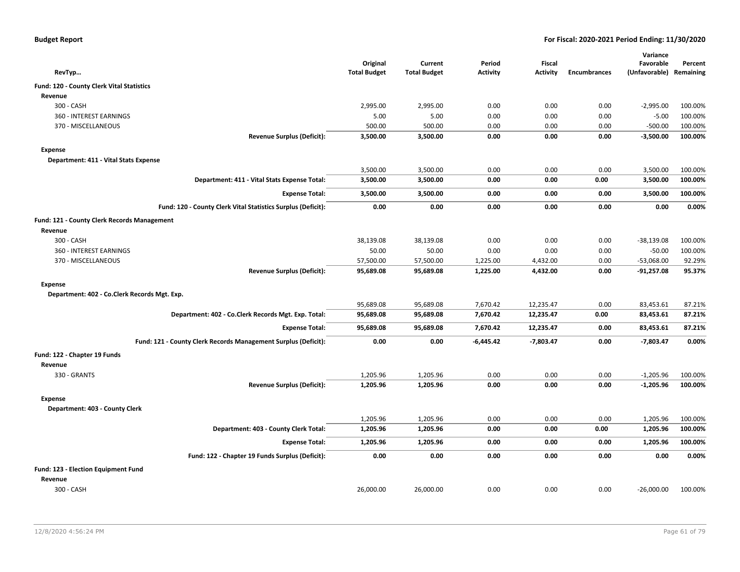**Budget Report** — For Fiscal: 2020-2021 Period Ending: 11/30/2020

| RevTyp… | Original Total Budget | Current Total Budget | Period Activity | Fiscal Activity | Encumbrances | Variance Favorable (Unfavorable) | Percent Remaining |
|---|---|---|---|---|---|---|---|
| **Fund: 120 - County Clerk Vital Statistics** | | | | | | | |
| **Revenue** | | | | | | | |
| 300 - CASH | 2,995.00 | 2,995.00 | 0.00 | 0.00 | 0.00 | -2,995.00 | 100.00% |
| 360 - INTEREST EARNINGS | 5.00 | 5.00 | 0.00 | 0.00 | 0.00 | -5.00 | 100.00% |
| 370 - MISCELLANEOUS | 500.00 | 500.00 | 0.00 | 0.00 | 0.00 | -500.00 | 100.00% |
| **Revenue Surplus (Deficit):** | **3,500.00** | **3,500.00** | **0.00** | **0.00** | **0.00** | **-3,500.00** | **100.00%** |
| **Expense** | | | | | | | |
| **Department: 411 - Vital Stats Expense** | | | | | | | |
| | 3,500.00 | 3,500.00 | 0.00 | 0.00 | 0.00 | 3,500.00 | 100.00% |
| **Department: 411 - Vital Stats Expense Total:** | **3,500.00** | **3,500.00** | **0.00** | **0.00** | **0.00** | **3,500.00** | **100.00%** |
| **Expense Total:** | **3,500.00** | **3,500.00** | **0.00** | **0.00** | **0.00** | **3,500.00** | **100.00%** |
| **Fund: 120 - County Clerk Vital Statistics Surplus (Deficit):** | **0.00** | **0.00** | **0.00** | **0.00** | **0.00** | **0.00** | **0.00%** |
| **Fund: 121 - County Clerk Records Management** | | | | | | | |
| **Revenue** | | | | | | | |
| 300 - CASH | 38,139.08 | 38,139.08 | 0.00 | 0.00 | 0.00 | -38,139.08 | 100.00% |
| 360 - INTEREST EARNINGS | 50.00 | 50.00 | 0.00 | 0.00 | 0.00 | -50.00 | 100.00% |
| 370 - MISCELLANEOUS | 57,500.00 | 57,500.00 | 1,225.00 | 4,432.00 | 0.00 | -53,068.00 | 92.29% |
| **Revenue Surplus (Deficit):** | **95,689.08** | **95,689.08** | **1,225.00** | **4,432.00** | **0.00** | **-91,257.08** | **95.37%** |
| **Expense** | | | | | | | |
| **Department: 402 - Co.Clerk Records Mgt. Exp.** | | | | | | | |
| | 95,689.08 | 95,689.08 | 7,670.42 | 12,235.47 | 0.00 | 83,453.61 | 87.21% |
| **Department: 402 - Co.Clerk Records Mgt. Exp. Total:** | **95,689.08** | **95,689.08** | **7,670.42** | **12,235.47** | **0.00** | **83,453.61** | **87.21%** |
| **Expense Total:** | **95,689.08** | **95,689.08** | **7,670.42** | **12,235.47** | **0.00** | **83,453.61** | **87.21%** |
| **Fund: 121 - County Clerk Records Management Surplus (Deficit):** | **0.00** | **0.00** | **-6,445.42** | **-7,803.47** | **0.00** | **-7,803.47** | **0.00%** |
| **Fund: 122 - Chapter 19 Funds** | | | | | | | |
| **Revenue** | | | | | | | |
| 330 - GRANTS | 1,205.96 | 1,205.96 | 0.00 | 0.00 | 0.00 | -1,205.96 | 100.00% |
| **Revenue Surplus (Deficit):** | **1,205.96** | **1,205.96** | **0.00** | **0.00** | **0.00** | **-1,205.96** | **100.00%** |
| **Expense** | | | | | | | |
| **Department: 403 - County Clerk** | | | | | | | |
| | 1,205.96 | 1,205.96 | 0.00 | 0.00 | 0.00 | 1,205.96 | 100.00% |
| **Department: 403 - County Clerk Total:** | **1,205.96** | **1,205.96** | **0.00** | **0.00** | **0.00** | **1,205.96** | **100.00%** |
| **Expense Total:** | **1,205.96** | **1,205.96** | **0.00** | **0.00** | **0.00** | **1,205.96** | **100.00%** |
| **Fund: 122 - Chapter 19 Funds Surplus (Deficit):** | **0.00** | **0.00** | **0.00** | **0.00** | **0.00** | **0.00** | **0.00%** |
| **Fund: 123 - Election Equipment Fund** | | | | | | | |
| **Revenue** | | | | | | | |
| 300 - CASH | 26,000.00 | 26,000.00 | 0.00 | 0.00 | 0.00 | -26,000.00 | 100.00% |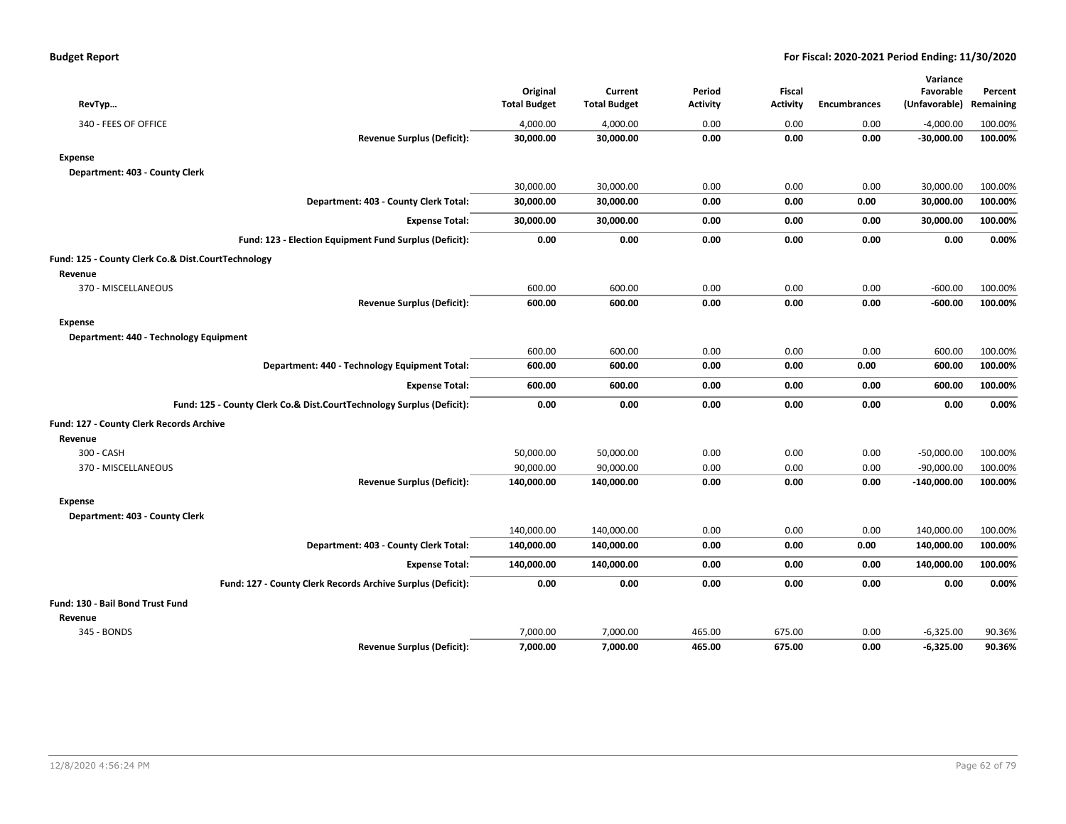| RevTyp… | Original Total Budget | Current Total Budget | Period Activity | Fiscal Activity | Encumbrances | Variance Favorable (Unfavorable) | Percent Remaining |
|---|---|---|---|---|---|---|---|
| 340 - FEES OF OFFICE | 4,000.00 | 4,000.00 | 0.00 | 0.00 | 0.00 | -4,000.00 | 100.00% |
| **Revenue Surplus (Deficit):** | **30,000.00** | **30,000.00** | **0.00** | **0.00** | **0.00** | **-30,000.00** | **100.00%** |
| **Expense** | | | | | | | |
| **Department: 403 - County Clerk** | | | | | | | |
| | 30,000.00 | 30,000.00 | 0.00 | 0.00 | 0.00 | 30,000.00 | 100.00% |
| **Department: 403 - County Clerk Total:** | **30,000.00** | **30,000.00** | **0.00** | **0.00** | **0.00** | **30,000.00** | **100.00%** |
| **Expense Total:** | **30,000.00** | **30,000.00** | **0.00** | **0.00** | **0.00** | **30,000.00** | **100.00%** |
| **Fund: 123 - Election Equipment Fund Surplus (Deficit):** | **0.00** | **0.00** | **0.00** | **0.00** | **0.00** | **0.00** | **0.00%** |
| **Fund: 125 - County Clerk Co.& Dist.CourtTechnology** | | | | | | | |
| **Revenue** | | | | | | | |
| 370 - MISCELLANEOUS | 600.00 | 600.00 | 0.00 | 0.00 | 0.00 | -600.00 | 100.00% |
| **Revenue Surplus (Deficit):** | **600.00** | **600.00** | **0.00** | **0.00** | **0.00** | **-600.00** | **100.00%** |
| **Expense** | | | | | | | |
| **Department: 440 - Technology Equipment** | | | | | | | |
| | 600.00 | 600.00 | 0.00 | 0.00 | 0.00 | 600.00 | 100.00% |
| **Department: 440 - Technology Equipment Total:** | **600.00** | **600.00** | **0.00** | **0.00** | **0.00** | **600.00** | **100.00%** |
| **Expense Total:** | **600.00** | **600.00** | **0.00** | **0.00** | **0.00** | **600.00** | **100.00%** |
| **Fund: 125 - County Clerk Co.& Dist.CourtTechnology Surplus (Deficit):** | **0.00** | **0.00** | **0.00** | **0.00** | **0.00** | **0.00** | **0.00%** |
| **Fund: 127 - County Clerk Records Archive** | | | | | | | |
| **Revenue** | | | | | | | |
| 300 - CASH | 50,000.00 | 50,000.00 | 0.00 | 0.00 | 0.00 | -50,000.00 | 100.00% |
| 370 - MISCELLANEOUS | 90,000.00 | 90,000.00 | 0.00 | 0.00 | 0.00 | -90,000.00 | 100.00% |
| **Revenue Surplus (Deficit):** | **140,000.00** | **140,000.00** | **0.00** | **0.00** | **0.00** | **-140,000.00** | **100.00%** |
| **Expense** | | | | | | | |
| **Department: 403 - County Clerk** | | | | | | | |
| | 140,000.00 | 140,000.00 | 0.00 | 0.00 | 0.00 | 140,000.00 | 100.00% |
| **Department: 403 - County Clerk Total:** | **140,000.00** | **140,000.00** | **0.00** | **0.00** | **0.00** | **140,000.00** | **100.00%** |
| **Expense Total:** | **140,000.00** | **140,000.00** | **0.00** | **0.00** | **0.00** | **140,000.00** | **100.00%** |
| **Fund: 127 - County Clerk Records Archive Surplus (Deficit):** | **0.00** | **0.00** | **0.00** | **0.00** | **0.00** | **0.00** | **0.00%** |
| **Fund: 130 - Bail Bond Trust Fund** | | | | | | | |
| **Revenue** | | | | | | | |
| 345 - BONDS | 7,000.00 | 7,000.00 | 465.00 | 675.00 | 0.00 | -6,325.00 | 90.36% |
| **Revenue Surplus (Deficit):** | **7,000.00** | **7,000.00** | **465.00** | **675.00** | **0.00** | **-6,325.00** | **90.36%** |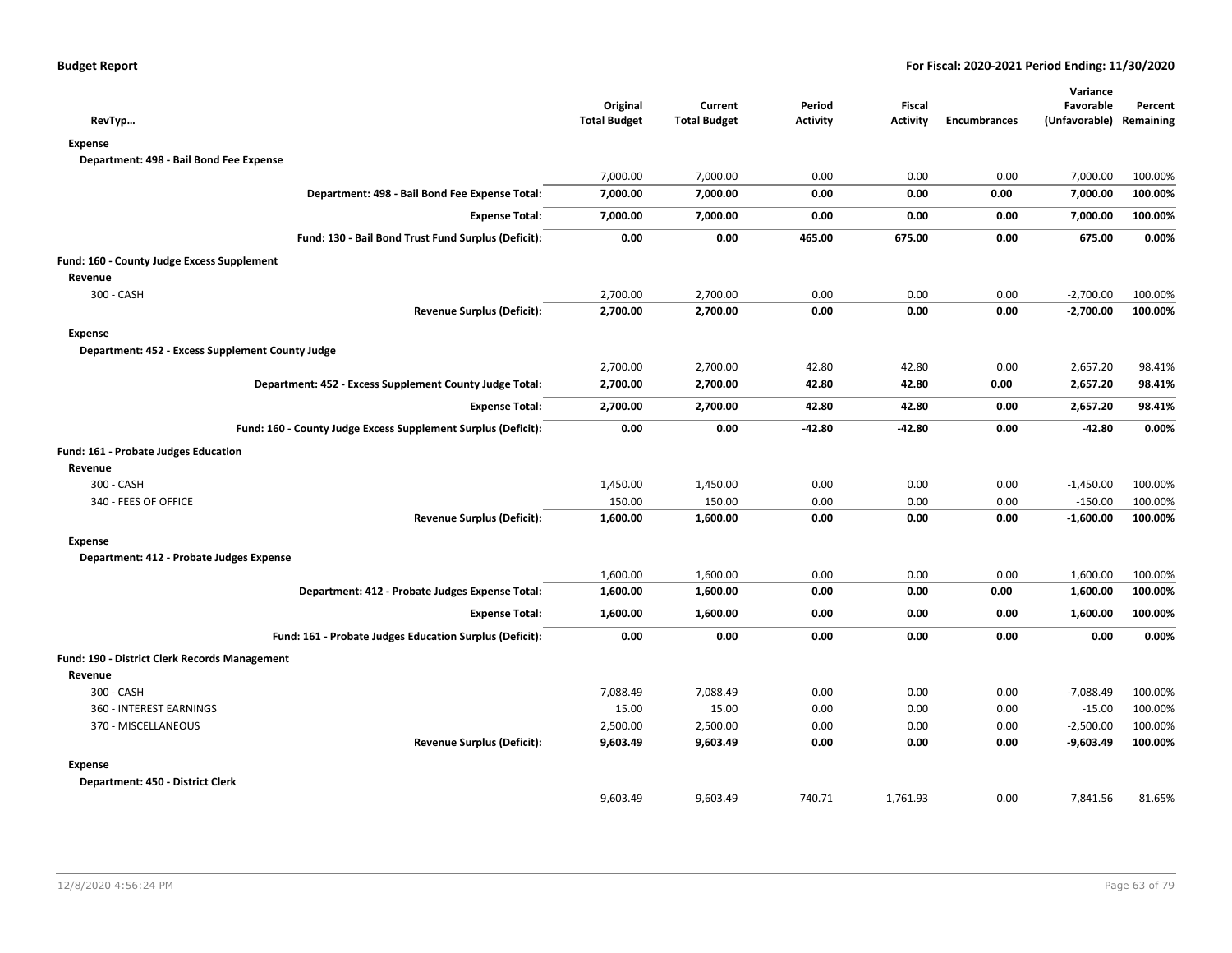| RevTyp… | Original Total Budget | Current Total Budget | Period Activity | Fiscal Activity | Encumbrances | Variance Favorable (Unfavorable) | Percent Remaining |
|---|---|---|---|---|---|---|---|
| **Expense** | | | | | | | |
| **Department: 498 - Bail Bond Fee Expense** | | | | | | | |
| | 7,000.00 | 7,000.00 | 0.00 | 0.00 | 0.00 | 7,000.00 | 100.00% |
| **Department: 498 - Bail Bond Fee Expense Total:** | **7,000.00** | **7,000.00** | **0.00** | **0.00** | **0.00** | **7,000.00** | **100.00%** |
| **Expense Total:** | **7,000.00** | **7,000.00** | **0.00** | **0.00** | **0.00** | **7,000.00** | **100.00%** |
| **Fund: 130 - Bail Bond Trust Fund Surplus (Deficit):** | **0.00** | **0.00** | **465.00** | **675.00** | **0.00** | **675.00** | **0.00%** |
| **Fund: 160 - County Judge Excess Supplement** | | | | | | | |
| **Revenue** | | | | | | | |
| 300 - CASH | 2,700.00 | 2,700.00 | 0.00 | 0.00 | 0.00 | -2,700.00 | 100.00% |
| **Revenue Surplus (Deficit):** | **2,700.00** | **2,700.00** | **0.00** | **0.00** | **0.00** | **-2,700.00** | **100.00%** |
| **Expense** | | | | | | | |
| **Department: 452 - Excess Supplement County Judge** | | | | | | | |
| | 2,700.00 | 2,700.00 | 42.80 | 42.80 | 0.00 | 2,657.20 | 98.41% |
| **Department: 452 - Excess Supplement County Judge Total:** | **2,700.00** | **2,700.00** | **42.80** | **42.80** | **0.00** | **2,657.20** | **98.41%** |
| **Expense Total:** | **2,700.00** | **2,700.00** | **42.80** | **42.80** | **0.00** | **2,657.20** | **98.41%** |
| **Fund: 160 - County Judge Excess Supplement Surplus (Deficit):** | **0.00** | **0.00** | **-42.80** | **-42.80** | **0.00** | **-42.80** | **0.00%** |
| **Fund: 161 - Probate Judges Education** | | | | | | | |
| **Revenue** | | | | | | | |
| 300 - CASH | 1,450.00 | 1,450.00 | 0.00 | 0.00 | 0.00 | -1,450.00 | 100.00% |
| 340 - FEES OF OFFICE | 150.00 | 150.00 | 0.00 | 0.00 | 0.00 | -150.00 | 100.00% |
| **Revenue Surplus (Deficit):** | **1,600.00** | **1,600.00** | **0.00** | **0.00** | **0.00** | **-1,600.00** | **100.00%** |
| **Expense** | | | | | | | |
| **Department: 412 - Probate Judges Expense** | | | | | | | |
| | 1,600.00 | 1,600.00 | 0.00 | 0.00 | 0.00 | 1,600.00 | 100.00% |
| **Department: 412 - Probate Judges Expense Total:** | **1,600.00** | **1,600.00** | **0.00** | **0.00** | **0.00** | **1,600.00** | **100.00%** |
| **Expense Total:** | **1,600.00** | **1,600.00** | **0.00** | **0.00** | **0.00** | **1,600.00** | **100.00%** |
| **Fund: 161 - Probate Judges Education Surplus (Deficit):** | **0.00** | **0.00** | **0.00** | **0.00** | **0.00** | **0.00** | **0.00%** |
| **Fund: 190 - District Clerk Records Management** | | | | | | | |
| **Revenue** | | | | | | | |
| 300 - CASH | 7,088.49 | 7,088.49 | 0.00 | 0.00 | 0.00 | -7,088.49 | 100.00% |
| 360 - INTEREST EARNINGS | 15.00 | 15.00 | 0.00 | 0.00 | 0.00 | -15.00 | 100.00% |
| 370 - MISCELLANEOUS | 2,500.00 | 2,500.00 | 0.00 | 0.00 | 0.00 | -2,500.00 | 100.00% |
| **Revenue Surplus (Deficit):** | **9,603.49** | **9,603.49** | **0.00** | **0.00** | **0.00** | **-9,603.49** | **100.00%** |
| **Expense** | | | | | | | |
| **Department: 450 - District Clerk** | | | | | | | |
| | 9,603.49 | 9,603.49 | 740.71 | 1,761.93 | 0.00 | 7,841.56 | 81.65% |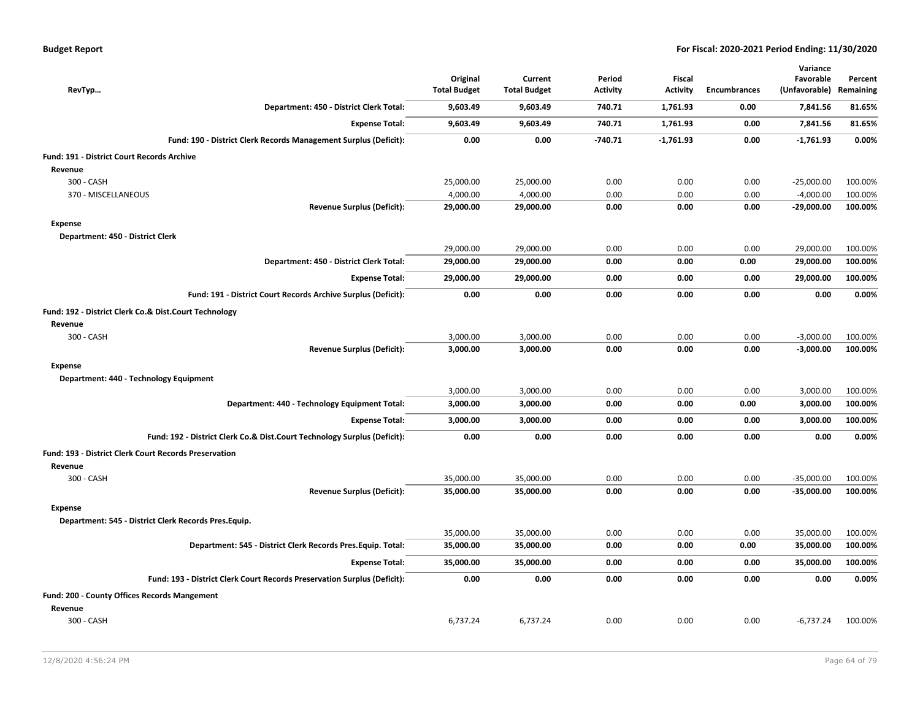| RevTyp... | Original Total Budget | Current Total Budget | Period Activity | Fiscal Activity | Encumbrances | Variance Favorable (Unfavorable) | Percent Remaining |
|---|---|---|---|---|---|---|---|
| **Department: 450 - District Clerk Total:** | **9,603.49** | **9,603.49** | **740.71** | **1,761.93** | **0.00** | **7,841.56** | **81.65%** |
| **Expense Total:** | **9,603.49** | **9,603.49** | **740.71** | **1,761.93** | **0.00** | **7,841.56** | **81.65%** |
| **Fund: 190 - District Clerk Records Management Surplus (Deficit):** | **0.00** | **0.00** | **-740.71** | **-1,761.93** | **0.00** | **-1,761.93** | **0.00%** |
| **Fund: 191 - District Court Records Archive** | | | | | | | |
| **Revenue** | | | | | | | |
| 300 - CASH | 25,000.00 | 25,000.00 | 0.00 | 0.00 | 0.00 | -25,000.00 | 100.00% |
| 370 - MISCELLANEOUS | 4,000.00 | 4,000.00 | 0.00 | 0.00 | 0.00 | -4,000.00 | 100.00% |
| **Revenue Surplus (Deficit):** | **29,000.00** | **29,000.00** | **0.00** | **0.00** | **0.00** | **-29,000.00** | **100.00%** |
| **Expense** | | | | | | | |
| **Department: 450 - District Clerk** | | | | | | | |
| | 29,000.00 | 29,000.00 | 0.00 | 0.00 | 0.00 | 29,000.00 | 100.00% |
| **Department: 450 - District Clerk Total:** | **29,000.00** | **29,000.00** | **0.00** | **0.00** | **0.00** | **29,000.00** | **100.00%** |
| **Expense Total:** | **29,000.00** | **29,000.00** | **0.00** | **0.00** | **0.00** | **29,000.00** | **100.00%** |
| **Fund: 191 - District Court Records Archive Surplus (Deficit):** | **0.00** | **0.00** | **0.00** | **0.00** | **0.00** | **0.00** | **0.00%** |
| **Fund: 192 - District Clerk Co.& Dist.Court Technology** | | | | | | | |
| **Revenue** | | | | | | | |
| 300 - CASH | 3,000.00 | 3,000.00 | 0.00 | 0.00 | 0.00 | -3,000.00 | 100.00% |
| **Revenue Surplus (Deficit):** | **3,000.00** | **3,000.00** | **0.00** | **0.00** | **0.00** | **-3,000.00** | **100.00%** |
| **Expense** | | | | | | | |
| **Department: 440 - Technology Equipment** | | | | | | | |
| | 3,000.00 | 3,000.00 | 0.00 | 0.00 | 0.00 | 3,000.00 | 100.00% |
| **Department: 440 - Technology Equipment Total:** | **3,000.00** | **3,000.00** | **0.00** | **0.00** | **0.00** | **3,000.00** | **100.00%** |
| **Expense Total:** | **3,000.00** | **3,000.00** | **0.00** | **0.00** | **0.00** | **3,000.00** | **100.00%** |
| **Fund: 192 - District Clerk Co.& Dist.Court Technology Surplus (Deficit):** | **0.00** | **0.00** | **0.00** | **0.00** | **0.00** | **0.00** | **0.00%** |
| **Fund: 193 - District Clerk Court Records Preservation** | | | | | | | |
| **Revenue** | | | | | | | |
| 300 - CASH | 35,000.00 | 35,000.00 | 0.00 | 0.00 | 0.00 | -35,000.00 | 100.00% |
| **Revenue Surplus (Deficit):** | **35,000.00** | **35,000.00** | **0.00** | **0.00** | **0.00** | **-35,000.00** | **100.00%** |
| **Expense** | | | | | | | |
| **Department: 545 - District Clerk Records Pres.Equip.** | | | | | | | |
| | 35,000.00 | 35,000.00 | 0.00 | 0.00 | 0.00 | 35,000.00 | 100.00% |
| **Department: 545 - District Clerk Records Pres.Equip. Total:** | **35,000.00** | **35,000.00** | **0.00** | **0.00** | **0.00** | **35,000.00** | **100.00%** |
| **Expense Total:** | **35,000.00** | **35,000.00** | **0.00** | **0.00** | **0.00** | **35,000.00** | **100.00%** |
| **Fund: 193 - District Clerk Court Records Preservation Surplus (Deficit):** | **0.00** | **0.00** | **0.00** | **0.00** | **0.00** | **0.00** | **0.00%** |
| **Fund: 200 - County Offices Records Mangement** | | | | | | | |
| **Revenue** | | | | | | | |
| 300 - CASH | 6,737.24 | 6,737.24 | 0.00 | 0.00 | 0.00 | -6,737.24 | 100.00% |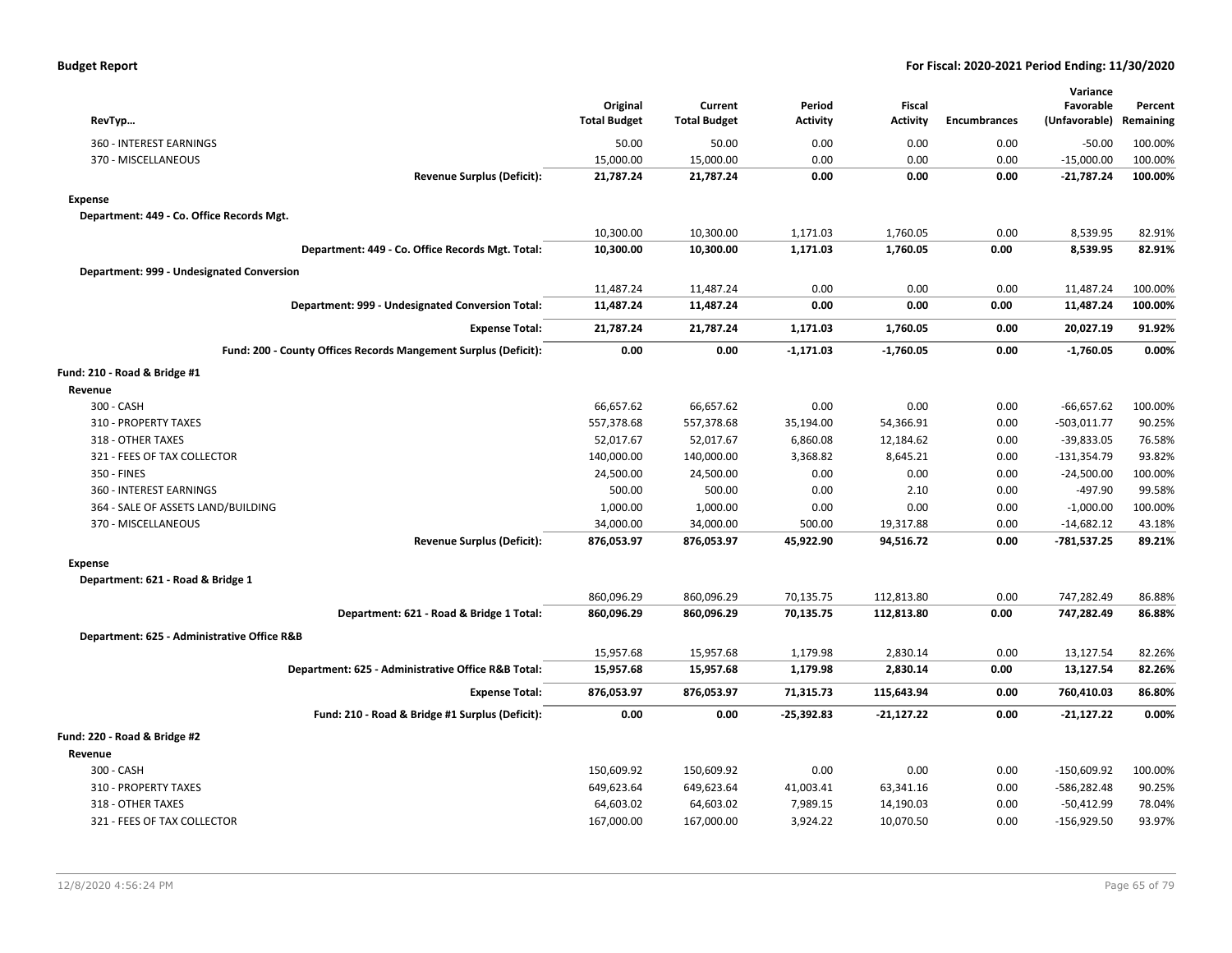**Budget Report** — For Fiscal: 2020-2021 Period Ending: 11/30/2020

| RevTyp… | Original Total Budget | Current Total Budget | Period Activity | Fiscal Activity | Encumbrances | Variance Favorable (Unfavorable) | Percent Remaining |
|---|---|---|---|---|---|---|---|
| 360 - INTEREST EARNINGS | 50.00 | 50.00 | 0.00 | 0.00 | 0.00 | -50.00 | 100.00% |
| 370 - MISCELLANEOUS | 15,000.00 | 15,000.00 | 0.00 | 0.00 | 0.00 | -15,000.00 | 100.00% |
| **Revenue Surplus (Deficit):** | **21,787.24** | **21,787.24** | **0.00** | **0.00** | **0.00** | **-21,787.24** | **100.00%** |
| **Expense** | | | | | | | |
| **Department: 449 - Co. Office Records Mgt.** | | | | | | | |
| | 10,300.00 | 10,300.00 | 1,171.03 | 1,760.05 | 0.00 | 8,539.95 | 82.91% |
| **Department: 449 - Co. Office Records Mgt. Total:** | **10,300.00** | **10,300.00** | **1,171.03** | **1,760.05** | **0.00** | **8,539.95** | **82.91%** |
| **Department: 999 - Undesignated Conversion** | | | | | | | |
| | 11,487.24 | 11,487.24 | 0.00 | 0.00 | 0.00 | 11,487.24 | 100.00% |
| **Department: 999 - Undesignated Conversion Total:** | **11,487.24** | **11,487.24** | **0.00** | **0.00** | **0.00** | **11,487.24** | **100.00%** |
| **Expense Total:** | **21,787.24** | **21,787.24** | **1,171.03** | **1,760.05** | **0.00** | **20,027.19** | **91.92%** |
| **Fund: 200 - County Offices Records Mangement Surplus (Deficit):** | **0.00** | **0.00** | **-1,171.03** | **-1,760.05** | **0.00** | **-1,760.05** | **0.00%** |
| **Fund: 210 - Road & Bridge #1** | | | | | | | |
| **Revenue** | | | | | | | |
| 300 - CASH | 66,657.62 | 66,657.62 | 0.00 | 0.00 | 0.00 | -66,657.62 | 100.00% |
| 310 - PROPERTY TAXES | 557,378.68 | 557,378.68 | 35,194.00 | 54,366.91 | 0.00 | -503,011.77 | 90.25% |
| 318 - OTHER TAXES | 52,017.67 | 52,017.67 | 6,860.08 | 12,184.62 | 0.00 | -39,833.05 | 76.58% |
| 321 - FEES OF TAX COLLECTOR | 140,000.00 | 140,000.00 | 3,368.82 | 8,645.21 | 0.00 | -131,354.79 | 93.82% |
| 350 - FINES | 24,500.00 | 24,500.00 | 0.00 | 0.00 | 0.00 | -24,500.00 | 100.00% |
| 360 - INTEREST EARNINGS | 500.00 | 500.00 | 0.00 | 2.10 | 0.00 | -497.90 | 99.58% |
| 364 - SALE OF ASSETS LAND/BUILDING | 1,000.00 | 1,000.00 | 0.00 | 0.00 | 0.00 | -1,000.00 | 100.00% |
| 370 - MISCELLANEOUS | 34,000.00 | 34,000.00 | 500.00 | 19,317.88 | 0.00 | -14,682.12 | 43.18% |
| **Revenue Surplus (Deficit):** | **876,053.97** | **876,053.97** | **45,922.90** | **94,516.72** | **0.00** | **-781,537.25** | **89.21%** |
| **Expense** | | | | | | | |
| **Department: 621 - Road & Bridge 1** | | | | | | | |
| | 860,096.29 | 860,096.29 | 70,135.75 | 112,813.80 | 0.00 | 747,282.49 | 86.88% |
| **Department: 621 - Road & Bridge 1 Total:** | **860,096.29** | **860,096.29** | **70,135.75** | **112,813.80** | **0.00** | **747,282.49** | **86.88%** |
| **Department: 625 - Administrative Office R&B** | | | | | | | |
| | 15,957.68 | 15,957.68 | 1,179.98 | 2,830.14 | 0.00 | 13,127.54 | 82.26% |
| **Department: 625 - Administrative Office R&B Total:** | **15,957.68** | **15,957.68** | **1,179.98** | **2,830.14** | **0.00** | **13,127.54** | **82.26%** |
| **Expense Total:** | **876,053.97** | **876,053.97** | **71,315.73** | **115,643.94** | **0.00** | **760,410.03** | **86.80%** |
| **Fund: 210 - Road & Bridge #1 Surplus (Deficit):** | **0.00** | **0.00** | **-25,392.83** | **-21,127.22** | **0.00** | **-21,127.22** | **0.00%** |
| **Fund: 220 - Road & Bridge #2** | | | | | | | |
| **Revenue** | | | | | | | |
| 300 - CASH | 150,609.92 | 150,609.92 | 0.00 | 0.00 | 0.00 | -150,609.92 | 100.00% |
| 310 - PROPERTY TAXES | 649,623.64 | 649,623.64 | 41,003.41 | 63,341.16 | 0.00 | -586,282.48 | 90.25% |
| 318 - OTHER TAXES | 64,603.02 | 64,603.02 | 7,989.15 | 14,190.03 | 0.00 | -50,412.99 | 78.04% |
| 321 - FEES OF TAX COLLECTOR | 167,000.00 | 167,000.00 | 3,924.22 | 10,070.50 | 0.00 | -156,929.50 | 93.97% |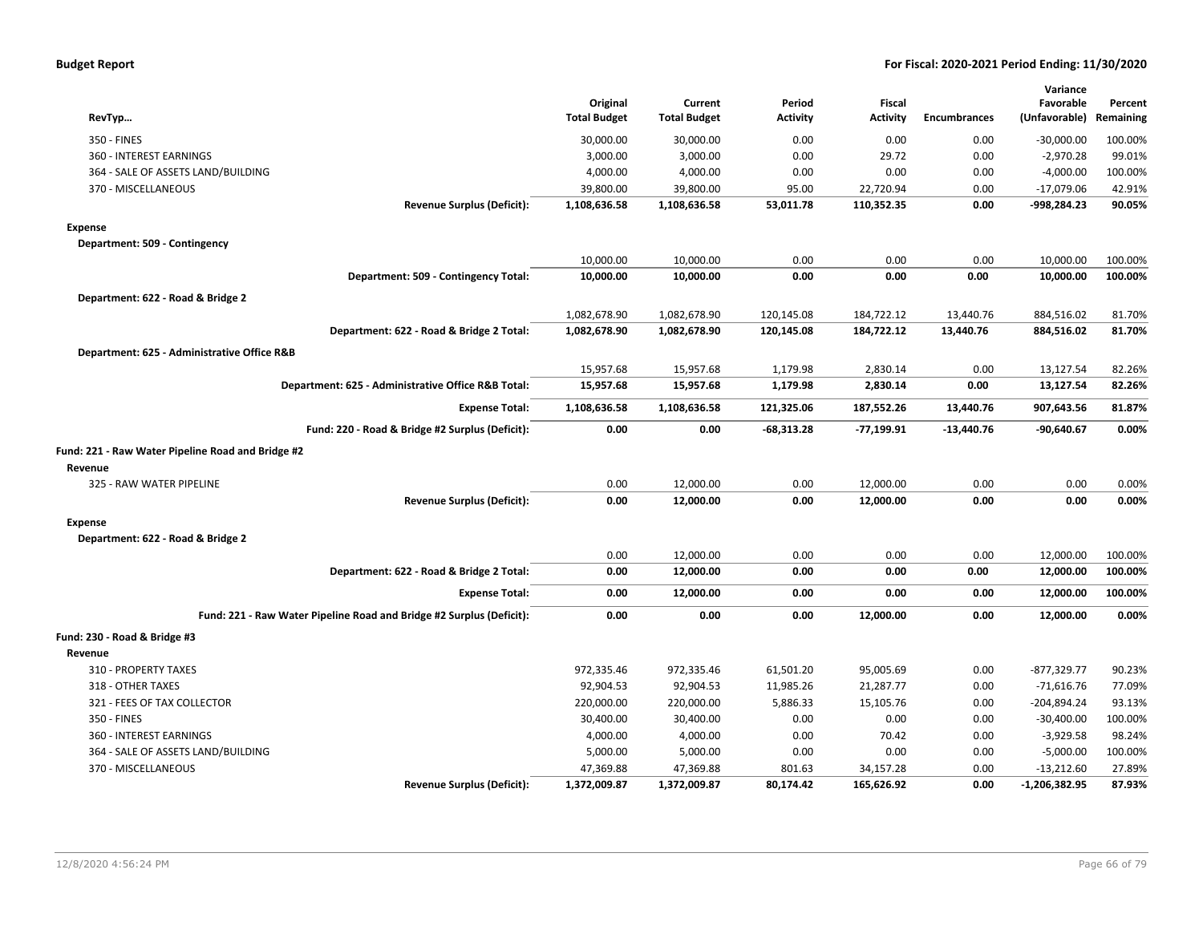**Budget Report** — For Fiscal: 2020-2021 Period Ending: 11/30/2020

| RevTyp... | Original Total Budget | Current Total Budget | Period Activity | Fiscal Activity | Encumbrances | Variance Favorable (Unfavorable) | Percent Remaining |
|---|---|---|---|---|---|---|---|
| 350 - FINES | 30,000.00 | 30,000.00 | 0.00 | 0.00 | 0.00 | -30,000.00 | 100.00% |
| 360 - INTEREST EARNINGS | 3,000.00 | 3,000.00 | 0.00 | 29.72 | 0.00 | -2,970.28 | 99.01% |
| 364 - SALE OF ASSETS LAND/BUILDING | 4,000.00 | 4,000.00 | 0.00 | 0.00 | 0.00 | -4,000.00 | 100.00% |
| 370 - MISCELLANEOUS | 39,800.00 | 39,800.00 | 95.00 | 22,720.94 | 0.00 | -17,079.06 | 42.91% |
| **Revenue Surplus (Deficit):** | **1,108,636.58** | **1,108,636.58** | **53,011.78** | **110,352.35** | **0.00** | **-998,284.23** | **90.05%** |
| **Expense** | | | | | | | |
| **Department: 509 - Contingency** | | | | | | | |
| | 10,000.00 | 10,000.00 | 0.00 | 0.00 | 0.00 | 10,000.00 | 100.00% |
| **Department: 509 - Contingency Total:** | **10,000.00** | **10,000.00** | **0.00** | **0.00** | **0.00** | **10,000.00** | **100.00%** |
| **Department: 622 - Road & Bridge 2** | | | | | | | |
| | 1,082,678.90 | 1,082,678.90 | 120,145.08 | 184,722.12 | 13,440.76 | 884,516.02 | 81.70% |
| **Department: 622 - Road & Bridge 2 Total:** | **1,082,678.90** | **1,082,678.90** | **120,145.08** | **184,722.12** | **13,440.76** | **884,516.02** | **81.70%** |
| **Department: 625 - Administrative Office R&B** | | | | | | | |
| | 15,957.68 | 15,957.68 | 1,179.98 | 2,830.14 | 0.00 | 13,127.54 | 82.26% |
| **Department: 625 - Administrative Office R&B Total:** | **15,957.68** | **15,957.68** | **1,179.98** | **2,830.14** | **0.00** | **13,127.54** | **82.26%** |
| **Expense Total:** | **1,108,636.58** | **1,108,636.58** | **121,325.06** | **187,552.26** | **13,440.76** | **907,643.56** | **81.87%** |
| **Fund: 220 - Road & Bridge #2 Surplus (Deficit):** | **0.00** | **0.00** | **-68,313.28** | **-77,199.91** | **-13,440.76** | **-90,640.67** | **0.00%** |
| **Fund: 221 - Raw Water Pipeline Road and Bridge #2** | | | | | | | |
| **Revenue** | | | | | | | |
| 325 - RAW WATER PIPELINE | 0.00 | 12,000.00 | 0.00 | 12,000.00 | 0.00 | 0.00 | 0.00% |
| **Revenue Surplus (Deficit):** | **0.00** | **12,000.00** | **0.00** | **12,000.00** | **0.00** | **0.00** | **0.00%** |
| **Expense** | | | | | | | |
| **Department: 622 - Road & Bridge 2** | | | | | | | |
| | 0.00 | 12,000.00 | 0.00 | 0.00 | 0.00 | 12,000.00 | 100.00% |
| **Department: 622 - Road & Bridge 2 Total:** | **0.00** | **12,000.00** | **0.00** | **0.00** | **0.00** | **12,000.00** | **100.00%** |
| **Expense Total:** | **0.00** | **12,000.00** | **0.00** | **0.00** | **0.00** | **12,000.00** | **100.00%** |
| **Fund: 221 - Raw Water Pipeline Road and Bridge #2 Surplus (Deficit):** | **0.00** | **0.00** | **0.00** | **12,000.00** | **0.00** | **12,000.00** | **0.00%** |
| **Fund: 230 - Road & Bridge #3** | | | | | | | |
| **Revenue** | | | | | | | |
| 310 - PROPERTY TAXES | 972,335.46 | 972,335.46 | 61,501.20 | 95,005.69 | 0.00 | -877,329.77 | 90.23% |
| 318 - OTHER TAXES | 92,904.53 | 92,904.53 | 11,985.26 | 21,287.77 | 0.00 | -71,616.76 | 77.09% |
| 321 - FEES OF TAX COLLECTOR | 220,000.00 | 220,000.00 | 5,886.33 | 15,105.76 | 0.00 | -204,894.24 | 93.13% |
| 350 - FINES | 30,400.00 | 30,400.00 | 0.00 | 0.00 | 0.00 | -30,400.00 | 100.00% |
| 360 - INTEREST EARNINGS | 4,000.00 | 4,000.00 | 0.00 | 70.42 | 0.00 | -3,929.58 | 98.24% |
| 364 - SALE OF ASSETS LAND/BUILDING | 5,000.00 | 5,000.00 | 0.00 | 0.00 | 0.00 | -5,000.00 | 100.00% |
| 370 - MISCELLANEOUS | 47,369.88 | 47,369.88 | 801.63 | 34,157.28 | 0.00 | -13,212.60 | 27.89% |
| **Revenue Surplus (Deficit):** | **1,372,009.87** | **1,372,009.87** | **80,174.42** | **165,626.92** | **0.00** | **-1,206,382.95** | **87.93%** |

12/8/2020 4:56:24 PM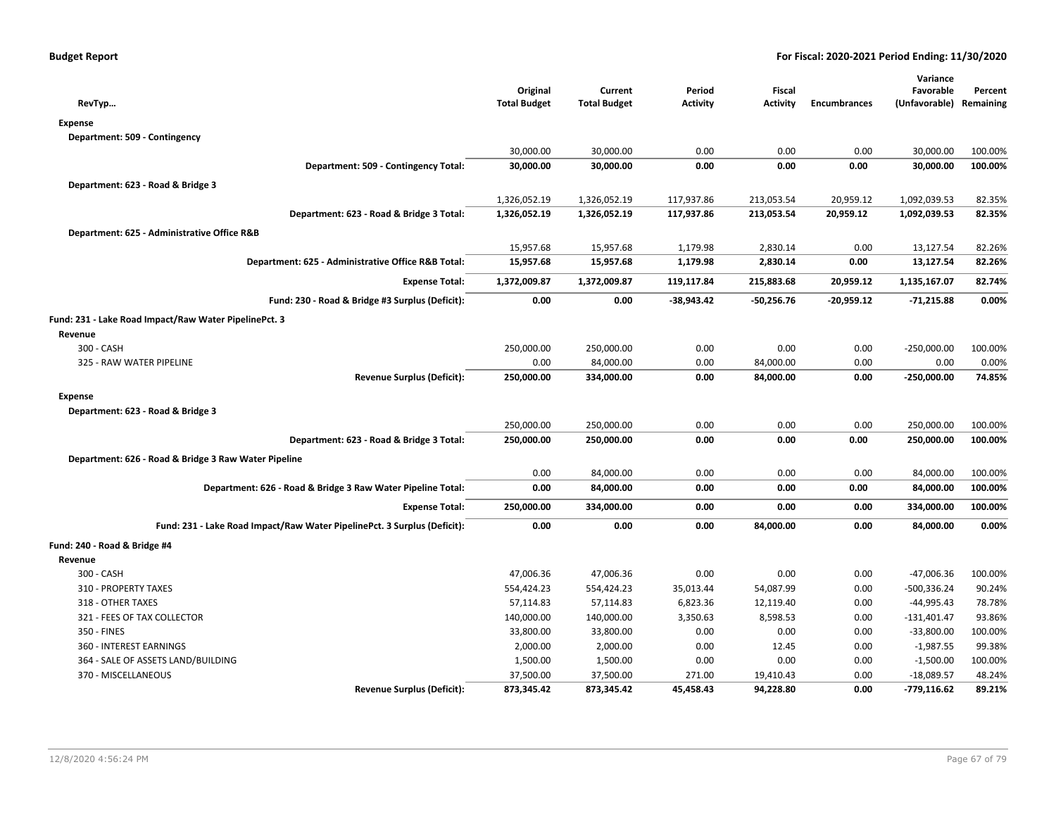**Budget Report** — **For Fiscal: 2020-2021 Period Ending: 11/30/2020**

| RevTyp… | Original Total Budget | Current Total Budget | Period Activity | Fiscal Activity | Encumbrances | Variance Favorable (Unfavorable) | Percent Remaining |
|---|---|---|---|---|---|---|---|
| **Expense** | | | | | | | |
| **Department: 509 - Contingency** | | | | | | | |
| | 30,000.00 | 30,000.00 | 0.00 | 0.00 | 0.00 | 30,000.00 | 100.00% |
| **Department: 509 - Contingency Total:** | **30,000.00** | **30,000.00** | **0.00** | **0.00** | **0.00** | **30,000.00** | **100.00%** |
| **Department: 623 - Road & Bridge 3** | | | | | | | |
| | 1,326,052.19 | 1,326,052.19 | 117,937.86 | 213,053.54 | 20,959.12 | 1,092,039.53 | 82.35% |
| **Department: 623 - Road & Bridge 3 Total:** | **1,326,052.19** | **1,326,052.19** | **117,937.86** | **213,053.54** | **20,959.12** | **1,092,039.53** | **82.35%** |
| **Department: 625 - Administrative Office R&B** | | | | | | | |
| | 15,957.68 | 15,957.68 | 1,179.98 | 2,830.14 | 0.00 | 13,127.54 | 82.26% |
| **Department: 625 - Administrative Office R&B Total:** | **15,957.68** | **15,957.68** | **1,179.98** | **2,830.14** | **0.00** | **13,127.54** | **82.26%** |
| **Expense Total:** | **1,372,009.87** | **1,372,009.87** | **119,117.84** | **215,883.68** | **20,959.12** | **1,135,167.07** | **82.74%** |
| **Fund: 230 - Road & Bridge #3 Surplus (Deficit):** | **0.00** | **0.00** | **-38,943.42** | **-50,256.76** | **-20,959.12** | **-71,215.88** | **0.00%** |
| **Fund: 231 - Lake Road Impact/Raw Water PipelinePct. 3** | | | | | | | |
| **Revenue** | | | | | | | |
| 300 - CASH | 250,000.00 | 250,000.00 | 0.00 | 0.00 | 0.00 | -250,000.00 | 100.00% |
| 325 - RAW WATER PIPELINE | 0.00 | 84,000.00 | 0.00 | 84,000.00 | 0.00 | 0.00 | 0.00% |
| **Revenue Surplus (Deficit):** | **250,000.00** | **334,000.00** | **0.00** | **84,000.00** | **0.00** | **-250,000.00** | **74.85%** |
| **Expense** | | | | | | | |
| **Department: 623 - Road & Bridge 3** | | | | | | | |
| | 250,000.00 | 250,000.00 | 0.00 | 0.00 | 0.00 | 250,000.00 | 100.00% |
| **Department: 623 - Road & Bridge 3 Total:** | **250,000.00** | **250,000.00** | **0.00** | **0.00** | **0.00** | **250,000.00** | **100.00%** |
| **Department: 626 - Road & Bridge 3 Raw Water Pipeline** | | | | | | | |
| | 0.00 | 84,000.00 | 0.00 | 0.00 | 0.00 | 84,000.00 | 100.00% |
| **Department: 626 - Road & Bridge 3 Raw Water Pipeline Total:** | **0.00** | **84,000.00** | **0.00** | **0.00** | **0.00** | **84,000.00** | **100.00%** |
| **Expense Total:** | **250,000.00** | **334,000.00** | **0.00** | **0.00** | **0.00** | **334,000.00** | **100.00%** |
| **Fund: 231 - Lake Road Impact/Raw Water PipelinePct. 3 Surplus (Deficit):** | **0.00** | **0.00** | **0.00** | **84,000.00** | **0.00** | **84,000.00** | **0.00%** |
| **Fund: 240 - Road & Bridge #4** | | | | | | | |
| **Revenue** | | | | | | | |
| 300 - CASH | 47,006.36 | 47,006.36 | 0.00 | 0.00 | 0.00 | -47,006.36 | 100.00% |
| 310 - PROPERTY TAXES | 554,424.23 | 554,424.23 | 35,013.44 | 54,087.99 | 0.00 | -500,336.24 | 90.24% |
| 318 - OTHER TAXES | 57,114.83 | 57,114.83 | 6,823.36 | 12,119.40 | 0.00 | -44,995.43 | 78.78% |
| 321 - FEES OF TAX COLLECTOR | 140,000.00 | 140,000.00 | 3,350.63 | 8,598.53 | 0.00 | -131,401.47 | 93.86% |
| 350 - FINES | 33,800.00 | 33,800.00 | 0.00 | 0.00 | 0.00 | -33,800.00 | 100.00% |
| 360 - INTEREST EARNINGS | 2,000.00 | 2,000.00 | 0.00 | 12.45 | 0.00 | -1,987.55 | 99.38% |
| 364 - SALE OF ASSETS LAND/BUILDING | 1,500.00 | 1,500.00 | 0.00 | 0.00 | 0.00 | -1,500.00 | 100.00% |
| 370 - MISCELLANEOUS | 37,500.00 | 37,500.00 | 271.00 | 19,410.43 | 0.00 | -18,089.57 | 48.24% |
| **Revenue Surplus (Deficit):** | **873,345.42** | **873,345.42** | **45,458.43** | **94,228.80** | **0.00** | **-779,116.62** | **89.21%** |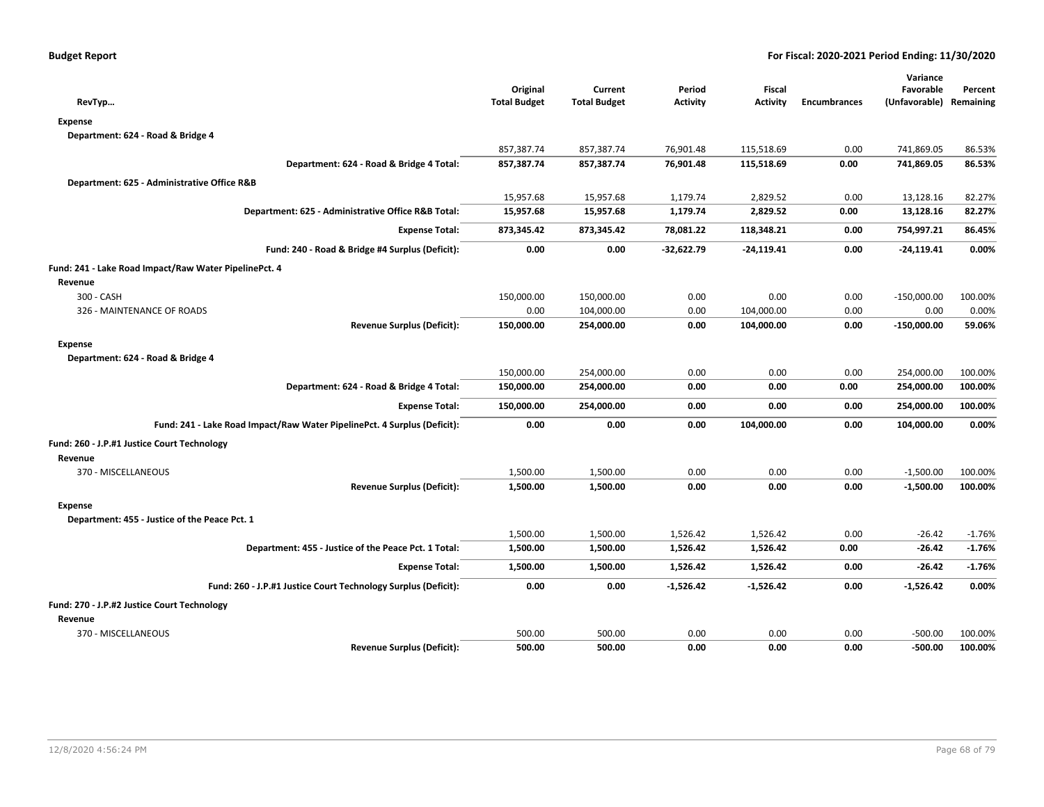**Budget Report** — For Fiscal: 2020-2021 Period Ending: 11/30/2020

| RevTyp… | Original Total Budget | Current Total Budget | Period Activity | Fiscal Activity | Encumbrances | Variance Favorable (Unfavorable) | Percent Remaining |
|---|---|---|---|---|---|---|---|
| **Expense** | | | | | | | |
| **Department: 624 - Road & Bridge 4** | | | | | | | |
| | 857,387.74 | 857,387.74 | 76,901.48 | 115,518.69 | 0.00 | 741,869.05 | 86.53% |
| **Department: 624 - Road & Bridge 4 Total:** | **857,387.74** | **857,387.74** | **76,901.48** | **115,518.69** | **0.00** | **741,869.05** | **86.53%** |
| **Department: 625 - Administrative Office R&B** | | | | | | | |
| | 15,957.68 | 15,957.68 | 1,179.74 | 2,829.52 | 0.00 | 13,128.16 | 82.27% |
| **Department: 625 - Administrative Office R&B Total:** | **15,957.68** | **15,957.68** | **1,179.74** | **2,829.52** | **0.00** | **13,128.16** | **82.27%** |
| **Expense Total:** | **873,345.42** | **873,345.42** | **78,081.22** | **118,348.21** | **0.00** | **754,997.21** | **86.45%** |
| **Fund: 240 - Road & Bridge #4 Surplus (Deficit):** | **0.00** | **0.00** | **-32,622.79** | **-24,119.41** | **0.00** | **-24,119.41** | **0.00%** |
| **Fund: 241 - Lake Road Impact/Raw Water PipelinePct. 4** | | | | | | | |
| **Revenue** | | | | | | | |
| 300 - CASH | 150,000.00 | 150,000.00 | 0.00 | 0.00 | 0.00 | -150,000.00 | 100.00% |
| 326 - MAINTENANCE OF ROADS | 0.00 | 104,000.00 | 0.00 | 104,000.00 | 0.00 | 0.00 | 0.00% |
| **Revenue Surplus (Deficit):** | **150,000.00** | **254,000.00** | **0.00** | **104,000.00** | **0.00** | **-150,000.00** | **59.06%** |
| **Expense** | | | | | | | |
| **Department: 624 - Road & Bridge 4** | | | | | | | |
| | 150,000.00 | 254,000.00 | 0.00 | 0.00 | 0.00 | 254,000.00 | 100.00% |
| **Department: 624 - Road & Bridge 4 Total:** | **150,000.00** | **254,000.00** | **0.00** | **0.00** | **0.00** | **254,000.00** | **100.00%** |
| **Expense Total:** | **150,000.00** | **254,000.00** | **0.00** | **0.00** | **0.00** | **254,000.00** | **100.00%** |
| **Fund: 241 - Lake Road Impact/Raw Water PipelinePct. 4 Surplus (Deficit):** | **0.00** | **0.00** | **0.00** | **104,000.00** | **0.00** | **104,000.00** | **0.00%** |
| **Fund: 260 - J.P.#1 Justice Court Technology** | | | | | | | |
| **Revenue** | | | | | | | |
| 370 - MISCELLANEOUS | 1,500.00 | 1,500.00 | 0.00 | 0.00 | 0.00 | -1,500.00 | 100.00% |
| **Revenue Surplus (Deficit):** | **1,500.00** | **1,500.00** | **0.00** | **0.00** | **0.00** | **-1,500.00** | **100.00%** |
| **Expense** | | | | | | | |
| **Department: 455 - Justice of the Peace Pct. 1** | | | | | | | |
| | 1,500.00 | 1,500.00 | 1,526.42 | 1,526.42 | 0.00 | -26.42 | -1.76% |
| **Department: 455 - Justice of the Peace Pct. 1 Total:** | **1,500.00** | **1,500.00** | **1,526.42** | **1,526.42** | **0.00** | **-26.42** | **-1.76%** |
| **Expense Total:** | **1,500.00** | **1,500.00** | **1,526.42** | **1,526.42** | **0.00** | **-26.42** | **-1.76%** |
| **Fund: 260 - J.P.#1 Justice Court Technology Surplus (Deficit):** | **0.00** | **0.00** | **-1,526.42** | **-1,526.42** | **0.00** | **-1,526.42** | **0.00%** |
| **Fund: 270 - J.P.#2 Justice Court Technology** | | | | | | | |
| **Revenue** | | | | | | | |
| 370 - MISCELLANEOUS | 500.00 | 500.00 | 0.00 | 0.00 | 0.00 | -500.00 | 100.00% |
| **Revenue Surplus (Deficit):** | **500.00** | **500.00** | **0.00** | **0.00** | **0.00** | **-500.00** | **100.00%** |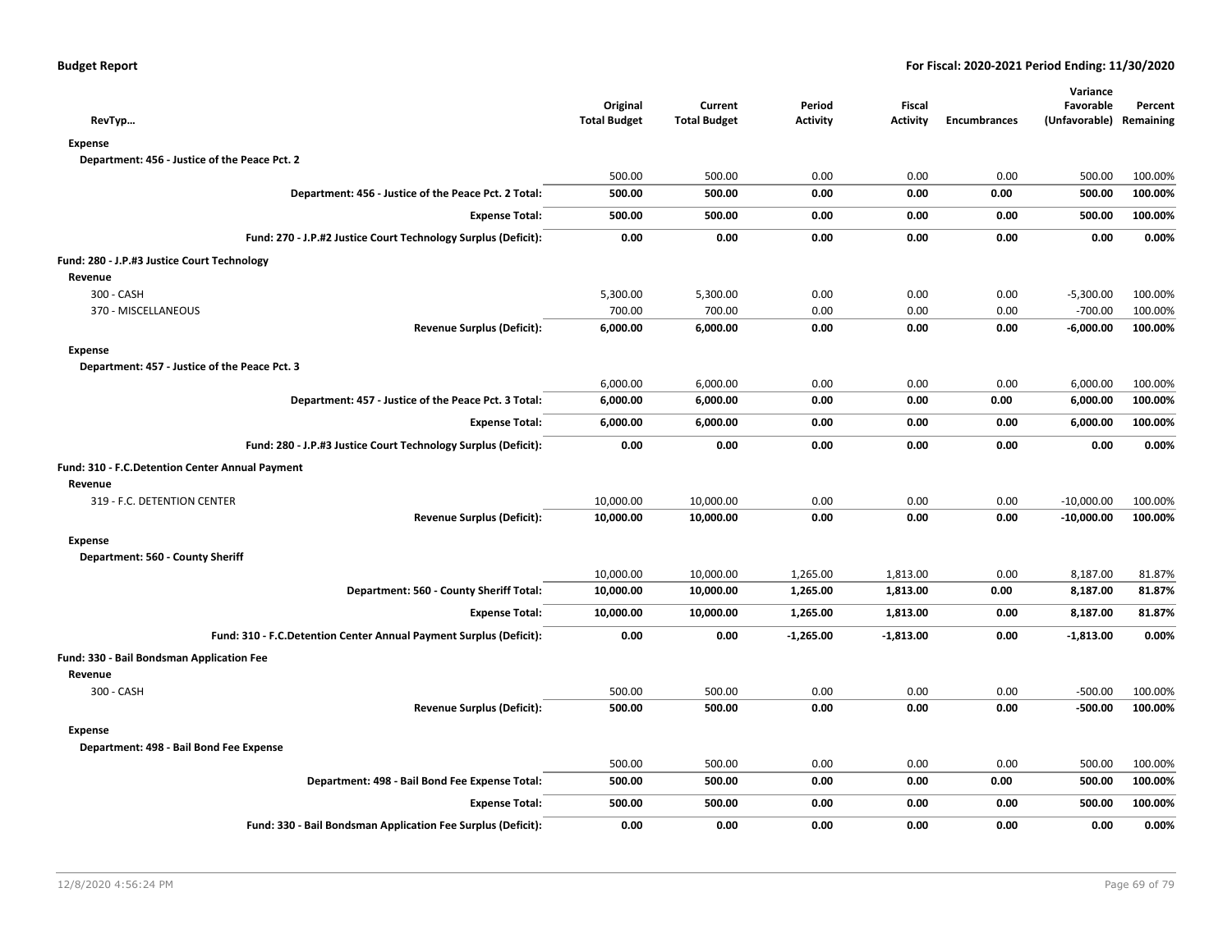**Budget Report** — **For Fiscal: 2020-2021 Period Ending: 11/30/2020**

| RevTyp… | Original Total Budget | Current Total Budget | Period Activity | Fiscal Activity | Encumbrances | Variance Favorable (Unfavorable) | Percent Remaining |
|---|---|---|---|---|---|---|---|
| **Expense** | | | | | | | |
| **Department: 456 - Justice of the Peace Pct. 2** | | | | | | | |
| | 500.00 | 500.00 | 0.00 | 0.00 | 0.00 | 500.00 | 100.00% |
| **Department: 456 - Justice of the Peace Pct. 2 Total:** | **500.00** | **500.00** | **0.00** | **0.00** | **0.00** | **500.00** | **100.00%** |
| **Expense Total:** | **500.00** | **500.00** | **0.00** | **0.00** | **0.00** | **500.00** | **100.00%** |
| **Fund: 270 - J.P.#2 Justice Court Technology Surplus (Deficit):** | **0.00** | **0.00** | **0.00** | **0.00** | **0.00** | **0.00** | **0.00%** |
| **Fund: 280 - J.P.#3 Justice Court Technology** | | | | | | | |
| **Revenue** | | | | | | | |
| 300 - CASH | 5,300.00 | 5,300.00 | 0.00 | 0.00 | 0.00 | -5,300.00 | 100.00% |
| 370 - MISCELLANEOUS | 700.00 | 700.00 | 0.00 | 0.00 | 0.00 | -700.00 | 100.00% |
| **Revenue Surplus (Deficit):** | **6,000.00** | **6,000.00** | **0.00** | **0.00** | **0.00** | **-6,000.00** | **100.00%** |
| **Expense** | | | | | | | |
| **Department: 457 - Justice of the Peace Pct. 3** | | | | | | | |
| | 6,000.00 | 6,000.00 | 0.00 | 0.00 | 0.00 | 6,000.00 | 100.00% |
| **Department: 457 - Justice of the Peace Pct. 3 Total:** | **6,000.00** | **6,000.00** | **0.00** | **0.00** | **0.00** | **6,000.00** | **100.00%** |
| **Expense Total:** | **6,000.00** | **6,000.00** | **0.00** | **0.00** | **0.00** | **6,000.00** | **100.00%** |
| **Fund: 280 - J.P.#3 Justice Court Technology Surplus (Deficit):** | **0.00** | **0.00** | **0.00** | **0.00** | **0.00** | **0.00** | **0.00%** |
| **Fund: 310 - F.C.Detention Center Annual Payment** | | | | | | | |
| **Revenue** | | | | | | | |
| 319 - F.C. DETENTION CENTER | 10,000.00 | 10,000.00 | 0.00 | 0.00 | 0.00 | -10,000.00 | 100.00% |
| **Revenue Surplus (Deficit):** | **10,000.00** | **10,000.00** | **0.00** | **0.00** | **0.00** | **-10,000.00** | **100.00%** |
| **Expense** | | | | | | | |
| **Department: 560 - County Sheriff** | | | | | | | |
| | 10,000.00 | 10,000.00 | 1,265.00 | 1,813.00 | 0.00 | 8,187.00 | 81.87% |
| **Department: 560 - County Sheriff Total:** | **10,000.00** | **10,000.00** | **1,265.00** | **1,813.00** | **0.00** | **8,187.00** | **81.87%** |
| **Expense Total:** | **10,000.00** | **10,000.00** | **1,265.00** | **1,813.00** | **0.00** | **8,187.00** | **81.87%** |
| **Fund: 310 - F.C.Detention Center Annual Payment Surplus (Deficit):** | **0.00** | **0.00** | **-1,265.00** | **-1,813.00** | **0.00** | **-1,813.00** | **0.00%** |
| **Fund: 330 - Bail Bondsman Application Fee** | | | | | | | |
| **Revenue** | | | | | | | |
| 300 - CASH | 500.00 | 500.00 | 0.00 | 0.00 | 0.00 | -500.00 | 100.00% |
| **Revenue Surplus (Deficit):** | **500.00** | **500.00** | **0.00** | **0.00** | **0.00** | **-500.00** | **100.00%** |
| **Expense** | | | | | | | |
| **Department: 498 - Bail Bond Fee Expense** | | | | | | | |
| | 500.00 | 500.00 | 0.00 | 0.00 | 0.00 | 500.00 | 100.00% |
| **Department: 498 - Bail Bond Fee Expense Total:** | **500.00** | **500.00** | **0.00** | **0.00** | **0.00** | **500.00** | **100.00%** |
| **Expense Total:** | **500.00** | **500.00** | **0.00** | **0.00** | **0.00** | **500.00** | **100.00%** |
| **Fund: 330 - Bail Bondsman Application Fee Surplus (Deficit):** | **0.00** | **0.00** | **0.00** | **0.00** | **0.00** | **0.00** | **0.00%** |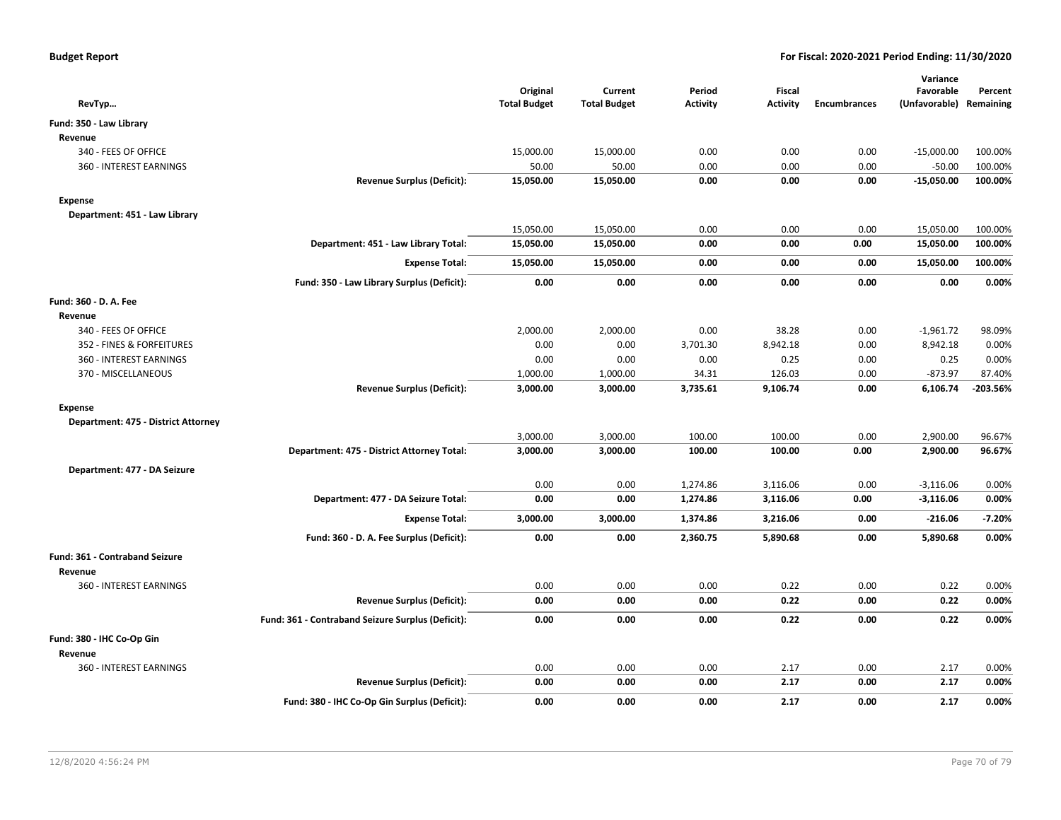**Budget Report** — For Fiscal: 2020-2021 Period Ending: 11/30/2020

| RevTyp… | | Original Total Budget | Current Total Budget | Period Activity | Fiscal Activity | Encumbrances | Variance Favorable (Unfavorable) | Percent Remaining |
|---|---|---|---|---|---|---|---|---|
| **Fund: 350 - Law Library** | | | | | | | | |
| **Revenue** | | | | | | | | |
| 340 - FEES OF OFFICE | | 15,000.00 | 15,000.00 | 0.00 | 0.00 | 0.00 | -15,000.00 | 100.00% |
| 360 - INTEREST EARNINGS | | 50.00 | 50.00 | 0.00 | 0.00 | 0.00 | -50.00 | 100.00% |
| | **Revenue Surplus (Deficit):** | **15,050.00** | **15,050.00** | **0.00** | **0.00** | **0.00** | **-15,050.00** | **100.00%** |
| **Expense** | | | | | | | | |
| **Department: 451 - Law Library** | | | | | | | | |
| | | 15,050.00 | 15,050.00 | 0.00 | 0.00 | 0.00 | 15,050.00 | 100.00% |
| | **Department: 451 - Law Library Total:** | **15,050.00** | **15,050.00** | **0.00** | **0.00** | **0.00** | **15,050.00** | **100.00%** |
| | **Expense Total:** | **15,050.00** | **15,050.00** | **0.00** | **0.00** | **0.00** | **15,050.00** | **100.00%** |
| | **Fund: 350 - Law Library Surplus (Deficit):** | **0.00** | **0.00** | **0.00** | **0.00** | **0.00** | **0.00** | **0.00%** |
| **Fund: 360 - D. A. Fee** | | | | | | | | |
| **Revenue** | | | | | | | | |
| 340 - FEES OF OFFICE | | 2,000.00 | 2,000.00 | 0.00 | 38.28 | 0.00 | -1,961.72 | 98.09% |
| 352 - FINES & FORFEITURES | | 0.00 | 0.00 | 3,701.30 | 8,942.18 | 0.00 | 8,942.18 | 0.00% |
| 360 - INTEREST EARNINGS | | 0.00 | 0.00 | 0.00 | 0.25 | 0.00 | 0.25 | 0.00% |
| 370 - MISCELLANEOUS | | 1,000.00 | 1,000.00 | 34.31 | 126.03 | 0.00 | -873.97 | 87.40% |
| | **Revenue Surplus (Deficit):** | **3,000.00** | **3,000.00** | **3,735.61** | **9,106.74** | **0.00** | **6,106.74** | **-203.56%** |
| **Expense** | | | | | | | | |
| **Department: 475 - District Attorney** | | | | | | | | |
| | | 3,000.00 | 3,000.00 | 100.00 | 100.00 | 0.00 | 2,900.00 | 96.67% |
| | **Department: 475 - District Attorney Total:** | **3,000.00** | **3,000.00** | **100.00** | **100.00** | **0.00** | **2,900.00** | **96.67%** |
| **Department: 477 - DA Seizure** | | | | | | | | |
| | | 0.00 | 0.00 | 1,274.86 | 3,116.06 | 0.00 | -3,116.06 | 0.00% |
| | **Department: 477 - DA Seizure Total:** | **0.00** | **0.00** | **1,274.86** | **3,116.06** | **0.00** | **-3,116.06** | **0.00%** |
| | **Expense Total:** | **3,000.00** | **3,000.00** | **1,374.86** | **3,216.06** | **0.00** | **-216.06** | **-7.20%** |
| | **Fund: 360 - D. A. Fee Surplus (Deficit):** | **0.00** | **0.00** | **2,360.75** | **5,890.68** | **0.00** | **5,890.68** | **0.00%** |
| **Fund: 361 - Contraband Seizure** | | | | | | | | |
| **Revenue** | | | | | | | | |
| 360 - INTEREST EARNINGS | | 0.00 | 0.00 | 0.00 | 0.22 | 0.00 | 0.22 | 0.00% |
| | **Revenue Surplus (Deficit):** | **0.00** | **0.00** | **0.00** | **0.22** | **0.00** | **0.22** | **0.00%** |
| | **Fund: 361 - Contraband Seizure Surplus (Deficit):** | **0.00** | **0.00** | **0.00** | **0.22** | **0.00** | **0.22** | **0.00%** |
| **Fund: 380 - IHC Co-Op Gin** | | | | | | | | |
| **Revenue** | | | | | | | | |
| 360 - INTEREST EARNINGS | | 0.00 | 0.00 | 0.00 | 2.17 | 0.00 | 2.17 | 0.00% |
| | **Revenue Surplus (Deficit):** | **0.00** | **0.00** | **0.00** | **2.17** | **0.00** | **2.17** | **0.00%** |
| | **Fund: 380 - IHC Co-Op Gin Surplus (Deficit):** | **0.00** | **0.00** | **0.00** | **2.17** | **0.00** | **2.17** | **0.00%** |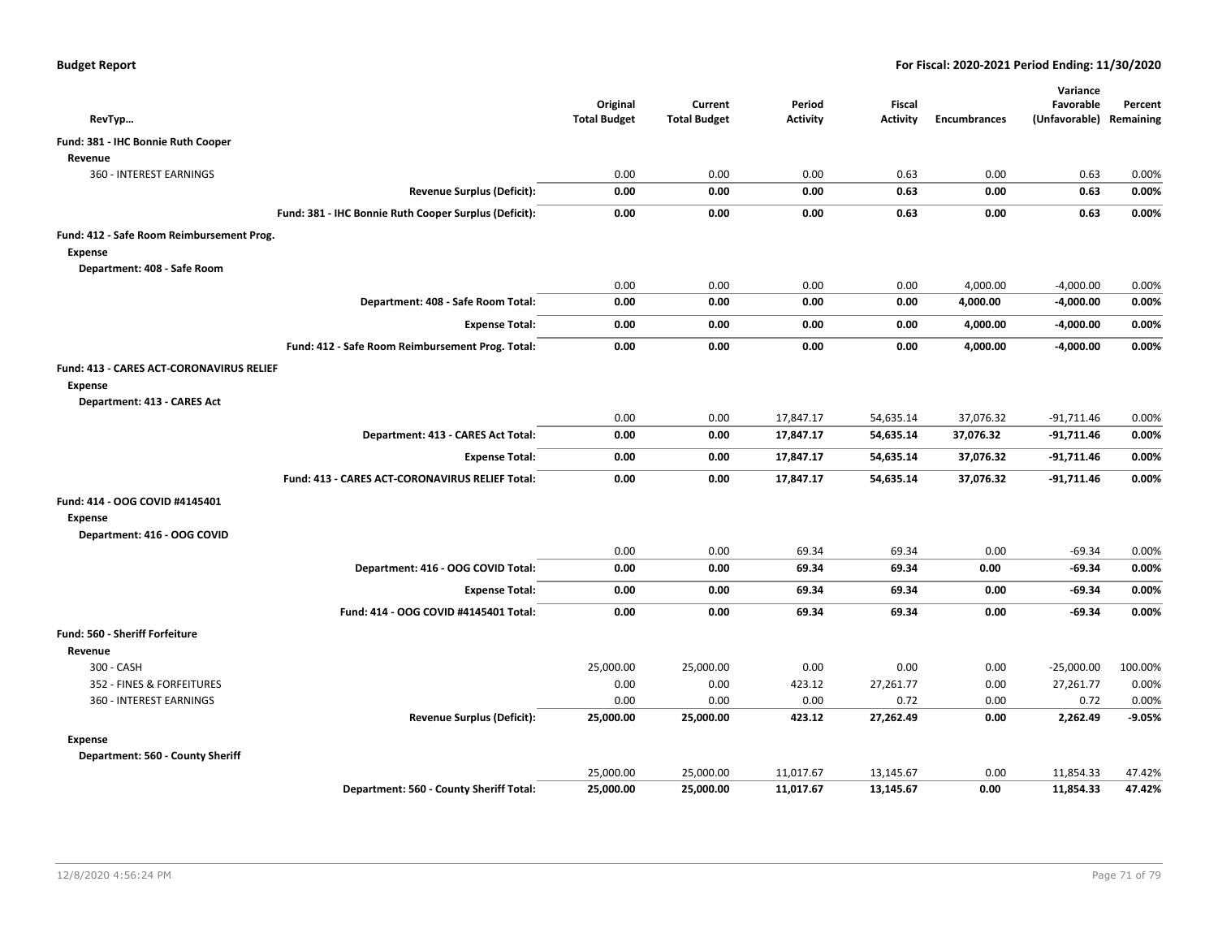**Budget Report** **For Fiscal: 2020-2021 Period Ending: 11/30/2020**

| RevTyp… | | Original Total Budget | Current Total Budget | Period Activity | Fiscal Activity | Encumbrances | Variance Favorable (Unfavorable) | Percent Remaining |
|---|---|---|---|---|---|---|---|---|
| **Fund: 381 - IHC Bonnie Ruth Cooper** | | | | | | | | |
| **Revenue** | | | | | | | | |
| 360 - INTEREST EARNINGS | | 0.00 | 0.00 | 0.00 | 0.63 | 0.00 | 0.63 | 0.00% |
| | **Revenue Surplus (Deficit):** | **0.00** | **0.00** | **0.00** | **0.63** | **0.00** | **0.63** | **0.00%** |
| | **Fund: 381 - IHC Bonnie Ruth Cooper Surplus (Deficit):** | **0.00** | **0.00** | **0.00** | **0.63** | **0.00** | **0.63** | **0.00%** |
| **Fund: 412 - Safe Room Reimbursement Prog.** | | | | | | | | |
| **Expense** | | | | | | | | |
| **Department: 408 - Safe Room** | | | | | | | | |
| | | 0.00 | 0.00 | 0.00 | 0.00 | 4,000.00 | -4,000.00 | 0.00% |
| | **Department: 408 - Safe Room Total:** | **0.00** | **0.00** | **0.00** | **0.00** | **4,000.00** | **-4,000.00** | **0.00%** |
| | **Expense Total:** | **0.00** | **0.00** | **0.00** | **0.00** | **4,000.00** | **-4,000.00** | **0.00%** |
| | **Fund: 412 - Safe Room Reimbursement Prog. Total:** | **0.00** | **0.00** | **0.00** | **0.00** | **4,000.00** | **-4,000.00** | **0.00%** |
| **Fund: 413 - CARES ACT-CORONAVIRUS RELIEF** | | | | | | | | |
| **Expense** | | | | | | | | |
| **Department: 413 - CARES Act** | | | | | | | | |
| | | 0.00 | 0.00 | 17,847.17 | 54,635.14 | 37,076.32 | -91,711.46 | 0.00% |
| | **Department: 413 - CARES Act Total:** | **0.00** | **0.00** | **17,847.17** | **54,635.14** | **37,076.32** | **-91,711.46** | **0.00%** |
| | **Expense Total:** | **0.00** | **0.00** | **17,847.17** | **54,635.14** | **37,076.32** | **-91,711.46** | **0.00%** |
| | **Fund: 413 - CARES ACT-CORONAVIRUS RELIEF Total:** | **0.00** | **0.00** | **17,847.17** | **54,635.14** | **37,076.32** | **-91,711.46** | **0.00%** |
| **Fund: 414 - OOG COVID #4145401** | | | | | | | | |
| **Expense** | | | | | | | | |
| **Department: 416 - OOG COVID** | | | | | | | | |
| | | 0.00 | 0.00 | 69.34 | 69.34 | 0.00 | -69.34 | 0.00% |
| | **Department: 416 - OOG COVID Total:** | **0.00** | **0.00** | **69.34** | **69.34** | **0.00** | **-69.34** | **0.00%** |
| | **Expense Total:** | **0.00** | **0.00** | **69.34** | **69.34** | **0.00** | **-69.34** | **0.00%** |
| | **Fund: 414 - OOG COVID #4145401 Total:** | **0.00** | **0.00** | **69.34** | **69.34** | **0.00** | **-69.34** | **0.00%** |
| **Fund: 560 - Sheriff Forfeiture** | | | | | | | | |
| **Revenue** | | | | | | | | |
| 300 - CASH | | 25,000.00 | 25,000.00 | 0.00 | 0.00 | 0.00 | -25,000.00 | 100.00% |
| 352 - FINES & FORFEITURES | | 0.00 | 0.00 | 423.12 | 27,261.77 | 0.00 | 27,261.77 | 0.00% |
| 360 - INTEREST EARNINGS | | 0.00 | 0.00 | 0.00 | 0.72 | 0.00 | 0.72 | 0.00% |
| | **Revenue Surplus (Deficit):** | **25,000.00** | **25,000.00** | **423.12** | **27,262.49** | **0.00** | **2,262.49** | **-9.05%** |
| **Expense** | | | | | | | | |
| **Department: 560 - County Sheriff** | | | | | | | | |
| | | 25,000.00 | 25,000.00 | 11,017.67 | 13,145.67 | 0.00 | 11,854.33 | 47.42% |
| | **Department: 560 - County Sheriff Total:** | **25,000.00** | **25,000.00** | **11,017.67** | **13,145.67** | **0.00** | **11,854.33** | **47.42%** |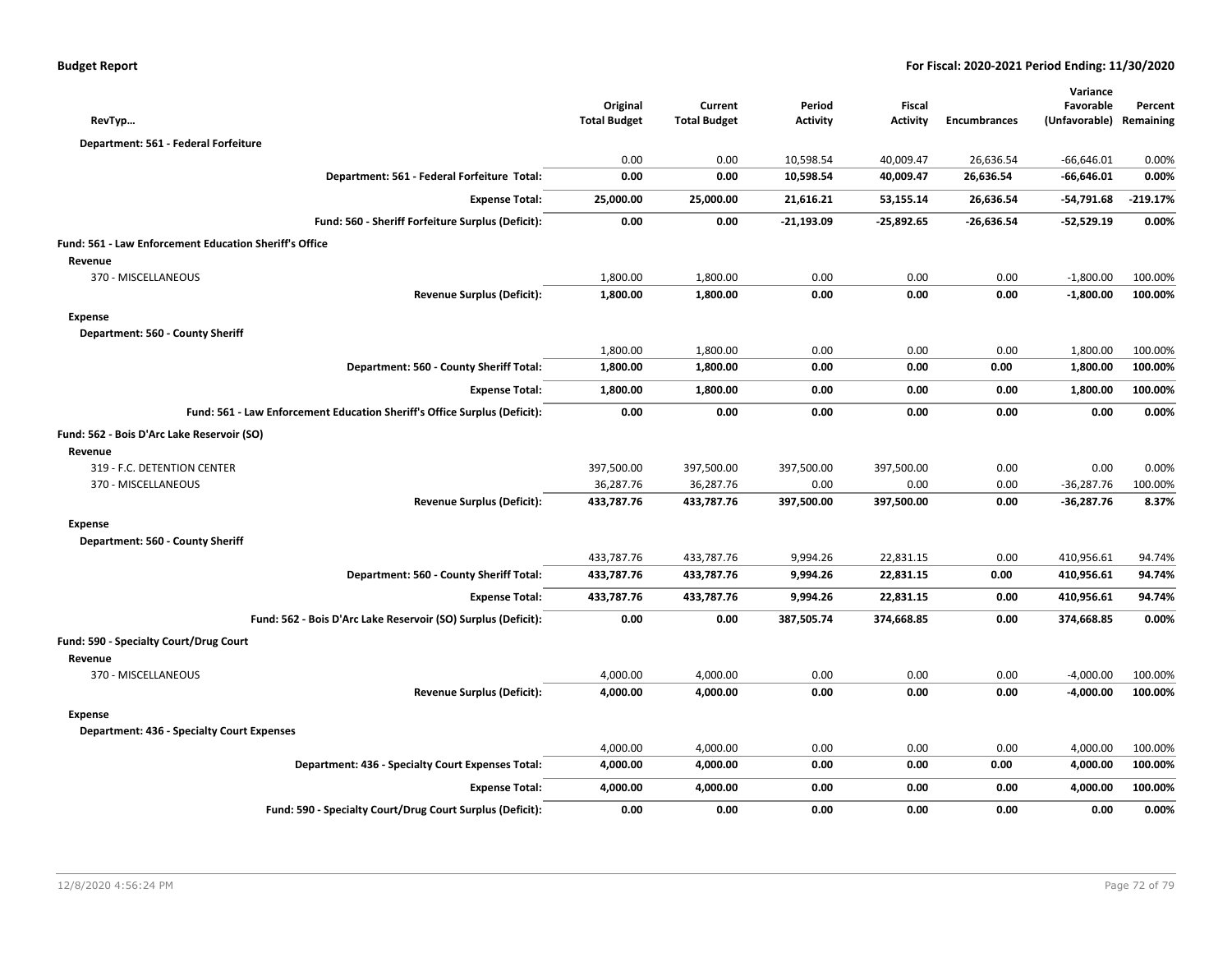**Budget Report** — For Fiscal: 2020-2021 Period Ending: 11/30/2020

| RevTyp… | Original Total Budget | Current Total Budget | Period Activity | Fiscal Activity | Encumbrances | Variance Favorable (Unfavorable) | Percent Remaining |
|---|---|---|---|---|---|---|---|
| **Department: 561 - Federal Forfeiture** | | | | | | | |
| | 0.00 | 0.00 | 10,598.54 | 40,009.47 | 26,636.54 | -66,646.01 | 0.00% |
| **Department: 561 - Federal Forfeiture Total:** | **0.00** | **0.00** | **10,598.54** | **40,009.47** | **26,636.54** | **-66,646.01** | **0.00%** |
| **Expense Total:** | **25,000.00** | **25,000.00** | **21,616.21** | **53,155.14** | **26,636.54** | **-54,791.68** | **-219.17%** |
| **Fund: 560 - Sheriff Forfeiture Surplus (Deficit):** | **0.00** | **0.00** | **-21,193.09** | **-25,892.65** | **-26,636.54** | **-52,529.19** | **0.00%** |
| **Fund: 561 - Law Enforcement Education Sheriff's Office** | | | | | | | |
| **Revenue** | | | | | | | |
| 370 - MISCELLANEOUS | 1,800.00 | 1,800.00 | 0.00 | 0.00 | 0.00 | -1,800.00 | 100.00% |
| **Revenue Surplus (Deficit):** | **1,800.00** | **1,800.00** | **0.00** | **0.00** | **0.00** | **-1,800.00** | **100.00%** |
| **Expense** | | | | | | | |
| **Department: 560 - County Sheriff** | | | | | | | |
| | 1,800.00 | 1,800.00 | 0.00 | 0.00 | 0.00 | 1,800.00 | 100.00% |
| **Department: 560 - County Sheriff Total:** | **1,800.00** | **1,800.00** | **0.00** | **0.00** | **0.00** | **1,800.00** | **100.00%** |
| **Expense Total:** | **1,800.00** | **1,800.00** | **0.00** | **0.00** | **0.00** | **1,800.00** | **100.00%** |
| **Fund: 561 - Law Enforcement Education Sheriff's Office Surplus (Deficit):** | **0.00** | **0.00** | **0.00** | **0.00** | **0.00** | **0.00** | **0.00%** |
| **Fund: 562 - Bois D'Arc Lake Reservoir (SO)** | | | | | | | |
| **Revenue** | | | | | | | |
| 319 - F.C. DETENTION CENTER | 397,500.00 | 397,500.00 | 397,500.00 | 397,500.00 | 0.00 | 0.00 | 0.00% |
| 370 - MISCELLANEOUS | 36,287.76 | 36,287.76 | 0.00 | 0.00 | 0.00 | -36,287.76 | 100.00% |
| **Revenue Surplus (Deficit):** | **433,787.76** | **433,787.76** | **397,500.00** | **397,500.00** | **0.00** | **-36,287.76** | **8.37%** |
| **Expense** | | | | | | | |
| **Department: 560 - County Sheriff** | | | | | | | |
| | 433,787.76 | 433,787.76 | 9,994.26 | 22,831.15 | 0.00 | 410,956.61 | 94.74% |
| **Department: 560 - County Sheriff Total:** | **433,787.76** | **433,787.76** | **9,994.26** | **22,831.15** | **0.00** | **410,956.61** | **94.74%** |
| **Expense Total:** | **433,787.76** | **433,787.76** | **9,994.26** | **22,831.15** | **0.00** | **410,956.61** | **94.74%** |
| **Fund: 562 - Bois D'Arc Lake Reservoir (SO) Surplus (Deficit):** | **0.00** | **0.00** | **387,505.74** | **374,668.85** | **0.00** | **374,668.85** | **0.00%** |
| **Fund: 590 - Specialty Court/Drug Court** | | | | | | | |
| **Revenue** | | | | | | | |
| 370 - MISCELLANEOUS | 4,000.00 | 4,000.00 | 0.00 | 0.00 | 0.00 | -4,000.00 | 100.00% |
| **Revenue Surplus (Deficit):** | **4,000.00** | **4,000.00** | **0.00** | **0.00** | **0.00** | **-4,000.00** | **100.00%** |
| **Expense** | | | | | | | |
| **Department: 436 - Specialty Court Expenses** | | | | | | | |
| | 4,000.00 | 4,000.00 | 0.00 | 0.00 | 0.00 | 4,000.00 | 100.00% |
| **Department: 436 - Specialty Court Expenses Total:** | **4,000.00** | **4,000.00** | **0.00** | **0.00** | **0.00** | **4,000.00** | **100.00%** |
| **Expense Total:** | **4,000.00** | **4,000.00** | **0.00** | **0.00** | **0.00** | **4,000.00** | **100.00%** |
| **Fund: 590 - Specialty Court/Drug Court Surplus (Deficit):** | **0.00** | **0.00** | **0.00** | **0.00** | **0.00** | **0.00** | **0.00%** |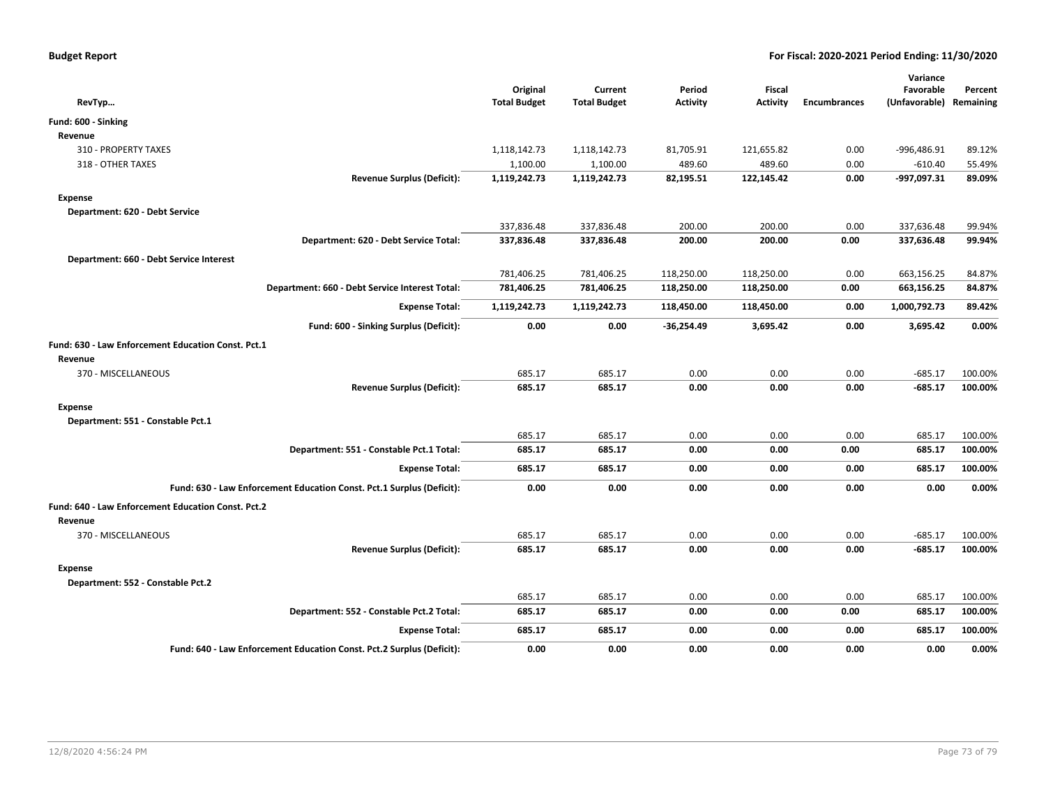**Budget Report** — For Fiscal: 2020-2021 Period Ending: 11/30/2020

| RevTyp… | Original Total Budget | Current Total Budget | Period Activity | Fiscal Activity | Encumbrances | Variance Favorable (Unfavorable) | Percent Remaining |
|---|---|---|---|---|---|---|---|
| **Fund: 600 - Sinking** | | | | | | | |
| **Revenue** | | | | | | | |
| 310 - PROPERTY TAXES | 1,118,142.73 | 1,118,142.73 | 81,705.91 | 121,655.82 | 0.00 | -996,486.91 | 89.12% |
| 318 - OTHER TAXES | 1,100.00 | 1,100.00 | 489.60 | 489.60 | 0.00 | -610.40 | 55.49% |
| **Revenue Surplus (Deficit):** | **1,119,242.73** | **1,119,242.73** | **82,195.51** | **122,145.42** | **0.00** | **-997,097.31** | **89.09%** |
| **Expense** | | | | | | | |
| **Department: 620 - Debt Service** | | | | | | | |
| | 337,836.48 | 337,836.48 | 200.00 | 200.00 | 0.00 | 337,636.48 | 99.94% |
| **Department: 620 - Debt Service Total:** | **337,836.48** | **337,836.48** | **200.00** | **200.00** | **0.00** | **337,636.48** | **99.94%** |
| **Department: 660 - Debt Service Interest** | | | | | | | |
| | 781,406.25 | 781,406.25 | 118,250.00 | 118,250.00 | 0.00 | 663,156.25 | 84.87% |
| **Department: 660 - Debt Service Interest Total:** | **781,406.25** | **781,406.25** | **118,250.00** | **118,250.00** | **0.00** | **663,156.25** | **84.87%** |
| **Expense Total:** | **1,119,242.73** | **1,119,242.73** | **118,450.00** | **118,450.00** | **0.00** | **1,000,792.73** | **89.42%** |
| **Fund: 600 - Sinking Surplus (Deficit):** | **0.00** | **0.00** | **-36,254.49** | **3,695.42** | **0.00** | **3,695.42** | **0.00%** |
| **Fund: 630 - Law Enforcement Education Const. Pct.1** | | | | | | | |
| **Revenue** | | | | | | | |
| 370 - MISCELLANEOUS | 685.17 | 685.17 | 0.00 | 0.00 | 0.00 | -685.17 | 100.00% |
| **Revenue Surplus (Deficit):** | **685.17** | **685.17** | **0.00** | **0.00** | **0.00** | **-685.17** | **100.00%** |
| **Expense** | | | | | | | |
| **Department: 551 - Constable Pct.1** | | | | | | | |
| | 685.17 | 685.17 | 0.00 | 0.00 | 0.00 | 685.17 | 100.00% |
| **Department: 551 - Constable Pct.1 Total:** | **685.17** | **685.17** | **0.00** | **0.00** | **0.00** | **685.17** | **100.00%** |
| **Expense Total:** | **685.17** | **685.17** | **0.00** | **0.00** | **0.00** | **685.17** | **100.00%** |
| **Fund: 630 - Law Enforcement Education Const. Pct.1 Surplus (Deficit):** | **0.00** | **0.00** | **0.00** | **0.00** | **0.00** | **0.00** | **0.00%** |
| **Fund: 640 - Law Enforcement Education Const. Pct.2** | | | | | | | |
| **Revenue** | | | | | | | |
| 370 - MISCELLANEOUS | 685.17 | 685.17 | 0.00 | 0.00 | 0.00 | -685.17 | 100.00% |
| **Revenue Surplus (Deficit):** | **685.17** | **685.17** | **0.00** | **0.00** | **0.00** | **-685.17** | **100.00%** |
| **Expense** | | | | | | | |
| **Department: 552 - Constable Pct.2** | | | | | | | |
| | 685.17 | 685.17 | 0.00 | 0.00 | 0.00 | 685.17 | 100.00% |
| **Department: 552 - Constable Pct.2 Total:** | **685.17** | **685.17** | **0.00** | **0.00** | **0.00** | **685.17** | **100.00%** |
| **Expense Total:** | **685.17** | **685.17** | **0.00** | **0.00** | **0.00** | **685.17** | **100.00%** |
| **Fund: 640 - Law Enforcement Education Const. Pct.2 Surplus (Deficit):** | **0.00** | **0.00** | **0.00** | **0.00** | **0.00** | **0.00** | **0.00%** |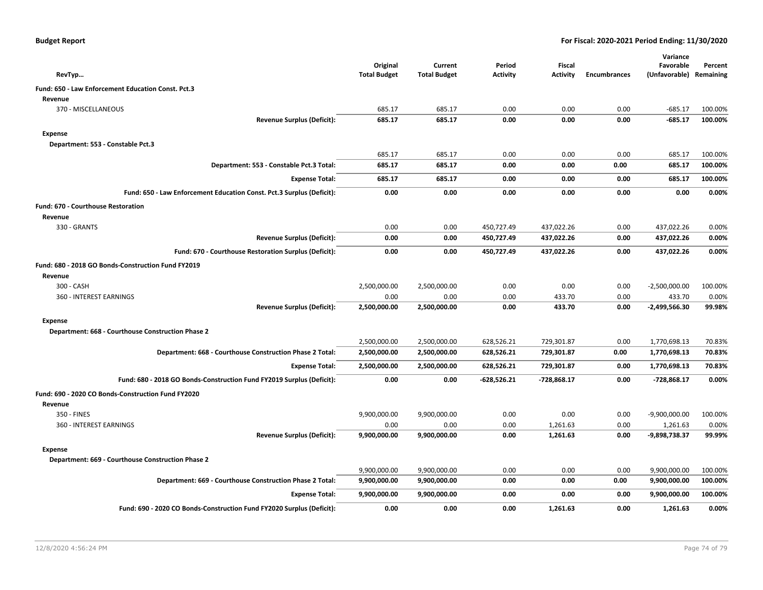| RevTyp... | Original Total Budget | Current Total Budget | Period Activity | Fiscal Activity | Encumbrances | Variance Favorable (Unfavorable) | Percent Remaining |
|---|---|---|---|---|---|---|---|
| **Fund: 650 - Law Enforcement Education Const. Pct.3** | | | | | | | |
| **Revenue** | | | | | | | |
| 370 - MISCELLANEOUS | 685.17 | 685.17 | 0.00 | 0.00 | 0.00 | -685.17 | 100.00% |
| **Revenue Surplus (Deficit):** | **685.17** | **685.17** | **0.00** | **0.00** | **0.00** | **-685.17** | **100.00%** |
| **Expense** | | | | | | | |
| **Department: 553 - Constable Pct.3** | | | | | | | |
| | 685.17 | 685.17 | 0.00 | 0.00 | 0.00 | 685.17 | 100.00% |
| **Department: 553 - Constable Pct.3 Total:** | **685.17** | **685.17** | **0.00** | **0.00** | **0.00** | **685.17** | **100.00%** |
| **Expense Total:** | **685.17** | **685.17** | **0.00** | **0.00** | **0.00** | **685.17** | **100.00%** |
| **Fund: 650 - Law Enforcement Education Const. Pct.3 Surplus (Deficit):** | **0.00** | **0.00** | **0.00** | **0.00** | **0.00** | **0.00** | **0.00%** |
| **Fund: 670 - Courthouse Restoration** | | | | | | | |
| **Revenue** | | | | | | | |
| 330 - GRANTS | 0.00 | 0.00 | 450,727.49 | 437,022.26 | 0.00 | 437,022.26 | 0.00% |
| **Revenue Surplus (Deficit):** | **0.00** | **0.00** | **450,727.49** | **437,022.26** | **0.00** | **437,022.26** | **0.00%** |
| **Fund: 670 - Courthouse Restoration Surplus (Deficit):** | **0.00** | **0.00** | **450,727.49** | **437,022.26** | **0.00** | **437,022.26** | **0.00%** |
| **Fund: 680 - 2018 GO Bonds-Construction Fund FY2019** | | | | | | | |
| **Revenue** | | | | | | | |
| 300 - CASH | 2,500,000.00 | 2,500,000.00 | 0.00 | 0.00 | 0.00 | -2,500,000.00 | 100.00% |
| 360 - INTEREST EARNINGS | 0.00 | 0.00 | 0.00 | 433.70 | 0.00 | 433.70 | 0.00% |
| **Revenue Surplus (Deficit):** | **2,500,000.00** | **2,500,000.00** | **0.00** | **433.70** | **0.00** | **-2,499,566.30** | **99.98%** |
| **Expense** | | | | | | | |
| **Department: 668 - Courthouse Construction Phase 2** | | | | | | | |
| | 2,500,000.00 | 2,500,000.00 | 628,526.21 | 729,301.87 | 0.00 | 1,770,698.13 | 70.83% |
| **Department: 668 - Courthouse Construction Phase 2 Total:** | **2,500,000.00** | **2,500,000.00** | **628,526.21** | **729,301.87** | **0.00** | **1,770,698.13** | **70.83%** |
| **Expense Total:** | **2,500,000.00** | **2,500,000.00** | **628,526.21** | **729,301.87** | **0.00** | **1,770,698.13** | **70.83%** |
| **Fund: 680 - 2018 GO Bonds-Construction Fund FY2019 Surplus (Deficit):** | **0.00** | **0.00** | **-628,526.21** | **-728,868.17** | **0.00** | **-728,868.17** | **0.00%** |
| **Fund: 690 - 2020 CO Bonds-Construction Fund FY2020** | | | | | | | |
| **Revenue** | | | | | | | |
| 350 - FINES | 9,900,000.00 | 9,900,000.00 | 0.00 | 0.00 | 0.00 | -9,900,000.00 | 100.00% |
| 360 - INTEREST EARNINGS | 0.00 | 0.00 | 0.00 | 1,261.63 | 0.00 | 1,261.63 | 0.00% |
| **Revenue Surplus (Deficit):** | **9,900,000.00** | **9,900,000.00** | **0.00** | **1,261.63** | **0.00** | **-9,898,738.37** | **99.99%** |
| **Expense** | | | | | | | |
| **Department: 669 - Courthouse Construction Phase 2** | | | | | | | |
| | 9,900,000.00 | 9,900,000.00 | 0.00 | 0.00 | 0.00 | 9,900,000.00 | 100.00% |
| **Department: 669 - Courthouse Construction Phase 2 Total:** | **9,900,000.00** | **9,900,000.00** | **0.00** | **0.00** | **0.00** | **9,900,000.00** | **100.00%** |
| **Expense Total:** | **9,900,000.00** | **9,900,000.00** | **0.00** | **0.00** | **0.00** | **9,900,000.00** | **100.00%** |
| **Fund: 690 - 2020 CO Bonds-Construction Fund FY2020 Surplus (Deficit):** | **0.00** | **0.00** | **0.00** | **1,261.63** | **0.00** | **1,261.63** | **0.00%** |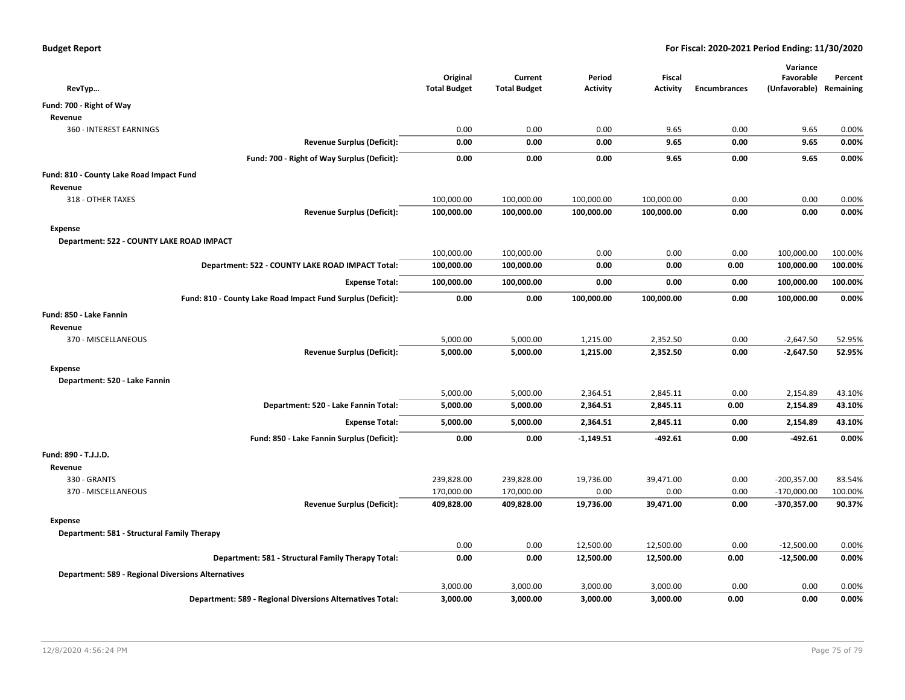**Budget Report** — For Fiscal: 2020-2021 Period Ending: 11/30/2020

| RevTyp… | Original Total Budget | Current Total Budget | Period Activity | Fiscal Activity | Encumbrances | Variance Favorable (Unfavorable) | Percent Remaining |
|---|---|---|---|---|---|---|---|
| **Fund: 700 - Right of Way** | | | | | | | |
| **Revenue** | | | | | | | |
| 360 - INTEREST EARNINGS | 0.00 | 0.00 | 0.00 | 9.65 | 0.00 | 9.65 | 0.00% |
| **Revenue Surplus (Deficit):** | **0.00** | **0.00** | **0.00** | **9.65** | **0.00** | **9.65** | **0.00%** |
| **Fund: 700 - Right of Way Surplus (Deficit):** | **0.00** | **0.00** | **0.00** | **9.65** | **0.00** | **9.65** | **0.00%** |
| **Fund: 810 - County Lake Road Impact Fund** | | | | | | | |
| **Revenue** | | | | | | | |
| 318 - OTHER TAXES | 100,000.00 | 100,000.00 | 100,000.00 | 100,000.00 | 0.00 | 0.00 | 0.00% |
| **Revenue Surplus (Deficit):** | **100,000.00** | **100,000.00** | **100,000.00** | **100,000.00** | **0.00** | **0.00** | **0.00%** |
| **Expense** | | | | | | | |
| **Department: 522 - COUNTY LAKE ROAD IMPACT** | | | | | | | |
| | 100,000.00 | 100,000.00 | 0.00 | 0.00 | 0.00 | 100,000.00 | 100.00% |
| **Department: 522 - COUNTY LAKE ROAD IMPACT Total:** | **100,000.00** | **100,000.00** | **0.00** | **0.00** | **0.00** | **100,000.00** | **100.00%** |
| **Expense Total:** | **100,000.00** | **100,000.00** | **0.00** | **0.00** | **0.00** | **100,000.00** | **100.00%** |
| **Fund: 810 - County Lake Road Impact Fund Surplus (Deficit):** | **0.00** | **0.00** | **100,000.00** | **100,000.00** | **0.00** | **100,000.00** | **0.00%** |
| **Fund: 850 - Lake Fannin** | | | | | | | |
| **Revenue** | | | | | | | |
| 370 - MISCELLANEOUS | 5,000.00 | 5,000.00 | 1,215.00 | 2,352.50 | 0.00 | -2,647.50 | 52.95% |
| **Revenue Surplus (Deficit):** | **5,000.00** | **5,000.00** | **1,215.00** | **2,352.50** | **0.00** | **-2,647.50** | **52.95%** |
| **Expense** | | | | | | | |
| **Department: 520 - Lake Fannin** | | | | | | | |
| | 5,000.00 | 5,000.00 | 2,364.51 | 2,845.11 | 0.00 | 2,154.89 | 43.10% |
| **Department: 520 - Lake Fannin Total:** | **5,000.00** | **5,000.00** | **2,364.51** | **2,845.11** | **0.00** | **2,154.89** | **43.10%** |
| **Expense Total:** | **5,000.00** | **5,000.00** | **2,364.51** | **2,845.11** | **0.00** | **2,154.89** | **43.10%** |
| **Fund: 850 - Lake Fannin Surplus (Deficit):** | **0.00** | **0.00** | **-1,149.51** | **-492.61** | **0.00** | **-492.61** | **0.00%** |
| **Fund: 890 - T.J.J.D.** | | | | | | | |
| **Revenue** | | | | | | | |
| 330 - GRANTS | 239,828.00 | 239,828.00 | 19,736.00 | 39,471.00 | 0.00 | -200,357.00 | 83.54% |
| 370 - MISCELLANEOUS | 170,000.00 | 170,000.00 | 0.00 | 0.00 | 0.00 | -170,000.00 | 100.00% |
| **Revenue Surplus (Deficit):** | **409,828.00** | **409,828.00** | **19,736.00** | **39,471.00** | **0.00** | **-370,357.00** | **90.37%** |
| **Expense** | | | | | | | |
| **Department: 581 - Structural Family Therapy** | | | | | | | |
| | 0.00 | 0.00 | 12,500.00 | 12,500.00 | 0.00 | -12,500.00 | 0.00% |
| **Department: 581 - Structural Family Therapy Total:** | **0.00** | **0.00** | **12,500.00** | **12,500.00** | **0.00** | **-12,500.00** | **0.00%** |
| **Department: 589 - Regional Diversions Alternatives** | | | | | | | |
| | 3,000.00 | 3,000.00 | 3,000.00 | 3,000.00 | 0.00 | 0.00 | 0.00% |
| **Department: 589 - Regional Diversions Alternatives Total:** | **3,000.00** | **3,000.00** | **3,000.00** | **3,000.00** | **0.00** | **0.00** | **0.00%** |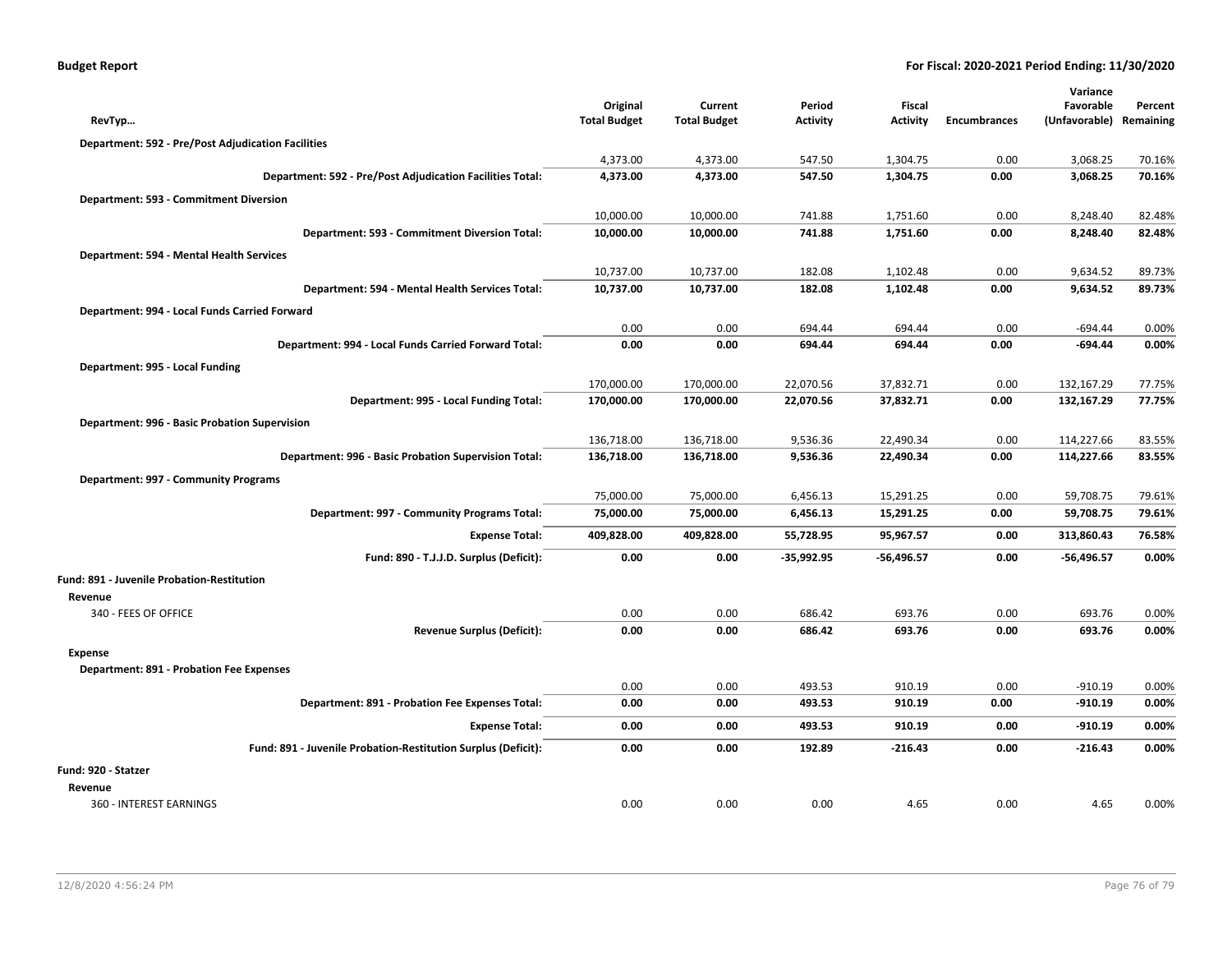| RevTyp… | Original Total Budget | Current Total Budget | Period Activity | Fiscal Activity | Encumbrances | Variance Favorable (Unfavorable) | Percent Remaining |
|---|---|---|---|---|---|---|---|
| **Department: 592 - Pre/Post Adjudication Facilities** | | | | | | | |
| | 4,373.00 | 4,373.00 | 547.50 | 1,304.75 | 0.00 | 3,068.25 | 70.16% |
| **Department: 592 - Pre/Post Adjudication Facilities Total:** | **4,373.00** | **4,373.00** | **547.50** | **1,304.75** | **0.00** | **3,068.25** | **70.16%** |
| **Department: 593 - Commitment Diversion** | | | | | | | |
| | 10,000.00 | 10,000.00 | 741.88 | 1,751.60 | 0.00 | 8,248.40 | 82.48% |
| **Department: 593 - Commitment Diversion Total:** | **10,000.00** | **10,000.00** | **741.88** | **1,751.60** | **0.00** | **8,248.40** | **82.48%** |
| **Department: 594 - Mental Health Services** | | | | | | | |
| | 10,737.00 | 10,737.00 | 182.08 | 1,102.48 | 0.00 | 9,634.52 | 89.73% |
| **Department: 594 - Mental Health Services Total:** | **10,737.00** | **10,737.00** | **182.08** | **1,102.48** | **0.00** | **9,634.52** | **89.73%** |
| **Department: 994 - Local Funds Carried Forward** | | | | | | | |
| | 0.00 | 0.00 | 694.44 | 694.44 | 0.00 | -694.44 | 0.00% |
| **Department: 994 - Local Funds Carried Forward Total:** | **0.00** | **0.00** | **694.44** | **694.44** | **0.00** | **-694.44** | **0.00%** |
| **Department: 995 - Local Funding** | | | | | | | |
| | 170,000.00 | 170,000.00 | 22,070.56 | 37,832.71 | 0.00 | 132,167.29 | 77.75% |
| **Department: 995 - Local Funding Total:** | **170,000.00** | **170,000.00** | **22,070.56** | **37,832.71** | **0.00** | **132,167.29** | **77.75%** |
| **Department: 996 - Basic Probation Supervision** | | | | | | | |
| | 136,718.00 | 136,718.00 | 9,536.36 | 22,490.34 | 0.00 | 114,227.66 | 83.55% |
| **Department: 996 - Basic Probation Supervision Total:** | **136,718.00** | **136,718.00** | **9,536.36** | **22,490.34** | **0.00** | **114,227.66** | **83.55%** |
| **Department: 997 - Community Programs** | | | | | | | |
| | 75,000.00 | 75,000.00 | 6,456.13 | 15,291.25 | 0.00 | 59,708.75 | 79.61% |
| **Department: 997 - Community Programs Total:** | **75,000.00** | **75,000.00** | **6,456.13** | **15,291.25** | **0.00** | **59,708.75** | **79.61%** |
| **Expense Total:** | **409,828.00** | **409,828.00** | **55,728.95** | **95,967.57** | **0.00** | **313,860.43** | **76.58%** |
| **Fund: 890 - T.J.J.D. Surplus (Deficit):** | **0.00** | **0.00** | **-35,992.95** | **-56,496.57** | **0.00** | **-56,496.57** | **0.00%** |
| **Fund: 891 - Juvenile Probation-Restitution** | | | | | | | |
| **Revenue** | | | | | | | |
| 340 - FEES OF OFFICE | 0.00 | 0.00 | 686.42 | 693.76 | 0.00 | 693.76 | 0.00% |
| **Revenue Surplus (Deficit):** | **0.00** | **0.00** | **686.42** | **693.76** | **0.00** | **693.76** | **0.00%** |
| **Expense** | | | | | | | |
| **Department: 891 - Probation Fee Expenses** | | | | | | | |
| | 0.00 | 0.00 | 493.53 | 910.19 | 0.00 | -910.19 | 0.00% |
| **Department: 891 - Probation Fee Expenses Total:** | **0.00** | **0.00** | **493.53** | **910.19** | **0.00** | **-910.19** | **0.00%** |
| **Expense Total:** | **0.00** | **0.00** | **493.53** | **910.19** | **0.00** | **-910.19** | **0.00%** |
| **Fund: 891 - Juvenile Probation-Restitution Surplus (Deficit):** | **0.00** | **0.00** | **192.89** | **-216.43** | **0.00** | **-216.43** | **0.00%** |
| **Fund: 920 - Statzer** | | | | | | | |
| **Revenue** | | | | | | | |
| 360 - INTEREST EARNINGS | 0.00 | 0.00 | 0.00 | 4.65 | 0.00 | 4.65 | 0.00% |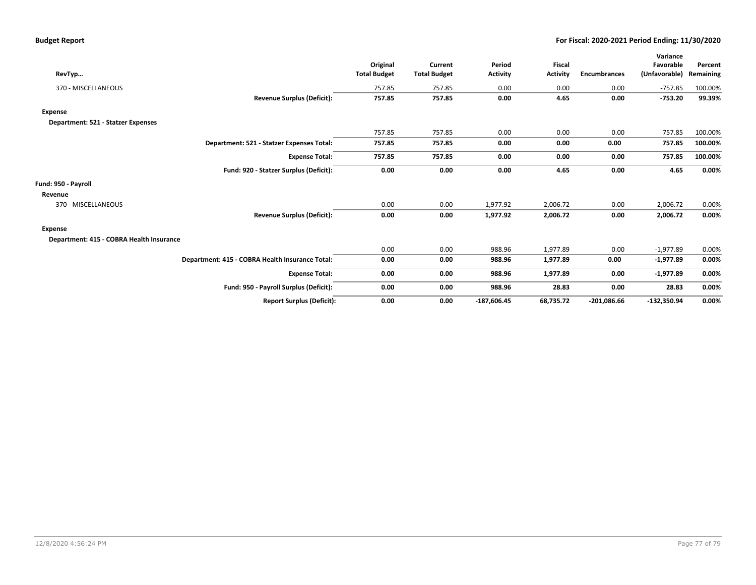| RevTyp... | Original Total Budget | Current Total Budget | Period Activity | Fiscal Activity | Encumbrances | Variance Favorable (Unfavorable) | Percent Remaining |
|---|---|---|---|---|---|---|---|
| 370 - MISCELLANEOUS | 757.85 | 757.85 | 0.00 | 0.00 | 0.00 | -757.85 | 100.00% |
| **Revenue Surplus (Deficit):** | **757.85** | **757.85** | **0.00** | **4.65** | **0.00** | **-753.20** | **99.39%** |
| **Expense** | | | | | | | |
| **Department: 521 - Statzer Expenses** | | | | | | | |
| | 757.85 | 757.85 | 0.00 | 0.00 | 0.00 | 757.85 | 100.00% |
| **Department: 521 - Statzer Expenses Total:** | **757.85** | **757.85** | **0.00** | **0.00** | **0.00** | **757.85** | **100.00%** |
| **Expense Total:** | **757.85** | **757.85** | **0.00** | **0.00** | **0.00** | **757.85** | **100.00%** |
| **Fund: 920 - Statzer Surplus (Deficit):** | **0.00** | **0.00** | **0.00** | **4.65** | **0.00** | **4.65** | **0.00%** |
| **Fund: 950 - Payroll** | | | | | | | |
| **Revenue** | | | | | | | |
| 370 - MISCELLANEOUS | 0.00 | 0.00 | 1,977.92 | 2,006.72 | 0.00 | 2,006.72 | 0.00% |
| **Revenue Surplus (Deficit):** | **0.00** | **0.00** | **1,977.92** | **2,006.72** | **0.00** | **2,006.72** | **0.00%** |
| **Expense** | | | | | | | |
| **Department: 415 - COBRA Health Insurance** | | | | | | | |
| | 0.00 | 0.00 | 988.96 | 1,977.89 | 0.00 | -1,977.89 | 0.00% |
| **Department: 415 - COBRA Health Insurance Total:** | **0.00** | **0.00** | **988.96** | **1,977.89** | **0.00** | **-1,977.89** | **0.00%** |
| **Expense Total:** | **0.00** | **0.00** | **988.96** | **1,977.89** | **0.00** | **-1,977.89** | **0.00%** |
| **Fund: 950 - Payroll Surplus (Deficit):** | **0.00** | **0.00** | **988.96** | **28.83** | **0.00** | **28.83** | **0.00%** |
| **Report Surplus (Deficit):** | **0.00** | **0.00** | **-187,606.45** | **68,735.72** | **-201,086.66** | **-132,350.94** | **0.00%** |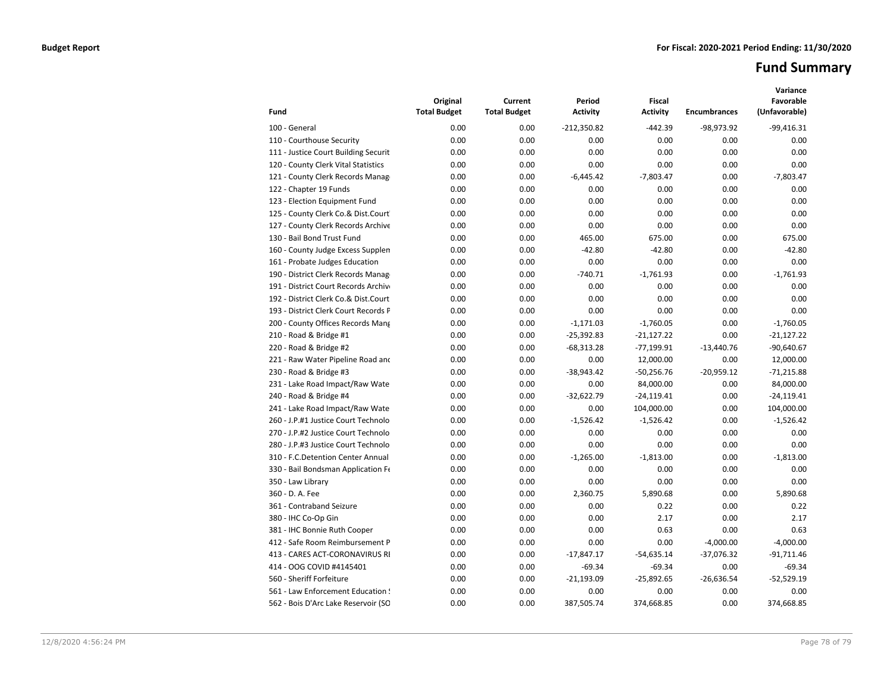**Budget Report** **For Fiscal: 2020-2021 Period Ending: 11/30/2020**

# Fund Summary

| Fund | Original Total Budget | Current Total Budget | Period Activity | Fiscal Activity | Encumbrances | Variance Favorable (Unfavorable) |
|---|---|---|---|---|---|---|
| 100 - General | 0.00 | 0.00 | -212,350.82 | -442.39 | -98,973.92 | -99,416.31 |
| 110 - Courthouse Security | 0.00 | 0.00 | 0.00 | 0.00 | 0.00 | 0.00 |
| 111 - Justice Court Building Securit | 0.00 | 0.00 | 0.00 | 0.00 | 0.00 | 0.00 |
| 120 - County Clerk Vital Statistics | 0.00 | 0.00 | 0.00 | 0.00 | 0.00 | 0.00 |
| 121 - County Clerk Records Manag | 0.00 | 0.00 | -6,445.42 | -7,803.47 | 0.00 | -7,803.47 |
| 122 - Chapter 19 Funds | 0.00 | 0.00 | 0.00 | 0.00 | 0.00 | 0.00 |
| 123 - Election Equipment Fund | 0.00 | 0.00 | 0.00 | 0.00 | 0.00 | 0.00 |
| 125 - County Clerk Co.& Dist.Court | 0.00 | 0.00 | 0.00 | 0.00 | 0.00 | 0.00 |
| 127 - County Clerk Records Archive | 0.00 | 0.00 | 0.00 | 0.00 | 0.00 | 0.00 |
| 130 - Bail Bond Trust Fund | 0.00 | 0.00 | 465.00 | 675.00 | 0.00 | 675.00 |
| 160 - County Judge Excess Supplen | 0.00 | 0.00 | -42.80 | -42.80 | 0.00 | -42.80 |
| 161 - Probate Judges Education | 0.00 | 0.00 | 0.00 | 0.00 | 0.00 | 0.00 |
| 190 - District Clerk Records Manag | 0.00 | 0.00 | -740.71 | -1,761.93 | 0.00 | -1,761.93 |
| 191 - District Court Records Archiv | 0.00 | 0.00 | 0.00 | 0.00 | 0.00 | 0.00 |
| 192 - District Clerk Co.& Dist.Court | 0.00 | 0.00 | 0.00 | 0.00 | 0.00 | 0.00 |
| 193 - District Clerk Court Records P | 0.00 | 0.00 | 0.00 | 0.00 | 0.00 | 0.00 |
| 200 - County Offices Records Mang | 0.00 | 0.00 | -1,171.03 | -1,760.05 | 0.00 | -1,760.05 |
| 210 - Road & Bridge #1 | 0.00 | 0.00 | -25,392.83 | -21,127.22 | 0.00 | -21,127.22 |
| 220 - Road & Bridge #2 | 0.00 | 0.00 | -68,313.28 | -77,199.91 | -13,440.76 | -90,640.67 |
| 221 - Raw Water Pipeline Road and | 0.00 | 0.00 | 0.00 | 12,000.00 | 0.00 | 12,000.00 |
| 230 - Road & Bridge #3 | 0.00 | 0.00 | -38,943.42 | -50,256.76 | -20,959.12 | -71,215.88 |
| 231 - Lake Road Impact/Raw Wate | 0.00 | 0.00 | 0.00 | 84,000.00 | 0.00 | 84,000.00 |
| 240 - Road & Bridge #4 | 0.00 | 0.00 | -32,622.79 | -24,119.41 | 0.00 | -24,119.41 |
| 241 - Lake Road Impact/Raw Wate | 0.00 | 0.00 | 0.00 | 104,000.00 | 0.00 | 104,000.00 |
| 260 - J.P.#1 Justice Court Technolo | 0.00 | 0.00 | -1,526.42 | -1,526.42 | 0.00 | -1,526.42 |
| 270 - J.P.#2 Justice Court Technolo | 0.00 | 0.00 | 0.00 | 0.00 | 0.00 | 0.00 |
| 280 - J.P.#3 Justice Court Technolo | 0.00 | 0.00 | 0.00 | 0.00 | 0.00 | 0.00 |
| 310 - F.C.Detention Center Annual | 0.00 | 0.00 | -1,265.00 | -1,813.00 | 0.00 | -1,813.00 |
| 330 - Bail Bondsman Application Fe | 0.00 | 0.00 | 0.00 | 0.00 | 0.00 | 0.00 |
| 350 - Law Library | 0.00 | 0.00 | 0.00 | 0.00 | 0.00 | 0.00 |
| 360 - D. A. Fee | 0.00 | 0.00 | 2,360.75 | 5,890.68 | 0.00 | 5,890.68 |
| 361 - Contraband Seizure | 0.00 | 0.00 | 0.00 | 0.22 | 0.00 | 0.22 |
| 380 - IHC Co-Op Gin | 0.00 | 0.00 | 0.00 | 2.17 | 0.00 | 2.17 |
| 381 - IHC Bonnie Ruth Cooper | 0.00 | 0.00 | 0.00 | 0.63 | 0.00 | 0.63 |
| 412 - Safe Room Reimbursement P | 0.00 | 0.00 | 0.00 | 0.00 | -4,000.00 | -4,000.00 |
| 413 - CARES ACT-CORONAVIRUS RI | 0.00 | 0.00 | -17,847.17 | -54,635.14 | -37,076.32 | -91,711.46 |
| 414 - OOG COVID #4145401 | 0.00 | 0.00 | -69.34 | -69.34 | 0.00 | -69.34 |
| 560 - Sheriff Forfeiture | 0.00 | 0.00 | -21,193.09 | -25,892.65 | -26,636.54 | -52,529.19 |
| 561 - Law Enforcement Education ! | 0.00 | 0.00 | 0.00 | 0.00 | 0.00 | 0.00 |
| 562 - Bois D'Arc Lake Reservoir (SO | 0.00 | 0.00 | 387,505.74 | 374,668.85 | 0.00 | 374,668.85 |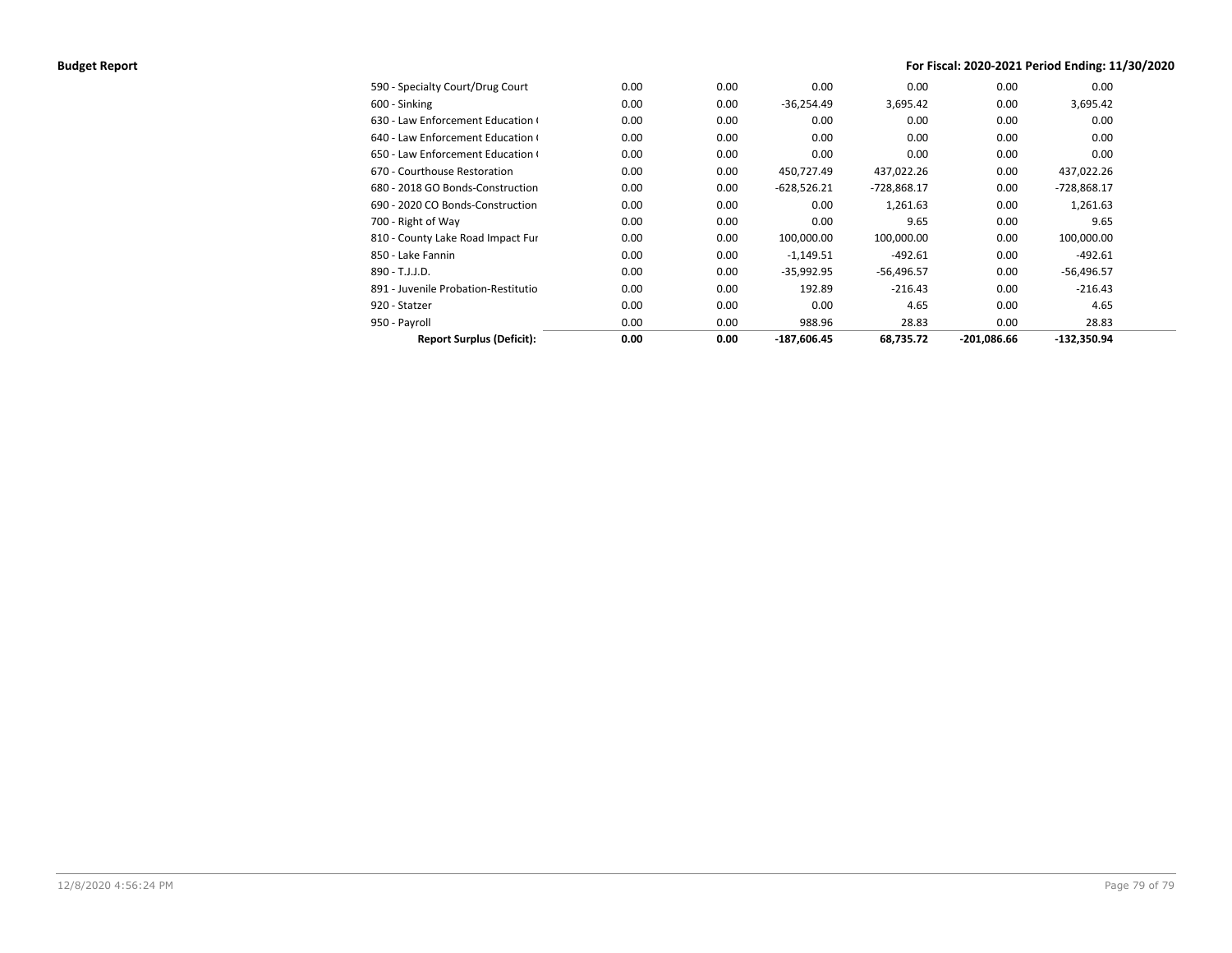| | | | | | | |
|---|---|---|---|---|---|---|
| 590 - Specialty Court/Drug Court | 0.00 | 0.00 | 0.00 | 0.00 | 0.00 | 0.00 |
| 600 - Sinking | 0.00 | 0.00 | -36,254.49 | 3,695.42 | 0.00 | 3,695.42 |
| 630 - Law Enforcement Education ( | 0.00 | 0.00 | 0.00 | 0.00 | 0.00 | 0.00 |
| 640 - Law Enforcement Education ( | 0.00 | 0.00 | 0.00 | 0.00 | 0.00 | 0.00 |
| 650 - Law Enforcement Education ( | 0.00 | 0.00 | 0.00 | 0.00 | 0.00 | 0.00 |
| 670 - Courthouse Restoration | 0.00 | 0.00 | 450,727.49 | 437,022.26 | 0.00 | 437,022.26 |
| 680 - 2018 GO Bonds-Construction | 0.00 | 0.00 | -628,526.21 | -728,868.17 | 0.00 | -728,868.17 |
| 690 - 2020 CO Bonds-Construction | 0.00 | 0.00 | 0.00 | 1,261.63 | 0.00 | 1,261.63 |
| 700 - Right of Way | 0.00 | 0.00 | 0.00 | 9.65 | 0.00 | 9.65 |
| 810 - County Lake Road Impact Fur | 0.00 | 0.00 | 100,000.00 | 100,000.00 | 0.00 | 100,000.00 |
| 850 - Lake Fannin | 0.00 | 0.00 | -1,149.51 | -492.61 | 0.00 | -492.61 |
| 890 - T.J.J.D. | 0.00 | 0.00 | -35,992.95 | -56,496.57 | 0.00 | -56,496.57 |
| 891 - Juvenile Probation-Restitutio | 0.00 | 0.00 | 192.89 | -216.43 | 0.00 | -216.43 |
| 920 - Statzer | 0.00 | 0.00 | 0.00 | 4.65 | 0.00 | 4.65 |
| 950 - Payroll | 0.00 | 0.00 | 988.96 | 28.83 | 0.00 | 28.83 |
| **Report Surplus (Deficit):** | **0.00** | **0.00** | **-187,606.45** | **68,735.72** | **-201,086.66** | **-132,350.94** |